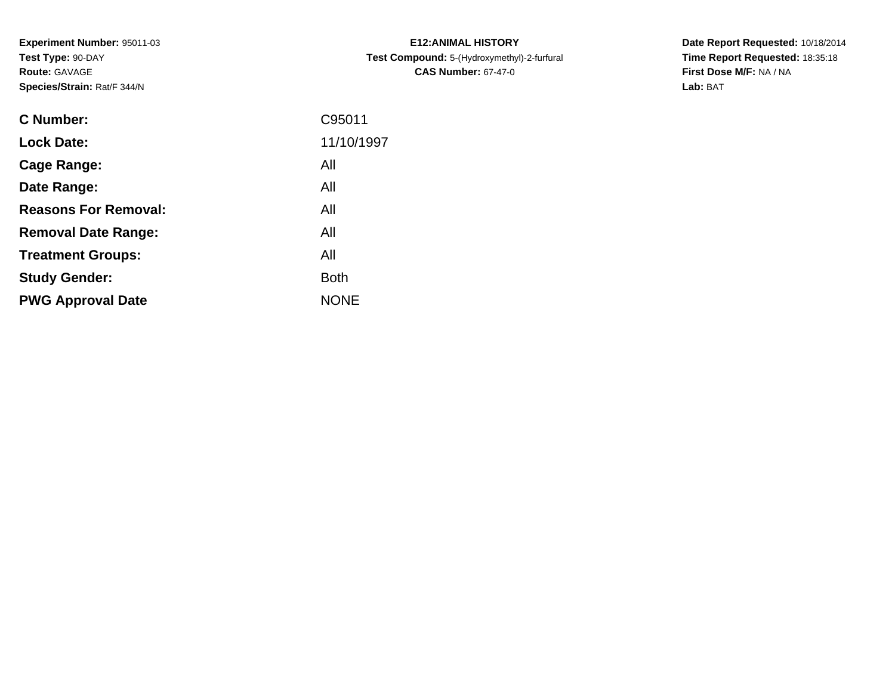**Experiment Number:** 95011-03
**Test Type:** 90-DAY
**Route:** GAVAGE
**Species/Strain:** Rat/F 344/N

**E12:ANIMAL HISTORY**
**Test Compound:** 5-(Hydroxymethyl)-2-furfural
**CAS Number:** 67-47-0

**Date Report Requested:** 10/18/2014
**Time Report Requested:** 18:35:18
**First Dose M/F:** NA / NA
**Lab:** BAT

| | |
|---|---|
| **C Number:** | C95011 |
| **Lock Date:** | 11/10/1997 |
| **Cage Range:** | All |
| **Date Range:** | All |
| **Reasons For Removal:** | All |
| **Removal Date Range:** | All |
| **Treatment Groups:** | All |
| **Study Gender:** | Both |
| **PWG Approval Date** | NONE |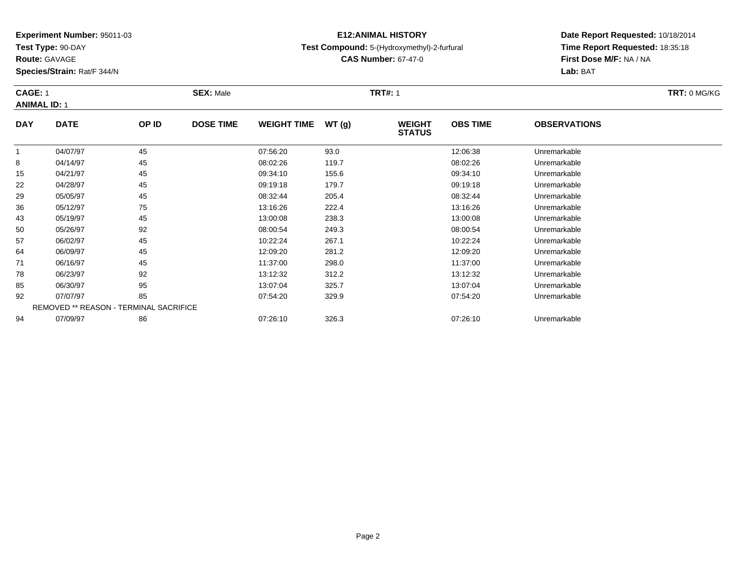**Experiment Number:** 95011-03
**Test Type:** 90-DAY
**Route:** GAVAGE
**Species/Strain:** Rat/F 344/N

**E12:ANIMAL HISTORY**
**Test Compound:** 5-(Hydroxymethyl)-2-furfural
**CAS Number:** 67-47-0

**Date Report Requested:** 10/18/2014
**Time Report Requested:** 18:35:18
**First Dose M/F:** NA / NA
**Lab:** BAT

**CAGE:** 1 **SEX:** Male **TRT#:** 1 **TRT:** 0 MG/KG
**ANIMAL ID:** 1

| DAY | DATE | OP ID | DOSE TIME | WEIGHT TIME | WT (g) | WEIGHT STATUS | OBS TIME | OBSERVATIONS |
|---|---|---|---|---|---|---|---|---|
| 1 | 04/07/97 | 45 | | 07:56:20 | 93.0 | | 12:06:38 | Unremarkable |
| 8 | 04/14/97 | 45 | | 08:02:26 | 119.7 | | 08:02:26 | Unremarkable |
| 15 | 04/21/97 | 45 | | 09:34:10 | 155.6 | | 09:34:10 | Unremarkable |
| 22 | 04/28/97 | 45 | | 09:19:18 | 179.7 | | 09:19:18 | Unremarkable |
| 29 | 05/05/97 | 45 | | 08:32:44 | 205.4 | | 08:32:44 | Unremarkable |
| 36 | 05/12/97 | 75 | | 13:16:26 | 222.4 | | 13:16:26 | Unremarkable |
| 43 | 05/19/97 | 45 | | 13:00:08 | 238.3 | | 13:00:08 | Unremarkable |
| 50 | 05/26/97 | 92 | | 08:00:54 | 249.3 | | 08:00:54 | Unremarkable |
| 57 | 06/02/97 | 45 | | 10:22:24 | 267.1 | | 10:22:24 | Unremarkable |
| 64 | 06/09/97 | 45 | | 12:09:20 | 281.2 | | 12:09:20 | Unremarkable |
| 71 | 06/16/97 | 45 | | 11:37:00 | 298.0 | | 11:37:00 | Unremarkable |
| 78 | 06/23/97 | 92 | | 13:12:32 | 312.2 | | 13:12:32 | Unremarkable |
| 85 | 06/30/97 | 95 | | 13:07:04 | 325.7 | | 13:07:04 | Unremarkable |
| 92 | 07/07/97 | 85 | | 07:54:20 | 329.9 | | 07:54:20 | Unremarkable |
| | REMOVED ** REASON - TERMINAL SACRIFICE | | | | | | | |
| 94 | 07/09/97 | 86 | | 07:26:10 | 326.3 | | 07:26:10 | Unremarkable |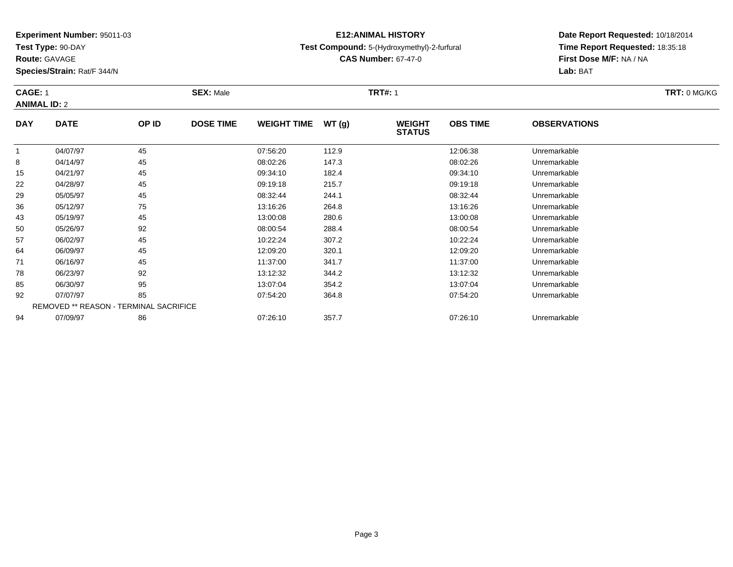**Experiment Number:** 95011-03
**Test Type:** 90-DAY
**Route:** GAVAGE
**Species/Strain:** Rat/F 344/N

**E12:ANIMAL HISTORY**
**Test Compound:** 5-(Hydroxymethyl)-2-furfural
**CAS Number:** 67-47-0

**Date Report Requested:** 10/18/2014
**Time Report Requested:** 18:35:18
**First Dose M/F:** NA / NA
**Lab:** BAT

**CAGE:** 1 **SEX:** Male **TRT#:** 1 **TRT:** 0 MG/KG
**ANIMAL ID:** 2

| DAY | DATE | OP ID | DOSE TIME | WEIGHT TIME | WT (g) | WEIGHT STATUS | OBS TIME | OBSERVATIONS |
|---|---|---|---|---|---|---|---|---|
| 1 | 04/07/97 | 45 | | 07:56:20 | 112.9 | | 12:06:38 | Unremarkable |
| 8 | 04/14/97 | 45 | | 08:02:26 | 147.3 | | 08:02:26 | Unremarkable |
| 15 | 04/21/97 | 45 | | 09:34:10 | 182.4 | | 09:34:10 | Unremarkable |
| 22 | 04/28/97 | 45 | | 09:19:18 | 215.7 | | 09:19:18 | Unremarkable |
| 29 | 05/05/97 | 45 | | 08:32:44 | 244.1 | | 08:32:44 | Unremarkable |
| 36 | 05/12/97 | 75 | | 13:16:26 | 264.8 | | 13:16:26 | Unremarkable |
| 43 | 05/19/97 | 45 | | 13:00:08 | 280.6 | | 13:00:08 | Unremarkable |
| 50 | 05/26/97 | 92 | | 08:00:54 | 288.4 | | 08:00:54 | Unremarkable |
| 57 | 06/02/97 | 45 | | 10:22:24 | 307.2 | | 10:22:24 | Unremarkable |
| 64 | 06/09/97 | 45 | | 12:09:20 | 320.1 | | 12:09:20 | Unremarkable |
| 71 | 06/16/97 | 45 | | 11:37:00 | 341.7 | | 11:37:00 | Unremarkable |
| 78 | 06/23/97 | 92 | | 13:12:32 | 344.2 | | 13:12:32 | Unremarkable |
| 85 | 06/30/97 | 95 | | 13:07:04 | 354.2 | | 13:07:04 | Unremarkable |
| 92 | 07/07/97 | 85 | | 07:54:20 | 364.8 | | 07:54:20 | Unremarkable |
| | REMOVED ** REASON - TERMINAL SACRIFICE | | | | | | | |
| 94 | 07/09/97 | 86 | | 07:26:10 | 357.7 | | 07:26:10 | Unremarkable |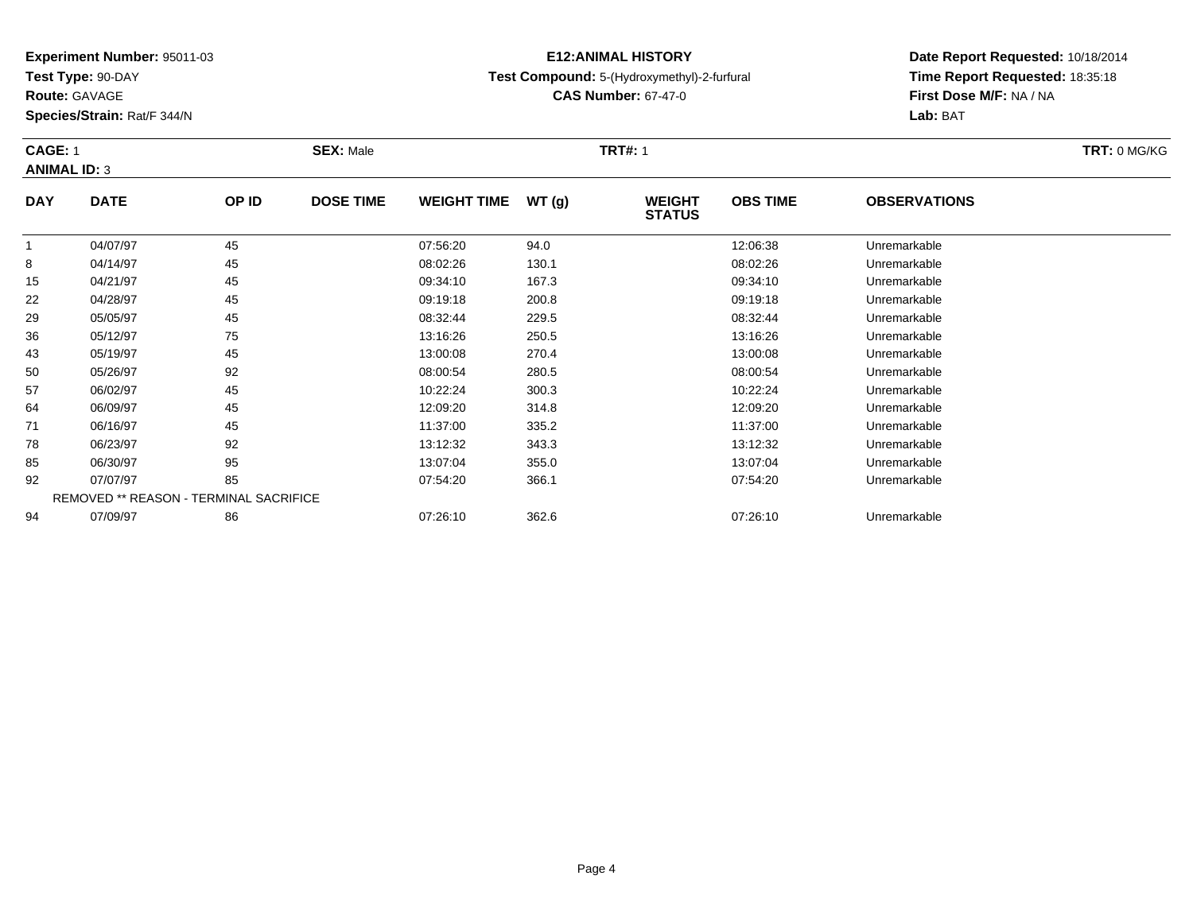**Experiment Number:** 95011-03
**Test Type:** 90-DAY
**Route:** GAVAGE
**Species/Strain:** Rat/F 344/N

**E12:ANIMAL HISTORY**
**Test Compound:** 5-(Hydroxymethyl)-2-furfural
**CAS Number:** 67-47-0

**Date Report Requested:** 10/18/2014
**Time Report Requested:** 18:35:18
**First Dose M/F:** NA / NA
**Lab:** BAT

**CAGE:** 1 **SEX:** Male **TRT#:** 1 **TRT:** 0 MG/KG
**ANIMAL ID:** 3

| DAY | DATE | OP ID | DOSE TIME | WEIGHT TIME | WT (g) | WEIGHT STATUS | OBS TIME | OBSERVATIONS |
|---|---|---|---|---|---|---|---|---|
| 1 | 04/07/97 | 45 | | 07:56:20 | 94.0 | | 12:06:38 | Unremarkable |
| 8 | 04/14/97 | 45 | | 08:02:26 | 130.1 | | 08:02:26 | Unremarkable |
| 15 | 04/21/97 | 45 | | 09:34:10 | 167.3 | | 09:34:10 | Unremarkable |
| 22 | 04/28/97 | 45 | | 09:19:18 | 200.8 | | 09:19:18 | Unremarkable |
| 29 | 05/05/97 | 45 | | 08:32:44 | 229.5 | | 08:32:44 | Unremarkable |
| 36 | 05/12/97 | 75 | | 13:16:26 | 250.5 | | 13:16:26 | Unremarkable |
| 43 | 05/19/97 | 45 | | 13:00:08 | 270.4 | | 13:00:08 | Unremarkable |
| 50 | 05/26/97 | 92 | | 08:00:54 | 280.5 | | 08:00:54 | Unremarkable |
| 57 | 06/02/97 | 45 | | 10:22:24 | 300.3 | | 10:22:24 | Unremarkable |
| 64 | 06/09/97 | 45 | | 12:09:20 | 314.8 | | 12:09:20 | Unremarkable |
| 71 | 06/16/97 | 45 | | 11:37:00 | 335.2 | | 11:37:00 | Unremarkable |
| 78 | 06/23/97 | 92 | | 13:12:32 | 343.3 | | 13:12:32 | Unremarkable |
| 85 | 06/30/97 | 95 | | 13:07:04 | 355.0 | | 13:07:04 | Unremarkable |
| 92 | 07/07/97 | 85 | | 07:54:20 | 366.1 | | 07:54:20 | Unremarkable |
| | REMOVED ** REASON - TERMINAL SACRIFICE | | | | | | | |
| 94 | 07/09/97 | 86 | | 07:26:10 | 362.6 | | 07:26:10 | Unremarkable |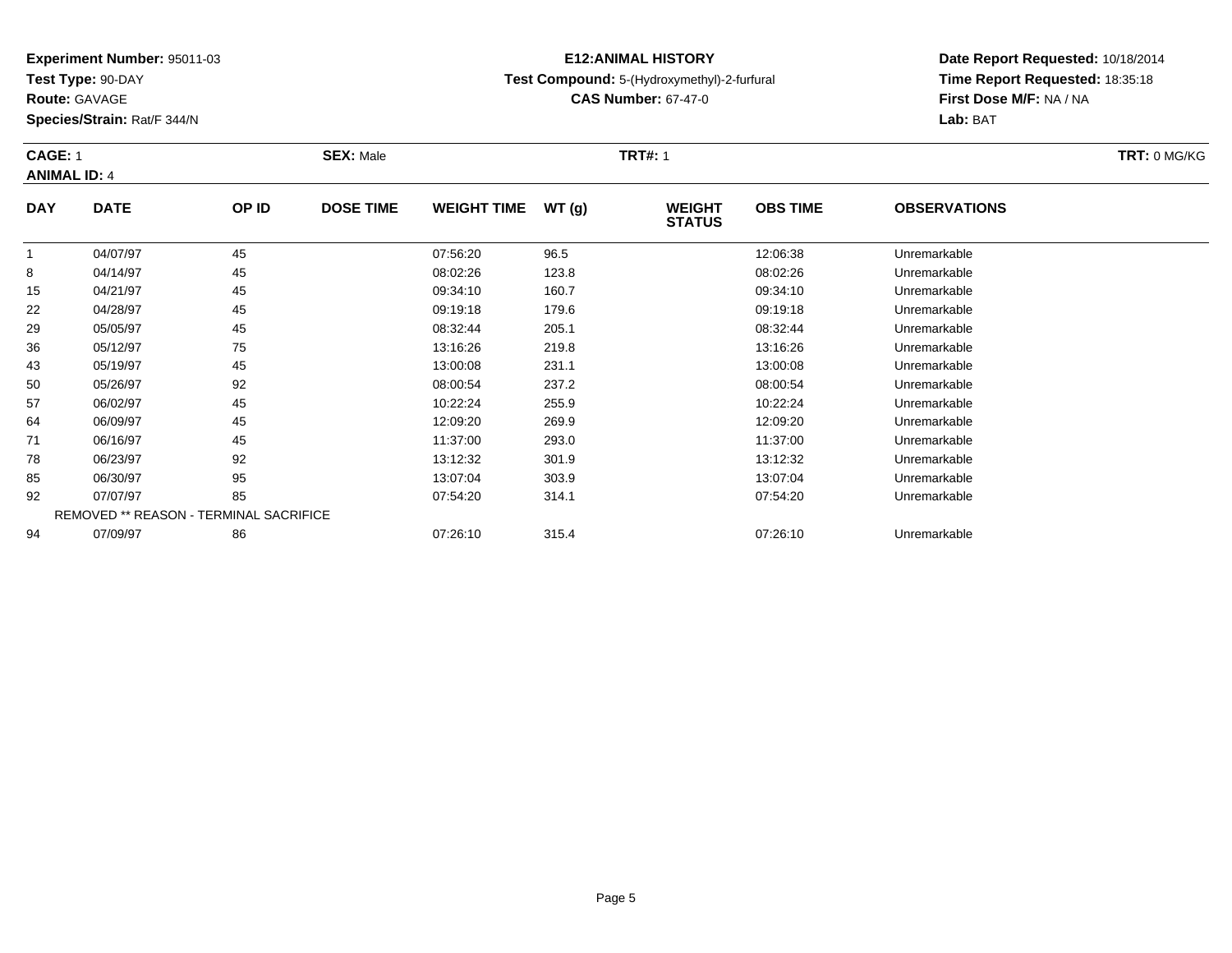**Experiment Number:** 95011-03
**Test Type:** 90-DAY
**Route:** GAVAGE
**Species/Strain:** Rat/F 344/N

**E12:ANIMAL HISTORY**
**Test Compound:** 5-(Hydroxymethyl)-2-furfural
**CAS Number:** 67-47-0

**Date Report Requested:** 10/18/2014
**Time Report Requested:** 18:35:18
**First Dose M/F:** NA / NA
**Lab:** BAT

**CAGE:** 1 **SEX:** Male **TRT#:** 1 **TRT:** 0 MG/KG
**ANIMAL ID:** 4

| DAY | DATE | OP ID | DOSE TIME | WEIGHT TIME | WT (g) | WEIGHT STATUS | OBS TIME | OBSERVATIONS |
|---|---|---|---|---|---|---|---|---|
| 1 | 04/07/97 | 45 | | 07:56:20 | 96.5 | | 12:06:38 | Unremarkable |
| 8 | 04/14/97 | 45 | | 08:02:26 | 123.8 | | 08:02:26 | Unremarkable |
| 15 | 04/21/97 | 45 | | 09:34:10 | 160.7 | | 09:34:10 | Unremarkable |
| 22 | 04/28/97 | 45 | | 09:19:18 | 179.6 | | 09:19:18 | Unremarkable |
| 29 | 05/05/97 | 45 | | 08:32:44 | 205.1 | | 08:32:44 | Unremarkable |
| 36 | 05/12/97 | 75 | | 13:16:26 | 219.8 | | 13:16:26 | Unremarkable |
| 43 | 05/19/97 | 45 | | 13:00:08 | 231.1 | | 13:00:08 | Unremarkable |
| 50 | 05/26/97 | 92 | | 08:00:54 | 237.2 | | 08:00:54 | Unremarkable |
| 57 | 06/02/97 | 45 | | 10:22:24 | 255.9 | | 10:22:24 | Unremarkable |
| 64 | 06/09/97 | 45 | | 12:09:20 | 269.9 | | 12:09:20 | Unremarkable |
| 71 | 06/16/97 | 45 | | 11:37:00 | 293.0 | | 11:37:00 | Unremarkable |
| 78 | 06/23/97 | 92 | | 13:12:32 | 301.9 | | 13:12:32 | Unremarkable |
| 85 | 06/30/97 | 95 | | 13:07:04 | 303.9 | | 13:07:04 | Unremarkable |
| 92 | 07/07/97 | 85 | | 07:54:20 | 314.1 | | 07:54:20 | Unremarkable |
| REMOVED ** REASON - TERMINAL SACRIFICE | | | | | | | | |
| 94 | 07/09/97 | 86 | | 07:26:10 | 315.4 | | 07:26:10 | Unremarkable |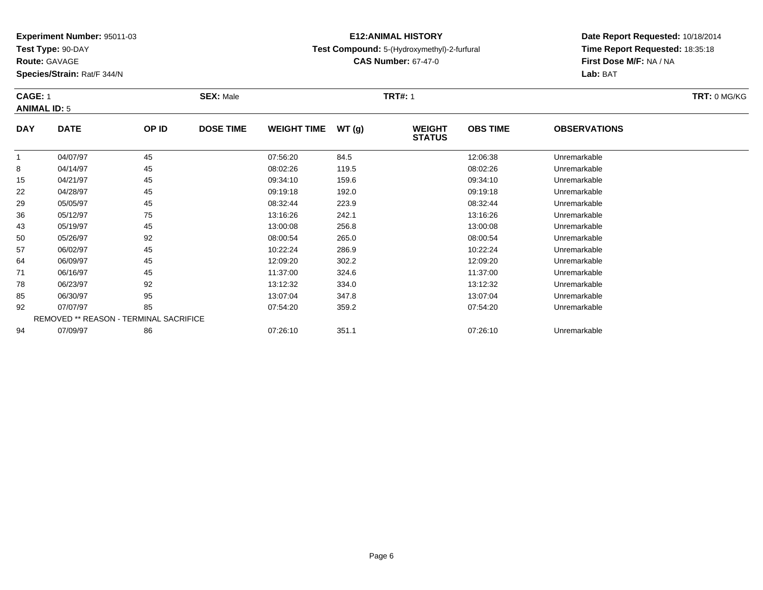**Experiment Number:** 95011-03
**Test Type:** 90-DAY
**Route:** GAVAGE
**Species/Strain:** Rat/F 344/N

**E12:ANIMAL HISTORY**
**Test Compound:** 5-(Hydroxymethyl)-2-furfural
**CAS Number:** 67-47-0

**Date Report Requested:** 10/18/2014
**Time Report Requested:** 18:35:18
**First Dose M/F:** NA / NA
**Lab:** BAT

**CAGE:** 1 **SEX:** Male **TRT#:** 1 **TRT:** 0 MG/KG
**ANIMAL ID:** 5

| DAY | DATE | OP ID | DOSE TIME | WEIGHT TIME | WT (g) | WEIGHT STATUS | OBS TIME | OBSERVATIONS |
|---|---|---|---|---|---|---|---|---|
| 1 | 04/07/97 | 45 | | 07:56:20 | 84.5 | | 12:06:38 | Unremarkable |
| 8 | 04/14/97 | 45 | | 08:02:26 | 119.5 | | 08:02:26 | Unremarkable |
| 15 | 04/21/97 | 45 | | 09:34:10 | 159.6 | | 09:34:10 | Unremarkable |
| 22 | 04/28/97 | 45 | | 09:19:18 | 192.0 | | 09:19:18 | Unremarkable |
| 29 | 05/05/97 | 45 | | 08:32:44 | 223.9 | | 08:32:44 | Unremarkable |
| 36 | 05/12/97 | 75 | | 13:16:26 | 242.1 | | 13:16:26 | Unremarkable |
| 43 | 05/19/97 | 45 | | 13:00:08 | 256.8 | | 13:00:08 | Unremarkable |
| 50 | 05/26/97 | 92 | | 08:00:54 | 265.0 | | 08:00:54 | Unremarkable |
| 57 | 06/02/97 | 45 | | 10:22:24 | 286.9 | | 10:22:24 | Unremarkable |
| 64 | 06/09/97 | 45 | | 12:09:20 | 302.2 | | 12:09:20 | Unremarkable |
| 71 | 06/16/97 | 45 | | 11:37:00 | 324.6 | | 11:37:00 | Unremarkable |
| 78 | 06/23/97 | 92 | | 13:12:32 | 334.0 | | 13:12:32 | Unremarkable |
| 85 | 06/30/97 | 95 | | 13:07:04 | 347.8 | | 13:07:04 | Unremarkable |
| 92 | 07/07/97 | 85 | | 07:54:20 | 359.2 | | 07:54:20 | Unremarkable |
| | REMOVED ** REASON - TERMINAL SACRIFICE | | | | | | | |
| 94 | 07/09/97 | 86 | | 07:26:10 | 351.1 | | 07:26:10 | Unremarkable |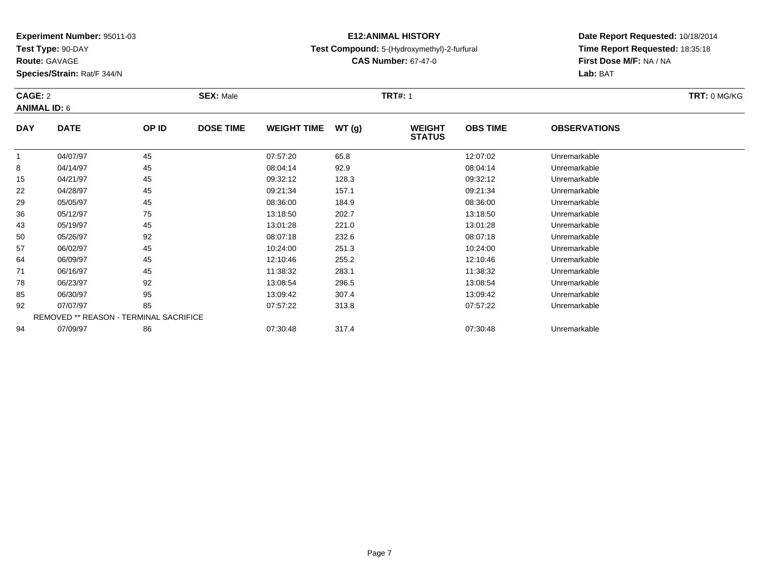**Experiment Number:** 95011-03
**Test Type:** 90-DAY
**Route:** GAVAGE
**Species/Strain:** Rat/F 344/N

**E12:ANIMAL HISTORY**
**Test Compound:** 5-(Hydroxymethyl)-2-furfural
**CAS Number:** 67-47-0

**Date Report Requested:** 10/18/2014
**Time Report Requested:** 18:35:18
**First Dose M/F:** NA / NA
**Lab:** BAT

**CAGE:** 2 **SEX:** Male **TRT#:** 1 **TRT:** 0 MG/KG
**ANIMAL ID:** 6

| DAY | DATE | OP ID | DOSE TIME | WEIGHT TIME | WT (g) | WEIGHT STATUS | OBS TIME | OBSERVATIONS |
|---|---|---|---|---|---|---|---|---|
| 1 | 04/07/97 | 45 | | 07:57:20 | 65.8 | | 12:07:02 | Unremarkable |
| 8 | 04/14/97 | 45 | | 08:04:14 | 92.9 | | 08:04:14 | Unremarkable |
| 15 | 04/21/97 | 45 | | 09:32:12 | 128.3 | | 09:32:12 | Unremarkable |
| 22 | 04/28/97 | 45 | | 09:21:34 | 157.1 | | 09:21:34 | Unremarkable |
| 29 | 05/05/97 | 45 | | 08:36:00 | 184.9 | | 08:36:00 | Unremarkable |
| 36 | 05/12/97 | 75 | | 13:18:50 | 202.7 | | 13:18:50 | Unremarkable |
| 43 | 05/19/97 | 45 | | 13:01:28 | 221.0 | | 13:01:28 | Unremarkable |
| 50 | 05/26/97 | 92 | | 08:07:18 | 232.6 | | 08:07:18 | Unremarkable |
| 57 | 06/02/97 | 45 | | 10:24:00 | 251.3 | | 10:24:00 | Unremarkable |
| 64 | 06/09/97 | 45 | | 12:10:46 | 255.2 | | 12:10:46 | Unremarkable |
| 71 | 06/16/97 | 45 | | 11:38:32 | 283.1 | | 11:38:32 | Unremarkable |
| 78 | 06/23/97 | 92 | | 13:08:54 | 296.5 | | 13:08:54 | Unremarkable |
| 85 | 06/30/97 | 95 | | 13:09:42 | 307.4 | | 13:09:42 | Unremarkable |
| 92 | 07/07/97 | 85 | | 07:57:22 | 313.8 | | 07:57:22 | Unremarkable |
| | REMOVED ** REASON - TERMINAL SACRIFICE | | | | | | | |
| 94 | 07/09/97 | 86 | | 07:30:48 | 317.4 | | 07:30:48 | Unremarkable |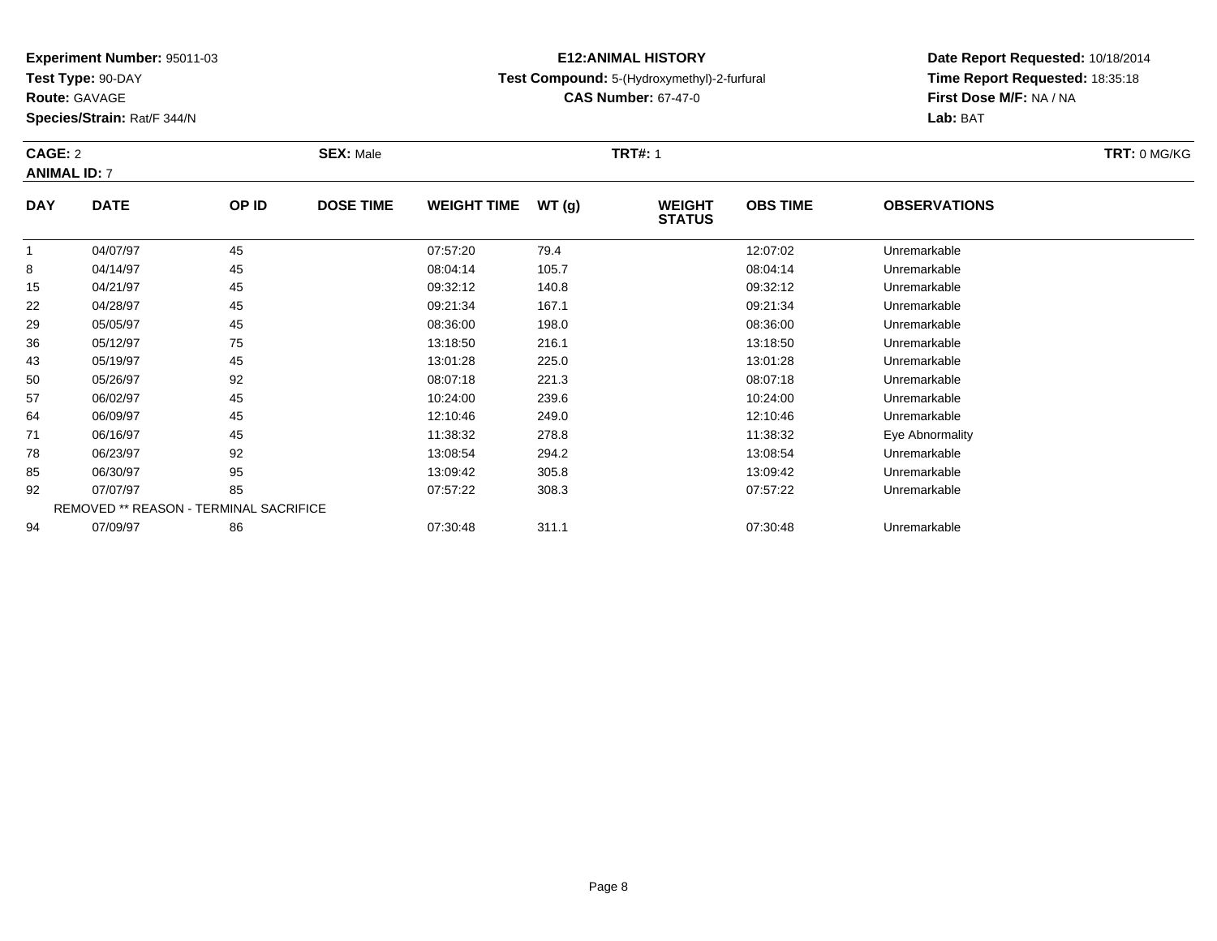**Experiment Number:** 95011-03
**Test Type:** 90-DAY
**Route:** GAVAGE
**Species/Strain:** Rat/F 344/N

**E12:ANIMAL HISTORY**
**Test Compound:** 5-(Hydroxymethyl)-2-furfural
**CAS Number:** 67-47-0

**Date Report Requested:** 10/18/2014
**Time Report Requested:** 18:35:18
**First Dose M/F:** NA / NA
**Lab:** BAT

**CAGE:** 2 **SEX:** Male **TRT#:** 1 **TRT:** 0 MG/KG
**ANIMAL ID:** 7

| DAY | DATE | OP ID | DOSE TIME | WEIGHT TIME | WT (g) | WEIGHT STATUS | OBS TIME | OBSERVATIONS |
|---|---|---|---|---|---|---|---|---|
| 1 | 04/07/97 | 45 | | 07:57:20 | 79.4 | | 12:07:02 | Unremarkable |
| 8 | 04/14/97 | 45 | | 08:04:14 | 105.7 | | 08:04:14 | Unremarkable |
| 15 | 04/21/97 | 45 | | 09:32:12 | 140.8 | | 09:32:12 | Unremarkable |
| 22 | 04/28/97 | 45 | | 09:21:34 | 167.1 | | 09:21:34 | Unremarkable |
| 29 | 05/05/97 | 45 | | 08:36:00 | 198.0 | | 08:36:00 | Unremarkable |
| 36 | 05/12/97 | 75 | | 13:18:50 | 216.1 | | 13:18:50 | Unremarkable |
| 43 | 05/19/97 | 45 | | 13:01:28 | 225.0 | | 13:01:28 | Unremarkable |
| 50 | 05/26/97 | 92 | | 08:07:18 | 221.3 | | 08:07:18 | Unremarkable |
| 57 | 06/02/97 | 45 | | 10:24:00 | 239.6 | | 10:24:00 | Unremarkable |
| 64 | 06/09/97 | 45 | | 12:10:46 | 249.0 | | 12:10:46 | Unremarkable |
| 71 | 06/16/97 | 45 | | 11:38:32 | 278.8 | | 11:38:32 | Eye Abnormality |
| 78 | 06/23/97 | 92 | | 13:08:54 | 294.2 | | 13:08:54 | Unremarkable |
| 85 | 06/30/97 | 95 | | 13:09:42 | 305.8 | | 13:09:42 | Unremarkable |
| 92 | 07/07/97 | 85 | | 07:57:22 | 308.3 | | 07:57:22 | Unremarkable |
| | REMOVED ** REASON - TERMINAL SACRIFICE | | | | | | | |
| 94 | 07/09/97 | 86 | | 07:30:48 | 311.1 | | 07:30:48 | Unremarkable |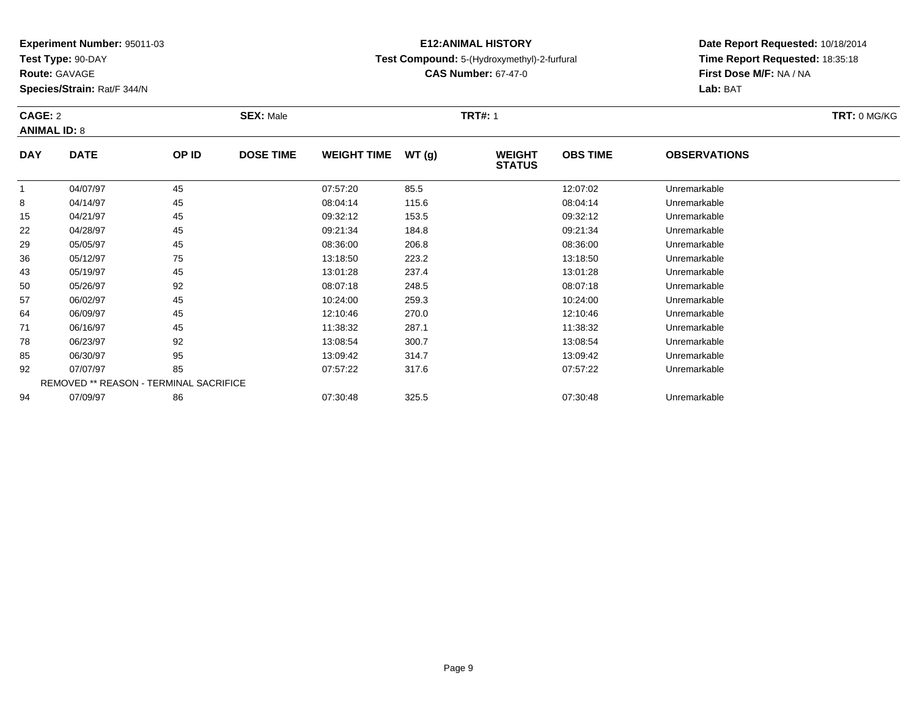**Experiment Number:** 95011-03
**Test Type:** 90-DAY
**Route:** GAVAGE
**Species/Strain:** Rat/F 344/N

**E12:ANIMAL HISTORY**
**Test Compound:** 5-(Hydroxymethyl)-2-furfural
**CAS Number:** 67-47-0

**Date Report Requested:** 10/18/2014
**Time Report Requested:** 18:35:18
**First Dose M/F:** NA / NA
**Lab:** BAT

**CAGE:** 2 **SEX:** Male **TRT#:** 1 **TRT:** 0 MG/KG
**ANIMAL ID:** 8

| DAY | DATE | OP ID | DOSE TIME | WEIGHT TIME | WT (g) | WEIGHT STATUS | OBS TIME | OBSERVATIONS |
|---|---|---|---|---|---|---|---|---|
| 1 | 04/07/97 | 45 | | 07:57:20 | 85.5 | | 12:07:02 | Unremarkable |
| 8 | 04/14/97 | 45 | | 08:04:14 | 115.6 | | 08:04:14 | Unremarkable |
| 15 | 04/21/97 | 45 | | 09:32:12 | 153.5 | | 09:32:12 | Unremarkable |
| 22 | 04/28/97 | 45 | | 09:21:34 | 184.8 | | 09:21:34 | Unremarkable |
| 29 | 05/05/97 | 45 | | 08:36:00 | 206.8 | | 08:36:00 | Unremarkable |
| 36 | 05/12/97 | 75 | | 13:18:50 | 223.2 | | 13:18:50 | Unremarkable |
| 43 | 05/19/97 | 45 | | 13:01:28 | 237.4 | | 13:01:28 | Unremarkable |
| 50 | 05/26/97 | 92 | | 08:07:18 | 248.5 | | 08:07:18 | Unremarkable |
| 57 | 06/02/97 | 45 | | 10:24:00 | 259.3 | | 10:24:00 | Unremarkable |
| 64 | 06/09/97 | 45 | | 12:10:46 | 270.0 | | 12:10:46 | Unremarkable |
| 71 | 06/16/97 | 45 | | 11:38:32 | 287.1 | | 11:38:32 | Unremarkable |
| 78 | 06/23/97 | 92 | | 13:08:54 | 300.7 | | 13:08:54 | Unremarkable |
| 85 | 06/30/97 | 95 | | 13:09:42 | 314.7 | | 13:09:42 | Unremarkable |
| 92 | 07/07/97 | 85 | | 07:57:22 | 317.6 | | 07:57:22 | Unremarkable |
| REMOVED ** REASON - TERMINAL SACRIFICE | | | | | | | | |
| 94 | 07/09/97 | 86 | | 07:30:48 | 325.5 | | 07:30:48 | Unremarkable |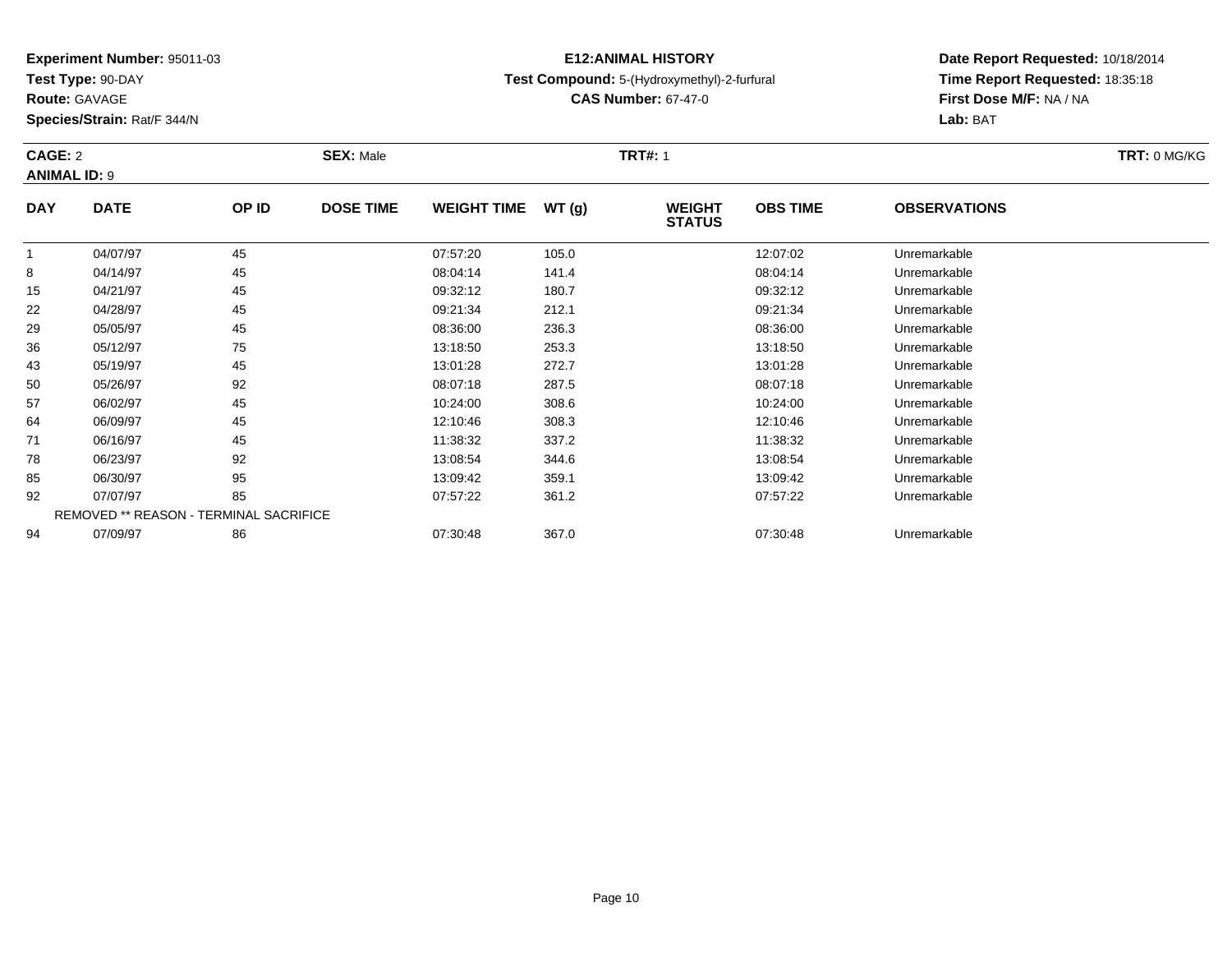**Experiment Number:** 95011-03
**Test Type:** 90-DAY
**Route:** GAVAGE
**Species/Strain:** Rat/F 344/N

**E12:ANIMAL HISTORY**
**Test Compound:** 5-(Hydroxymethyl)-2-furfural
**CAS Number:** 67-47-0

**Date Report Requested:** 10/18/2014
**Time Report Requested:** 18:35:18
**First Dose M/F:** NA / NA
**Lab:** BAT

**CAGE:** 2 **SEX:** Male **TRT#:** 1 **TRT:** 0 MG/KG
**ANIMAL ID:** 9

| DAY | DATE | OP ID | DOSE TIME | WEIGHT TIME | WT (g) | WEIGHT STATUS | OBS TIME | OBSERVATIONS |
|---|---|---|---|---|---|---|---|---|
| 1 | 04/07/97 | 45 | | 07:57:20 | 105.0 | | 12:07:02 | Unremarkable |
| 8 | 04/14/97 | 45 | | 08:04:14 | 141.4 | | 08:04:14 | Unremarkable |
| 15 | 04/21/97 | 45 | | 09:32:12 | 180.7 | | 09:32:12 | Unremarkable |
| 22 | 04/28/97 | 45 | | 09:21:34 | 212.1 | | 09:21:34 | Unremarkable |
| 29 | 05/05/97 | 45 | | 08:36:00 | 236.3 | | 08:36:00 | Unremarkable |
| 36 | 05/12/97 | 75 | | 13:18:50 | 253.3 | | 13:18:50 | Unremarkable |
| 43 | 05/19/97 | 45 | | 13:01:28 | 272.7 | | 13:01:28 | Unremarkable |
| 50 | 05/26/97 | 92 | | 08:07:18 | 287.5 | | 08:07:18 | Unremarkable |
| 57 | 06/02/97 | 45 | | 10:24:00 | 308.6 | | 10:24:00 | Unremarkable |
| 64 | 06/09/97 | 45 | | 12:10:46 | 308.3 | | 12:10:46 | Unremarkable |
| 71 | 06/16/97 | 45 | | 11:38:32 | 337.2 | | 11:38:32 | Unremarkable |
| 78 | 06/23/97 | 92 | | 13:08:54 | 344.6 | | 13:08:54 | Unremarkable |
| 85 | 06/30/97 | 95 | | 13:09:42 | 359.1 | | 13:09:42 | Unremarkable |
| 92 | 07/07/97 | 85 | | 07:57:22 | 361.2 | | 07:57:22 | Unremarkable |
| REMOVED ** REASON - TERMINAL SACRIFICE | | | | | | | | |
| 94 | 07/09/97 | 86 | | 07:30:48 | 367.0 | | 07:30:48 | Unremarkable |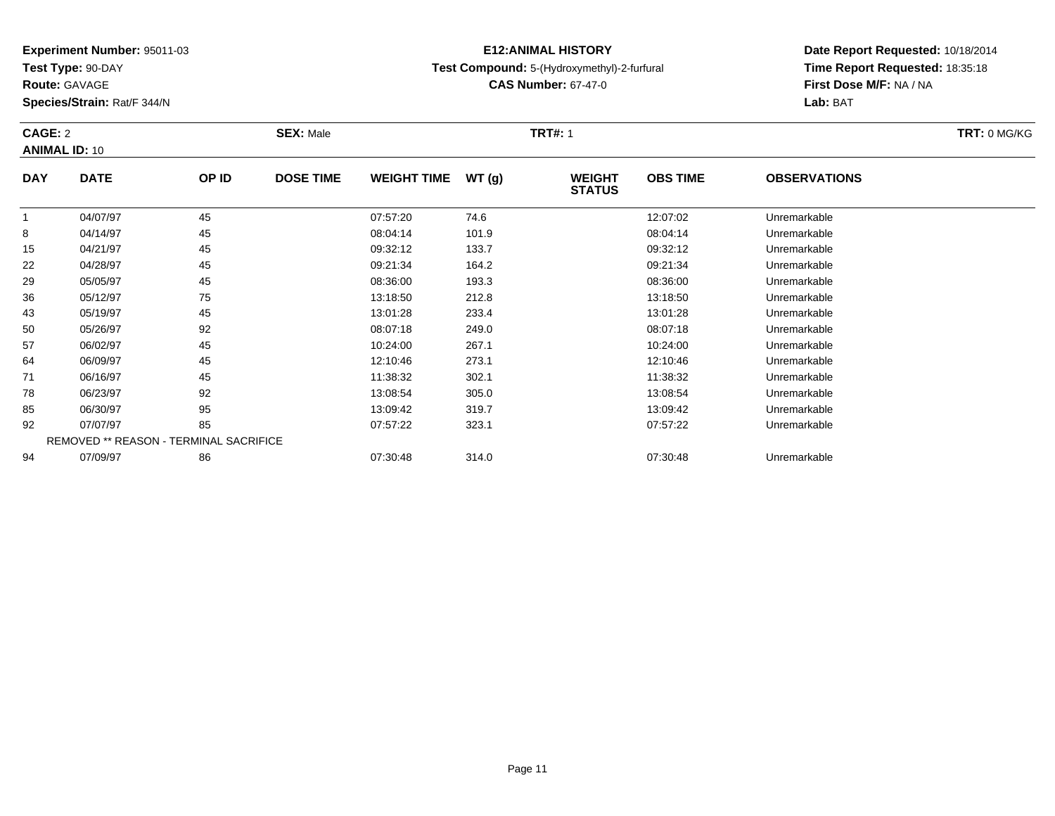**Experiment Number:** 95011-03
**Test Type:** 90-DAY
**Route:** GAVAGE
**Species/Strain:** Rat/F 344/N

**E12:ANIMAL HISTORY**
**Test Compound:** 5-(Hydroxymethyl)-2-furfural
**CAS Number:** 67-47-0

**Date Report Requested:** 10/18/2014
**Time Report Requested:** 18:35:18
**First Dose M/F:** NA / NA
**Lab:** BAT

**CAGE:** 2　　**SEX:** Male　　**TRT#:** 1　　**TRT:** 0 MG/KG
**ANIMAL ID:** 10

| DAY | DATE | OP ID | DOSE TIME | WEIGHT TIME | WT (g) | WEIGHT STATUS | OBS TIME | OBSERVATIONS |
|---|---|---|---|---|---|---|---|---|
| 1 | 04/07/97 | 45 | | 07:57:20 | 74.6 | | 12:07:02 | Unremarkable |
| 8 | 04/14/97 | 45 | | 08:04:14 | 101.9 | | 08:04:14 | Unremarkable |
| 15 | 04/21/97 | 45 | | 09:32:12 | 133.7 | | 09:32:12 | Unremarkable |
| 22 | 04/28/97 | 45 | | 09:21:34 | 164.2 | | 09:21:34 | Unremarkable |
| 29 | 05/05/97 | 45 | | 08:36:00 | 193.3 | | 08:36:00 | Unremarkable |
| 36 | 05/12/97 | 75 | | 13:18:50 | 212.8 | | 13:18:50 | Unremarkable |
| 43 | 05/19/97 | 45 | | 13:01:28 | 233.4 | | 13:01:28 | Unremarkable |
| 50 | 05/26/97 | 92 | | 08:07:18 | 249.0 | | 08:07:18 | Unremarkable |
| 57 | 06/02/97 | 45 | | 10:24:00 | 267.1 | | 10:24:00 | Unremarkable |
| 64 | 06/09/97 | 45 | | 12:10:46 | 273.1 | | 12:10:46 | Unremarkable |
| 71 | 06/16/97 | 45 | | 11:38:32 | 302.1 | | 11:38:32 | Unremarkable |
| 78 | 06/23/97 | 92 | | 13:08:54 | 305.0 | | 13:08:54 | Unremarkable |
| 85 | 06/30/97 | 95 | | 13:09:42 | 319.7 | | 13:09:42 | Unremarkable |
| 92 | 07/07/97 | 85 | | 07:57:22 | 323.1 | | 07:57:22 | Unremarkable |
| REMOVED ** REASON - TERMINAL SACRIFICE | | | | | | | | |
| 94 | 07/09/97 | 86 | | 07:30:48 | 314.0 | | 07:30:48 | Unremarkable |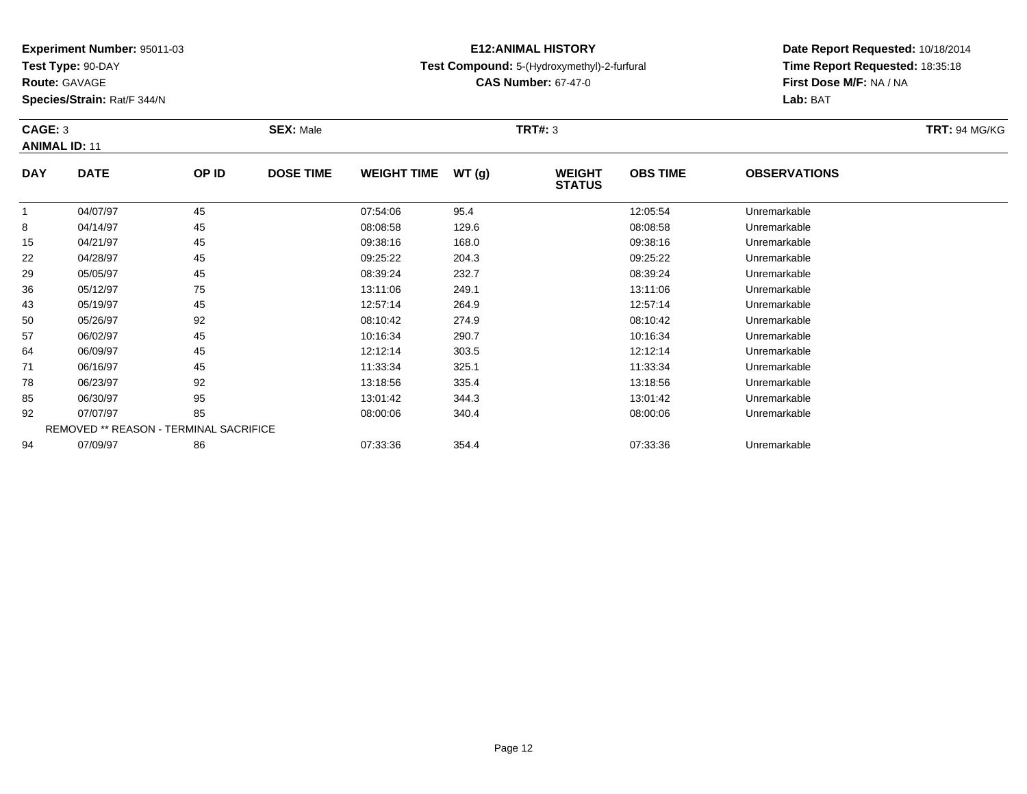**Experiment Number:** 95011-03
**Test Type:** 90-DAY
**Route:** GAVAGE
**Species/Strain:** Rat/F 344/N

**E12:ANIMAL HISTORY**
**Test Compound:** 5-(Hydroxymethyl)-2-furfural
**CAS Number:** 67-47-0

**Date Report Requested:** 10/18/2014
**Time Report Requested:** 18:35:18
**First Dose M/F:** NA / NA
**Lab:** BAT

**CAGE:** 3 **SEX:** Male **TRT#:** 3 **TRT:** 94 MG/KG
**ANIMAL ID:** 11

| DAY | DATE | OP ID | DOSE TIME | WEIGHT TIME | WT (g) | WEIGHT STATUS | OBS TIME | OBSERVATIONS |
|---|---|---|---|---|---|---|---|---|
| 1 | 04/07/97 | 45 | | 07:54:06 | 95.4 | | 12:05:54 | Unremarkable |
| 8 | 04/14/97 | 45 | | 08:08:58 | 129.6 | | 08:08:58 | Unremarkable |
| 15 | 04/21/97 | 45 | | 09:38:16 | 168.0 | | 09:38:16 | Unremarkable |
| 22 | 04/28/97 | 45 | | 09:25:22 | 204.3 | | 09:25:22 | Unremarkable |
| 29 | 05/05/97 | 45 | | 08:39:24 | 232.7 | | 08:39:24 | Unremarkable |
| 36 | 05/12/97 | 75 | | 13:11:06 | 249.1 | | 13:11:06 | Unremarkable |
| 43 | 05/19/97 | 45 | | 12:57:14 | 264.9 | | 12:57:14 | Unremarkable |
| 50 | 05/26/97 | 92 | | 08:10:42 | 274.9 | | 08:10:42 | Unremarkable |
| 57 | 06/02/97 | 45 | | 10:16:34 | 290.7 | | 10:16:34 | Unremarkable |
| 64 | 06/09/97 | 45 | | 12:12:14 | 303.5 | | 12:12:14 | Unremarkable |
| 71 | 06/16/97 | 45 | | 11:33:34 | 325.1 | | 11:33:34 | Unremarkable |
| 78 | 06/23/97 | 92 | | 13:18:56 | 335.4 | | 13:18:56 | Unremarkable |
| 85 | 06/30/97 | 95 | | 13:01:42 | 344.3 | | 13:01:42 | Unremarkable |
| 92 | 07/07/97 | 85 | | 08:00:06 | 340.4 | | 08:00:06 | Unremarkable |
| REMOVED ** REASON - TERMINAL SACRIFICE | | | | | | | | |
| 94 | 07/09/97 | 86 | | 07:33:36 | 354.4 | | 07:33:36 | Unremarkable |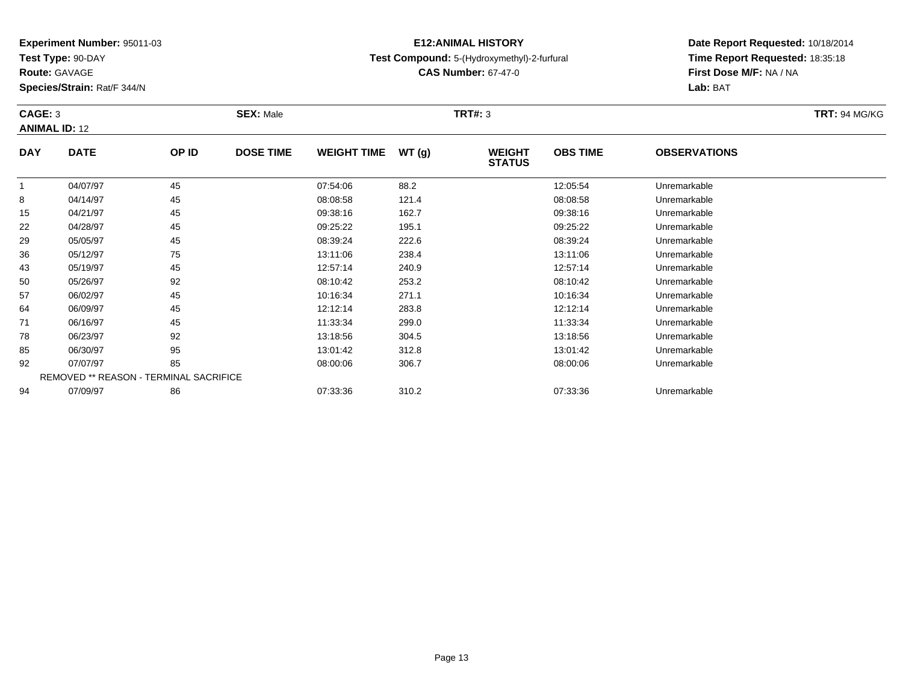**Experiment Number:** 95011-03
**Test Type:** 90-DAY
**Route:** GAVAGE
**Species/Strain:** Rat/F 344/N

**E12:ANIMAL HISTORY**
**Test Compound:** 5-(Hydroxymethyl)-2-furfural
**CAS Number:** 67-47-0

**Date Report Requested:** 10/18/2014
**Time Report Requested:** 18:35:18
**First Dose M/F:** NA / NA
**Lab:** BAT

**CAGE:** 3 **SEX:** Male **TRT#:** 3 **TRT:** 94 MG/KG
**ANIMAL ID:** 12

| DAY | DATE | OP ID | DOSE TIME | WEIGHT TIME | WT (g) | WEIGHT STATUS | OBS TIME | OBSERVATIONS |
|---|---|---|---|---|---|---|---|---|
| 1 | 04/07/97 | 45 | | 07:54:06 | 88.2 | | 12:05:54 | Unremarkable |
| 8 | 04/14/97 | 45 | | 08:08:58 | 121.4 | | 08:08:58 | Unremarkable |
| 15 | 04/21/97 | 45 | | 09:38:16 | 162.7 | | 09:38:16 | Unremarkable |
| 22 | 04/28/97 | 45 | | 09:25:22 | 195.1 | | 09:25:22 | Unremarkable |
| 29 | 05/05/97 | 45 | | 08:39:24 | 222.6 | | 08:39:24 | Unremarkable |
| 36 | 05/12/97 | 75 | | 13:11:06 | 238.4 | | 13:11:06 | Unremarkable |
| 43 | 05/19/97 | 45 | | 12:57:14 | 240.9 | | 12:57:14 | Unremarkable |
| 50 | 05/26/97 | 92 | | 08:10:42 | 253.2 | | 08:10:42 | Unremarkable |
| 57 | 06/02/97 | 45 | | 10:16:34 | 271.1 | | 10:16:34 | Unremarkable |
| 64 | 06/09/97 | 45 | | 12:12:14 | 283.8 | | 12:12:14 | Unremarkable |
| 71 | 06/16/97 | 45 | | 11:33:34 | 299.0 | | 11:33:34 | Unremarkable |
| 78 | 06/23/97 | 92 | | 13:18:56 | 304.5 | | 13:18:56 | Unremarkable |
| 85 | 06/30/97 | 95 | | 13:01:42 | 312.8 | | 13:01:42 | Unremarkable |
| 92 | 07/07/97 | 85 | | 08:00:06 | 306.7 | | 08:00:06 | Unremarkable |
| REMOVED ** REASON - TERMINAL SACRIFICE | | | | | | | | |
| 94 | 07/09/97 | 86 | | 07:33:36 | 310.2 | | 07:33:36 | Unremarkable |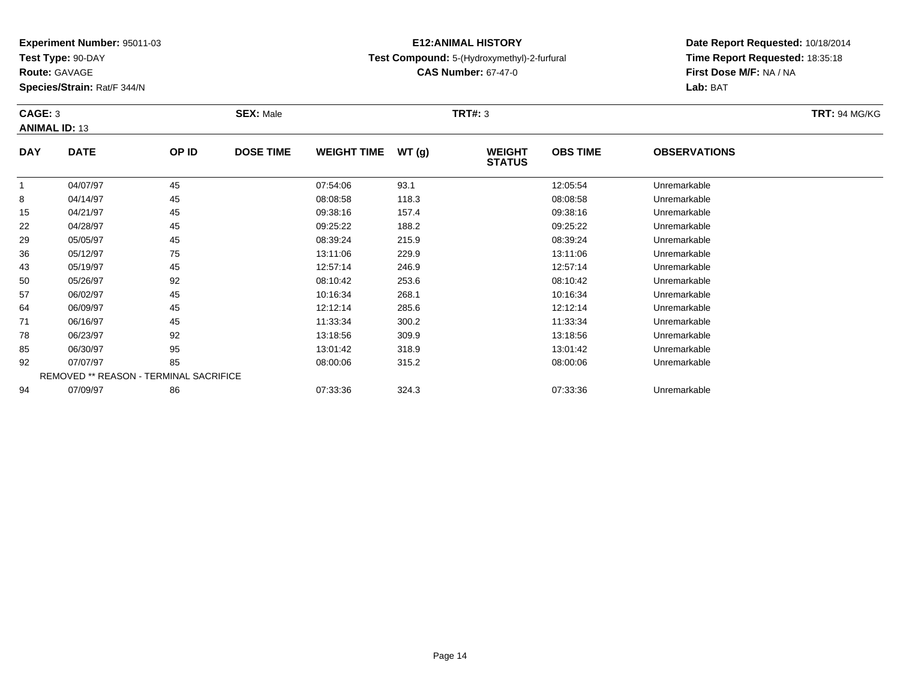**Experiment Number:** 95011-03
**Test Type:** 90-DAY
**Route:** GAVAGE
**Species/Strain:** Rat/F 344/N

**E12:ANIMAL HISTORY**
**Test Compound:** 5-(Hydroxymethyl)-2-furfural
**CAS Number:** 67-47-0

**Date Report Requested:** 10/18/2014
**Time Report Requested:** 18:35:18
**First Dose M/F:** NA / NA
**Lab:** BAT

**CAGE:** 3 **SEX:** Male **TRT#:** 3 **TRT:** 94 MG/KG
**ANIMAL ID:** 13

| DAY | DATE | OP ID | DOSE TIME | WEIGHT TIME | WT (g) | WEIGHT STATUS | OBS TIME | OBSERVATIONS |
|---|---|---|---|---|---|---|---|---|
| 1 | 04/07/97 | 45 | | 07:54:06 | 93.1 | | 12:05:54 | Unremarkable |
| 8 | 04/14/97 | 45 | | 08:08:58 | 118.3 | | 08:08:58 | Unremarkable |
| 15 | 04/21/97 | 45 | | 09:38:16 | 157.4 | | 09:38:16 | Unremarkable |
| 22 | 04/28/97 | 45 | | 09:25:22 | 188.2 | | 09:25:22 | Unremarkable |
| 29 | 05/05/97 | 45 | | 08:39:24 | 215.9 | | 08:39:24 | Unremarkable |
| 36 | 05/12/97 | 75 | | 13:11:06 | 229.9 | | 13:11:06 | Unremarkable |
| 43 | 05/19/97 | 45 | | 12:57:14 | 246.9 | | 12:57:14 | Unremarkable |
| 50 | 05/26/97 | 92 | | 08:10:42 | 253.6 | | 08:10:42 | Unremarkable |
| 57 | 06/02/97 | 45 | | 10:16:34 | 268.1 | | 10:16:34 | Unremarkable |
| 64 | 06/09/97 | 45 | | 12:12:14 | 285.6 | | 12:12:14 | Unremarkable |
| 71 | 06/16/97 | 45 | | 11:33:34 | 300.2 | | 11:33:34 | Unremarkable |
| 78 | 06/23/97 | 92 | | 13:18:56 | 309.9 | | 13:18:56 | Unremarkable |
| 85 | 06/30/97 | 95 | | 13:01:42 | 318.9 | | 13:01:42 | Unremarkable |
| 92 | 07/07/97 | 85 | | 08:00:06 | 315.2 | | 08:00:06 | Unremarkable |
| | REMOVED ** REASON - TERMINAL SACRIFICE | | | | | | | |
| 94 | 07/09/97 | 86 | | 07:33:36 | 324.3 | | 07:33:36 | Unremarkable |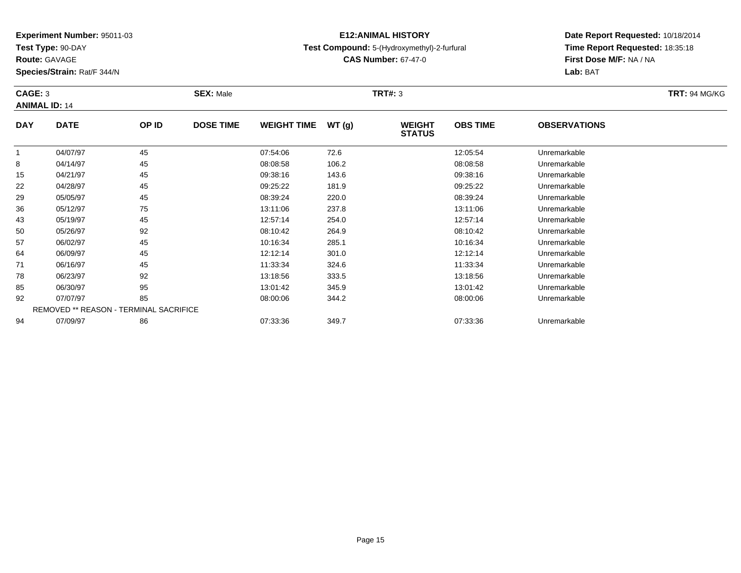**Experiment Number:** 95011-03
**Test Type:** 90-DAY
**Route:** GAVAGE
**Species/Strain:** Rat/F 344/N

**E12:ANIMAL HISTORY**
**Test Compound:** 5-(Hydroxymethyl)-2-furfural
**CAS Number:** 67-47-0

**Date Report Requested:** 10/18/2014
**Time Report Requested:** 18:35:18
**First Dose M/F:** NA / NA
**Lab:** BAT

**CAGE:** 3 **SEX:** Male **TRT#:** 3 **TRT:** 94 MG/KG
**ANIMAL ID:** 14

| DAY | DATE | OP ID | DOSE TIME | WEIGHT TIME | WT (g) | WEIGHT STATUS | OBS TIME | OBSERVATIONS |
|---|---|---|---|---|---|---|---|---|
| 1 | 04/07/97 | 45 | | 07:54:06 | 72.6 | | 12:05:54 | Unremarkable |
| 8 | 04/14/97 | 45 | | 08:08:58 | 106.2 | | 08:08:58 | Unremarkable |
| 15 | 04/21/97 | 45 | | 09:38:16 | 143.6 | | 09:38:16 | Unremarkable |
| 22 | 04/28/97 | 45 | | 09:25:22 | 181.9 | | 09:25:22 | Unremarkable |
| 29 | 05/05/97 | 45 | | 08:39:24 | 220.0 | | 08:39:24 | Unremarkable |
| 36 | 05/12/97 | 75 | | 13:11:06 | 237.8 | | 13:11:06 | Unremarkable |
| 43 | 05/19/97 | 45 | | 12:57:14 | 254.0 | | 12:57:14 | Unremarkable |
| 50 | 05/26/97 | 92 | | 08:10:42 | 264.9 | | 08:10:42 | Unremarkable |
| 57 | 06/02/97 | 45 | | 10:16:34 | 285.1 | | 10:16:34 | Unremarkable |
| 64 | 06/09/97 | 45 | | 12:12:14 | 301.0 | | 12:12:14 | Unremarkable |
| 71 | 06/16/97 | 45 | | 11:33:34 | 324.6 | | 11:33:34 | Unremarkable |
| 78 | 06/23/97 | 92 | | 13:18:56 | 333.5 | | 13:18:56 | Unremarkable |
| 85 | 06/30/97 | 95 | | 13:01:42 | 345.9 | | 13:01:42 | Unremarkable |
| 92 | 07/07/97 | 85 | | 08:00:06 | 344.2 | | 08:00:06 | Unremarkable |
| | REMOVED ** REASON - TERMINAL SACRIFICE | | | | | | | |
| 94 | 07/09/97 | 86 | | 07:33:36 | 349.7 | | 07:33:36 | Unremarkable |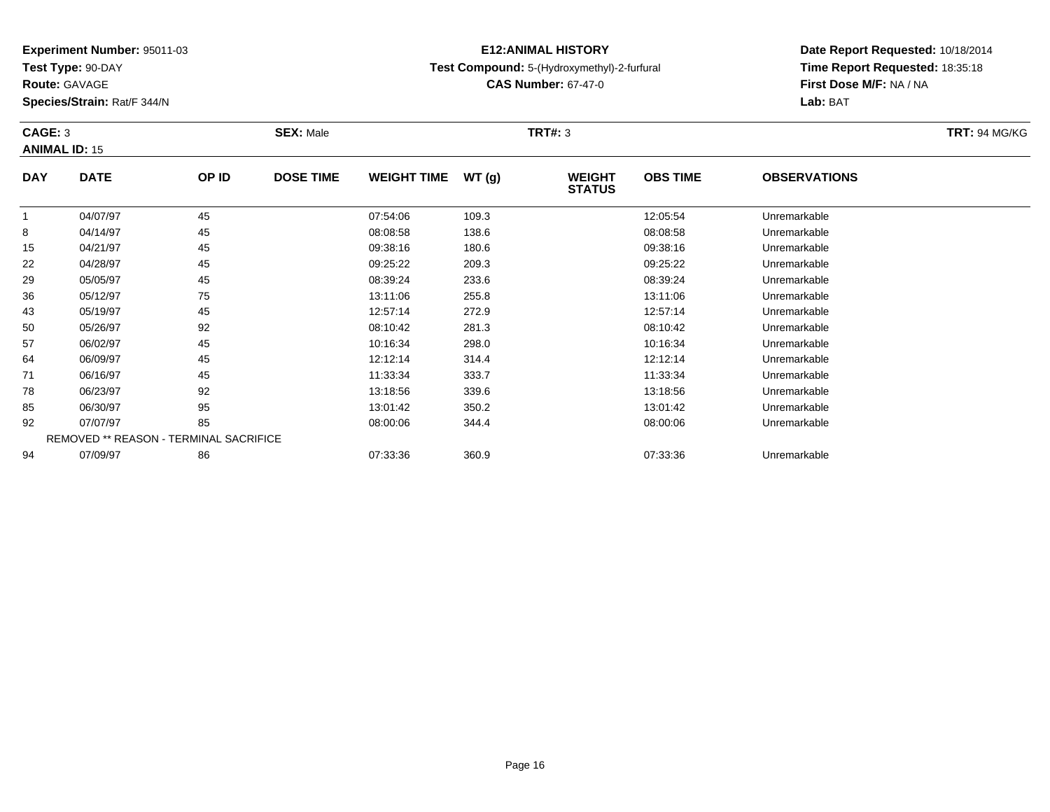**Experiment Number:** 95011-03
**Test Type:** 90-DAY
**Route:** GAVAGE
**Species/Strain:** Rat/F 344/N

**E12:ANIMAL HISTORY**
**Test Compound:** 5-(Hydroxymethyl)-2-furfural
**CAS Number:** 67-47-0

**Date Report Requested:** 10/18/2014
**Time Report Requested:** 18:35:18
**First Dose M/F:** NA / NA
**Lab:** BAT

**CAGE:** 3 **SEX:** Male **TRT#:** 3 **TRT:** 94 MG/KG
**ANIMAL ID:** 15

| DAY | DATE | OP ID | DOSE TIME | WEIGHT TIME | WT (g) | WEIGHT STATUS | OBS TIME | OBSERVATIONS |
|---|---|---|---|---|---|---|---|---|
| 1 | 04/07/97 | 45 | | 07:54:06 | 109.3 | | 12:05:54 | Unremarkable |
| 8 | 04/14/97 | 45 | | 08:08:58 | 138.6 | | 08:08:58 | Unremarkable |
| 15 | 04/21/97 | 45 | | 09:38:16 | 180.6 | | 09:38:16 | Unremarkable |
| 22 | 04/28/97 | 45 | | 09:25:22 | 209.3 | | 09:25:22 | Unremarkable |
| 29 | 05/05/97 | 45 | | 08:39:24 | 233.6 | | 08:39:24 | Unremarkable |
| 36 | 05/12/97 | 75 | | 13:11:06 | 255.8 | | 13:11:06 | Unremarkable |
| 43 | 05/19/97 | 45 | | 12:57:14 | 272.9 | | 12:57:14 | Unremarkable |
| 50 | 05/26/97 | 92 | | 08:10:42 | 281.3 | | 08:10:42 | Unremarkable |
| 57 | 06/02/97 | 45 | | 10:16:34 | 298.0 | | 10:16:34 | Unremarkable |
| 64 | 06/09/97 | 45 | | 12:12:14 | 314.4 | | 12:12:14 | Unremarkable |
| 71 | 06/16/97 | 45 | | 11:33:34 | 333.7 | | 11:33:34 | Unremarkable |
| 78 | 06/23/97 | 92 | | 13:18:56 | 339.6 | | 13:18:56 | Unremarkable |
| 85 | 06/30/97 | 95 | | 13:01:42 | 350.2 | | 13:01:42 | Unremarkable |
| 92 | 07/07/97 | 85 | | 08:00:06 | 344.4 | | 08:00:06 | Unremarkable |
| | REMOVED ** REASON - TERMINAL SACRIFICE | | | | | | | |
| 94 | 07/09/97 | 86 | | 07:33:36 | 360.9 | | 07:33:36 | Unremarkable |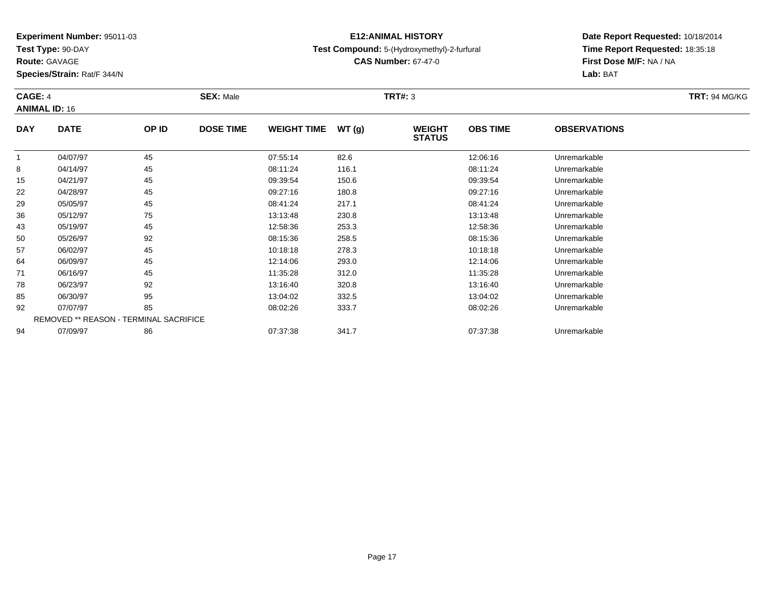**Experiment Number:** 95011-03
**Test Type:** 90-DAY
**Route:** GAVAGE
**Species/Strain:** Rat/F 344/N

**E12:ANIMAL HISTORY**
**Test Compound:** 5-(Hydroxymethyl)-2-furfural
**CAS Number:** 67-47-0

**Date Report Requested:** 10/18/2014
**Time Report Requested:** 18:35:18
**First Dose M/F:** NA / NA
**Lab:** BAT

**CAGE:** 4 **SEX:** Male **TRT#:** 3 **TRT:** 94 MG/KG
**ANIMAL ID:** 16

| DAY | DATE | OP ID | DOSE TIME | WEIGHT TIME | WT (g) | WEIGHT STATUS | OBS TIME | OBSERVATIONS |
|---|---|---|---|---|---|---|---|---|
| 1 | 04/07/97 | 45 | | 07:55:14 | 82.6 | | 12:06:16 | Unremarkable |
| 8 | 04/14/97 | 45 | | 08:11:24 | 116.1 | | 08:11:24 | Unremarkable |
| 15 | 04/21/97 | 45 | | 09:39:54 | 150.6 | | 09:39:54 | Unremarkable |
| 22 | 04/28/97 | 45 | | 09:27:16 | 180.8 | | 09:27:16 | Unremarkable |
| 29 | 05/05/97 | 45 | | 08:41:24 | 217.1 | | 08:41:24 | Unremarkable |
| 36 | 05/12/97 | 75 | | 13:13:48 | 230.8 | | 13:13:48 | Unremarkable |
| 43 | 05/19/97 | 45 | | 12:58:36 | 253.3 | | 12:58:36 | Unremarkable |
| 50 | 05/26/97 | 92 | | 08:15:36 | 258.5 | | 08:15:36 | Unremarkable |
| 57 | 06/02/97 | 45 | | 10:18:18 | 278.3 | | 10:18:18 | Unremarkable |
| 64 | 06/09/97 | 45 | | 12:14:06 | 293.0 | | 12:14:06 | Unremarkable |
| 71 | 06/16/97 | 45 | | 11:35:28 | 312.0 | | 11:35:28 | Unremarkable |
| 78 | 06/23/97 | 92 | | 13:16:40 | 320.8 | | 13:16:40 | Unremarkable |
| 85 | 06/30/97 | 95 | | 13:04:02 | 332.5 | | 13:04:02 | Unremarkable |
| 92 | 07/07/97 | 85 | | 08:02:26 | 333.7 | | 08:02:26 | Unremarkable |
| | REMOVED ** REASON - TERMINAL SACRIFICE | | | | | | | |
| 94 | 07/09/97 | 86 | | 07:37:38 | 341.7 | | 07:37:38 | Unremarkable |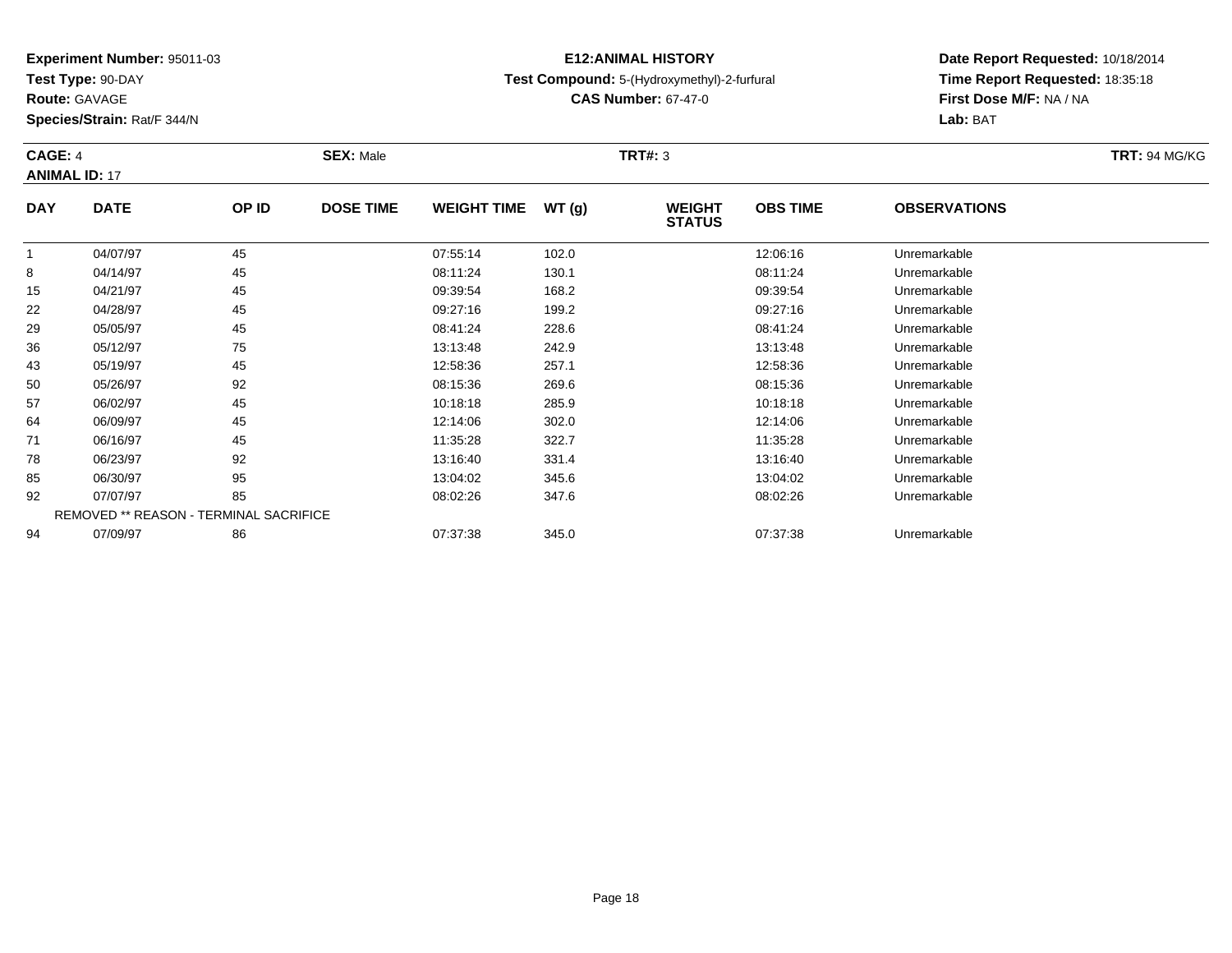**Experiment Number:** 95011-03
**Test Type:** 90-DAY
**Route:** GAVAGE
**Species/Strain:** Rat/F 344/N

**E12:ANIMAL HISTORY**
**Test Compound:** 5-(Hydroxymethyl)-2-furfural
**CAS Number:** 67-47-0

**Date Report Requested:** 10/18/2014
**Time Report Requested:** 18:35:18
**First Dose M/F:** NA / NA
**Lab:** BAT

**CAGE:** 4 **SEX:** Male **TRT#:** 3 **TRT:** 94 MG/KG
**ANIMAL ID:** 17

| DAY | DATE | OP ID | DOSE TIME | WEIGHT TIME | WT (g) | WEIGHT STATUS | OBS TIME | OBSERVATIONS |
|---|---|---|---|---|---|---|---|---|
| 1 | 04/07/97 | 45 | | 07:55:14 | 102.0 | | 12:06:16 | Unremarkable |
| 8 | 04/14/97 | 45 | | 08:11:24 | 130.1 | | 08:11:24 | Unremarkable |
| 15 | 04/21/97 | 45 | | 09:39:54 | 168.2 | | 09:39:54 | Unremarkable |
| 22 | 04/28/97 | 45 | | 09:27:16 | 199.2 | | 09:27:16 | Unremarkable |
| 29 | 05/05/97 | 45 | | 08:41:24 | 228.6 | | 08:41:24 | Unremarkable |
| 36 | 05/12/97 | 75 | | 13:13:48 | 242.9 | | 13:13:48 | Unremarkable |
| 43 | 05/19/97 | 45 | | 12:58:36 | 257.1 | | 12:58:36 | Unremarkable |
| 50 | 05/26/97 | 92 | | 08:15:36 | 269.6 | | 08:15:36 | Unremarkable |
| 57 | 06/02/97 | 45 | | 10:18:18 | 285.9 | | 10:18:18 | Unremarkable |
| 64 | 06/09/97 | 45 | | 12:14:06 | 302.0 | | 12:14:06 | Unremarkable |
| 71 | 06/16/97 | 45 | | 11:35:28 | 322.7 | | 11:35:28 | Unremarkable |
| 78 | 06/23/97 | 92 | | 13:16:40 | 331.4 | | 13:16:40 | Unremarkable |
| 85 | 06/30/97 | 95 | | 13:04:02 | 345.6 | | 13:04:02 | Unremarkable |
| 92 | 07/07/97 | 85 | | 08:02:26 | 347.6 | | 08:02:26 | Unremarkable |
| | REMOVED ** REASON - TERMINAL SACRIFICE | | | | | | | |
| 94 | 07/09/97 | 86 | | 07:37:38 | 345.0 | | 07:37:38 | Unremarkable |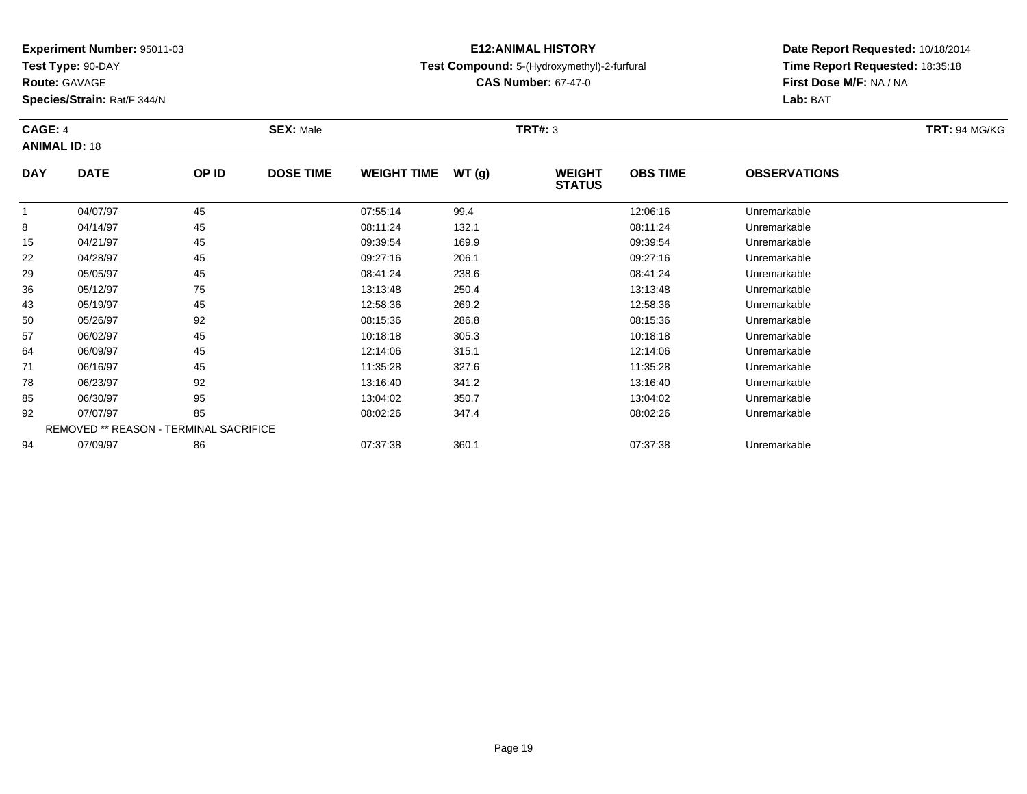**Experiment Number:** 95011-03
**Test Type:** 90-DAY
**Route:** GAVAGE
**Species/Strain:** Rat/F 344/N

**E12:ANIMAL HISTORY**
**Test Compound:** 5-(Hydroxymethyl)-2-furfural
**CAS Number:** 67-47-0

**Date Report Requested:** 10/18/2014
**Time Report Requested:** 18:35:18
**First Dose M/F:** NA / NA
**Lab:** BAT

**CAGE:** 4 **SEX:** Male **TRT#:** 3 **TRT:** 94 MG/KG
**ANIMAL ID:** 18

| DAY | DATE | OP ID | DOSE TIME | WEIGHT TIME | WT (g) | WEIGHT STATUS | OBS TIME | OBSERVATIONS |
|---|---|---|---|---|---|---|---|---|
| 1 | 04/07/97 | 45 | | 07:55:14 | 99.4 | | 12:06:16 | Unremarkable |
| 8 | 04/14/97 | 45 | | 08:11:24 | 132.1 | | 08:11:24 | Unremarkable |
| 15 | 04/21/97 | 45 | | 09:39:54 | 169.9 | | 09:39:54 | Unremarkable |
| 22 | 04/28/97 | 45 | | 09:27:16 | 206.1 | | 09:27:16 | Unremarkable |
| 29 | 05/05/97 | 45 | | 08:41:24 | 238.6 | | 08:41:24 | Unremarkable |
| 36 | 05/12/97 | 75 | | 13:13:48 | 250.4 | | 13:13:48 | Unremarkable |
| 43 | 05/19/97 | 45 | | 12:58:36 | 269.2 | | 12:58:36 | Unremarkable |
| 50 | 05/26/97 | 92 | | 08:15:36 | 286.8 | | 08:15:36 | Unremarkable |
| 57 | 06/02/97 | 45 | | 10:18:18 | 305.3 | | 10:18:18 | Unremarkable |
| 64 | 06/09/97 | 45 | | 12:14:06 | 315.1 | | 12:14:06 | Unremarkable |
| 71 | 06/16/97 | 45 | | 11:35:28 | 327.6 | | 11:35:28 | Unremarkable |
| 78 | 06/23/97 | 92 | | 13:16:40 | 341.2 | | 13:16:40 | Unremarkable |
| 85 | 06/30/97 | 95 | | 13:04:02 | 350.7 | | 13:04:02 | Unremarkable |
| 92 | 07/07/97 | 85 | | 08:02:26 | 347.4 | | 08:02:26 | Unremarkable |
| | REMOVED ** REASON - TERMINAL SACRIFICE | | | | | | | |
| 94 | 07/09/97 | 86 | | 07:37:38 | 360.1 | | 07:37:38 | Unremarkable |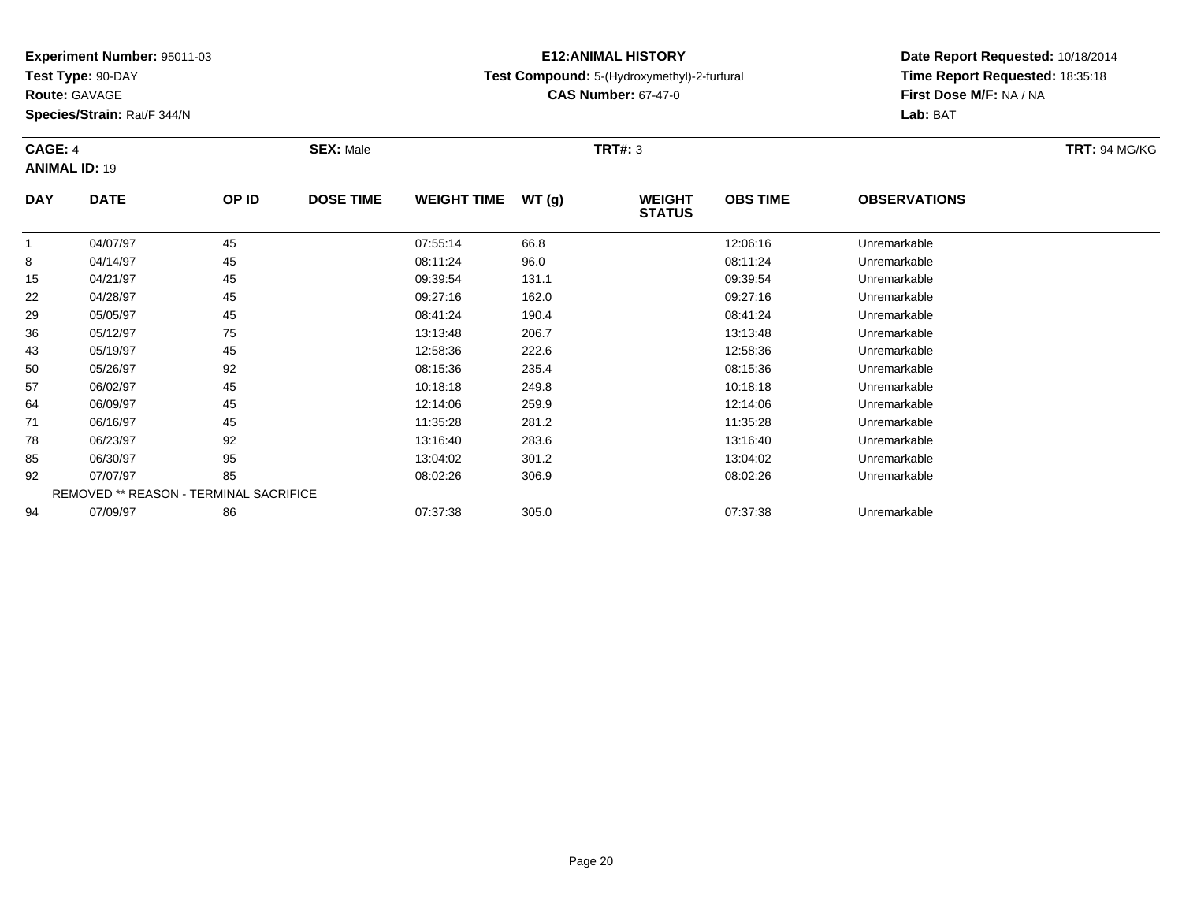**Experiment Number:** 95011-03
**Test Type:** 90-DAY
**Route:** GAVAGE
**Species/Strain:** Rat/F 344/N

**E12:ANIMAL HISTORY**
**Test Compound:** 5-(Hydroxymethyl)-2-furfural
**CAS Number:** 67-47-0

**Date Report Requested:** 10/18/2014
**Time Report Requested:** 18:35:18
**First Dose M/F:** NA / NA
**Lab:** BAT

**CAGE:** 4 **SEX:** Male **TRT#:** 3 **TRT:** 94 MG/KG
**ANIMAL ID:** 19

| DAY | DATE | OP ID | DOSE TIME | WEIGHT TIME | WT (g) | WEIGHT STATUS | OBS TIME | OBSERVATIONS |
|---|---|---|---|---|---|---|---|---|
| 1 | 04/07/97 | 45 | | 07:55:14 | 66.8 | | 12:06:16 | Unremarkable |
| 8 | 04/14/97 | 45 | | 08:11:24 | 96.0 | | 08:11:24 | Unremarkable |
| 15 | 04/21/97 | 45 | | 09:39:54 | 131.1 | | 09:39:54 | Unremarkable |
| 22 | 04/28/97 | 45 | | 09:27:16 | 162.0 | | 09:27:16 | Unremarkable |
| 29 | 05/05/97 | 45 | | 08:41:24 | 190.4 | | 08:41:24 | Unremarkable |
| 36 | 05/12/97 | 75 | | 13:13:48 | 206.7 | | 13:13:48 | Unremarkable |
| 43 | 05/19/97 | 45 | | 12:58:36 | 222.6 | | 12:58:36 | Unremarkable |
| 50 | 05/26/97 | 92 | | 08:15:36 | 235.4 | | 08:15:36 | Unremarkable |
| 57 | 06/02/97 | 45 | | 10:18:18 | 249.8 | | 10:18:18 | Unremarkable |
| 64 | 06/09/97 | 45 | | 12:14:06 | 259.9 | | 12:14:06 | Unremarkable |
| 71 | 06/16/97 | 45 | | 11:35:28 | 281.2 | | 11:35:28 | Unremarkable |
| 78 | 06/23/97 | 92 | | 13:16:40 | 283.6 | | 13:16:40 | Unremarkable |
| 85 | 06/30/97 | 95 | | 13:04:02 | 301.2 | | 13:04:02 | Unremarkable |
| 92 | 07/07/97 | 85 | | 08:02:26 | 306.9 | | 08:02:26 | Unremarkable |
| | REMOVED ** REASON - TERMINAL SACRIFICE | | | | | | | |
| 94 | 07/09/97 | 86 | | 07:37:38 | 305.0 | | 07:37:38 | Unremarkable |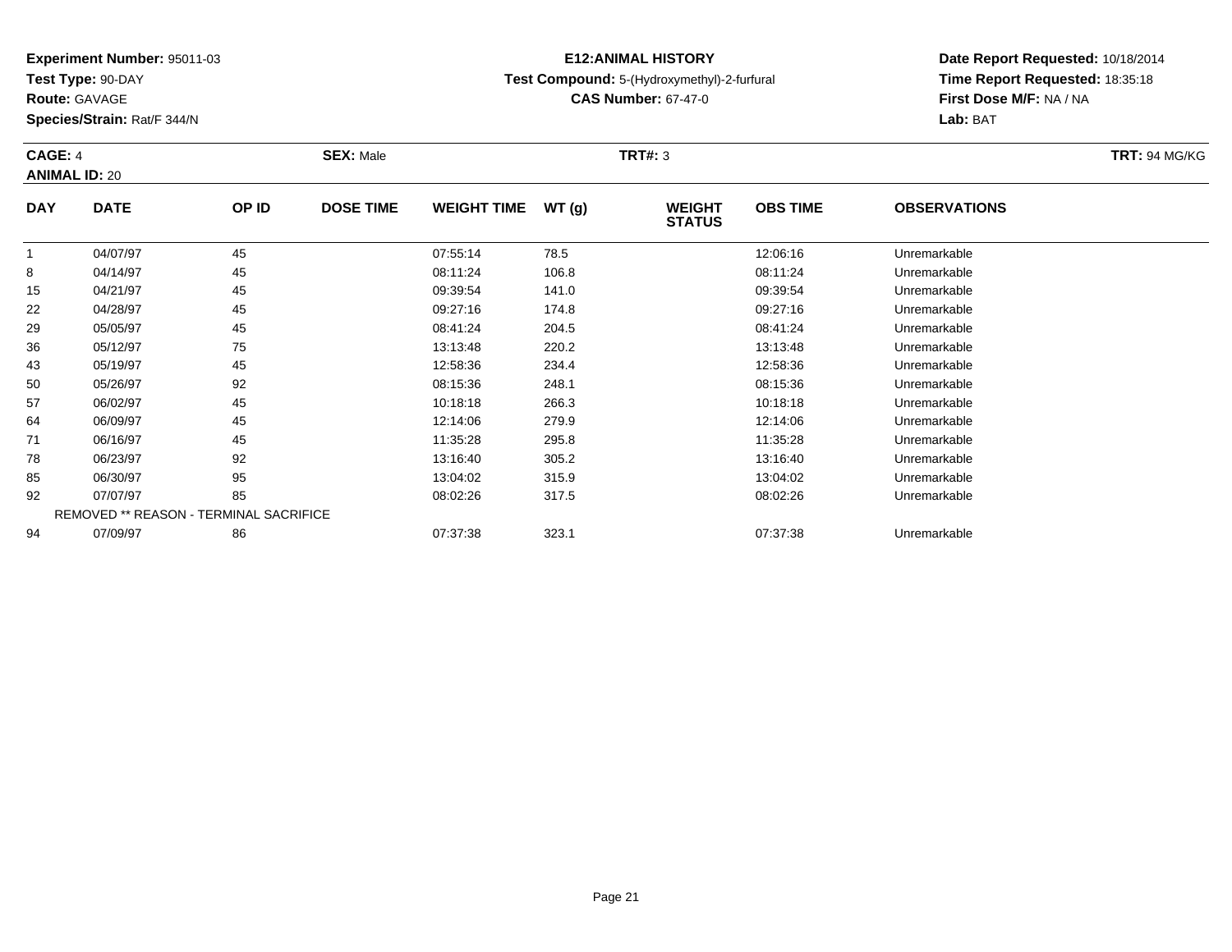**Experiment Number:** 95011-03
**Test Type:** 90-DAY
**Route:** GAVAGE
**Species/Strain:** Rat/F 344/N

**E12:ANIMAL HISTORY**
**Test Compound:** 5-(Hydroxymethyl)-2-furfural
**CAS Number:** 67-47-0

**Date Report Requested:** 10/18/2014
**Time Report Requested:** 18:35:18
**First Dose M/F:** NA / NA
**Lab:** BAT

**CAGE:** 4 **SEX:** Male **TRT#:** 3 **TRT:** 94 MG/KG
**ANIMAL ID:** 20

| DAY | DATE | OP ID | DOSE TIME | WEIGHT TIME | WT (g) | WEIGHT STATUS | OBS TIME | OBSERVATIONS |
|---|---|---|---|---|---|---|---|---|
| 1 | 04/07/97 | 45 | | 07:55:14 | 78.5 | | 12:06:16 | Unremarkable |
| 8 | 04/14/97 | 45 | | 08:11:24 | 106.8 | | 08:11:24 | Unremarkable |
| 15 | 04/21/97 | 45 | | 09:39:54 | 141.0 | | 09:39:54 | Unremarkable |
| 22 | 04/28/97 | 45 | | 09:27:16 | 174.8 | | 09:27:16 | Unremarkable |
| 29 | 05/05/97 | 45 | | 08:41:24 | 204.5 | | 08:41:24 | Unremarkable |
| 36 | 05/12/97 | 75 | | 13:13:48 | 220.2 | | 13:13:48 | Unremarkable |
| 43 | 05/19/97 | 45 | | 12:58:36 | 234.4 | | 12:58:36 | Unremarkable |
| 50 | 05/26/97 | 92 | | 08:15:36 | 248.1 | | 08:15:36 | Unremarkable |
| 57 | 06/02/97 | 45 | | 10:18:18 | 266.3 | | 10:18:18 | Unremarkable |
| 64 | 06/09/97 | 45 | | 12:14:06 | 279.9 | | 12:14:06 | Unremarkable |
| 71 | 06/16/97 | 45 | | 11:35:28 | 295.8 | | 11:35:28 | Unremarkable |
| 78 | 06/23/97 | 92 | | 13:16:40 | 305.2 | | 13:16:40 | Unremarkable |
| 85 | 06/30/97 | 95 | | 13:04:02 | 315.9 | | 13:04:02 | Unremarkable |
| 92 | 07/07/97 | 85 | | 08:02:26 | 317.5 | | 08:02:26 | Unremarkable |
| | REMOVED ** REASON - TERMINAL SACRIFICE | | | | | | | |
| 94 | 07/09/97 | 86 | | 07:37:38 | 323.1 | | 07:37:38 | Unremarkable |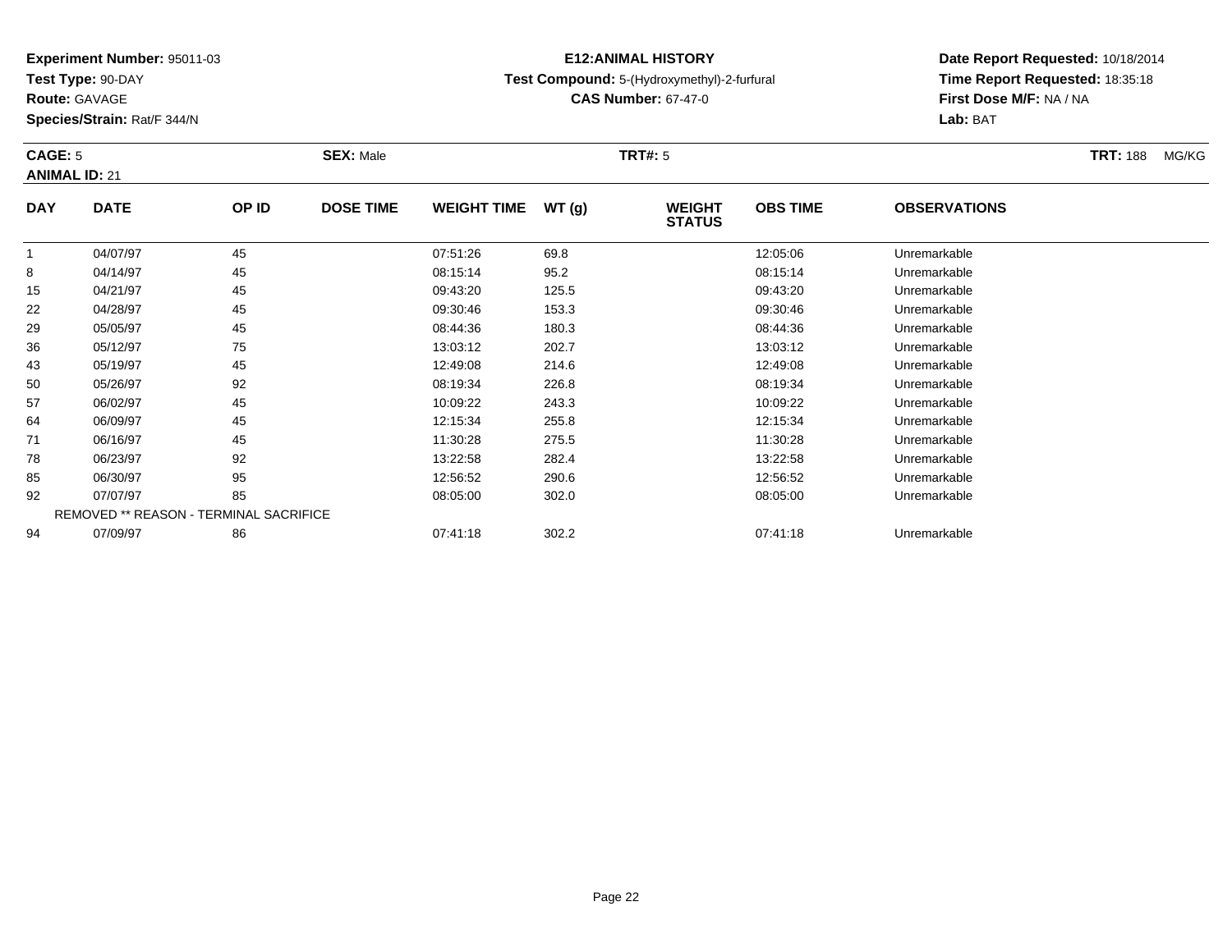**Experiment Number:** 95011-03
**Test Type:** 90-DAY
**Route:** GAVAGE
**Species/Strain:** Rat/F 344/N

**E12:ANIMAL HISTORY**
**Test Compound:** 5-(Hydroxymethyl)-2-furfural
**CAS Number:** 67-47-0

**Date Report Requested:** 10/18/2014
**Time Report Requested:** 18:35:18
**First Dose M/F:** NA / NA
**Lab:** BAT

**CAGE:** 5 **SEX:** Male **TRT#:** 5 **TRT:** 188 MG/KG
**ANIMAL ID:** 21

| DAY | DATE | OP ID | DOSE TIME | WEIGHT TIME | WT (g) | WEIGHT STATUS | OBS TIME | OBSERVATIONS |
|---|---|---|---|---|---|---|---|---|
| 1 | 04/07/97 | 45 | | 07:51:26 | 69.8 | | 12:05:06 | Unremarkable |
| 8 | 04/14/97 | 45 | | 08:15:14 | 95.2 | | 08:15:14 | Unremarkable |
| 15 | 04/21/97 | 45 | | 09:43:20 | 125.5 | | 09:43:20 | Unremarkable |
| 22 | 04/28/97 | 45 | | 09:30:46 | 153.3 | | 09:30:46 | Unremarkable |
| 29 | 05/05/97 | 45 | | 08:44:36 | 180.3 | | 08:44:36 | Unremarkable |
| 36 | 05/12/97 | 75 | | 13:03:12 | 202.7 | | 13:03:12 | Unremarkable |
| 43 | 05/19/97 | 45 | | 12:49:08 | 214.6 | | 12:49:08 | Unremarkable |
| 50 | 05/26/97 | 92 | | 08:19:34 | 226.8 | | 08:19:34 | Unremarkable |
| 57 | 06/02/97 | 45 | | 10:09:22 | 243.3 | | 10:09:22 | Unremarkable |
| 64 | 06/09/97 | 45 | | 12:15:34 | 255.8 | | 12:15:34 | Unremarkable |
| 71 | 06/16/97 | 45 | | 11:30:28 | 275.5 | | 11:30:28 | Unremarkable |
| 78 | 06/23/97 | 92 | | 13:22:58 | 282.4 | | 13:22:58 | Unremarkable |
| 85 | 06/30/97 | 95 | | 12:56:52 | 290.6 | | 12:56:52 | Unremarkable |
| 92 | 07/07/97 | 85 | | 08:05:00 | 302.0 | | 08:05:00 | Unremarkable |
| REMOVED ** REASON - TERMINAL SACRIFICE | | | | | | | | |
| 94 | 07/09/97 | 86 | | 07:41:18 | 302.2 | | 07:41:18 | Unremarkable |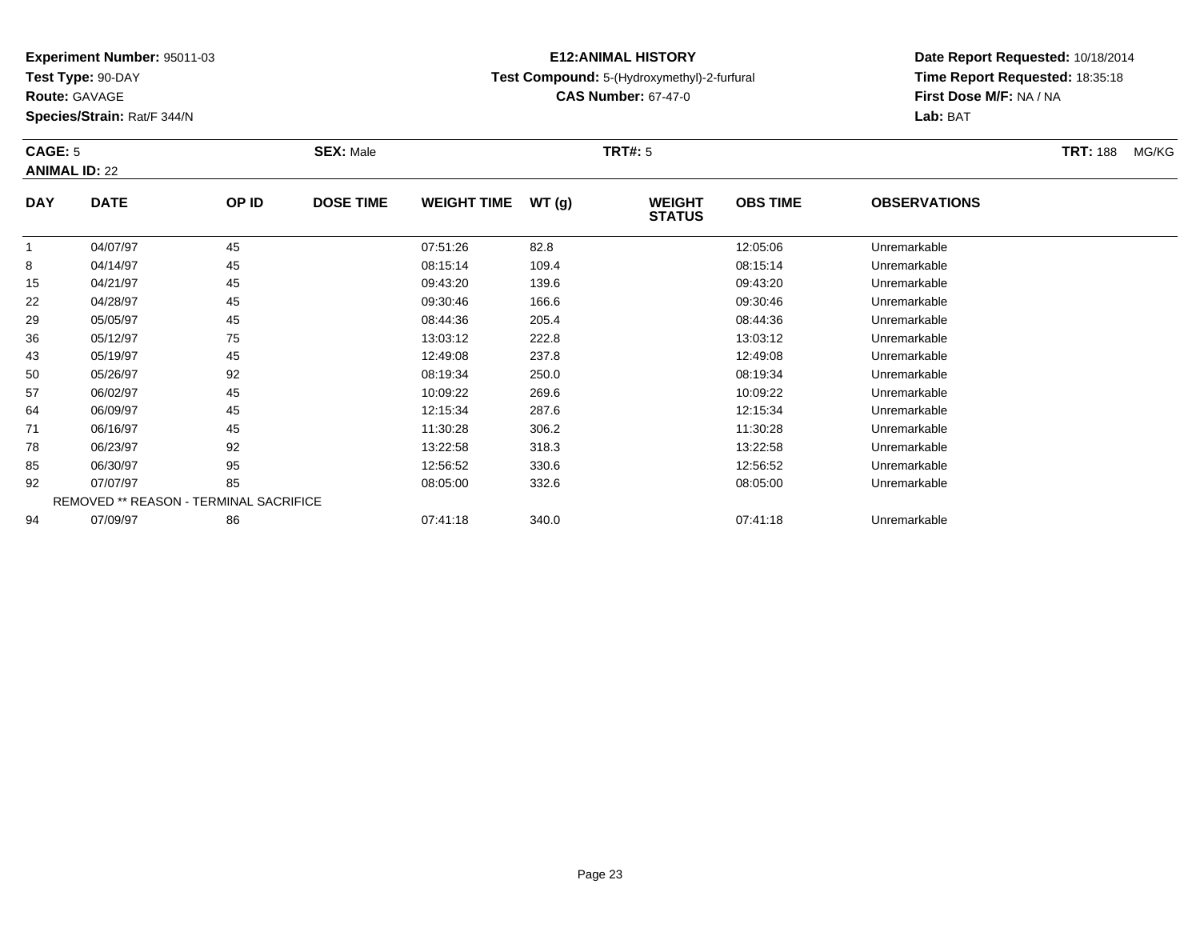**Experiment Number:** 95011-03
**Test Type:** 90-DAY
**Route:** GAVAGE
**Species/Strain:** Rat/F 344/N

**E12:ANIMAL HISTORY**
**Test Compound:** 5-(Hydroxymethyl)-2-furfural
**CAS Number:** 67-47-0

**Date Report Requested:** 10/18/2014
**Time Report Requested:** 18:35:18
**First Dose M/F:** NA / NA
**Lab:** BAT

**CAGE:** 5 **SEX:** Male **TRT#:** 5 **TRT:** 188 MG/KG
**ANIMAL ID:** 22

| DAY | DATE | OP ID | DOSE TIME | WEIGHT TIME | WT (g) | WEIGHT STATUS | OBS TIME | OBSERVATIONS |
|---|---|---|---|---|---|---|---|---|
| 1 | 04/07/97 | 45 | | 07:51:26 | 82.8 | | 12:05:06 | Unremarkable |
| 8 | 04/14/97 | 45 | | 08:15:14 | 109.4 | | 08:15:14 | Unremarkable |
| 15 | 04/21/97 | 45 | | 09:43:20 | 139.6 | | 09:43:20 | Unremarkable |
| 22 | 04/28/97 | 45 | | 09:30:46 | 166.6 | | 09:30:46 | Unremarkable |
| 29 | 05/05/97 | 45 | | 08:44:36 | 205.4 | | 08:44:36 | Unremarkable |
| 36 | 05/12/97 | 75 | | 13:03:12 | 222.8 | | 13:03:12 | Unremarkable |
| 43 | 05/19/97 | 45 | | 12:49:08 | 237.8 | | 12:49:08 | Unremarkable |
| 50 | 05/26/97 | 92 | | 08:19:34 | 250.0 | | 08:19:34 | Unremarkable |
| 57 | 06/02/97 | 45 | | 10:09:22 | 269.6 | | 10:09:22 | Unremarkable |
| 64 | 06/09/97 | 45 | | 12:15:34 | 287.6 | | 12:15:34 | Unremarkable |
| 71 | 06/16/97 | 45 | | 11:30:28 | 306.2 | | 11:30:28 | Unremarkable |
| 78 | 06/23/97 | 92 | | 13:22:58 | 318.3 | | 13:22:58 | Unremarkable |
| 85 | 06/30/97 | 95 | | 12:56:52 | 330.6 | | 12:56:52 | Unremarkable |
| 92 | 07/07/97 | 85 | | 08:05:00 | 332.6 | | 08:05:00 | Unremarkable |
| REMOVED ** REASON - TERMINAL SACRIFICE | | | | | | | | |
| 94 | 07/09/97 | 86 | | 07:41:18 | 340.0 | | 07:41:18 | Unremarkable |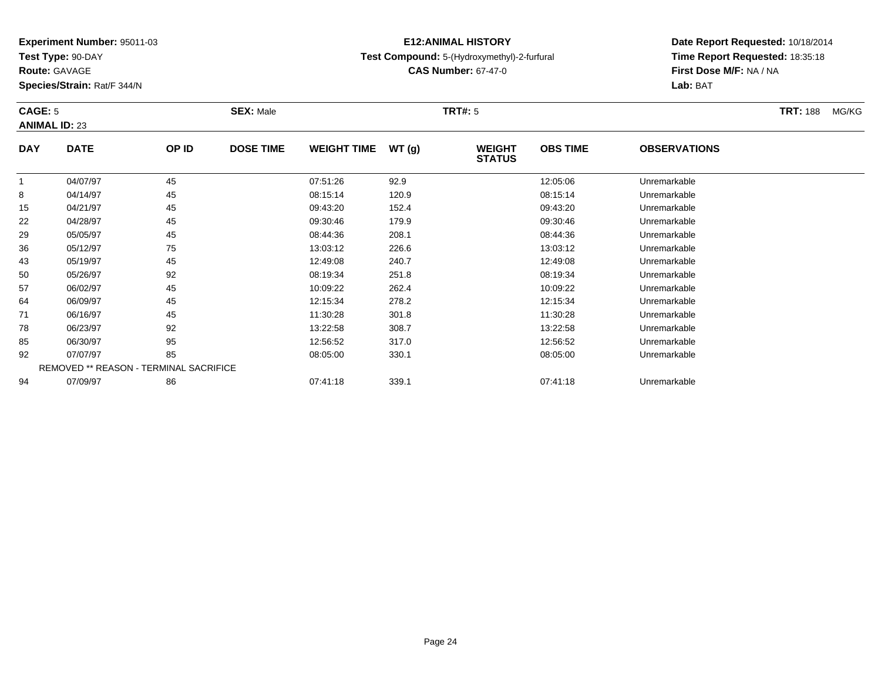**Experiment Number:** 95011-03
**Test Type:** 90-DAY
**Route:** GAVAGE
**Species/Strain:** Rat/F 344/N

**E12:ANIMAL HISTORY**
**Test Compound:** 5-(Hydroxymethyl)-2-furfural
**CAS Number:** 67-47-0

**Date Report Requested:** 10/18/2014
**Time Report Requested:** 18:35:18
**First Dose M/F:** NA / NA
**Lab:** BAT

**CAGE:** 5 **SEX:** Male **TRT#:** 5 **TRT:** 188 MG/KG
**ANIMAL ID:** 23

| DAY | DATE | OP ID | DOSE TIME | WEIGHT TIME | WT (g) | WEIGHT STATUS | OBS TIME | OBSERVATIONS |
|---|---|---|---|---|---|---|---|---|
| 1 | 04/07/97 | 45 | | 07:51:26 | 92.9 | | 12:05:06 | Unremarkable |
| 8 | 04/14/97 | 45 | | 08:15:14 | 120.9 | | 08:15:14 | Unremarkable |
| 15 | 04/21/97 | 45 | | 09:43:20 | 152.4 | | 09:43:20 | Unremarkable |
| 22 | 04/28/97 | 45 | | 09:30:46 | 179.9 | | 09:30:46 | Unremarkable |
| 29 | 05/05/97 | 45 | | 08:44:36 | 208.1 | | 08:44:36 | Unremarkable |
| 36 | 05/12/97 | 75 | | 13:03:12 | 226.6 | | 13:03:12 | Unremarkable |
| 43 | 05/19/97 | 45 | | 12:49:08 | 240.7 | | 12:49:08 | Unremarkable |
| 50 | 05/26/97 | 92 | | 08:19:34 | 251.8 | | 08:19:34 | Unremarkable |
| 57 | 06/02/97 | 45 | | 10:09:22 | 262.4 | | 10:09:22 | Unremarkable |
| 64 | 06/09/97 | 45 | | 12:15:34 | 278.2 | | 12:15:34 | Unremarkable |
| 71 | 06/16/97 | 45 | | 11:30:28 | 301.8 | | 11:30:28 | Unremarkable |
| 78 | 06/23/97 | 92 | | 13:22:58 | 308.7 | | 13:22:58 | Unremarkable |
| 85 | 06/30/97 | 95 | | 12:56:52 | 317.0 | | 12:56:52 | Unremarkable |
| 92 | 07/07/97 | 85 | | 08:05:00 | 330.1 | | 08:05:00 | Unremarkable |
| | REMOVED ** REASON - TERMINAL SACRIFICE | | | | | | | |
| 94 | 07/09/97 | 86 | | 07:41:18 | 339.1 | | 07:41:18 | Unremarkable |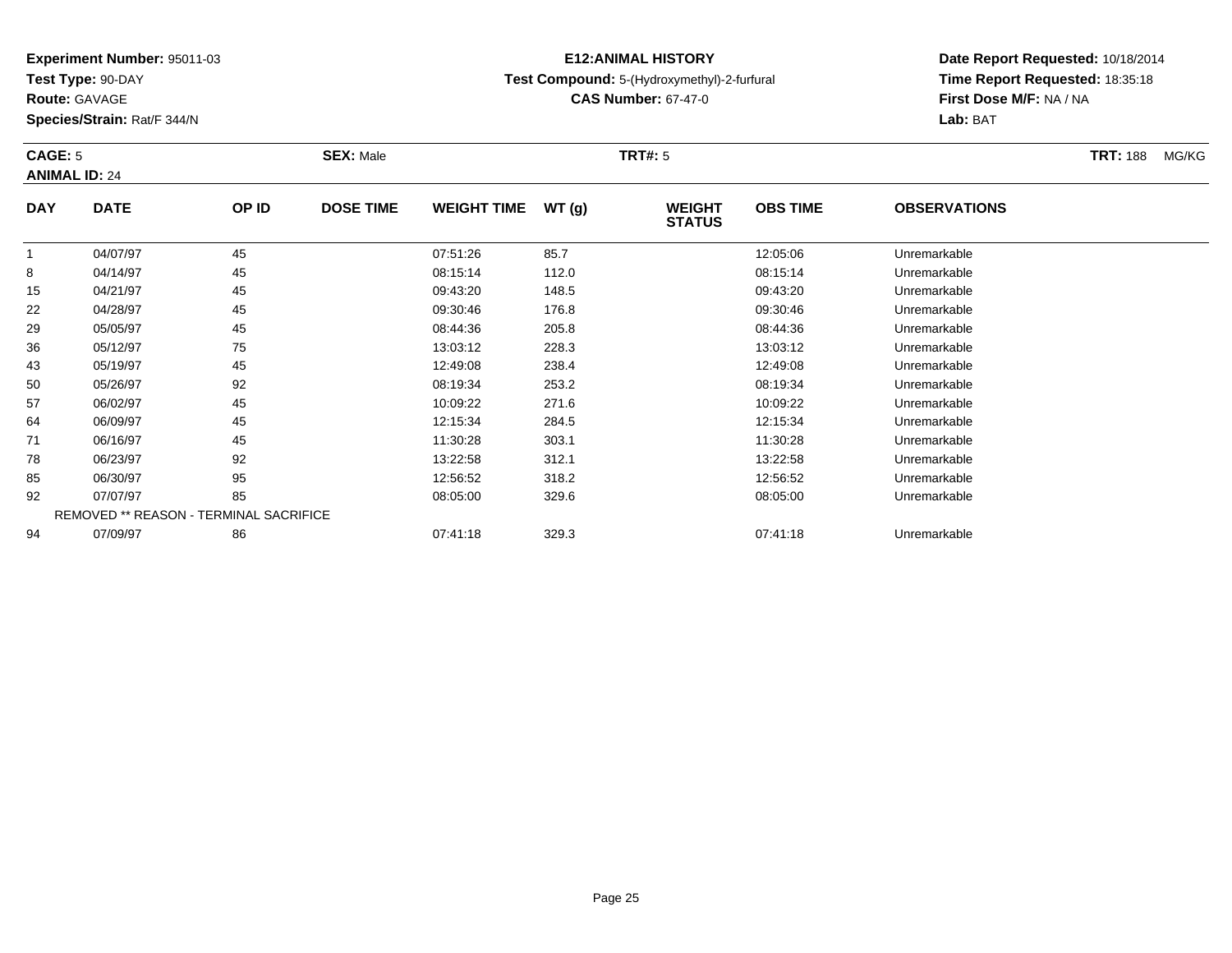**Experiment Number:** 95011-03
**Test Type:** 90-DAY
**Route:** GAVAGE
**Species/Strain:** Rat/F 344/N

**E12:ANIMAL HISTORY**
**Test Compound:** 5-(Hydroxymethyl)-2-furfural
**CAS Number:** 67-47-0

**Date Report Requested:** 10/18/2014
**Time Report Requested:** 18:35:18
**First Dose M/F:** NA / NA
**Lab:** BAT

**CAGE:** 5 **SEX:** Male **TRT#:** 5 **TRT:** 188 MG/KG
**ANIMAL ID:** 24

| DAY | DATE | OP ID | DOSE TIME | WEIGHT TIME | WT (g) | WEIGHT STATUS | OBS TIME | OBSERVATIONS |
|---|---|---|---|---|---|---|---|---|
| 1 | 04/07/97 | 45 | | 07:51:26 | 85.7 | | 12:05:06 | Unremarkable |
| 8 | 04/14/97 | 45 | | 08:15:14 | 112.0 | | 08:15:14 | Unremarkable |
| 15 | 04/21/97 | 45 | | 09:43:20 | 148.5 | | 09:43:20 | Unremarkable |
| 22 | 04/28/97 | 45 | | 09:30:46 | 176.8 | | 09:30:46 | Unremarkable |
| 29 | 05/05/97 | 45 | | 08:44:36 | 205.8 | | 08:44:36 | Unremarkable |
| 36 | 05/12/97 | 75 | | 13:03:12 | 228.3 | | 13:03:12 | Unremarkable |
| 43 | 05/19/97 | 45 | | 12:49:08 | 238.4 | | 12:49:08 | Unremarkable |
| 50 | 05/26/97 | 92 | | 08:19:34 | 253.2 | | 08:19:34 | Unremarkable |
| 57 | 06/02/97 | 45 | | 10:09:22 | 271.6 | | 10:09:22 | Unremarkable |
| 64 | 06/09/97 | 45 | | 12:15:34 | 284.5 | | 12:15:34 | Unremarkable |
| 71 | 06/16/97 | 45 | | 11:30:28 | 303.1 | | 11:30:28 | Unremarkable |
| 78 | 06/23/97 | 92 | | 13:22:58 | 312.1 | | 13:22:58 | Unremarkable |
| 85 | 06/30/97 | 95 | | 12:56:52 | 318.2 | | 12:56:52 | Unremarkable |
| 92 | 07/07/97 | 85 | | 08:05:00 | 329.6 | | 08:05:00 | Unremarkable |
| REMOVED ** REASON - TERMINAL SACRIFICE | | | | | | | | |
| 94 | 07/09/97 | 86 | | 07:41:18 | 329.3 | | 07:41:18 | Unremarkable |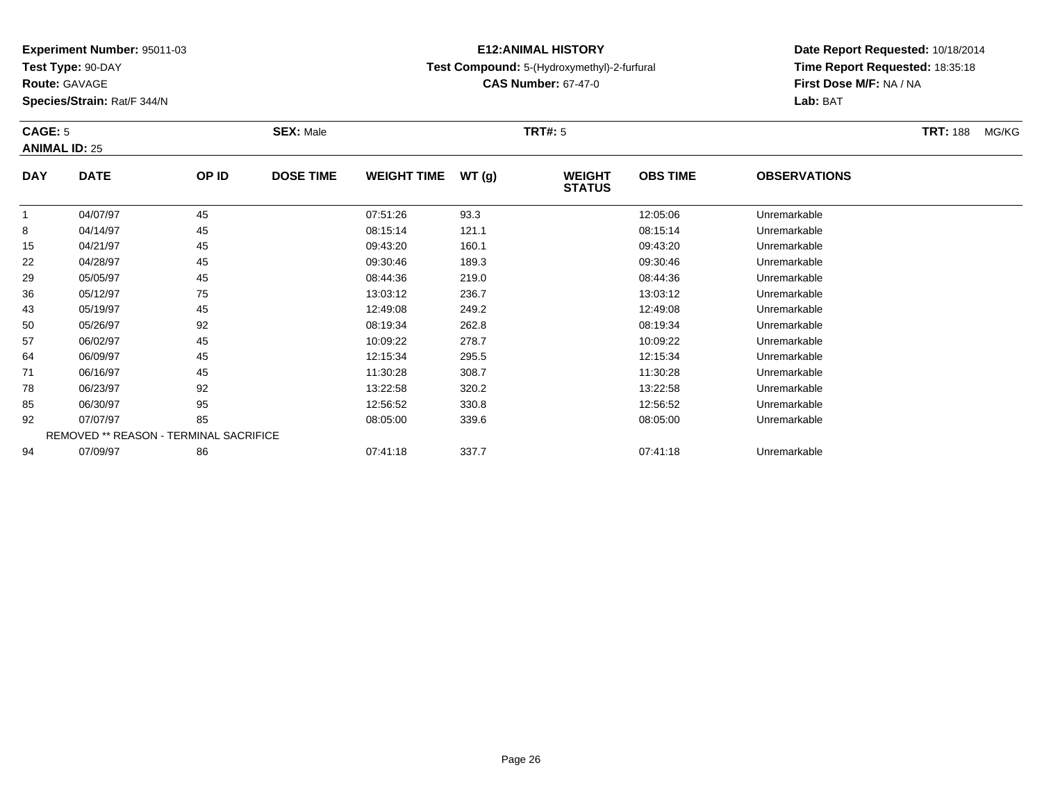**Experiment Number:** 95011-03
**Test Type:** 90-DAY
**Route:** GAVAGE
**Species/Strain:** Rat/F 344/N

**E12:ANIMAL HISTORY**
**Test Compound:** 5-(Hydroxymethyl)-2-furfural
**CAS Number:** 67-47-0

**Date Report Requested:** 10/18/2014
**Time Report Requested:** 18:35:18
**First Dose M/F:** NA / NA
**Lab:** BAT

**CAGE:** 5 **SEX:** Male **TRT#:** 5 **TRT:** 188 MG/KG
**ANIMAL ID:** 25

| DAY | DATE | OP ID | DOSE TIME | WEIGHT TIME | WT (g) | WEIGHT STATUS | OBS TIME | OBSERVATIONS |
|---|---|---|---|---|---|---|---|---|
| 1 | 04/07/97 | 45 | | 07:51:26 | 93.3 | | 12:05:06 | Unremarkable |
| 8 | 04/14/97 | 45 | | 08:15:14 | 121.1 | | 08:15:14 | Unremarkable |
| 15 | 04/21/97 | 45 | | 09:43:20 | 160.1 | | 09:43:20 | Unremarkable |
| 22 | 04/28/97 | 45 | | 09:30:46 | 189.3 | | 09:30:46 | Unremarkable |
| 29 | 05/05/97 | 45 | | 08:44:36 | 219.0 | | 08:44:36 | Unremarkable |
| 36 | 05/12/97 | 75 | | 13:03:12 | 236.7 | | 13:03:12 | Unremarkable |
| 43 | 05/19/97 | 45 | | 12:49:08 | 249.2 | | 12:49:08 | Unremarkable |
| 50 | 05/26/97 | 92 | | 08:19:34 | 262.8 | | 08:19:34 | Unremarkable |
| 57 | 06/02/97 | 45 | | 10:09:22 | 278.7 | | 10:09:22 | Unremarkable |
| 64 | 06/09/97 | 45 | | 12:15:34 | 295.5 | | 12:15:34 | Unremarkable |
| 71 | 06/16/97 | 45 | | 11:30:28 | 308.7 | | 11:30:28 | Unremarkable |
| 78 | 06/23/97 | 92 | | 13:22:58 | 320.2 | | 13:22:58 | Unremarkable |
| 85 | 06/30/97 | 95 | | 12:56:52 | 330.8 | | 12:56:52 | Unremarkable |
| 92 | 07/07/97 | 85 | | 08:05:00 | 339.6 | | 08:05:00 | Unremarkable |
| REMOVED ** REASON - TERMINAL SACRIFICE | | | | | | | | |
| 94 | 07/09/97 | 86 | | 07:41:18 | 337.7 | | 07:41:18 | Unremarkable |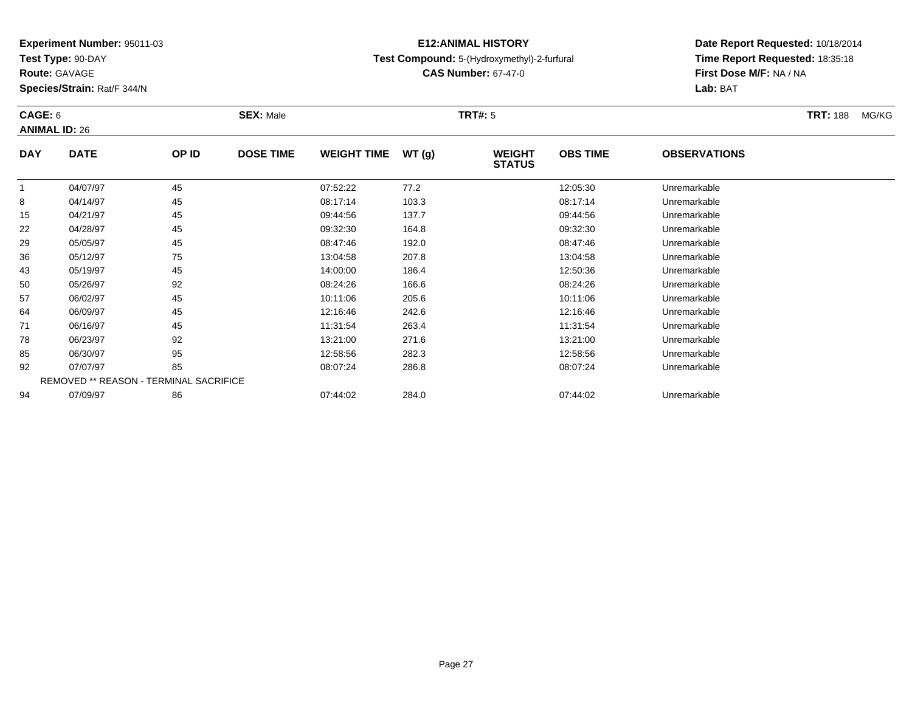**Experiment Number:** 95011-03
**Test Type:** 90-DAY
**Route:** GAVAGE
**Species/Strain:** Rat/F 344/N

**E12:ANIMAL HISTORY**
**Test Compound:** 5-(Hydroxymethyl)-2-furfural
**CAS Number:** 67-47-0

**Date Report Requested:** 10/18/2014
**Time Report Requested:** 18:35:18
**First Dose M/F:** NA / NA
**Lab:** BAT

**CAGE:** 6 **SEX:** Male **TRT#:** 5 **TRT:** 188 MG/KG
**ANIMAL ID:** 26

| DAY | DATE | OP ID | DOSE TIME | WEIGHT TIME | WT (g) | WEIGHT STATUS | OBS TIME | OBSERVATIONS |
|---|---|---|---|---|---|---|---|---|
| 1 | 04/07/97 | 45 | | 07:52:22 | 77.2 | | 12:05:30 | Unremarkable |
| 8 | 04/14/97 | 45 | | 08:17:14 | 103.3 | | 08:17:14 | Unremarkable |
| 15 | 04/21/97 | 45 | | 09:44:56 | 137.7 | | 09:44:56 | Unremarkable |
| 22 | 04/28/97 | 45 | | 09:32:30 | 164.8 | | 09:32:30 | Unremarkable |
| 29 | 05/05/97 | 45 | | 08:47:46 | 192.0 | | 08:47:46 | Unremarkable |
| 36 | 05/12/97 | 75 | | 13:04:58 | 207.8 | | 13:04:58 | Unremarkable |
| 43 | 05/19/97 | 45 | | 14:00:00 | 186.4 | | 12:50:36 | Unremarkable |
| 50 | 05/26/97 | 92 | | 08:24:26 | 166.6 | | 08:24:26 | Unremarkable |
| 57 | 06/02/97 | 45 | | 10:11:06 | 205.6 | | 10:11:06 | Unremarkable |
| 64 | 06/09/97 | 45 | | 12:16:46 | 242.6 | | 12:16:46 | Unremarkable |
| 71 | 06/16/97 | 45 | | 11:31:54 | 263.4 | | 11:31:54 | Unremarkable |
| 78 | 06/23/97 | 92 | | 13:21:00 | 271.6 | | 13:21:00 | Unremarkable |
| 85 | 06/30/97 | 95 | | 12:58:56 | 282.3 | | 12:58:56 | Unremarkable |
| 92 | 07/07/97 | 85 | | 08:07:24 | 286.8 | | 08:07:24 | Unremarkable |
| | REMOVED ** REASON - TERMINAL SACRIFICE | | | | | | | |
| 94 | 07/09/97 | 86 | | 07:44:02 | 284.0 | | 07:44:02 | Unremarkable |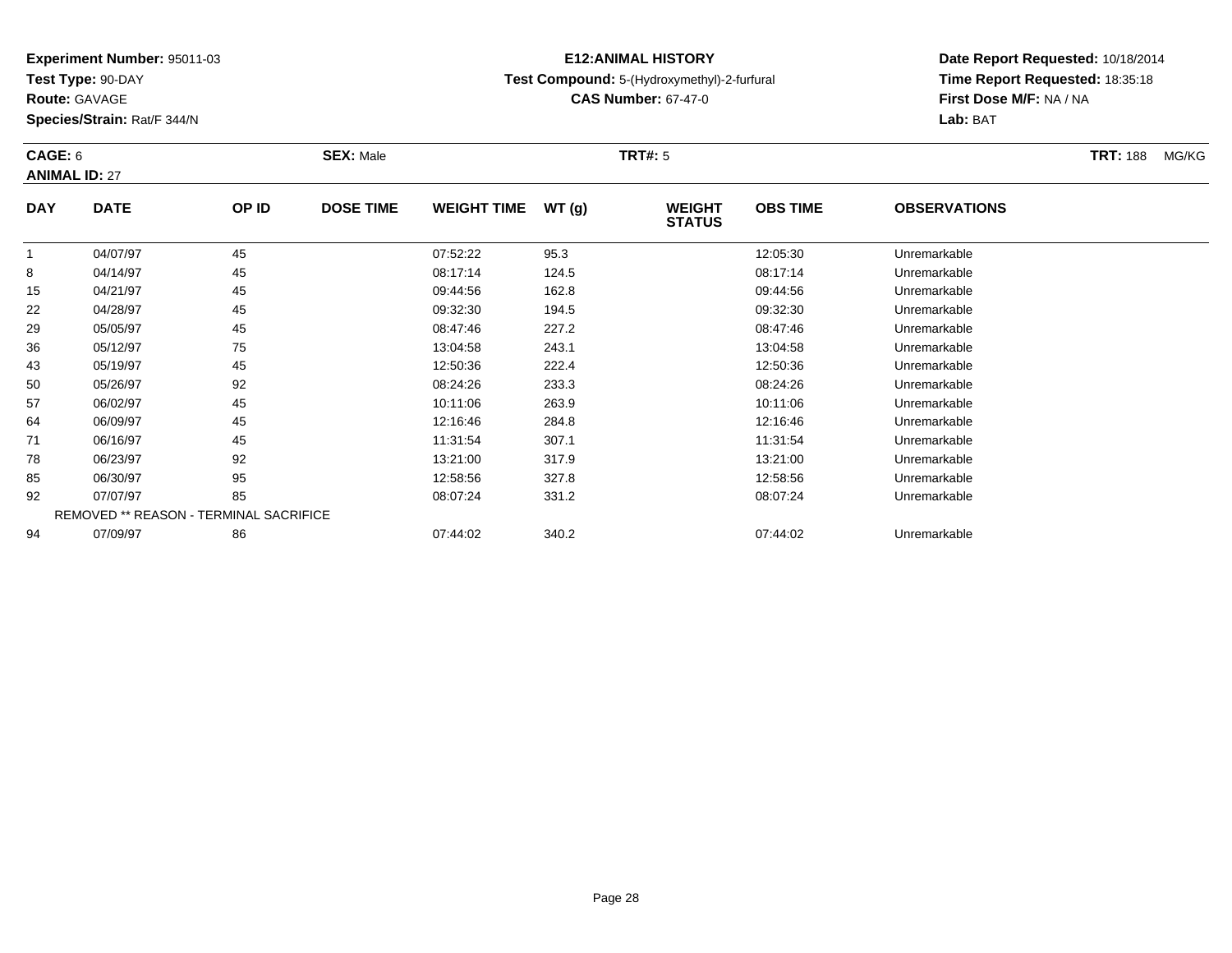**Experiment Number:** 95011-03
**Test Type:** 90-DAY
**Route:** GAVAGE
**Species/Strain:** Rat/F 344/N

**E12:ANIMAL HISTORY**
**Test Compound:** 5-(Hydroxymethyl)-2-furfural
**CAS Number:** 67-47-0

**Date Report Requested:** 10/18/2014
**Time Report Requested:** 18:35:18
**First Dose M/F:** NA / NA
**Lab:** BAT

**CAGE:** 6 **SEX:** Male **TRT#:** 5 **TRT:** 188 MG/KG
**ANIMAL ID:** 27

| DAY | DATE | OP ID | DOSE TIME | WEIGHT TIME | WT (g) | WEIGHT STATUS | OBS TIME | OBSERVATIONS |
|---|---|---|---|---|---|---|---|---|
| 1 | 04/07/97 | 45 | | 07:52:22 | 95.3 | | 12:05:30 | Unremarkable |
| 8 | 04/14/97 | 45 | | 08:17:14 | 124.5 | | 08:17:14 | Unremarkable |
| 15 | 04/21/97 | 45 | | 09:44:56 | 162.8 | | 09:44:56 | Unremarkable |
| 22 | 04/28/97 | 45 | | 09:32:30 | 194.5 | | 09:32:30 | Unremarkable |
| 29 | 05/05/97 | 45 | | 08:47:46 | 227.2 | | 08:47:46 | Unremarkable |
| 36 | 05/12/97 | 75 | | 13:04:58 | 243.1 | | 13:04:58 | Unremarkable |
| 43 | 05/19/97 | 45 | | 12:50:36 | 222.4 | | 12:50:36 | Unremarkable |
| 50 | 05/26/97 | 92 | | 08:24:26 | 233.3 | | 08:24:26 | Unremarkable |
| 57 | 06/02/97 | 45 | | 10:11:06 | 263.9 | | 10:11:06 | Unremarkable |
| 64 | 06/09/97 | 45 | | 12:16:46 | 284.8 | | 12:16:46 | Unremarkable |
| 71 | 06/16/97 | 45 | | 11:31:54 | 307.1 | | 11:31:54 | Unremarkable |
| 78 | 06/23/97 | 92 | | 13:21:00 | 317.9 | | 13:21:00 | Unremarkable |
| 85 | 06/30/97 | 95 | | 12:58:56 | 327.8 | | 12:58:56 | Unremarkable |
| 92 | 07/07/97 | 85 | | 08:07:24 | 331.2 | | 08:07:24 | Unremarkable |
| | REMOVED ** REASON - TERMINAL SACRIFICE | | | | | | | |
| 94 | 07/09/97 | 86 | | 07:44:02 | 340.2 | | 07:44:02 | Unremarkable |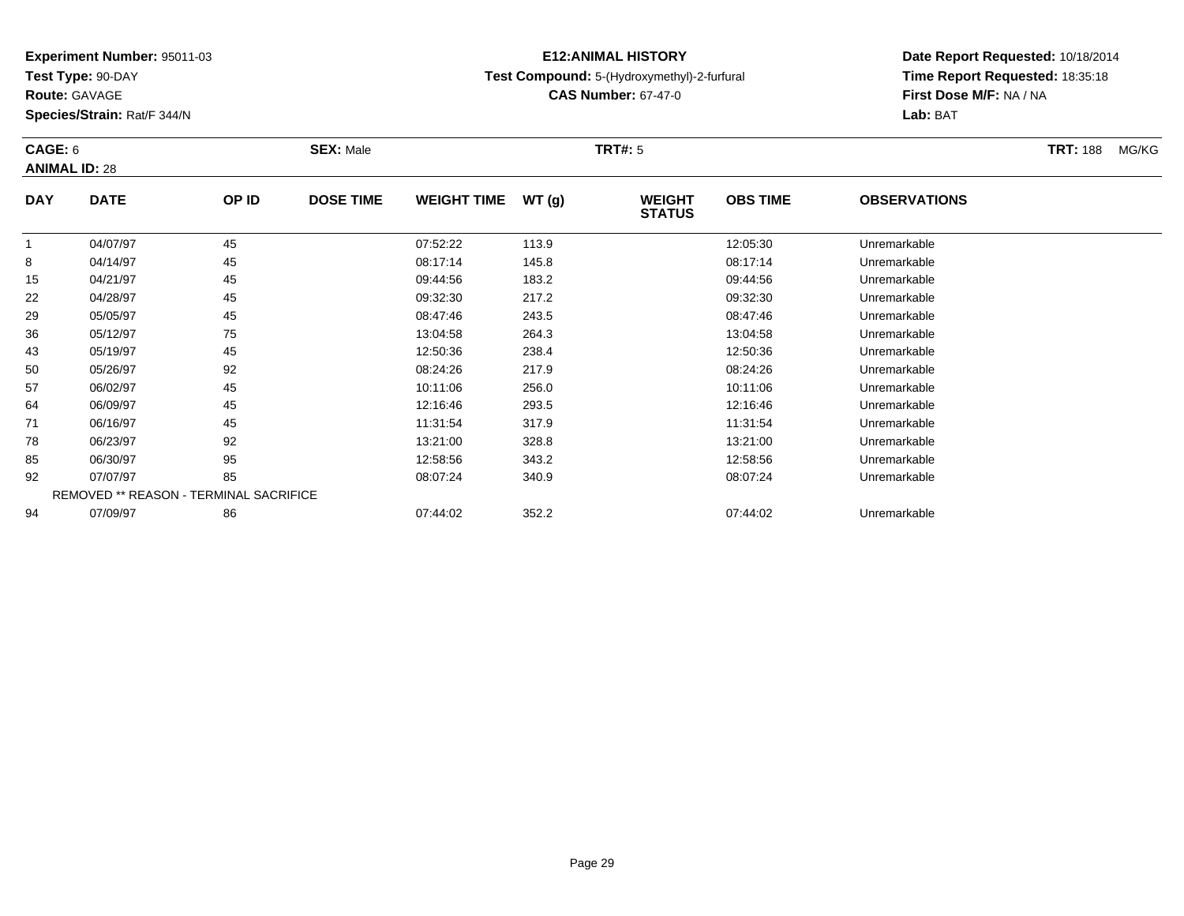**Experiment Number:** 95011-03
**Test Type:** 90-DAY
**Route:** GAVAGE
**Species/Strain:** Rat/F 344/N

**E12:ANIMAL HISTORY**
**Test Compound:** 5-(Hydroxymethyl)-2-furfural
**CAS Number:** 67-47-0

**Date Report Requested:** 10/18/2014
**Time Report Requested:** 18:35:18
**First Dose M/F:** NA / NA
**Lab:** BAT

**CAGE:** 6 **SEX:** Male **TRT#:** 5 **TRT:** 188 MG/KG
**ANIMAL ID:** 28

| DAY | DATE | OP ID | DOSE TIME | WEIGHT TIME | WT (g) | WEIGHT STATUS | OBS TIME | OBSERVATIONS |
|---|---|---|---|---|---|---|---|---|
| 1 | 04/07/97 | 45 | | 07:52:22 | 113.9 | | 12:05:30 | Unremarkable |
| 8 | 04/14/97 | 45 | | 08:17:14 | 145.8 | | 08:17:14 | Unremarkable |
| 15 | 04/21/97 | 45 | | 09:44:56 | 183.2 | | 09:44:56 | Unremarkable |
| 22 | 04/28/97 | 45 | | 09:32:30 | 217.2 | | 09:32:30 | Unremarkable |
| 29 | 05/05/97 | 45 | | 08:47:46 | 243.5 | | 08:47:46 | Unremarkable |
| 36 | 05/12/97 | 75 | | 13:04:58 | 264.3 | | 13:04:58 | Unremarkable |
| 43 | 05/19/97 | 45 | | 12:50:36 | 238.4 | | 12:50:36 | Unremarkable |
| 50 | 05/26/97 | 92 | | 08:24:26 | 217.9 | | 08:24:26 | Unremarkable |
| 57 | 06/02/97 | 45 | | 10:11:06 | 256.0 | | 10:11:06 | Unremarkable |
| 64 | 06/09/97 | 45 | | 12:16:46 | 293.5 | | 12:16:46 | Unremarkable |
| 71 | 06/16/97 | 45 | | 11:31:54 | 317.9 | | 11:31:54 | Unremarkable |
| 78 | 06/23/97 | 92 | | 13:21:00 | 328.8 | | 13:21:00 | Unremarkable |
| 85 | 06/30/97 | 95 | | 12:58:56 | 343.2 | | 12:58:56 | Unremarkable |
| 92 | 07/07/97 | 85 | | 08:07:24 | 340.9 | | 08:07:24 | Unremarkable |
| REMOVED ** REASON - TERMINAL SACRIFICE | | | | | | | | |
| 94 | 07/09/97 | 86 | | 07:44:02 | 352.2 | | 07:44:02 | Unremarkable |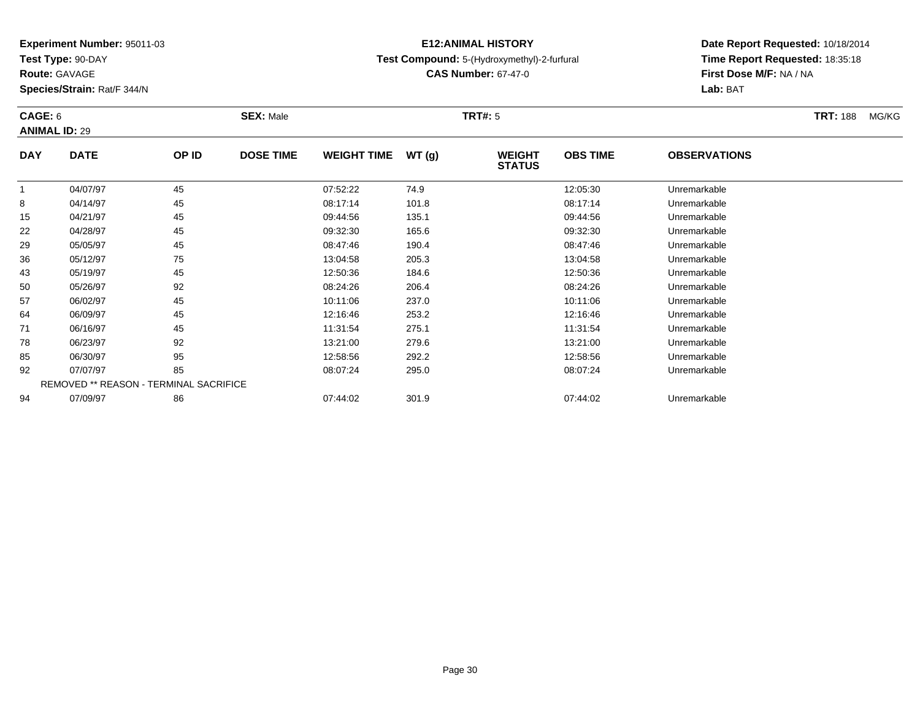**Experiment Number:** 95011-03
**Test Type:** 90-DAY
**Route:** GAVAGE
**Species/Strain:** Rat/F 344/N

**E12:ANIMAL HISTORY**
**Test Compound:** 5-(Hydroxymethyl)-2-furfural
**CAS Number:** 67-47-0

**Date Report Requested:** 10/18/2014
**Time Report Requested:** 18:35:18
**First Dose M/F:** NA / NA
**Lab:** BAT

**CAGE:** 6 **SEX:** Male **TRT#:** 5 **TRT:** 188 MG/KG
**ANIMAL ID:** 29

| DAY | DATE | OP ID | DOSE TIME | WEIGHT TIME | WT (g) | WEIGHT STATUS | OBS TIME | OBSERVATIONS |
|---|---|---|---|---|---|---|---|---|
| 1 | 04/07/97 | 45 | | 07:52:22 | 74.9 | | 12:05:30 | Unremarkable |
| 8 | 04/14/97 | 45 | | 08:17:14 | 101.8 | | 08:17:14 | Unremarkable |
| 15 | 04/21/97 | 45 | | 09:44:56 | 135.1 | | 09:44:56 | Unremarkable |
| 22 | 04/28/97 | 45 | | 09:32:30 | 165.6 | | 09:32:30 | Unremarkable |
| 29 | 05/05/97 | 45 | | 08:47:46 | 190.4 | | 08:47:46 | Unremarkable |
| 36 | 05/12/97 | 75 | | 13:04:58 | 205.3 | | 13:04:58 | Unremarkable |
| 43 | 05/19/97 | 45 | | 12:50:36 | 184.6 | | 12:50:36 | Unremarkable |
| 50 | 05/26/97 | 92 | | 08:24:26 | 206.4 | | 08:24:26 | Unremarkable |
| 57 | 06/02/97 | 45 | | 10:11:06 | 237.0 | | 10:11:06 | Unremarkable |
| 64 | 06/09/97 | 45 | | 12:16:46 | 253.2 | | 12:16:46 | Unremarkable |
| 71 | 06/16/97 | 45 | | 11:31:54 | 275.1 | | 11:31:54 | Unremarkable |
| 78 | 06/23/97 | 92 | | 13:21:00 | 279.6 | | 13:21:00 | Unremarkable |
| 85 | 06/30/97 | 95 | | 12:58:56 | 292.2 | | 12:58:56 | Unremarkable |
| 92 | 07/07/97 | 85 | | 08:07:24 | 295.0 | | 08:07:24 | Unremarkable |
| REMOVED ** REASON - TERMINAL SACRIFICE | | | | | | | | |
| 94 | 07/09/97 | 86 | | 07:44:02 | 301.9 | | 07:44:02 | Unremarkable |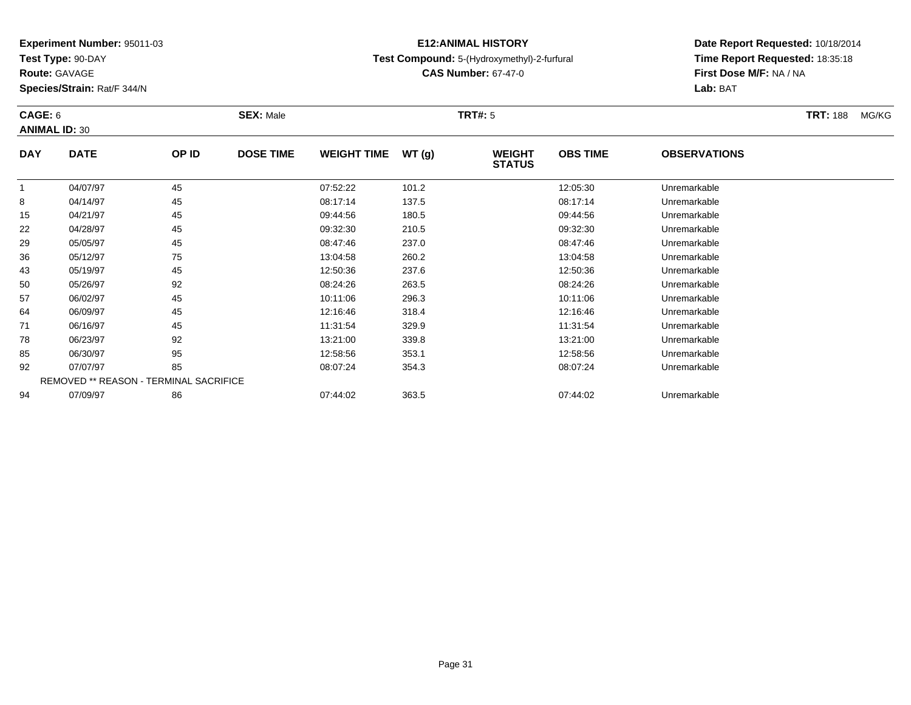**Experiment Number:** 95011-03
**Test Type:** 90-DAY
**Route:** GAVAGE
**Species/Strain:** Rat/F 344/N

**E12:ANIMAL HISTORY**
**Test Compound:** 5-(Hydroxymethyl)-2-furfural
**CAS Number:** 67-47-0

**Date Report Requested:** 10/18/2014
**Time Report Requested:** 18:35:18
**First Dose M/F:** NA / NA
**Lab:** BAT

**CAGE:** 6 **SEX:** Male **TRT#:** 5 **TRT:** 188 MG/KG
**ANIMAL ID:** 30

| DAY | DATE | OP ID | DOSE TIME | WEIGHT TIME | WT (g) | WEIGHT STATUS | OBS TIME | OBSERVATIONS |
|---|---|---|---|---|---|---|---|---|
| 1 | 04/07/97 | 45 | | 07:52:22 | 101.2 | | 12:05:30 | Unremarkable |
| 8 | 04/14/97 | 45 | | 08:17:14 | 137.5 | | 08:17:14 | Unremarkable |
| 15 | 04/21/97 | 45 | | 09:44:56 | 180.5 | | 09:44:56 | Unremarkable |
| 22 | 04/28/97 | 45 | | 09:32:30 | 210.5 | | 09:32:30 | Unremarkable |
| 29 | 05/05/97 | 45 | | 08:47:46 | 237.0 | | 08:47:46 | Unremarkable |
| 36 | 05/12/97 | 75 | | 13:04:58 | 260.2 | | 13:04:58 | Unremarkable |
| 43 | 05/19/97 | 45 | | 12:50:36 | 237.6 | | 12:50:36 | Unremarkable |
| 50 | 05/26/97 | 92 | | 08:24:26 | 263.5 | | 08:24:26 | Unremarkable |
| 57 | 06/02/97 | 45 | | 10:11:06 | 296.3 | | 10:11:06 | Unremarkable |
| 64 | 06/09/97 | 45 | | 12:16:46 | 318.4 | | 12:16:46 | Unremarkable |
| 71 | 06/16/97 | 45 | | 11:31:54 | 329.9 | | 11:31:54 | Unremarkable |
| 78 | 06/23/97 | 92 | | 13:21:00 | 339.8 | | 13:21:00 | Unremarkable |
| 85 | 06/30/97 | 95 | | 12:58:56 | 353.1 | | 12:58:56 | Unremarkable |
| 92 | 07/07/97 | 85 | | 08:07:24 | 354.3 | | 08:07:24 | Unremarkable |
| REMOVED ** REASON - TERMINAL SACRIFICE | | | | | | | | |
| 94 | 07/09/97 | 86 | | 07:44:02 | 363.5 | | 07:44:02 | Unremarkable |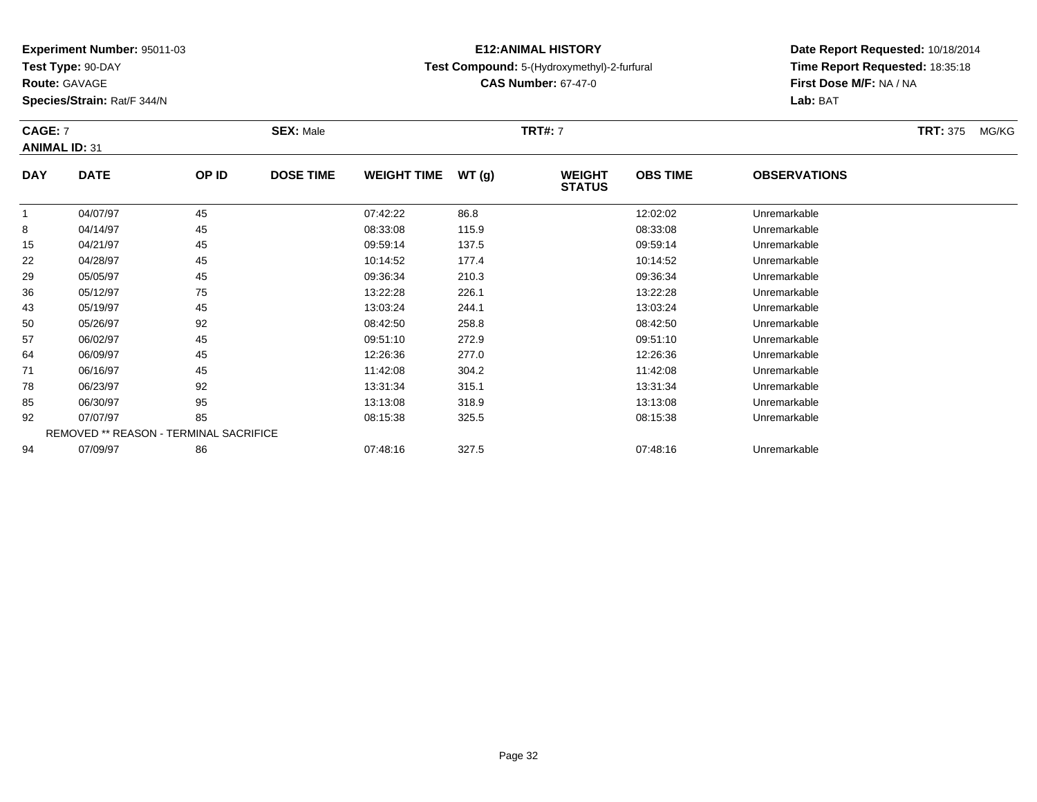**Experiment Number:** 95011-03
**Test Type:** 90-DAY
**Route:** GAVAGE
**Species/Strain:** Rat/F 344/N

**E12:ANIMAL HISTORY**
**Test Compound:** 5-(Hydroxymethyl)-2-furfural
**CAS Number:** 67-47-0

**Date Report Requested:** 10/18/2014
**Time Report Requested:** 18:35:18
**First Dose M/F:** NA / NA
**Lab:** BAT

**CAGE:** 7 **SEX:** Male **TRT#:** 7 **TRT:** 375 MG/KG
**ANIMAL ID:** 31

| DAY | DATE | OP ID | DOSE TIME | WEIGHT TIME | WT (g) | WEIGHT STATUS | OBS TIME | OBSERVATIONS |
|---|---|---|---|---|---|---|---|---|
| 1 | 04/07/97 | 45 | | 07:42:22 | 86.8 | | 12:02:02 | Unremarkable |
| 8 | 04/14/97 | 45 | | 08:33:08 | 115.9 | | 08:33:08 | Unremarkable |
| 15 | 04/21/97 | 45 | | 09:59:14 | 137.5 | | 09:59:14 | Unremarkable |
| 22 | 04/28/97 | 45 | | 10:14:52 | 177.4 | | 10:14:52 | Unremarkable |
| 29 | 05/05/97 | 45 | | 09:36:34 | 210.3 | | 09:36:34 | Unremarkable |
| 36 | 05/12/97 | 75 | | 13:22:28 | 226.1 | | 13:22:28 | Unremarkable |
| 43 | 05/19/97 | 45 | | 13:03:24 | 244.1 | | 13:03:24 | Unremarkable |
| 50 | 05/26/97 | 92 | | 08:42:50 | 258.8 | | 08:42:50 | Unremarkable |
| 57 | 06/02/97 | 45 | | 09:51:10 | 272.9 | | 09:51:10 | Unremarkable |
| 64 | 06/09/97 | 45 | | 12:26:36 | 277.0 | | 12:26:36 | Unremarkable |
| 71 | 06/16/97 | 45 | | 11:42:08 | 304.2 | | 11:42:08 | Unremarkable |
| 78 | 06/23/97 | 92 | | 13:31:34 | 315.1 | | 13:31:34 | Unremarkable |
| 85 | 06/30/97 | 95 | | 13:13:08 | 318.9 | | 13:13:08 | Unremarkable |
| 92 | 07/07/97 | 85 | | 08:15:38 | 325.5 | | 08:15:38 | Unremarkable |
| | REMOVED ** REASON - TERMINAL SACRIFICE | | | | | | | |
| 94 | 07/09/97 | 86 | | 07:48:16 | 327.5 | | 07:48:16 | Unremarkable |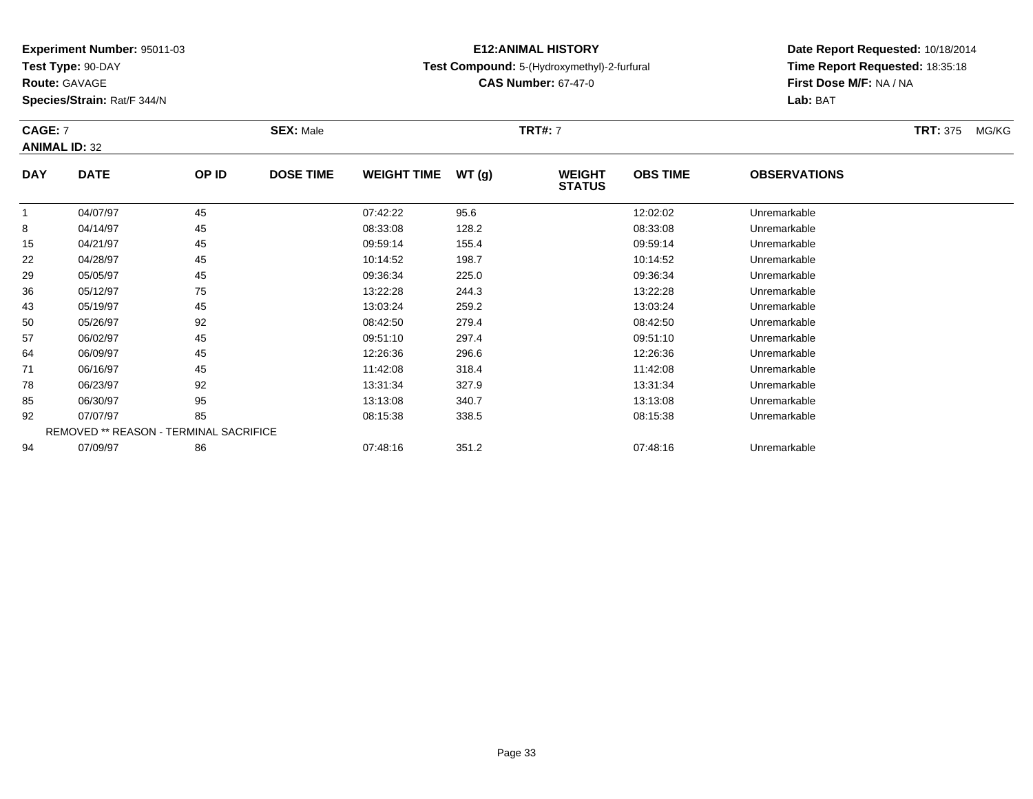**Experiment Number:** 95011-03
**Test Type:** 90-DAY
**Route:** GAVAGE
**Species/Strain:** Rat/F 344/N

**E12:ANIMAL HISTORY**
**Test Compound:** 5-(Hydroxymethyl)-2-furfural
**CAS Number:** 67-47-0

**Date Report Requested:** 10/18/2014
**Time Report Requested:** 18:35:18
**First Dose M/F:** NA / NA
**Lab:** BAT

**CAGE:** 7 **SEX:** Male **TRT#:** 7 **TRT:** 375 MG/KG
**ANIMAL ID:** 32

| DAY | DATE | OP ID | DOSE TIME | WEIGHT TIME | WT (g) | WEIGHT STATUS | OBS TIME | OBSERVATIONS |
|---|---|---|---|---|---|---|---|---|
| 1 | 04/07/97 | 45 | | 07:42:22 | 95.6 | | 12:02:02 | Unremarkable |
| 8 | 04/14/97 | 45 | | 08:33:08 | 128.2 | | 08:33:08 | Unremarkable |
| 15 | 04/21/97 | 45 | | 09:59:14 | 155.4 | | 09:59:14 | Unremarkable |
| 22 | 04/28/97 | 45 | | 10:14:52 | 198.7 | | 10:14:52 | Unremarkable |
| 29 | 05/05/97 | 45 | | 09:36:34 | 225.0 | | 09:36:34 | Unremarkable |
| 36 | 05/12/97 | 75 | | 13:22:28 | 244.3 | | 13:22:28 | Unremarkable |
| 43 | 05/19/97 | 45 | | 13:03:24 | 259.2 | | 13:03:24 | Unremarkable |
| 50 | 05/26/97 | 92 | | 08:42:50 | 279.4 | | 08:42:50 | Unremarkable |
| 57 | 06/02/97 | 45 | | 09:51:10 | 297.4 | | 09:51:10 | Unremarkable |
| 64 | 06/09/97 | 45 | | 12:26:36 | 296.6 | | 12:26:36 | Unremarkable |
| 71 | 06/16/97 | 45 | | 11:42:08 | 318.4 | | 11:42:08 | Unremarkable |
| 78 | 06/23/97 | 92 | | 13:31:34 | 327.9 | | 13:31:34 | Unremarkable |
| 85 | 06/30/97 | 95 | | 13:13:08 | 340.7 | | 13:13:08 | Unremarkable |
| 92 | 07/07/97 | 85 | | 08:15:38 | 338.5 | | 08:15:38 | Unremarkable |
| REMOVED ** REASON - TERMINAL SACRIFICE | | | | | | | | |
| 94 | 07/09/97 | 86 | | 07:48:16 | 351.2 | | 07:48:16 | Unremarkable |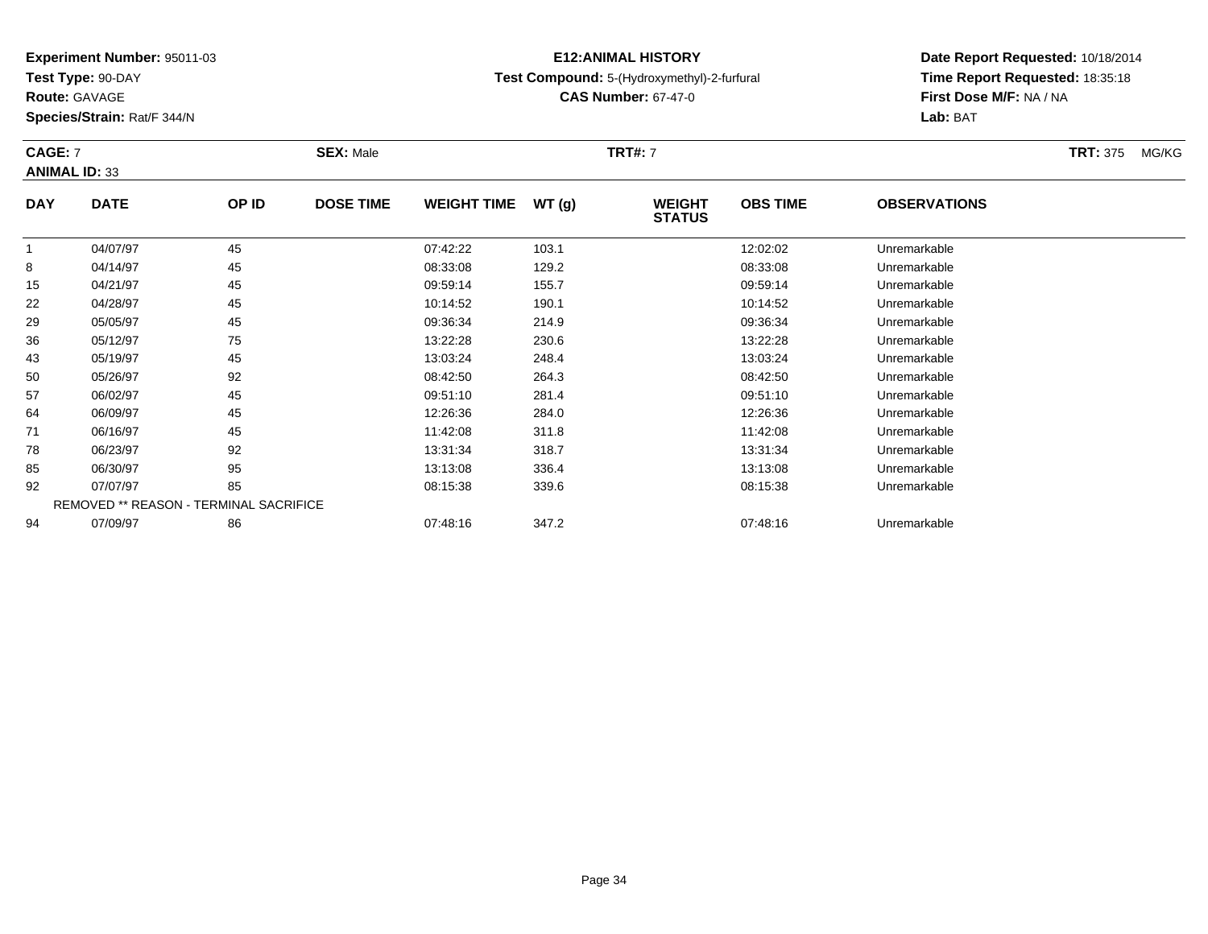**Experiment Number:** 95011-03
**Test Type:** 90-DAY
**Route:** GAVAGE
**Species/Strain:** Rat/F 344/N

**E12:ANIMAL HISTORY**
**Test Compound:** 5-(Hydroxymethyl)-2-furfural
**CAS Number:** 67-47-0

**Date Report Requested:** 10/18/2014
**Time Report Requested:** 18:35:18
**First Dose M/F:** NA / NA
**Lab:** BAT

**CAGE:** 7 **SEX:** Male **TRT#:** 7 **TRT:** 375 MG/KG
**ANIMAL ID:** 33

| DAY | DATE | OP ID | DOSE TIME | WEIGHT TIME | WT (g) | WEIGHT STATUS | OBS TIME | OBSERVATIONS |
|---|---|---|---|---|---|---|---|---|
| 1 | 04/07/97 | 45 | | 07:42:22 | 103.1 | | 12:02:02 | Unremarkable |
| 8 | 04/14/97 | 45 | | 08:33:08 | 129.2 | | 08:33:08 | Unremarkable |
| 15 | 04/21/97 | 45 | | 09:59:14 | 155.7 | | 09:59:14 | Unremarkable |
| 22 | 04/28/97 | 45 | | 10:14:52 | 190.1 | | 10:14:52 | Unremarkable |
| 29 | 05/05/97 | 45 | | 09:36:34 | 214.9 | | 09:36:34 | Unremarkable |
| 36 | 05/12/97 | 75 | | 13:22:28 | 230.6 | | 13:22:28 | Unremarkable |
| 43 | 05/19/97 | 45 | | 13:03:24 | 248.4 | | 13:03:24 | Unremarkable |
| 50 | 05/26/97 | 92 | | 08:42:50 | 264.3 | | 08:42:50 | Unremarkable |
| 57 | 06/02/97 | 45 | | 09:51:10 | 281.4 | | 09:51:10 | Unremarkable |
| 64 | 06/09/97 | 45 | | 12:26:36 | 284.0 | | 12:26:36 | Unremarkable |
| 71 | 06/16/97 | 45 | | 11:42:08 | 311.8 | | 11:42:08 | Unremarkable |
| 78 | 06/23/97 | 92 | | 13:31:34 | 318.7 | | 13:31:34 | Unremarkable |
| 85 | 06/30/97 | 95 | | 13:13:08 | 336.4 | | 13:13:08 | Unremarkable |
| 92 | 07/07/97 | 85 | | 08:15:38 | 339.6 | | 08:15:38 | Unremarkable |
| REMOVED ** REASON - TERMINAL SACRIFICE | | | | | | | | |
| 94 | 07/09/97 | 86 | | 07:48:16 | 347.2 | | 07:48:16 | Unremarkable |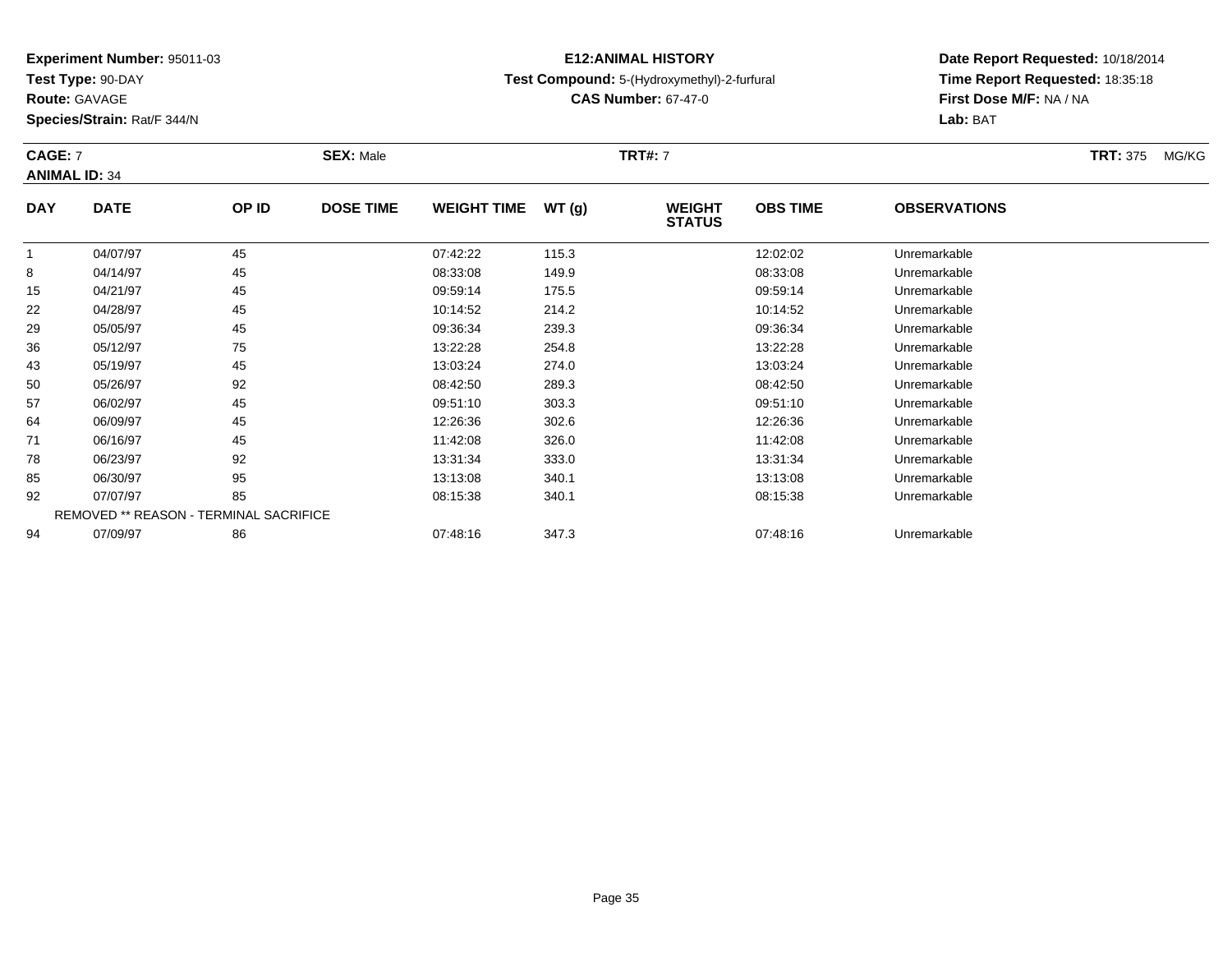**Experiment Number:** 95011-03
**Test Type:** 90-DAY
**Route:** GAVAGE
**Species/Strain:** Rat/F 344/N

**E12:ANIMAL HISTORY**
**Test Compound:** 5-(Hydroxymethyl)-2-furfural
**CAS Number:** 67-47-0

**Date Report Requested:** 10/18/2014
**Time Report Requested:** 18:35:18
**First Dose M/F:** NA / NA
**Lab:** BAT

**CAGE:** 7 **SEX:** Male **TRT#:** 7 **TRT:** 375 MG/KG
**ANIMAL ID:** 34

| DAY | DATE | OP ID | DOSE TIME | WEIGHT TIME | WT (g) | WEIGHT STATUS | OBS TIME | OBSERVATIONS |
|---|---|---|---|---|---|---|---|---|
| 1 | 04/07/97 | 45 | | 07:42:22 | 115.3 | | 12:02:02 | Unremarkable |
| 8 | 04/14/97 | 45 | | 08:33:08 | 149.9 | | 08:33:08 | Unremarkable |
| 15 | 04/21/97 | 45 | | 09:59:14 | 175.5 | | 09:59:14 | Unremarkable |
| 22 | 04/28/97 | 45 | | 10:14:52 | 214.2 | | 10:14:52 | Unremarkable |
| 29 | 05/05/97 | 45 | | 09:36:34 | 239.3 | | 09:36:34 | Unremarkable |
| 36 | 05/12/97 | 75 | | 13:22:28 | 254.8 | | 13:22:28 | Unremarkable |
| 43 | 05/19/97 | 45 | | 13:03:24 | 274.0 | | 13:03:24 | Unremarkable |
| 50 | 05/26/97 | 92 | | 08:42:50 | 289.3 | | 08:42:50 | Unremarkable |
| 57 | 06/02/97 | 45 | | 09:51:10 | 303.3 | | 09:51:10 | Unremarkable |
| 64 | 06/09/97 | 45 | | 12:26:36 | 302.6 | | 12:26:36 | Unremarkable |
| 71 | 06/16/97 | 45 | | 11:42:08 | 326.0 | | 11:42:08 | Unremarkable |
| 78 | 06/23/97 | 92 | | 13:31:34 | 333.0 | | 13:31:34 | Unremarkable |
| 85 | 06/30/97 | 95 | | 13:13:08 | 340.1 | | 13:13:08 | Unremarkable |
| 92 | 07/07/97 | 85 | | 08:15:38 | 340.1 | | 08:15:38 | Unremarkable |
| REMOVED ** REASON - TERMINAL SACRIFICE | | | | | | | | |
| 94 | 07/09/97 | 86 | | 07:48:16 | 347.3 | | 07:48:16 | Unremarkable |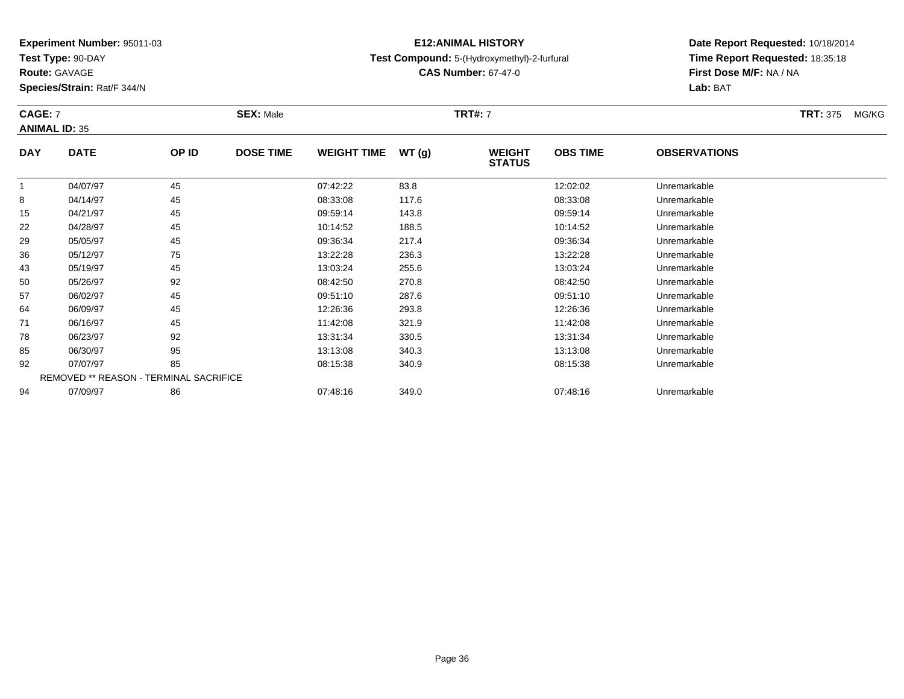**Experiment Number:** 95011-03
**Test Type:** 90-DAY
**Route:** GAVAGE
**Species/Strain:** Rat/F 344/N

**E12:ANIMAL HISTORY**
**Test Compound:** 5-(Hydroxymethyl)-2-furfural
**CAS Number:** 67-47-0

**Date Report Requested:** 10/18/2014
**Time Report Requested:** 18:35:18
**First Dose M/F:** NA / NA
**Lab:** BAT

**CAGE:** 7 **SEX:** Male **TRT#:** 7 **TRT:** 375 MG/KG
**ANIMAL ID:** 35

| DAY | DATE | OP ID | DOSE TIME | WEIGHT TIME | WT (g) | WEIGHT STATUS | OBS TIME | OBSERVATIONS |
|---|---|---|---|---|---|---|---|---|
| 1 | 04/07/97 | 45 | | 07:42:22 | 83.8 | | 12:02:02 | Unremarkable |
| 8 | 04/14/97 | 45 | | 08:33:08 | 117.6 | | 08:33:08 | Unremarkable |
| 15 | 04/21/97 | 45 | | 09:59:14 | 143.8 | | 09:59:14 | Unremarkable |
| 22 | 04/28/97 | 45 | | 10:14:52 | 188.5 | | 10:14:52 | Unremarkable |
| 29 | 05/05/97 | 45 | | 09:36:34 | 217.4 | | 09:36:34 | Unremarkable |
| 36 | 05/12/97 | 75 | | 13:22:28 | 236.3 | | 13:22:28 | Unremarkable |
| 43 | 05/19/97 | 45 | | 13:03:24 | 255.6 | | 13:03:24 | Unremarkable |
| 50 | 05/26/97 | 92 | | 08:42:50 | 270.8 | | 08:42:50 | Unremarkable |
| 57 | 06/02/97 | 45 | | 09:51:10 | 287.6 | | 09:51:10 | Unremarkable |
| 64 | 06/09/97 | 45 | | 12:26:36 | 293.8 | | 12:26:36 | Unremarkable |
| 71 | 06/16/97 | 45 | | 11:42:08 | 321.9 | | 11:42:08 | Unremarkable |
| 78 | 06/23/97 | 92 | | 13:31:34 | 330.5 | | 13:31:34 | Unremarkable |
| 85 | 06/30/97 | 95 | | 13:13:08 | 340.3 | | 13:13:08 | Unremarkable |
| 92 | 07/07/97 | 85 | | 08:15:38 | 340.9 | | 08:15:38 | Unremarkable |
| REMOVED ** REASON - TERMINAL SACRIFICE | | | | | | | | |
| 94 | 07/09/97 | 86 | | 07:48:16 | 349.0 | | 07:48:16 | Unremarkable |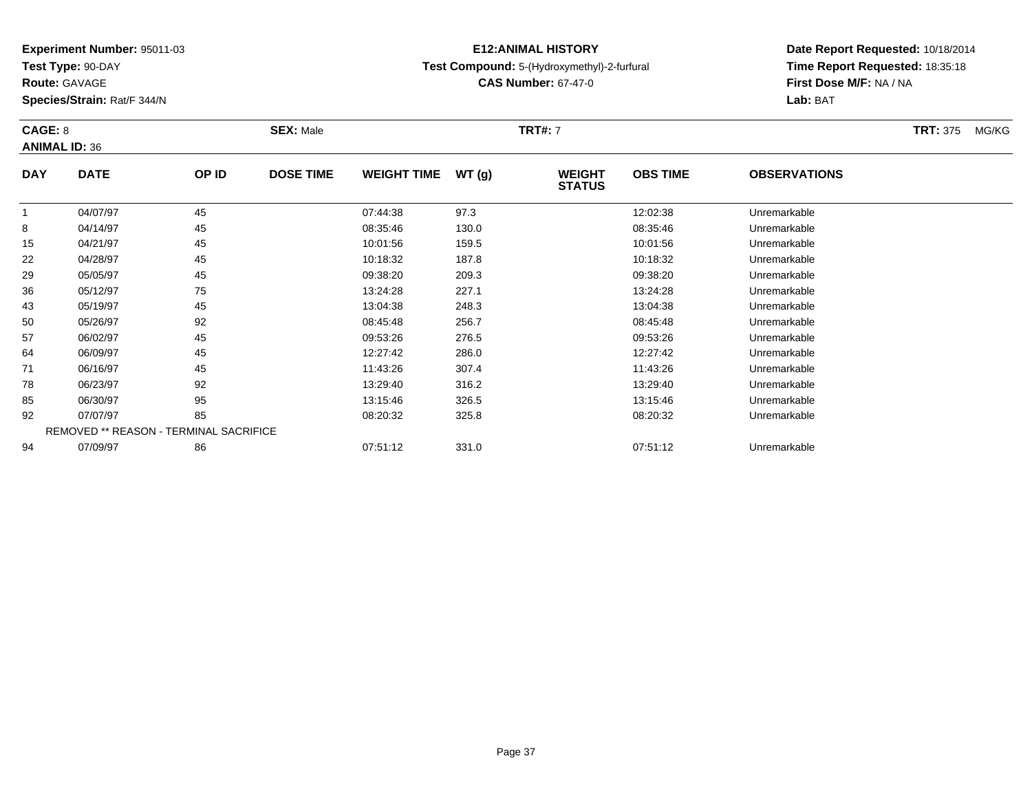**Experiment Number:** 95011-03
**Test Type:** 90-DAY
**Route:** GAVAGE
**Species/Strain:** Rat/F 344/N

**E12:ANIMAL HISTORY**
**Test Compound:** 5-(Hydroxymethyl)-2-furfural
**CAS Number:** 67-47-0

**Date Report Requested:** 10/18/2014
**Time Report Requested:** 18:35:18
**First Dose M/F:** NA / NA
**Lab:** BAT

**CAGE:** 8 **SEX:** Male **TRT#:** 7 **TRT:** 375 MG/KG
**ANIMAL ID:** 36

| DAY | DATE | OP ID | DOSE TIME | WEIGHT TIME | WT (g) | WEIGHT STATUS | OBS TIME | OBSERVATIONS |
|---|---|---|---|---|---|---|---|---|
| 1 | 04/07/97 | 45 | | 07:44:38 | 97.3 | | 12:02:38 | Unremarkable |
| 8 | 04/14/97 | 45 | | 08:35:46 | 130.0 | | 08:35:46 | Unremarkable |
| 15 | 04/21/97 | 45 | | 10:01:56 | 159.5 | | 10:01:56 | Unremarkable |
| 22 | 04/28/97 | 45 | | 10:18:32 | 187.8 | | 10:18:32 | Unremarkable |
| 29 | 05/05/97 | 45 | | 09:38:20 | 209.3 | | 09:38:20 | Unremarkable |
| 36 | 05/12/97 | 75 | | 13:24:28 | 227.1 | | 13:24:28 | Unremarkable |
| 43 | 05/19/97 | 45 | | 13:04:38 | 248.3 | | 13:04:38 | Unremarkable |
| 50 | 05/26/97 | 92 | | 08:45:48 | 256.7 | | 08:45:48 | Unremarkable |
| 57 | 06/02/97 | 45 | | 09:53:26 | 276.5 | | 09:53:26 | Unremarkable |
| 64 | 06/09/97 | 45 | | 12:27:42 | 286.0 | | 12:27:42 | Unremarkable |
| 71 | 06/16/97 | 45 | | 11:43:26 | 307.4 | | 11:43:26 | Unremarkable |
| 78 | 06/23/97 | 92 | | 13:29:40 | 316.2 | | 13:29:40 | Unremarkable |
| 85 | 06/30/97 | 95 | | 13:15:46 | 326.5 | | 13:15:46 | Unremarkable |
| 92 | 07/07/97 | 85 | | 08:20:32 | 325.8 | | 08:20:32 | Unremarkable |
| | REMOVED ** REASON - TERMINAL SACRIFICE | | | | | | | |
| 94 | 07/09/97 | 86 | | 07:51:12 | 331.0 | | 07:51:12 | Unremarkable |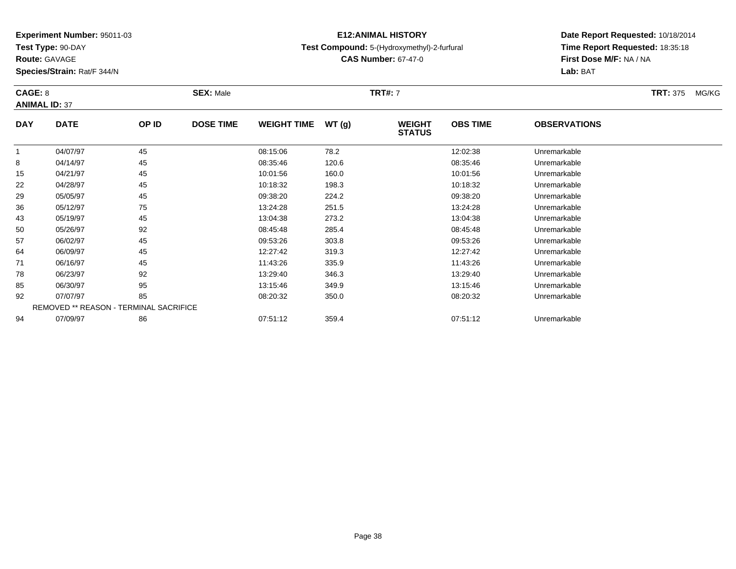**Experiment Number:** 95011-03
**Test Type:** 90-DAY
**Route:** GAVAGE
**Species/Strain:** Rat/F 344/N

**E12:ANIMAL HISTORY**
**Test Compound:** 5-(Hydroxymethyl)-2-furfural
**CAS Number:** 67-47-0

**Date Report Requested:** 10/18/2014
**Time Report Requested:** 18:35:18
**First Dose M/F:** NA / NA
**Lab:** BAT

**CAGE:** 8 **SEX:** Male **TRT#:** 7 **TRT:** 375 MG/KG
**ANIMAL ID:** 37

| DAY | DATE | OP ID | DOSE TIME | WEIGHT TIME | WT (g) | WEIGHT STATUS | OBS TIME | OBSERVATIONS |
|---|---|---|---|---|---|---|---|---|
| 1 | 04/07/97 | 45 | | 08:15:06 | 78.2 | | 12:02:38 | Unremarkable |
| 8 | 04/14/97 | 45 | | 08:35:46 | 120.6 | | 08:35:46 | Unremarkable |
| 15 | 04/21/97 | 45 | | 10:01:56 | 160.0 | | 10:01:56 | Unremarkable |
| 22 | 04/28/97 | 45 | | 10:18:32 | 198.3 | | 10:18:32 | Unremarkable |
| 29 | 05/05/97 | 45 | | 09:38:20 | 224.2 | | 09:38:20 | Unremarkable |
| 36 | 05/12/97 | 75 | | 13:24:28 | 251.5 | | 13:24:28 | Unremarkable |
| 43 | 05/19/97 | 45 | | 13:04:38 | 273.2 | | 13:04:38 | Unremarkable |
| 50 | 05/26/97 | 92 | | 08:45:48 | 285.4 | | 08:45:48 | Unremarkable |
| 57 | 06/02/97 | 45 | | 09:53:26 | 303.8 | | 09:53:26 | Unremarkable |
| 64 | 06/09/97 | 45 | | 12:27:42 | 319.3 | | 12:27:42 | Unremarkable |
| 71 | 06/16/97 | 45 | | 11:43:26 | 335.9 | | 11:43:26 | Unremarkable |
| 78 | 06/23/97 | 92 | | 13:29:40 | 346.3 | | 13:29:40 | Unremarkable |
| 85 | 06/30/97 | 95 | | 13:15:46 | 349.9 | | 13:15:46 | Unremarkable |
| 92 | 07/07/97 | 85 | | 08:20:32 | 350.0 | | 08:20:32 | Unremarkable |
| REMOVED ** REASON - TERMINAL SACRIFICE | | | | | | | | |
| 94 | 07/09/97 | 86 | | 07:51:12 | 359.4 | | 07:51:12 | Unremarkable |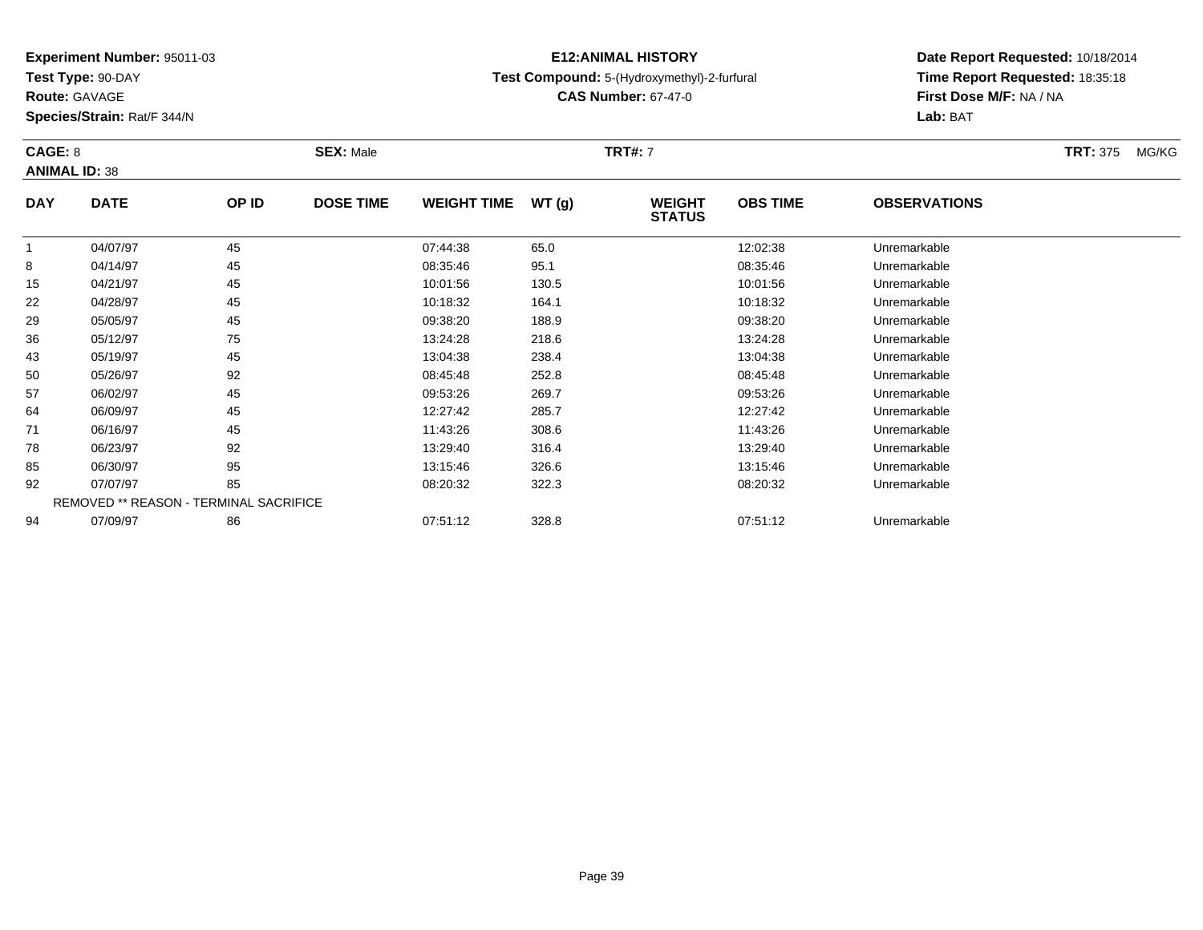**Experiment Number:** 95011-03
**Test Type:** 90-DAY
**Route:** GAVAGE
**Species/Strain:** Rat/F 344/N

**E12:ANIMAL HISTORY**
**Test Compound:** 5-(Hydroxymethyl)-2-furfural
**CAS Number:** 67-47-0

**Date Report Requested:** 10/18/2014
**Time Report Requested:** 18:35:18
**First Dose M/F:** NA / NA
**Lab:** BAT

**CAGE:** 8 **SEX:** Male **TRT#:** 7 **TRT:** 375 MG/KG
**ANIMAL ID:** 38

| DAY | DATE | OP ID | DOSE TIME | WEIGHT TIME | WT (g) | WEIGHT STATUS | OBS TIME | OBSERVATIONS |
|---|---|---|---|---|---|---|---|---|
| 1 | 04/07/97 | 45 | | 07:44:38 | 65.0 | | 12:02:38 | Unremarkable |
| 8 | 04/14/97 | 45 | | 08:35:46 | 95.1 | | 08:35:46 | Unremarkable |
| 15 | 04/21/97 | 45 | | 10:01:56 | 130.5 | | 10:01:56 | Unremarkable |
| 22 | 04/28/97 | 45 | | 10:18:32 | 164.1 | | 10:18:32 | Unremarkable |
| 29 | 05/05/97 | 45 | | 09:38:20 | 188.9 | | 09:38:20 | Unremarkable |
| 36 | 05/12/97 | 75 | | 13:24:28 | 218.6 | | 13:24:28 | Unremarkable |
| 43 | 05/19/97 | 45 | | 13:04:38 | 238.4 | | 13:04:38 | Unremarkable |
| 50 | 05/26/97 | 92 | | 08:45:48 | 252.8 | | 08:45:48 | Unremarkable |
| 57 | 06/02/97 | 45 | | 09:53:26 | 269.7 | | 09:53:26 | Unremarkable |
| 64 | 06/09/97 | 45 | | 12:27:42 | 285.7 | | 12:27:42 | Unremarkable |
| 71 | 06/16/97 | 45 | | 11:43:26 | 308.6 | | 11:43:26 | Unremarkable |
| 78 | 06/23/97 | 92 | | 13:29:40 | 316.4 | | 13:29:40 | Unremarkable |
| 85 | 06/30/97 | 95 | | 13:15:46 | 326.6 | | 13:15:46 | Unremarkable |
| 92 | 07/07/97 | 85 | | 08:20:32 | 322.3 | | 08:20:32 | Unremarkable |
| REMOVED ** REASON - TERMINAL SACRIFICE | | | | | | | | |
| 94 | 07/09/97 | 86 | | 07:51:12 | 328.8 | | 07:51:12 | Unremarkable |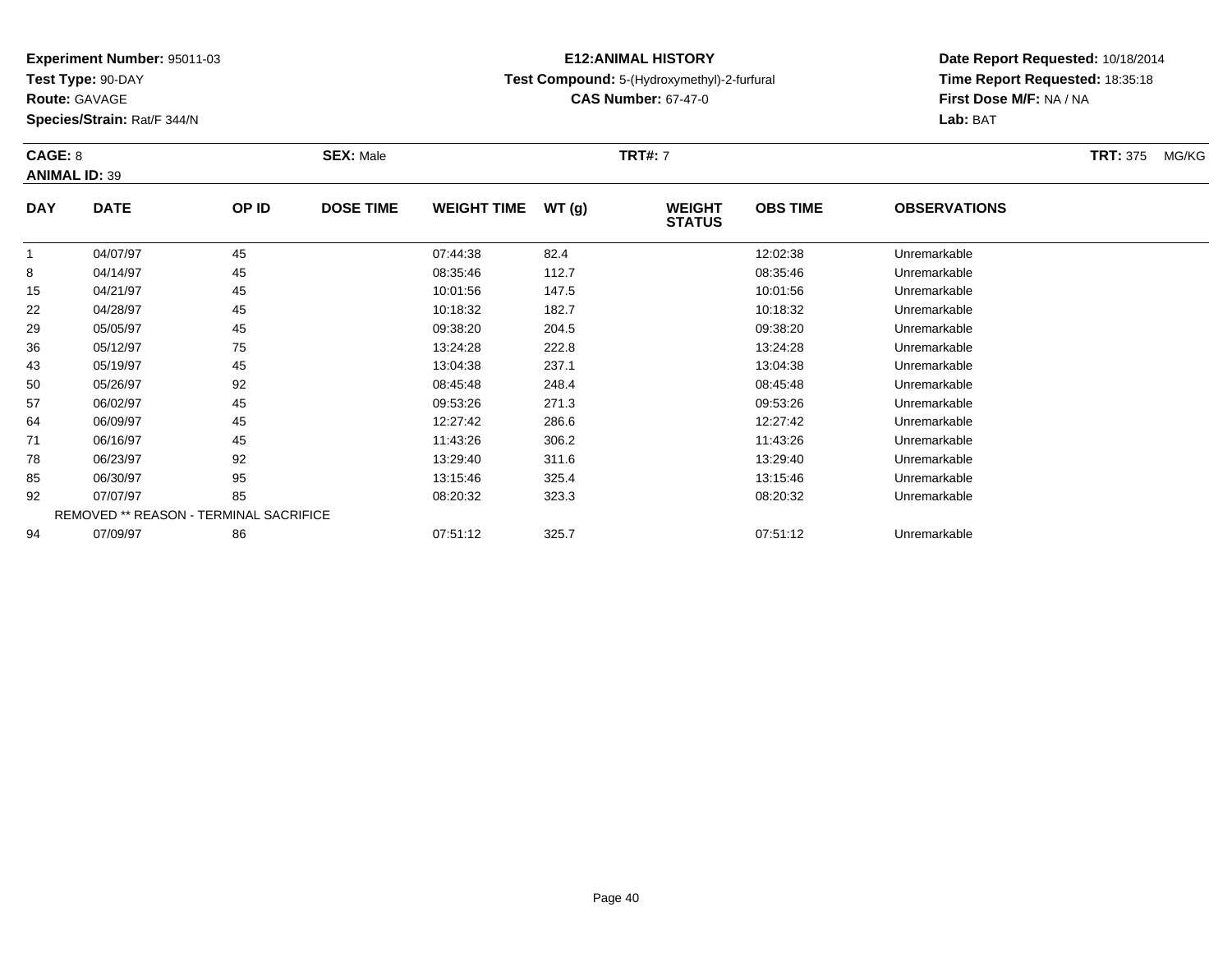**Experiment Number:** 95011-03
**Test Type:** 90-DAY
**Route:** GAVAGE
**Species/Strain:** Rat/F 344/N

**E12:ANIMAL HISTORY**
**Test Compound:** 5-(Hydroxymethyl)-2-furfural
**CAS Number:** 67-47-0

**Date Report Requested:** 10/18/2014
**Time Report Requested:** 18:35:18
**First Dose M/F:** NA / NA
**Lab:** BAT

**CAGE:** 8 **SEX:** Male **TRT#:** 7 **TRT:** 375 MG/KG
**ANIMAL ID:** 39

| DAY | DATE | OP ID | DOSE TIME | WEIGHT TIME | WT (g) | WEIGHT STATUS | OBS TIME | OBSERVATIONS |
|---|---|---|---|---|---|---|---|---|
| 1 | 04/07/97 | 45 | | 07:44:38 | 82.4 | | 12:02:38 | Unremarkable |
| 8 | 04/14/97 | 45 | | 08:35:46 | 112.7 | | 08:35:46 | Unremarkable |
| 15 | 04/21/97 | 45 | | 10:01:56 | 147.5 | | 10:01:56 | Unremarkable |
| 22 | 04/28/97 | 45 | | 10:18:32 | 182.7 | | 10:18:32 | Unremarkable |
| 29 | 05/05/97 | 45 | | 09:38:20 | 204.5 | | 09:38:20 | Unremarkable |
| 36 | 05/12/97 | 75 | | 13:24:28 | 222.8 | | 13:24:28 | Unremarkable |
| 43 | 05/19/97 | 45 | | 13:04:38 | 237.1 | | 13:04:38 | Unremarkable |
| 50 | 05/26/97 | 92 | | 08:45:48 | 248.4 | | 08:45:48 | Unremarkable |
| 57 | 06/02/97 | 45 | | 09:53:26 | 271.3 | | 09:53:26 | Unremarkable |
| 64 | 06/09/97 | 45 | | 12:27:42 | 286.6 | | 12:27:42 | Unremarkable |
| 71 | 06/16/97 | 45 | | 11:43:26 | 306.2 | | 11:43:26 | Unremarkable |
| 78 | 06/23/97 | 92 | | 13:29:40 | 311.6 | | 13:29:40 | Unremarkable |
| 85 | 06/30/97 | 95 | | 13:15:46 | 325.4 | | 13:15:46 | Unremarkable |
| 92 | 07/07/97 | 85 | | 08:20:32 | 323.3 | | 08:20:32 | Unremarkable |
| | REMOVED ** REASON - TERMINAL SACRIFICE | | | | | | | |
| 94 | 07/09/97 | 86 | | 07:51:12 | 325.7 | | 07:51:12 | Unremarkable |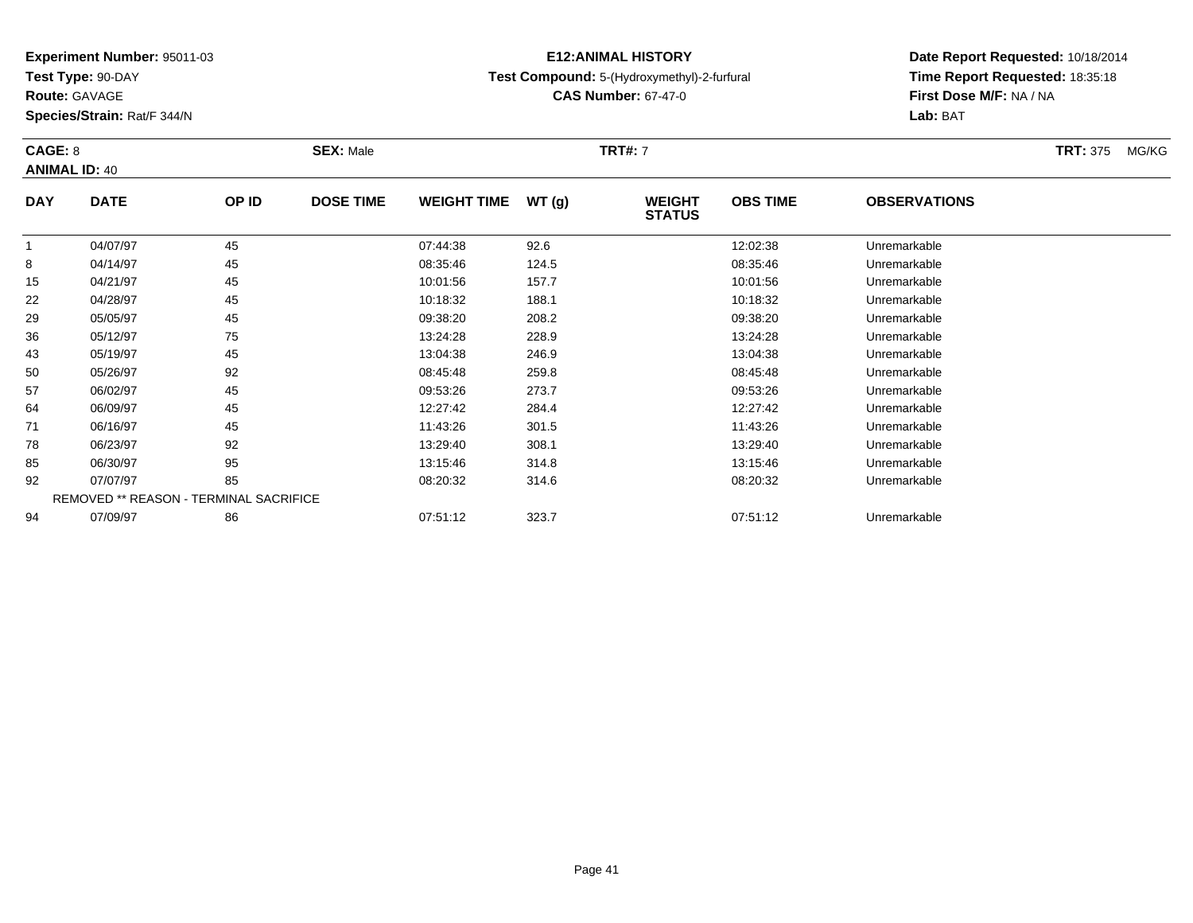**Experiment Number:** 95011-03
**Test Type:** 90-DAY
**Route:** GAVAGE
**Species/Strain:** Rat/F 344/N

**E12:ANIMAL HISTORY**
**Test Compound:** 5-(Hydroxymethyl)-2-furfural
**CAS Number:** 67-47-0

**Date Report Requested:** 10/18/2014
**Time Report Requested:** 18:35:18
**First Dose M/F:** NA / NA
**Lab:** BAT

**CAGE:** 8 **SEX:** Male **TRT#:** 7 **TRT:** 375 MG/KG
**ANIMAL ID:** 40

| DAY | DATE | OP ID | DOSE TIME | WEIGHT TIME | WT (g) | WEIGHT STATUS | OBS TIME | OBSERVATIONS |
|---|---|---|---|---|---|---|---|---|
| 1 | 04/07/97 | 45 | | 07:44:38 | 92.6 | | 12:02:38 | Unremarkable |
| 8 | 04/14/97 | 45 | | 08:35:46 | 124.5 | | 08:35:46 | Unremarkable |
| 15 | 04/21/97 | 45 | | 10:01:56 | 157.7 | | 10:01:56 | Unremarkable |
| 22 | 04/28/97 | 45 | | 10:18:32 | 188.1 | | 10:18:32 | Unremarkable |
| 29 | 05/05/97 | 45 | | 09:38:20 | 208.2 | | 09:38:20 | Unremarkable |
| 36 | 05/12/97 | 75 | | 13:24:28 | 228.9 | | 13:24:28 | Unremarkable |
| 43 | 05/19/97 | 45 | | 13:04:38 | 246.9 | | 13:04:38 | Unremarkable |
| 50 | 05/26/97 | 92 | | 08:45:48 | 259.8 | | 08:45:48 | Unremarkable |
| 57 | 06/02/97 | 45 | | 09:53:26 | 273.7 | | 09:53:26 | Unremarkable |
| 64 | 06/09/97 | 45 | | 12:27:42 | 284.4 | | 12:27:42 | Unremarkable |
| 71 | 06/16/97 | 45 | | 11:43:26 | 301.5 | | 11:43:26 | Unremarkable |
| 78 | 06/23/97 | 92 | | 13:29:40 | 308.1 | | 13:29:40 | Unremarkable |
| 85 | 06/30/97 | 95 | | 13:15:46 | 314.8 | | 13:15:46 | Unremarkable |
| 92 | 07/07/97 | 85 | | 08:20:32 | 314.6 | | 08:20:32 | Unremarkable |
| | REMOVED ** REASON - TERMINAL SACRIFICE | | | | | | | |
| 94 | 07/09/97 | 86 | | 07:51:12 | 323.7 | | 07:51:12 | Unremarkable |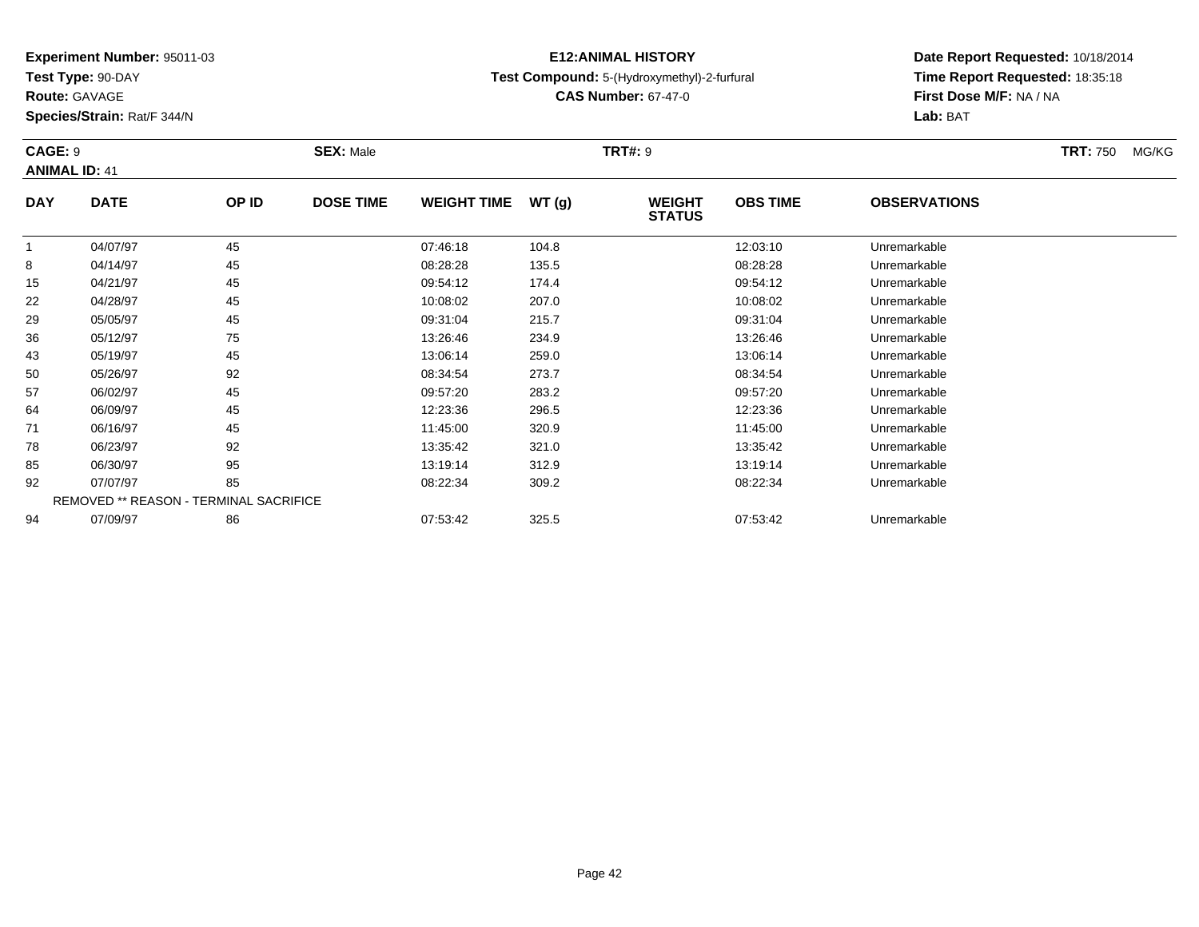**Experiment Number:** 95011-03
**Test Type:** 90-DAY
**Route:** GAVAGE
**Species/Strain:** Rat/F 344/N

**E12:ANIMAL HISTORY**
**Test Compound:** 5-(Hydroxymethyl)-2-furfural
**CAS Number:** 67-47-0

**Date Report Requested:** 10/18/2014
**Time Report Requested:** 18:35:18
**First Dose M/F:** NA / NA
**Lab:** BAT

**CAGE:** 9 **SEX:** Male **TRT#:** 9 **TRT:** 750 MG/KG
**ANIMAL ID:** 41

| DAY | DATE | OP ID | DOSE TIME | WEIGHT TIME | WT (g) | WEIGHT STATUS | OBS TIME | OBSERVATIONS |
|---|---|---|---|---|---|---|---|---|
| 1 | 04/07/97 | 45 | | 07:46:18 | 104.8 | | 12:03:10 | Unremarkable |
| 8 | 04/14/97 | 45 | | 08:28:28 | 135.5 | | 08:28:28 | Unremarkable |
| 15 | 04/21/97 | 45 | | 09:54:12 | 174.4 | | 09:54:12 | Unremarkable |
| 22 | 04/28/97 | 45 | | 10:08:02 | 207.0 | | 10:08:02 | Unremarkable |
| 29 | 05/05/97 | 45 | | 09:31:04 | 215.7 | | 09:31:04 | Unremarkable |
| 36 | 05/12/97 | 75 | | 13:26:46 | 234.9 | | 13:26:46 | Unremarkable |
| 43 | 05/19/97 | 45 | | 13:06:14 | 259.0 | | 13:06:14 | Unremarkable |
| 50 | 05/26/97 | 92 | | 08:34:54 | 273.7 | | 08:34:54 | Unremarkable |
| 57 | 06/02/97 | 45 | | 09:57:20 | 283.2 | | 09:57:20 | Unremarkable |
| 64 | 06/09/97 | 45 | | 12:23:36 | 296.5 | | 12:23:36 | Unremarkable |
| 71 | 06/16/97 | 45 | | 11:45:00 | 320.9 | | 11:45:00 | Unremarkable |
| 78 | 06/23/97 | 92 | | 13:35:42 | 321.0 | | 13:35:42 | Unremarkable |
| 85 | 06/30/97 | 95 | | 13:19:14 | 312.9 | | 13:19:14 | Unremarkable |
| 92 | 07/07/97 | 85 | | 08:22:34 | 309.2 | | 08:22:34 | Unremarkable |
| | REMOVED ** REASON - TERMINAL SACRIFICE | | | | | | | |
| 94 | 07/09/97 | 86 | | 07:53:42 | 325.5 | | 07:53:42 | Unremarkable |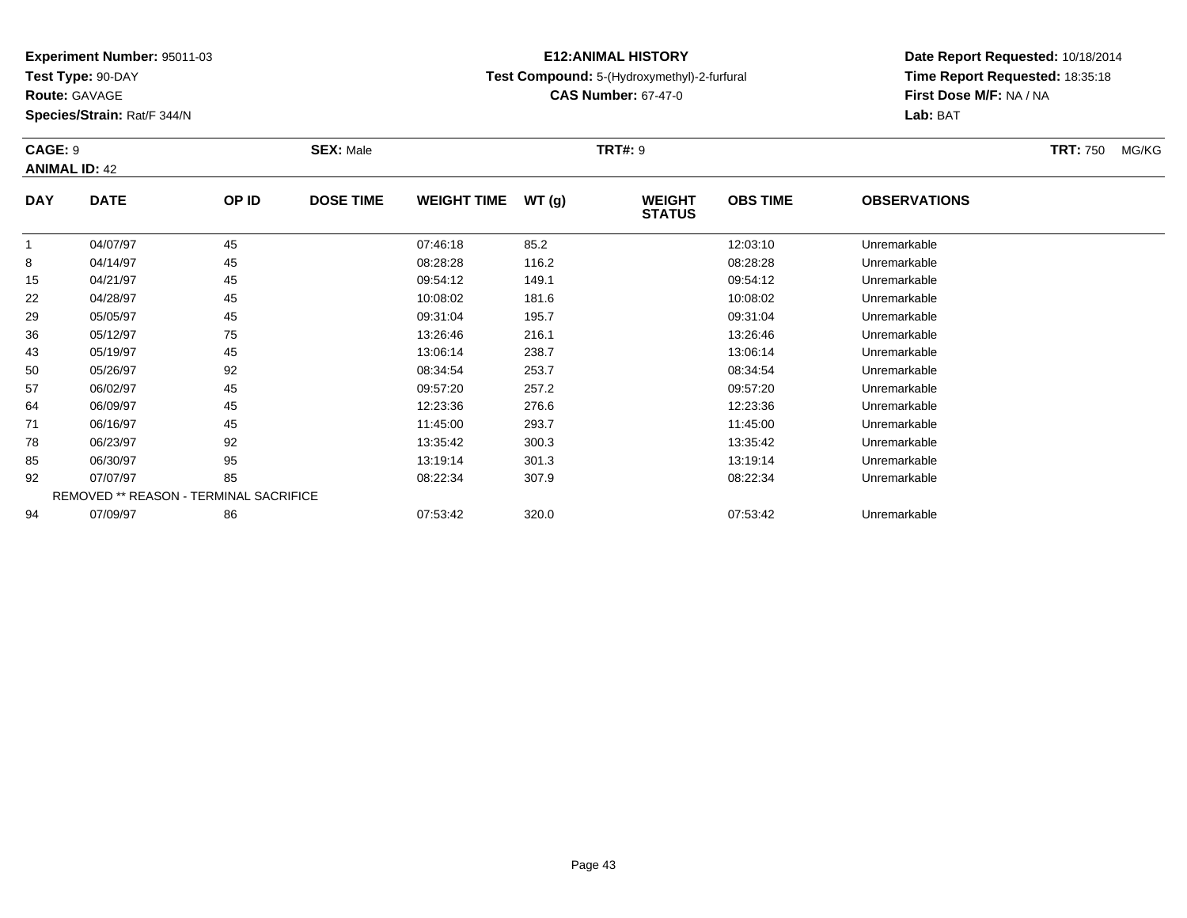**Experiment Number:** 95011-03
**Test Type:** 90-DAY
**Route:** GAVAGE
**Species/Strain:** Rat/F 344/N

**E12:ANIMAL HISTORY**
**Test Compound:** 5-(Hydroxymethyl)-2-furfural
**CAS Number:** 67-47-0

**Date Report Requested:** 10/18/2014
**Time Report Requested:** 18:35:18
**First Dose M/F:** NA / NA
**Lab:** BAT

**CAGE:** 9
**ANIMAL ID:** 42
**SEX:** Male
**TRT#:** 9
**TRT:** 750 MG/KG

| DAY | DATE | OP ID | DOSE TIME | WEIGHT TIME | WT (g) | WEIGHT STATUS | OBS TIME | OBSERVATIONS |
|---|---|---|---|---|---|---|---|---|
| 1 | 04/07/97 | 45 | | 07:46:18 | 85.2 | | 12:03:10 | Unremarkable |
| 8 | 04/14/97 | 45 | | 08:28:28 | 116.2 | | 08:28:28 | Unremarkable |
| 15 | 04/21/97 | 45 | | 09:54:12 | 149.1 | | 09:54:12 | Unremarkable |
| 22 | 04/28/97 | 45 | | 10:08:02 | 181.6 | | 10:08:02 | Unremarkable |
| 29 | 05/05/97 | 45 | | 09:31:04 | 195.7 | | 09:31:04 | Unremarkable |
| 36 | 05/12/97 | 75 | | 13:26:46 | 216.1 | | 13:26:46 | Unremarkable |
| 43 | 05/19/97 | 45 | | 13:06:14 | 238.7 | | 13:06:14 | Unremarkable |
| 50 | 05/26/97 | 92 | | 08:34:54 | 253.7 | | 08:34:54 | Unremarkable |
| 57 | 06/02/97 | 45 | | 09:57:20 | 257.2 | | 09:57:20 | Unremarkable |
| 64 | 06/09/97 | 45 | | 12:23:36 | 276.6 | | 12:23:36 | Unremarkable |
| 71 | 06/16/97 | 45 | | 11:45:00 | 293.7 | | 11:45:00 | Unremarkable |
| 78 | 06/23/97 | 92 | | 13:35:42 | 300.3 | | 13:35:42 | Unremarkable |
| 85 | 06/30/97 | 95 | | 13:19:14 | 301.3 | | 13:19:14 | Unremarkable |
| 92 | 07/07/97 | 85 | | 08:22:34 | 307.9 | | 08:22:34 | Unremarkable |
| REMOVED ** REASON - TERMINAL SACRIFICE | | | | | | | | |
| 94 | 07/09/97 | 86 | | 07:53:42 | 320.0 | | 07:53:42 | Unremarkable |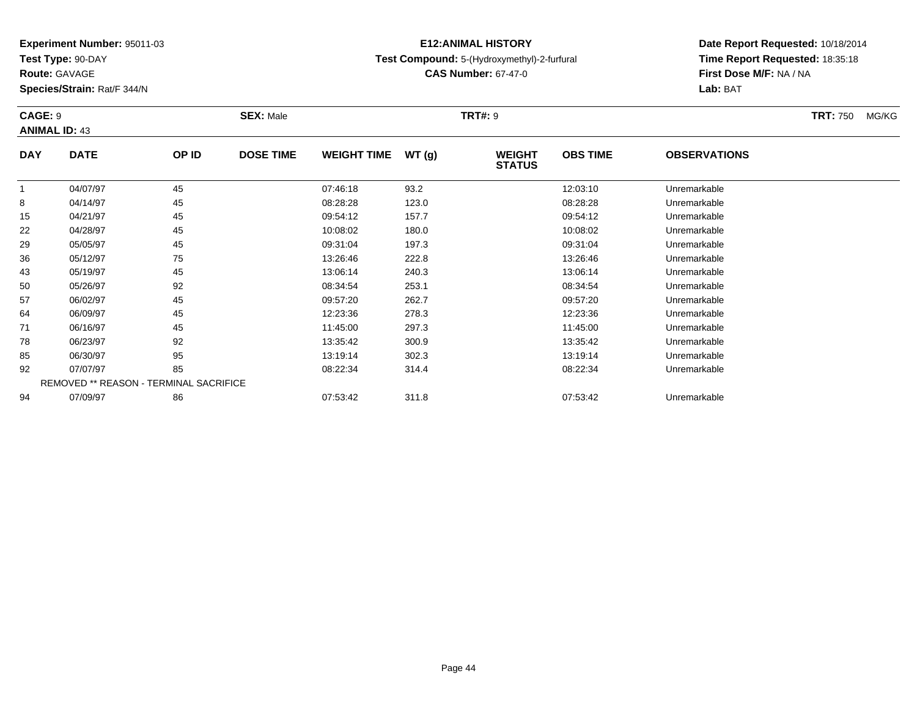**Experiment Number:** 95011-03
**Test Type:** 90-DAY
**Route:** GAVAGE
**Species/Strain:** Rat/F 344/N

**E12:ANIMAL HISTORY**
**Test Compound:** 5-(Hydroxymethyl)-2-furfural
**CAS Number:** 67-47-0

**Date Report Requested:** 10/18/2014
**Time Report Requested:** 18:35:18
**First Dose M/F:** NA / NA
**Lab:** BAT

**CAGE:** 9 **SEX:** Male **TRT#:** 9 **TRT:** 750 MG/KG
**ANIMAL ID:** 43

| DAY | DATE | OP ID | DOSE TIME | WEIGHT TIME | WT (g) | WEIGHT STATUS | OBS TIME | OBSERVATIONS |
|---|---|---|---|---|---|---|---|---|
| 1 | 04/07/97 | 45 | | 07:46:18 | 93.2 | | 12:03:10 | Unremarkable |
| 8 | 04/14/97 | 45 | | 08:28:28 | 123.0 | | 08:28:28 | Unremarkable |
| 15 | 04/21/97 | 45 | | 09:54:12 | 157.7 | | 09:54:12 | Unremarkable |
| 22 | 04/28/97 | 45 | | 10:08:02 | 180.0 | | 10:08:02 | Unremarkable |
| 29 | 05/05/97 | 45 | | 09:31:04 | 197.3 | | 09:31:04 | Unremarkable |
| 36 | 05/12/97 | 75 | | 13:26:46 | 222.8 | | 13:26:46 | Unremarkable |
| 43 | 05/19/97 | 45 | | 13:06:14 | 240.3 | | 13:06:14 | Unremarkable |
| 50 | 05/26/97 | 92 | | 08:34:54 | 253.1 | | 08:34:54 | Unremarkable |
| 57 | 06/02/97 | 45 | | 09:57:20 | 262.7 | | 09:57:20 | Unremarkable |
| 64 | 06/09/97 | 45 | | 12:23:36 | 278.3 | | 12:23:36 | Unremarkable |
| 71 | 06/16/97 | 45 | | 11:45:00 | 297.3 | | 11:45:00 | Unremarkable |
| 78 | 06/23/97 | 92 | | 13:35:42 | 300.9 | | 13:35:42 | Unremarkable |
| 85 | 06/30/97 | 95 | | 13:19:14 | 302.3 | | 13:19:14 | Unremarkable |
| 92 | 07/07/97 | 85 | | 08:22:34 | 314.4 | | 08:22:34 | Unremarkable |
| | REMOVED ** REASON - TERMINAL SACRIFICE | | | | | | | |
| 94 | 07/09/97 | 86 | | 07:53:42 | 311.8 | | 07:53:42 | Unremarkable |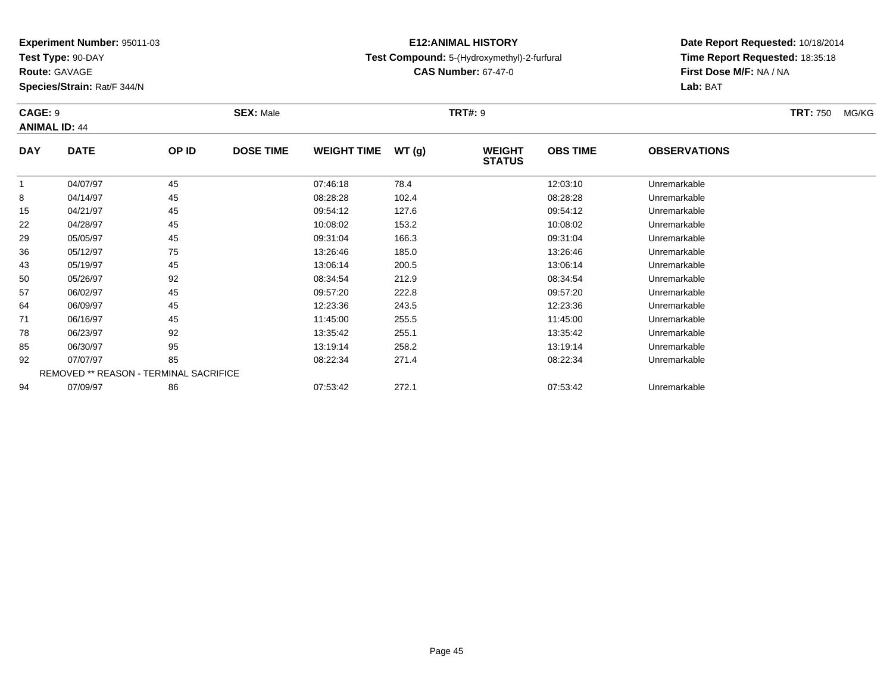**Experiment Number:** 95011-03
**Test Type:** 90-DAY
**Route:** GAVAGE
**Species/Strain:** Rat/F 344/N

**E12:ANIMAL HISTORY**
**Test Compound:** 5-(Hydroxymethyl)-2-furfural
**CAS Number:** 67-47-0

**Date Report Requested:** 10/18/2014
**Time Report Requested:** 18:35:18
**First Dose M/F:** NA / NA
**Lab:** BAT

**CAGE:** 9 **SEX:** Male **TRT#:** 9 **TRT:** 750 MG/KG
**ANIMAL ID:** 44

| DAY | DATE | OP ID | DOSE TIME | WEIGHT TIME | WT (g) | WEIGHT STATUS | OBS TIME | OBSERVATIONS |
|---|---|---|---|---|---|---|---|---|
| 1 | 04/07/97 | 45 | | 07:46:18 | 78.4 | | 12:03:10 | Unremarkable |
| 8 | 04/14/97 | 45 | | 08:28:28 | 102.4 | | 08:28:28 | Unremarkable |
| 15 | 04/21/97 | 45 | | 09:54:12 | 127.6 | | 09:54:12 | Unremarkable |
| 22 | 04/28/97 | 45 | | 10:08:02 | 153.2 | | 10:08:02 | Unremarkable |
| 29 | 05/05/97 | 45 | | 09:31:04 | 166.3 | | 09:31:04 | Unremarkable |
| 36 | 05/12/97 | 75 | | 13:26:46 | 185.0 | | 13:26:46 | Unremarkable |
| 43 | 05/19/97 | 45 | | 13:06:14 | 200.5 | | 13:06:14 | Unremarkable |
| 50 | 05/26/97 | 92 | | 08:34:54 | 212.9 | | 08:34:54 | Unremarkable |
| 57 | 06/02/97 | 45 | | 09:57:20 | 222.8 | | 09:57:20 | Unremarkable |
| 64 | 06/09/97 | 45 | | 12:23:36 | 243.5 | | 12:23:36 | Unremarkable |
| 71 | 06/16/97 | 45 | | 11:45:00 | 255.5 | | 11:45:00 | Unremarkable |
| 78 | 06/23/97 | 92 | | 13:35:42 | 255.1 | | 13:35:42 | Unremarkable |
| 85 | 06/30/97 | 95 | | 13:19:14 | 258.2 | | 13:19:14 | Unremarkable |
| 92 | 07/07/97 | 85 | | 08:22:34 | 271.4 | | 08:22:34 | Unremarkable |
| | REMOVED ** REASON - TERMINAL SACRIFICE | | | | | | | |
| 94 | 07/09/97 | 86 | | 07:53:42 | 272.1 | | 07:53:42 | Unremarkable |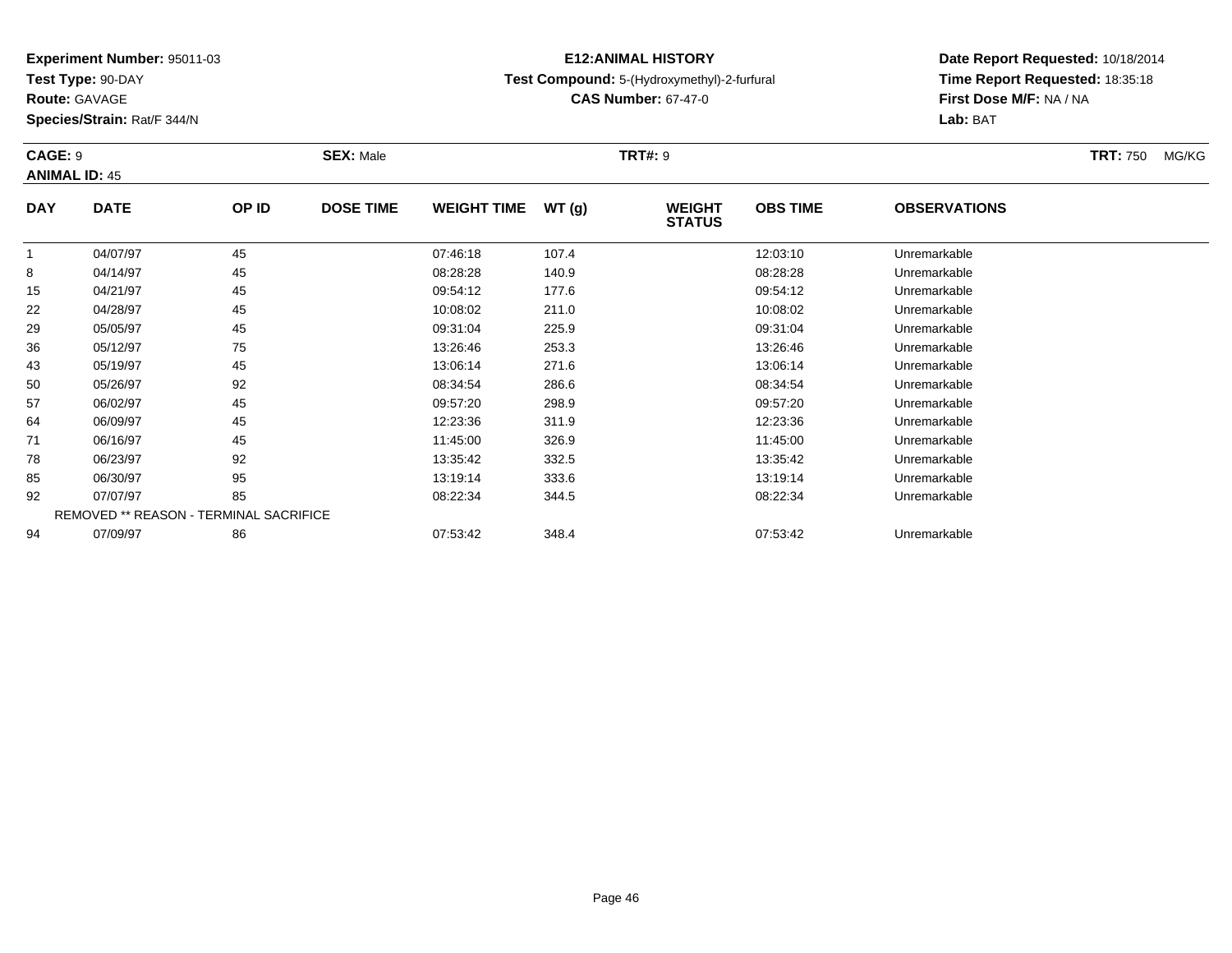**Experiment Number:** 95011-03
**Test Type:** 90-DAY
**Route:** GAVAGE
**Species/Strain:** Rat/F 344/N

**E12:ANIMAL HISTORY**
**Test Compound:** 5-(Hydroxymethyl)-2-furfural
**CAS Number:** 67-47-0

**Date Report Requested:** 10/18/2014
**Time Report Requested:** 18:35:18
**First Dose M/F:** NA / NA
**Lab:** BAT

**CAGE:** 9 **SEX:** Male **TRT#:** 9 **TRT:** 750 MG/KG
**ANIMAL ID:** 45

| DAY | DATE | OP ID | DOSE TIME | WEIGHT TIME | WT (g) | WEIGHT STATUS | OBS TIME | OBSERVATIONS |
|---|---|---|---|---|---|---|---|---|
| 1 | 04/07/97 | 45 | | 07:46:18 | 107.4 | | 12:03:10 | Unremarkable |
| 8 | 04/14/97 | 45 | | 08:28:28 | 140.9 | | 08:28:28 | Unremarkable |
| 15 | 04/21/97 | 45 | | 09:54:12 | 177.6 | | 09:54:12 | Unremarkable |
| 22 | 04/28/97 | 45 | | 10:08:02 | 211.0 | | 10:08:02 | Unremarkable |
| 29 | 05/05/97 | 45 | | 09:31:04 | 225.9 | | 09:31:04 | Unremarkable |
| 36 | 05/12/97 | 75 | | 13:26:46 | 253.3 | | 13:26:46 | Unremarkable |
| 43 | 05/19/97 | 45 | | 13:06:14 | 271.6 | | 13:06:14 | Unremarkable |
| 50 | 05/26/97 | 92 | | 08:34:54 | 286.6 | | 08:34:54 | Unremarkable |
| 57 | 06/02/97 | 45 | | 09:57:20 | 298.9 | | 09:57:20 | Unremarkable |
| 64 | 06/09/97 | 45 | | 12:23:36 | 311.9 | | 12:23:36 | Unremarkable |
| 71 | 06/16/97 | 45 | | 11:45:00 | 326.9 | | 11:45:00 | Unremarkable |
| 78 | 06/23/97 | 92 | | 13:35:42 | 332.5 | | 13:35:42 | Unremarkable |
| 85 | 06/30/97 | 95 | | 13:19:14 | 333.6 | | 13:19:14 | Unremarkable |
| 92 | 07/07/97 | 85 | | 08:22:34 | 344.5 | | 08:22:34 | Unremarkable |
| REMOVED ** REASON - TERMINAL SACRIFICE | | | | | | | | |
| 94 | 07/09/97 | 86 | | 07:53:42 | 348.4 | | 07:53:42 | Unremarkable |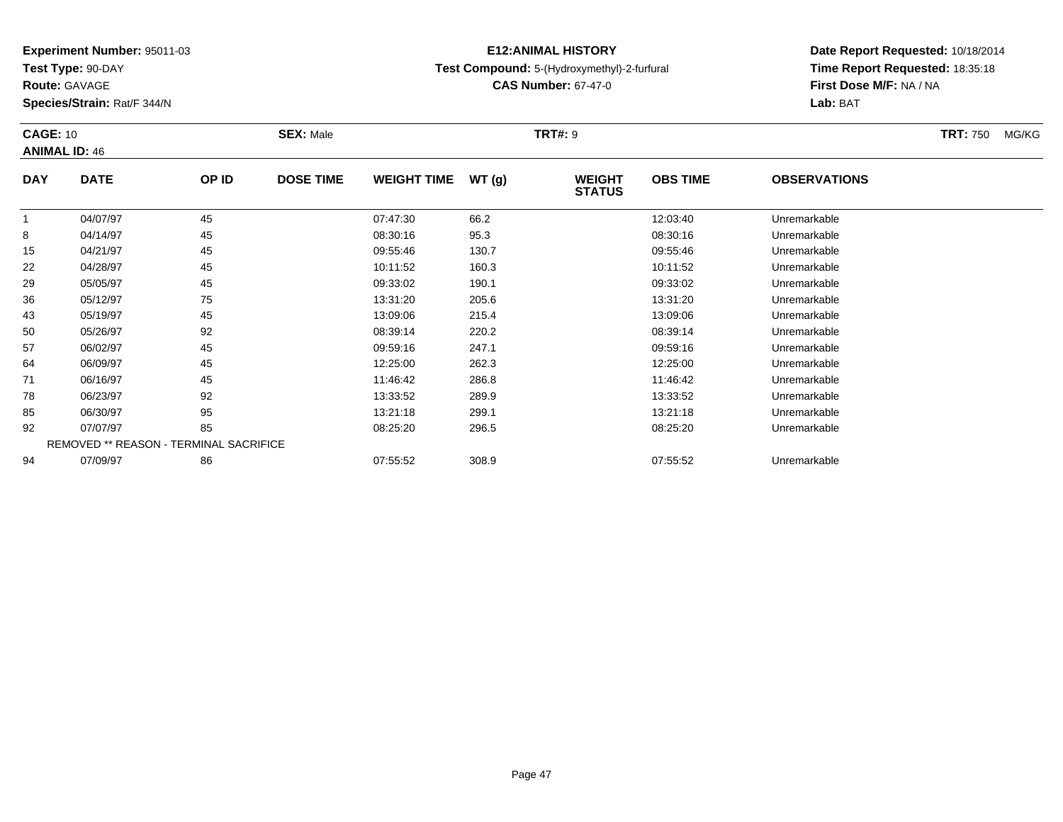**Experiment Number:** 95011-03
**Test Type:** 90-DAY
**Route:** GAVAGE
**Species/Strain:** Rat/F 344/N

**E12:ANIMAL HISTORY**
**Test Compound:** 5-(Hydroxymethyl)-2-furfural
**CAS Number:** 67-47-0

**Date Report Requested:** 10/18/2014
**Time Report Requested:** 18:35:18
**First Dose M/F:** NA / NA
**Lab:** BAT

**CAGE:** 10 **SEX:** Male **TRT#:** 9 **TRT:** 750 MG/KG
**ANIMAL ID:** 46

| DAY | DATE | OP ID | DOSE TIME | WEIGHT TIME | WT (g) | WEIGHT STATUS | OBS TIME | OBSERVATIONS |
|---|---|---|---|---|---|---|---|---|
| 1 | 04/07/97 | 45 | | 07:47:30 | 66.2 | | 12:03:40 | Unremarkable |
| 8 | 04/14/97 | 45 | | 08:30:16 | 95.3 | | 08:30:16 | Unremarkable |
| 15 | 04/21/97 | 45 | | 09:55:46 | 130.7 | | 09:55:46 | Unremarkable |
| 22 | 04/28/97 | 45 | | 10:11:52 | 160.3 | | 10:11:52 | Unremarkable |
| 29 | 05/05/97 | 45 | | 09:33:02 | 190.1 | | 09:33:02 | Unremarkable |
| 36 | 05/12/97 | 75 | | 13:31:20 | 205.6 | | 13:31:20 | Unremarkable |
| 43 | 05/19/97 | 45 | | 13:09:06 | 215.4 | | 13:09:06 | Unremarkable |
| 50 | 05/26/97 | 92 | | 08:39:14 | 220.2 | | 08:39:14 | Unremarkable |
| 57 | 06/02/97 | 45 | | 09:59:16 | 247.1 | | 09:59:16 | Unremarkable |
| 64 | 06/09/97 | 45 | | 12:25:00 | 262.3 | | 12:25:00 | Unremarkable |
| 71 | 06/16/97 | 45 | | 11:46:42 | 286.8 | | 11:46:42 | Unremarkable |
| 78 | 06/23/97 | 92 | | 13:33:52 | 289.9 | | 13:33:52 | Unremarkable |
| 85 | 06/30/97 | 95 | | 13:21:18 | 299.1 | | 13:21:18 | Unremarkable |
| 92 | 07/07/97 | 85 | | 08:25:20 | 296.5 | | 08:25:20 | Unremarkable |
| REMOVED ** REASON - TERMINAL SACRIFICE | | | | | | | | |
| 94 | 07/09/97 | 86 | | 07:55:52 | 308.9 | | 07:55:52 | Unremarkable |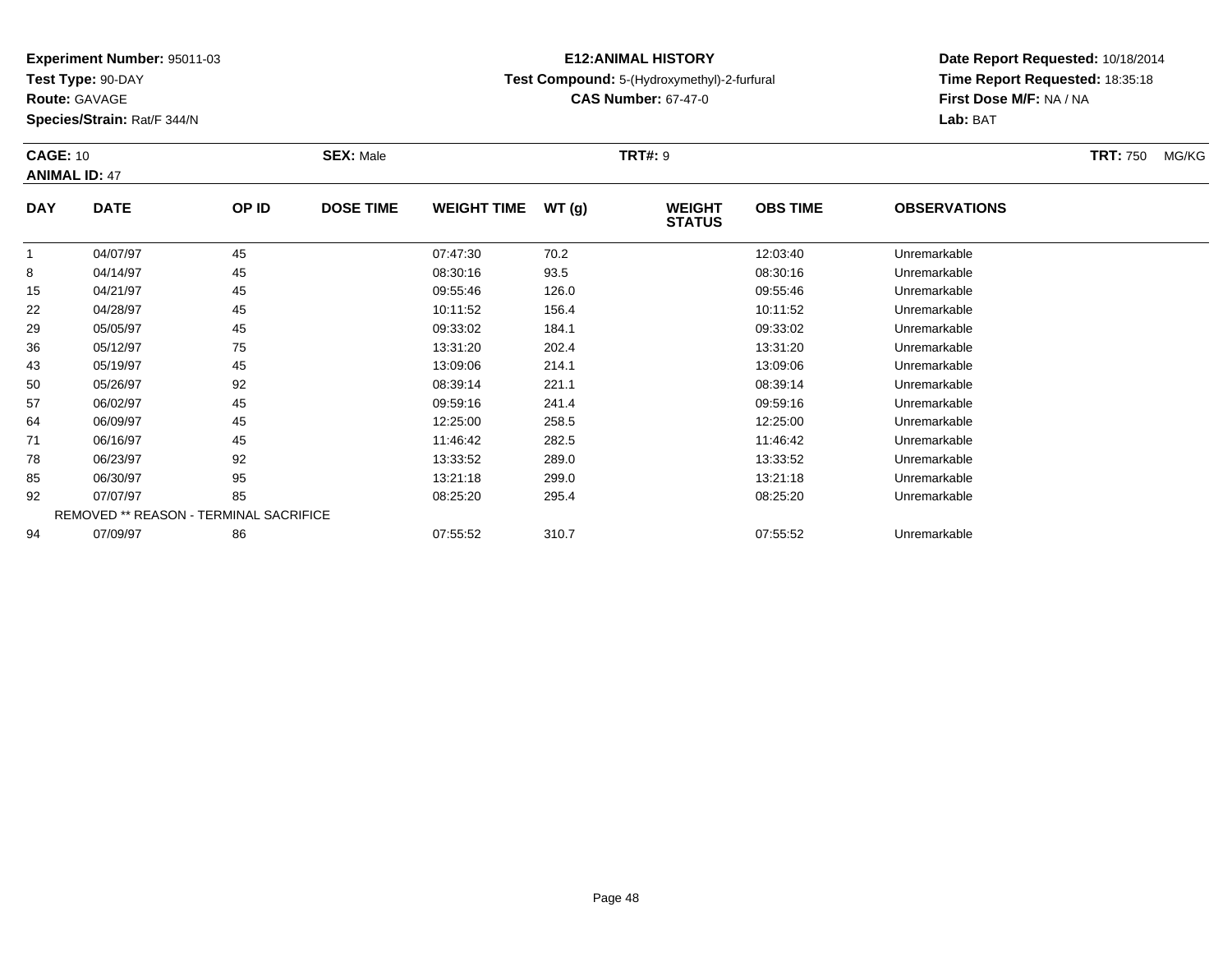**Experiment Number:** 95011-03
**Test Type:** 90-DAY
**Route:** GAVAGE
**Species/Strain:** Rat/F 344/N

# E12:ANIMAL HISTORY

**Test Compound:** 5-(Hydroxymethyl)-2-furfural
**CAS Number:** 67-47-0

**Date Report Requested:** 10/18/2014
**Time Report Requested:** 18:35:18
**First Dose M/F:** NA / NA
**Lab:** BAT

**CAGE:** 10 **SEX:** Male **TRT#:** 9 **TRT:** 750 MG/KG
**ANIMAL ID:** 47

| DAY | DATE | OP ID | DOSE TIME | WEIGHT TIME | WT (g) | WEIGHT STATUS | OBS TIME | OBSERVATIONS |
|---|---|---|---|---|---|---|---|---|
| 1 | 04/07/97 | 45 | | 07:47:30 | 70.2 | | 12:03:40 | Unremarkable |
| 8 | 04/14/97 | 45 | | 08:30:16 | 93.5 | | 08:30:16 | Unremarkable |
| 15 | 04/21/97 | 45 | | 09:55:46 | 126.0 | | 09:55:46 | Unremarkable |
| 22 | 04/28/97 | 45 | | 10:11:52 | 156.4 | | 10:11:52 | Unremarkable |
| 29 | 05/05/97 | 45 | | 09:33:02 | 184.1 | | 09:33:02 | Unremarkable |
| 36 | 05/12/97 | 75 | | 13:31:20 | 202.4 | | 13:31:20 | Unremarkable |
| 43 | 05/19/97 | 45 | | 13:09:06 | 214.1 | | 13:09:06 | Unremarkable |
| 50 | 05/26/97 | 92 | | 08:39:14 | 221.1 | | 08:39:14 | Unremarkable |
| 57 | 06/02/97 | 45 | | 09:59:16 | 241.4 | | 09:59:16 | Unremarkable |
| 64 | 06/09/97 | 45 | | 12:25:00 | 258.5 | | 12:25:00 | Unremarkable |
| 71 | 06/16/97 | 45 | | 11:46:42 | 282.5 | | 11:46:42 | Unremarkable |
| 78 | 06/23/97 | 92 | | 13:33:52 | 289.0 | | 13:33:52 | Unremarkable |
| 85 | 06/30/97 | 95 | | 13:21:18 | 299.0 | | 13:21:18 | Unremarkable |
| 92 | 07/07/97 | 85 | | 08:25:20 | 295.4 | | 08:25:20 | Unremarkable |
| | REMOVED ** REASON - TERMINAL SACRIFICE | | | | | | | |
| 94 | 07/09/97 | 86 | | 07:55:52 | 310.7 | | 07:55:52 | Unremarkable |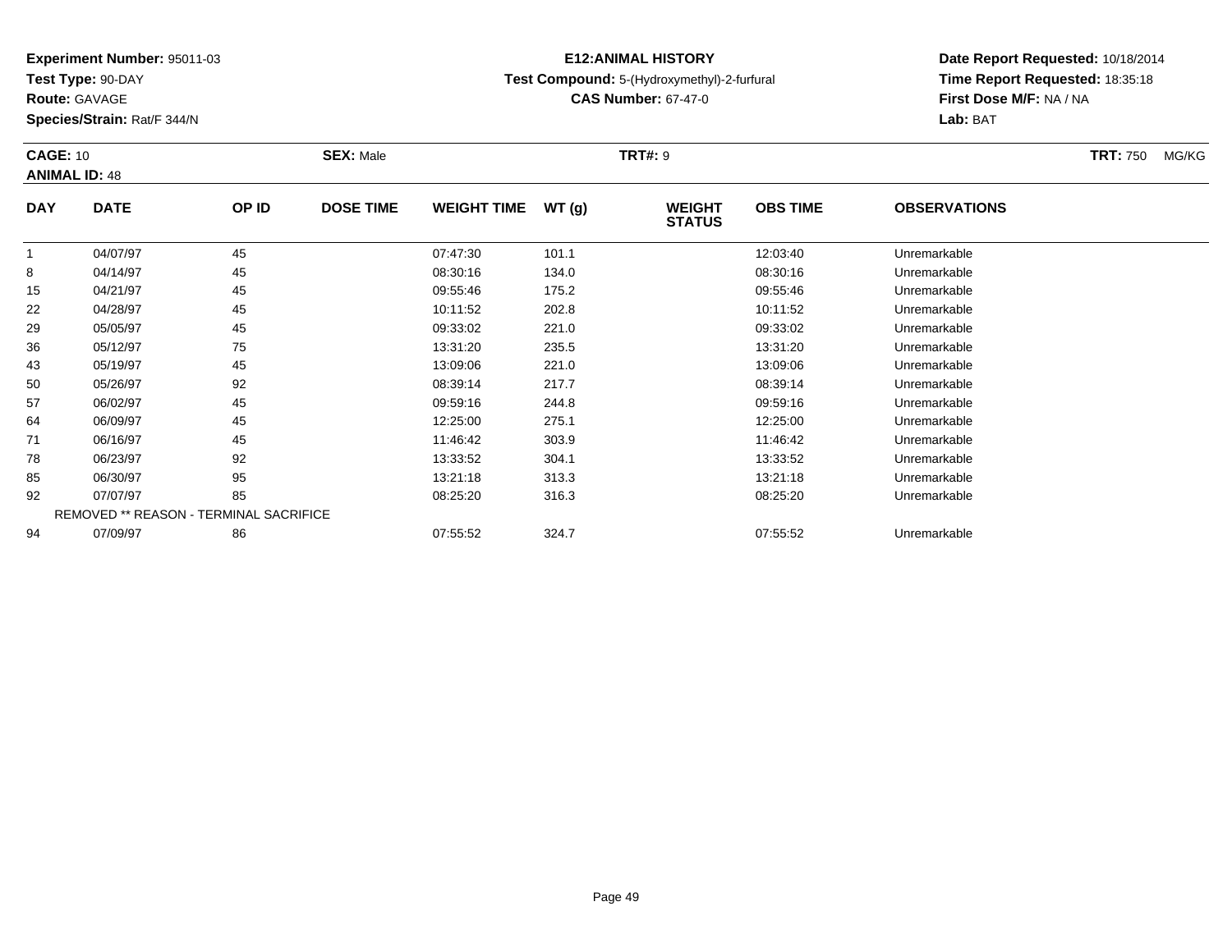**Experiment Number:** 95011-03
**Test Type:** 90-DAY
**Route:** GAVAGE
**Species/Strain:** Rat/F 344/N

**E12:ANIMAL HISTORY**
**Test Compound:** 5-(Hydroxymethyl)-2-furfural
**CAS Number:** 67-47-0

**Date Report Requested:** 10/18/2014
**Time Report Requested:** 18:35:18
**First Dose M/F:** NA / NA
**Lab:** BAT

**CAGE:** 10 **SEX:** Male **TRT#:** 9 **TRT:** 750 MG/KG
**ANIMAL ID:** 48

| DAY | DATE | OP ID | DOSE TIME | WEIGHT TIME | WT (g) | WEIGHT STATUS | OBS TIME | OBSERVATIONS |
|---|---|---|---|---|---|---|---|---|
| 1 | 04/07/97 | 45 | | 07:47:30 | 101.1 | | 12:03:40 | Unremarkable |
| 8 | 04/14/97 | 45 | | 08:30:16 | 134.0 | | 08:30:16 | Unremarkable |
| 15 | 04/21/97 | 45 | | 09:55:46 | 175.2 | | 09:55:46 | Unremarkable |
| 22 | 04/28/97 | 45 | | 10:11:52 | 202.8 | | 10:11:52 | Unremarkable |
| 29 | 05/05/97 | 45 | | 09:33:02 | 221.0 | | 09:33:02 | Unremarkable |
| 36 | 05/12/97 | 75 | | 13:31:20 | 235.5 | | 13:31:20 | Unremarkable |
| 43 | 05/19/97 | 45 | | 13:09:06 | 221.0 | | 13:09:06 | Unremarkable |
| 50 | 05/26/97 | 92 | | 08:39:14 | 217.7 | | 08:39:14 | Unremarkable |
| 57 | 06/02/97 | 45 | | 09:59:16 | 244.8 | | 09:59:16 | Unremarkable |
| 64 | 06/09/97 | 45 | | 12:25:00 | 275.1 | | 12:25:00 | Unremarkable |
| 71 | 06/16/97 | 45 | | 11:46:42 | 303.9 | | 11:46:42 | Unremarkable |
| 78 | 06/23/97 | 92 | | 13:33:52 | 304.1 | | 13:33:52 | Unremarkable |
| 85 | 06/30/97 | 95 | | 13:21:18 | 313.3 | | 13:21:18 | Unremarkable |
| 92 | 07/07/97 | 85 | | 08:25:20 | 316.3 | | 08:25:20 | Unremarkable |
| REMOVED ** REASON - TERMINAL SACRIFICE | | | | | | | | |
| 94 | 07/09/97 | 86 | | 07:55:52 | 324.7 | | 07:55:52 | Unremarkable |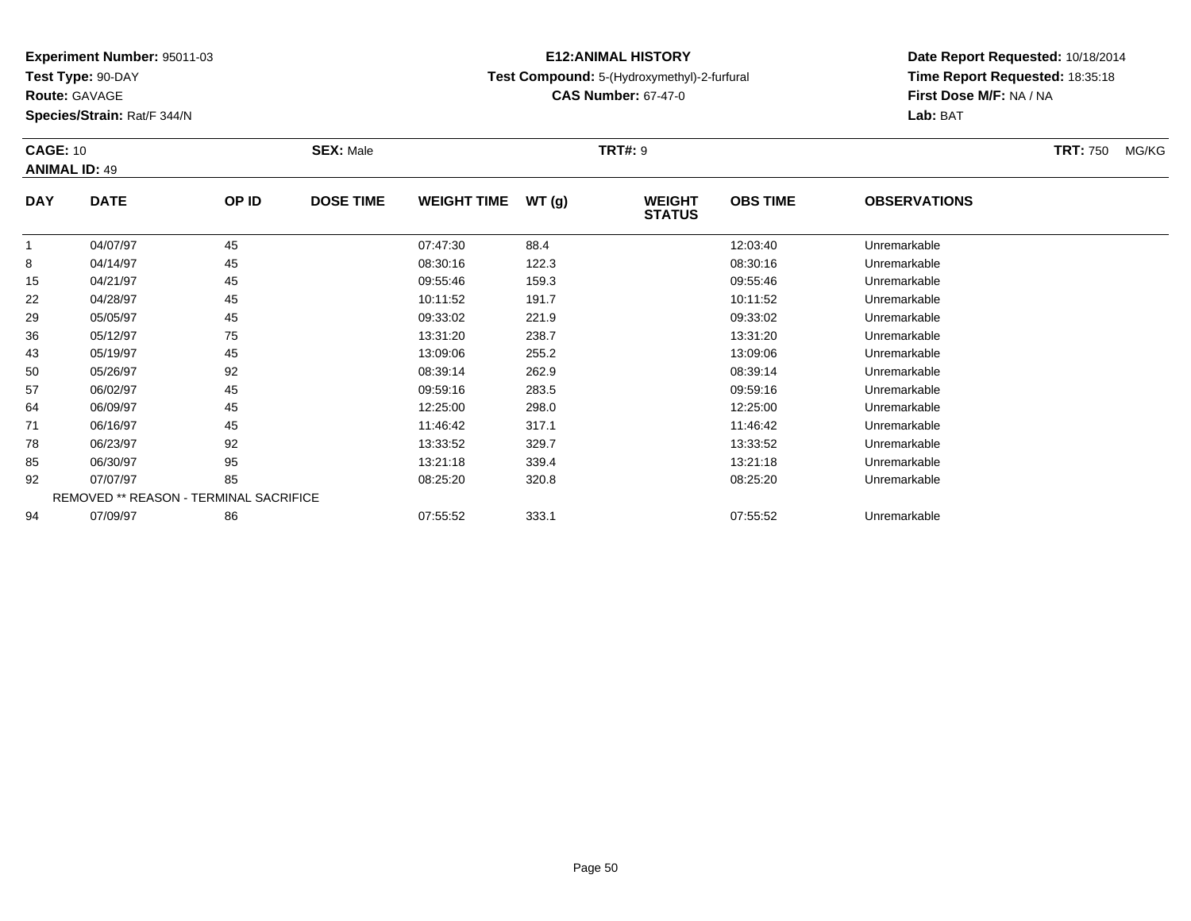**Experiment Number:** 95011-03
**Test Type:** 90-DAY
**Route:** GAVAGE
**Species/Strain:** Rat/F 344/N

**E12:ANIMAL HISTORY**
**Test Compound:** 5-(Hydroxymethyl)-2-furfural
**CAS Number:** 67-47-0

**Date Report Requested:** 10/18/2014
**Time Report Requested:** 18:35:18
**First Dose M/F:** NA / NA
**Lab:** BAT

**CAGE:** 10 **SEX:** Male **TRT#:** 9 **TRT:** 750 MG/KG
**ANIMAL ID:** 49

| DAY | DATE | OP ID | DOSE TIME | WEIGHT TIME | WT (g) | WEIGHT STATUS | OBS TIME | OBSERVATIONS |
|---|---|---|---|---|---|---|---|---|
| 1 | 04/07/97 | 45 | | 07:47:30 | 88.4 | | 12:03:40 | Unremarkable |
| 8 | 04/14/97 | 45 | | 08:30:16 | 122.3 | | 08:30:16 | Unremarkable |
| 15 | 04/21/97 | 45 | | 09:55:46 | 159.3 | | 09:55:46 | Unremarkable |
| 22 | 04/28/97 | 45 | | 10:11:52 | 191.7 | | 10:11:52 | Unremarkable |
| 29 | 05/05/97 | 45 | | 09:33:02 | 221.9 | | 09:33:02 | Unremarkable |
| 36 | 05/12/97 | 75 | | 13:31:20 | 238.7 | | 13:31:20 | Unremarkable |
| 43 | 05/19/97 | 45 | | 13:09:06 | 255.2 | | 13:09:06 | Unremarkable |
| 50 | 05/26/97 | 92 | | 08:39:14 | 262.9 | | 08:39:14 | Unremarkable |
| 57 | 06/02/97 | 45 | | 09:59:16 | 283.5 | | 09:59:16 | Unremarkable |
| 64 | 06/09/97 | 45 | | 12:25:00 | 298.0 | | 12:25:00 | Unremarkable |
| 71 | 06/16/97 | 45 | | 11:46:42 | 317.1 | | 11:46:42 | Unremarkable |
| 78 | 06/23/97 | 92 | | 13:33:52 | 329.7 | | 13:33:52 | Unremarkable |
| 85 | 06/30/97 | 95 | | 13:21:18 | 339.4 | | 13:21:18 | Unremarkable |
| 92 | 07/07/97 | 85 | | 08:25:20 | 320.8 | | 08:25:20 | Unremarkable |
| REMOVED ** REASON - TERMINAL SACRIFICE | | | | | | | | |
| 94 | 07/09/97 | 86 | | 07:55:52 | 333.1 | | 07:55:52 | Unremarkable |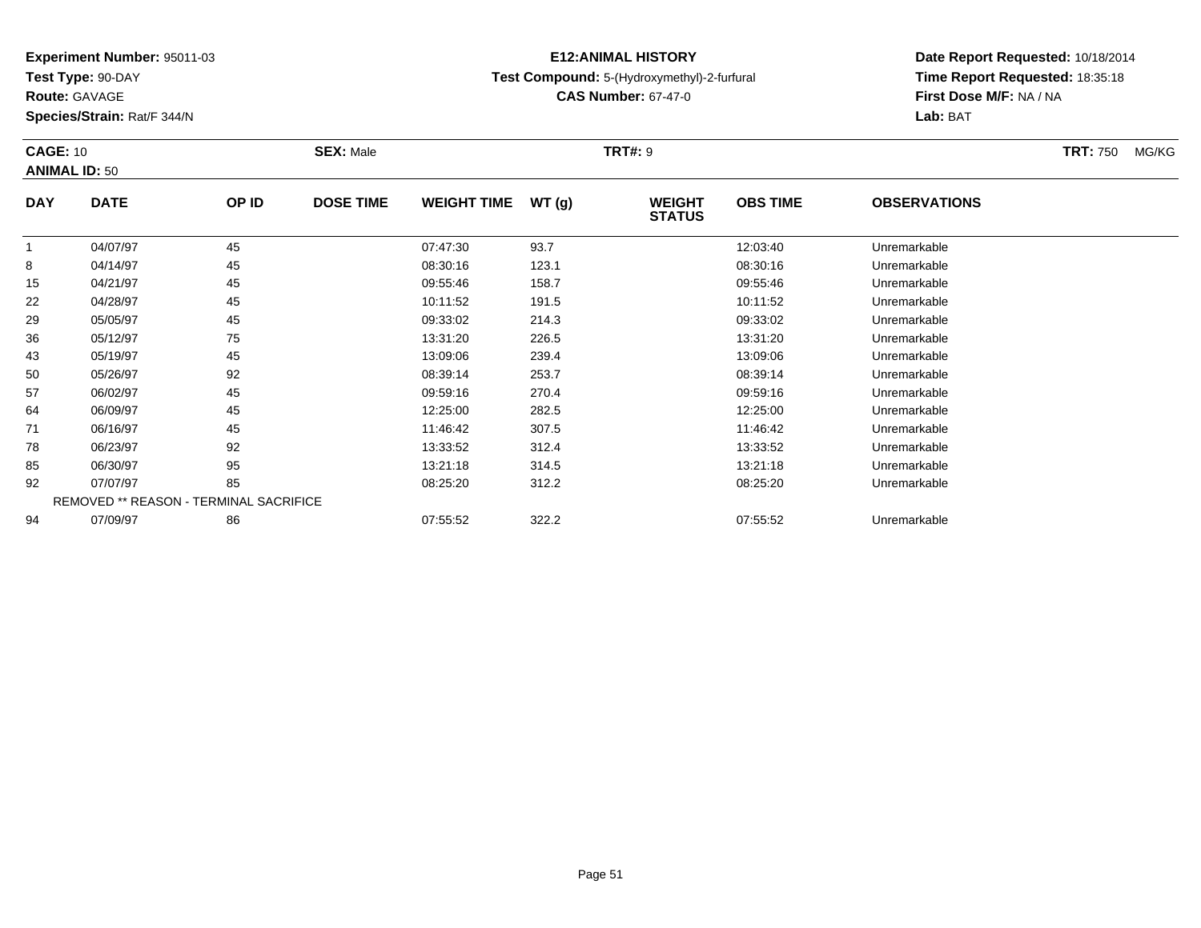**Experiment Number:** 95011-03
**Test Type:** 90-DAY
**Route:** GAVAGE
**Species/Strain:** Rat/F 344/N

**E12:ANIMAL HISTORY**
**Test Compound:** 5-(Hydroxymethyl)-2-furfural
**CAS Number:** 67-47-0

**Date Report Requested:** 10/18/2014
**Time Report Requested:** 18:35:18
**First Dose M/F:** NA / NA
**Lab:** BAT

**CAGE:** 10　**SEX:** Male　**TRT#:** 9　**TRT:** 750 MG/KG
**ANIMAL ID:** 50

| DAY | DATE | OP ID | DOSE TIME | WEIGHT TIME | WT (g) | WEIGHT STATUS | OBS TIME | OBSERVATIONS |
|---|---|---|---|---|---|---|---|---|
| 1 | 04/07/97 | 45 | | 07:47:30 | 93.7 | | 12:03:40 | Unremarkable |
| 8 | 04/14/97 | 45 | | 08:30:16 | 123.1 | | 08:30:16 | Unremarkable |
| 15 | 04/21/97 | 45 | | 09:55:46 | 158.7 | | 09:55:46 | Unremarkable |
| 22 | 04/28/97 | 45 | | 10:11:52 | 191.5 | | 10:11:52 | Unremarkable |
| 29 | 05/05/97 | 45 | | 09:33:02 | 214.3 | | 09:33:02 | Unremarkable |
| 36 | 05/12/97 | 75 | | 13:31:20 | 226.5 | | 13:31:20 | Unremarkable |
| 43 | 05/19/97 | 45 | | 13:09:06 | 239.4 | | 13:09:06 | Unremarkable |
| 50 | 05/26/97 | 92 | | 08:39:14 | 253.7 | | 08:39:14 | Unremarkable |
| 57 | 06/02/97 | 45 | | 09:59:16 | 270.4 | | 09:59:16 | Unremarkable |
| 64 | 06/09/97 | 45 | | 12:25:00 | 282.5 | | 12:25:00 | Unremarkable |
| 71 | 06/16/97 | 45 | | 11:46:42 | 307.5 | | 11:46:42 | Unremarkable |
| 78 | 06/23/97 | 92 | | 13:33:52 | 312.4 | | 13:33:52 | Unremarkable |
| 85 | 06/30/97 | 95 | | 13:21:18 | 314.5 | | 13:21:18 | Unremarkable |
| 92 | 07/07/97 | 85 | | 08:25:20 | 312.2 | | 08:25:20 | Unremarkable |
| REMOVED ** REASON - TERMINAL SACRIFICE | | | | | | | | |
| 94 | 07/09/97 | 86 | | 07:55:52 | 322.2 | | 07:55:52 | Unremarkable |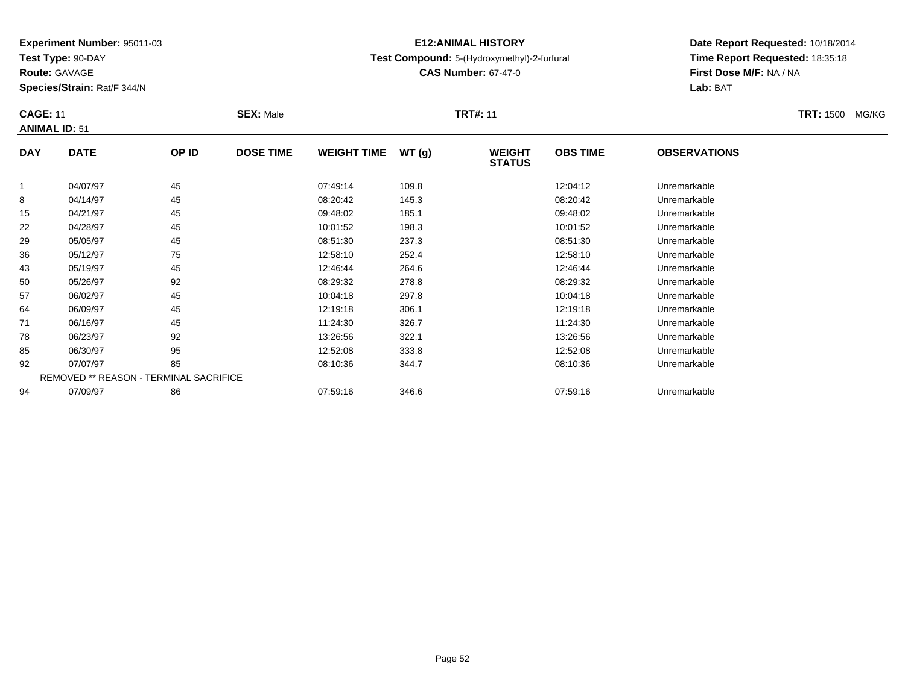**Experiment Number:** 95011-03
**Test Type:** 90-DAY
**Route:** GAVAGE
**Species/Strain:** Rat/F 344/N

**E12:ANIMAL HISTORY**
**Test Compound:** 5-(Hydroxymethyl)-2-furfural
**CAS Number:** 67-47-0

**Date Report Requested:** 10/18/2014
**Time Report Requested:** 18:35:18
**First Dose M/F:** NA / NA
**Lab:** BAT

**CAGE:** 11 **SEX:** Male **TRT#:** 11 **TRT:** 1500 MG/KG
**ANIMAL ID:** 51

| DAY | DATE | OP ID | DOSE TIME | WEIGHT TIME | WT (g) | WEIGHT STATUS | OBS TIME | OBSERVATIONS |
|---|---|---|---|---|---|---|---|---|
| 1 | 04/07/97 | 45 | | 07:49:14 | 109.8 | | 12:04:12 | Unremarkable |
| 8 | 04/14/97 | 45 | | 08:20:42 | 145.3 | | 08:20:42 | Unremarkable |
| 15 | 04/21/97 | 45 | | 09:48:02 | 185.1 | | 09:48:02 | Unremarkable |
| 22 | 04/28/97 | 45 | | 10:01:52 | 198.3 | | 10:01:52 | Unremarkable |
| 29 | 05/05/97 | 45 | | 08:51:30 | 237.3 | | 08:51:30 | Unremarkable |
| 36 | 05/12/97 | 75 | | 12:58:10 | 252.4 | | 12:58:10 | Unremarkable |
| 43 | 05/19/97 | 45 | | 12:46:44 | 264.6 | | 12:46:44 | Unremarkable |
| 50 | 05/26/97 | 92 | | 08:29:32 | 278.8 | | 08:29:32 | Unremarkable |
| 57 | 06/02/97 | 45 | | 10:04:18 | 297.8 | | 10:04:18 | Unremarkable |
| 64 | 06/09/97 | 45 | | 12:19:18 | 306.1 | | 12:19:18 | Unremarkable |
| 71 | 06/16/97 | 45 | | 11:24:30 | 326.7 | | 11:24:30 | Unremarkable |
| 78 | 06/23/97 | 92 | | 13:26:56 | 322.1 | | 13:26:56 | Unremarkable |
| 85 | 06/30/97 | 95 | | 12:52:08 | 333.8 | | 12:52:08 | Unremarkable |
| 92 | 07/07/97 | 85 | | 08:10:36 | 344.7 | | 08:10:36 | Unremarkable |
| | REMOVED ** REASON - TERMINAL SACRIFICE | | | | | | | |
| 94 | 07/09/97 | 86 | | 07:59:16 | 346.6 | | 07:59:16 | Unremarkable |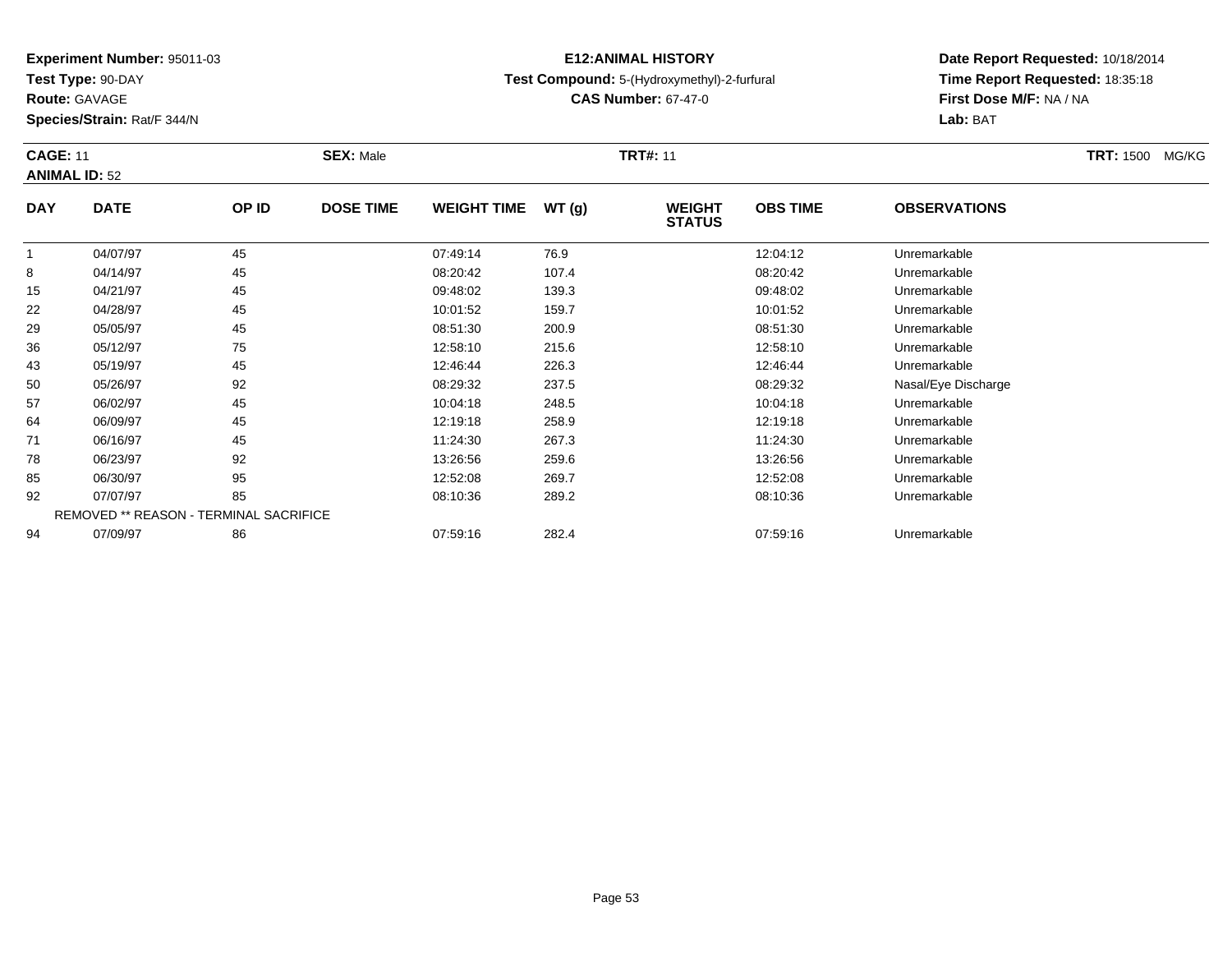**Experiment Number:** 95011-03
**Test Type:** 90-DAY
**Route:** GAVAGE
**Species/Strain:** Rat/F 344/N

**E12:ANIMAL HISTORY**
**Test Compound:** 5-(Hydroxymethyl)-2-furfural
**CAS Number:** 67-47-0

**Date Report Requested:** 10/18/2014
**Time Report Requested:** 18:35:18
**First Dose M/F:** NA / NA
**Lab:** BAT

**CAGE:** 11 **SEX:** Male **TRT#:** 11 **TRT:** 1500 MG/KG
**ANIMAL ID:** 52

| DAY | DATE | OP ID | DOSE TIME | WEIGHT TIME | WT (g) | WEIGHT STATUS | OBS TIME | OBSERVATIONS |
|---|---|---|---|---|---|---|---|---|
| 1 | 04/07/97 | 45 | | 07:49:14 | 76.9 | | 12:04:12 | Unremarkable |
| 8 | 04/14/97 | 45 | | 08:20:42 | 107.4 | | 08:20:42 | Unremarkable |
| 15 | 04/21/97 | 45 | | 09:48:02 | 139.3 | | 09:48:02 | Unremarkable |
| 22 | 04/28/97 | 45 | | 10:01:52 | 159.7 | | 10:01:52 | Unremarkable |
| 29 | 05/05/97 | 45 | | 08:51:30 | 200.9 | | 08:51:30 | Unremarkable |
| 36 | 05/12/97 | 75 | | 12:58:10 | 215.6 | | 12:58:10 | Unremarkable |
| 43 | 05/19/97 | 45 | | 12:46:44 | 226.3 | | 12:46:44 | Unremarkable |
| 50 | 05/26/97 | 92 | | 08:29:32 | 237.5 | | 08:29:32 | Nasal/Eye Discharge |
| 57 | 06/02/97 | 45 | | 10:04:18 | 248.5 | | 10:04:18 | Unremarkable |
| 64 | 06/09/97 | 45 | | 12:19:18 | 258.9 | | 12:19:18 | Unremarkable |
| 71 | 06/16/97 | 45 | | 11:24:30 | 267.3 | | 11:24:30 | Unremarkable |
| 78 | 06/23/97 | 92 | | 13:26:56 | 259.6 | | 13:26:56 | Unremarkable |
| 85 | 06/30/97 | 95 | | 12:52:08 | 269.7 | | 12:52:08 | Unremarkable |
| 92 | 07/07/97 | 85 | | 08:10:36 | 289.2 | | 08:10:36 | Unremarkable |
| | REMOVED ** REASON - TERMINAL SACRIFICE | | | | | | | |
| 94 | 07/09/97 | 86 | | 07:59:16 | 282.4 | | 07:59:16 | Unremarkable |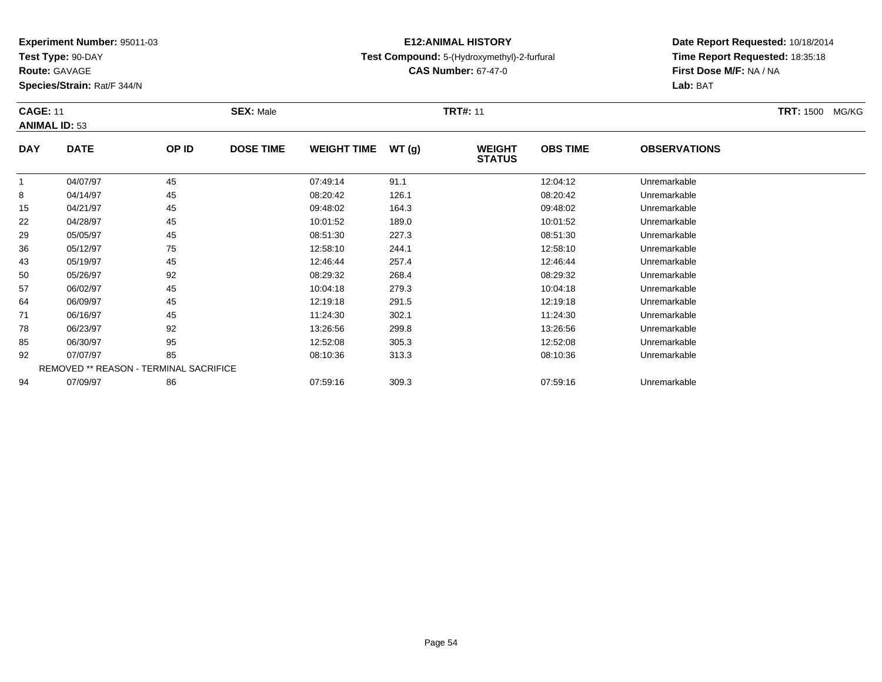**Experiment Number:** 95011-03
**Test Type:** 90-DAY
**Route:** GAVAGE
**Species/Strain:** Rat/F 344/N

**E12:ANIMAL HISTORY**
**Test Compound:** 5-(Hydroxymethyl)-2-furfural
**CAS Number:** 67-47-0

**Date Report Requested:** 10/18/2014
**Time Report Requested:** 18:35:18
**First Dose M/F:** NA / NA
**Lab:** BAT

**CAGE:** 11 **SEX:** Male **TRT#:** 11 **TRT:** 1500 MG/KG
**ANIMAL ID:** 53

| DAY | DATE | OP ID | DOSE TIME | WEIGHT TIME | WT (g) | WEIGHT STATUS | OBS TIME | OBSERVATIONS |
|---|---|---|---|---|---|---|---|---|
| 1 | 04/07/97 | 45 | | 07:49:14 | 91.1 | | 12:04:12 | Unremarkable |
| 8 | 04/14/97 | 45 | | 08:20:42 | 126.1 | | 08:20:42 | Unremarkable |
| 15 | 04/21/97 | 45 | | 09:48:02 | 164.3 | | 09:48:02 | Unremarkable |
| 22 | 04/28/97 | 45 | | 10:01:52 | 189.0 | | 10:01:52 | Unremarkable |
| 29 | 05/05/97 | 45 | | 08:51:30 | 227.3 | | 08:51:30 | Unremarkable |
| 36 | 05/12/97 | 75 | | 12:58:10 | 244.1 | | 12:58:10 | Unremarkable |
| 43 | 05/19/97 | 45 | | 12:46:44 | 257.4 | | 12:46:44 | Unremarkable |
| 50 | 05/26/97 | 92 | | 08:29:32 | 268.4 | | 08:29:32 | Unremarkable |
| 57 | 06/02/97 | 45 | | 10:04:18 | 279.3 | | 10:04:18 | Unremarkable |
| 64 | 06/09/97 | 45 | | 12:19:18 | 291.5 | | 12:19:18 | Unremarkable |
| 71 | 06/16/97 | 45 | | 11:24:30 | 302.1 | | 11:24:30 | Unremarkable |
| 78 | 06/23/97 | 92 | | 13:26:56 | 299.8 | | 13:26:56 | Unremarkable |
| 85 | 06/30/97 | 95 | | 12:52:08 | 305.3 | | 12:52:08 | Unremarkable |
| 92 | 07/07/97 | 85 | | 08:10:36 | 313.3 | | 08:10:36 | Unremarkable |
| | REMOVED ** REASON - TERMINAL SACRIFICE | | | | | | | |
| 94 | 07/09/97 | 86 | | 07:59:16 | 309.3 | | 07:59:16 | Unremarkable |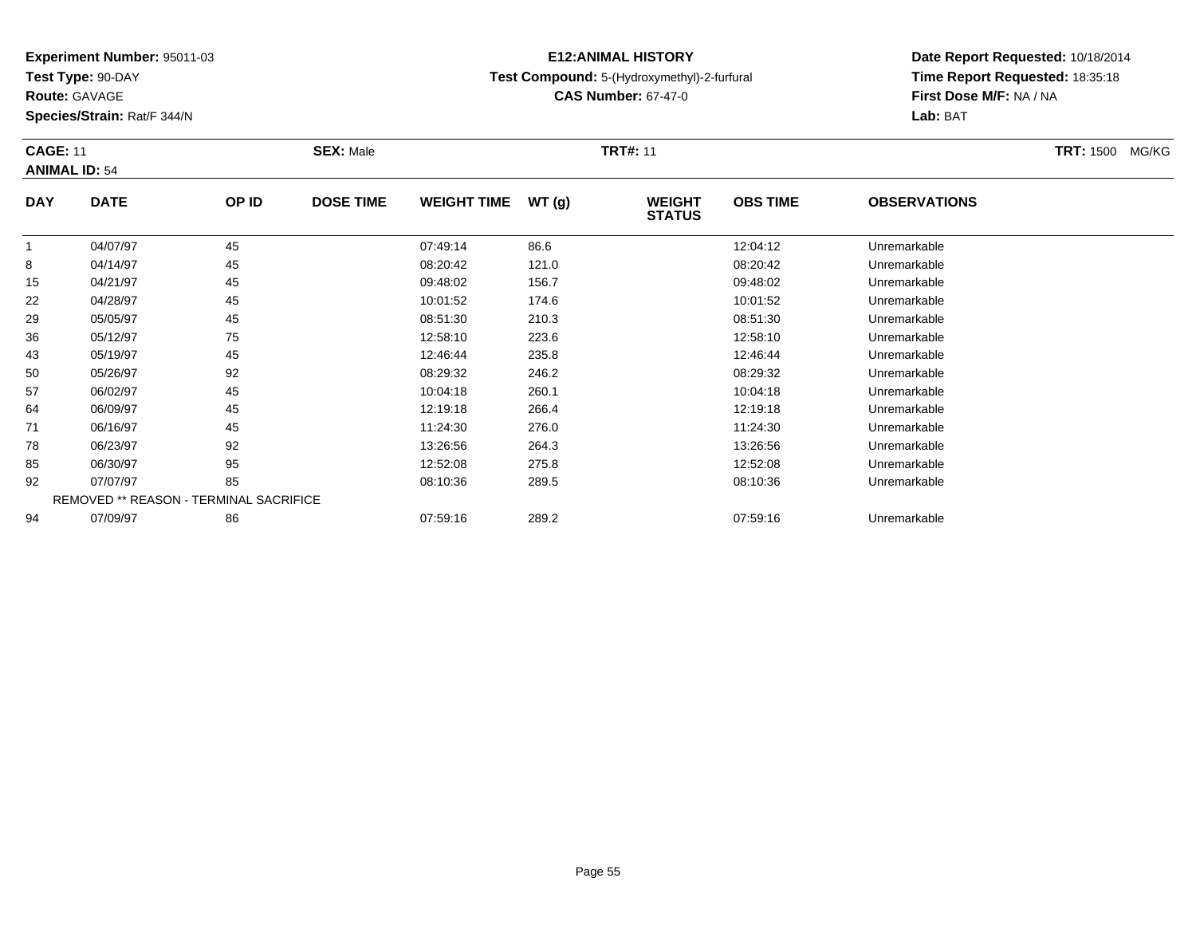**Experiment Number:** 95011-03
**Test Type:** 90-DAY
**Route:** GAVAGE
**Species/Strain:** Rat/F 344/N

**E12:ANIMAL HISTORY**
**Test Compound:** 5-(Hydroxymethyl)-2-furfural
**CAS Number:** 67-47-0

**Date Report Requested:** 10/18/2014
**Time Report Requested:** 18:35:18
**First Dose M/F:** NA / NA
**Lab:** BAT

**CAGE:** 11 **SEX:** Male **TRT#:** 11 **TRT:** 1500 MG/KG
**ANIMAL ID:** 54

| DAY | DATE | OP ID | DOSE TIME | WEIGHT TIME | WT (g) | WEIGHT STATUS | OBS TIME | OBSERVATIONS |
|---|---|---|---|---|---|---|---|---|
| 1 | 04/07/97 | 45 | | 07:49:14 | 86.6 | | 12:04:12 | Unremarkable |
| 8 | 04/14/97 | 45 | | 08:20:42 | 121.0 | | 08:20:42 | Unremarkable |
| 15 | 04/21/97 | 45 | | 09:48:02 | 156.7 | | 09:48:02 | Unremarkable |
| 22 | 04/28/97 | 45 | | 10:01:52 | 174.6 | | 10:01:52 | Unremarkable |
| 29 | 05/05/97 | 45 | | 08:51:30 | 210.3 | | 08:51:30 | Unremarkable |
| 36 | 05/12/97 | 75 | | 12:58:10 | 223.6 | | 12:58:10 | Unremarkable |
| 43 | 05/19/97 | 45 | | 12:46:44 | 235.8 | | 12:46:44 | Unremarkable |
| 50 | 05/26/97 | 92 | | 08:29:32 | 246.2 | | 08:29:32 | Unremarkable |
| 57 | 06/02/97 | 45 | | 10:04:18 | 260.1 | | 10:04:18 | Unremarkable |
| 64 | 06/09/97 | 45 | | 12:19:18 | 266.4 | | 12:19:18 | Unremarkable |
| 71 | 06/16/97 | 45 | | 11:24:30 | 276.0 | | 11:24:30 | Unremarkable |
| 78 | 06/23/97 | 92 | | 13:26:56 | 264.3 | | 13:26:56 | Unremarkable |
| 85 | 06/30/97 | 95 | | 12:52:08 | 275.8 | | 12:52:08 | Unremarkable |
| 92 | 07/07/97 | 85 | | 08:10:36 | 289.5 | | 08:10:36 | Unremarkable |
| | REMOVED ** REASON - TERMINAL SACRIFICE | | | | | | | |
| 94 | 07/09/97 | 86 | | 07:59:16 | 289.2 | | 07:59:16 | Unremarkable |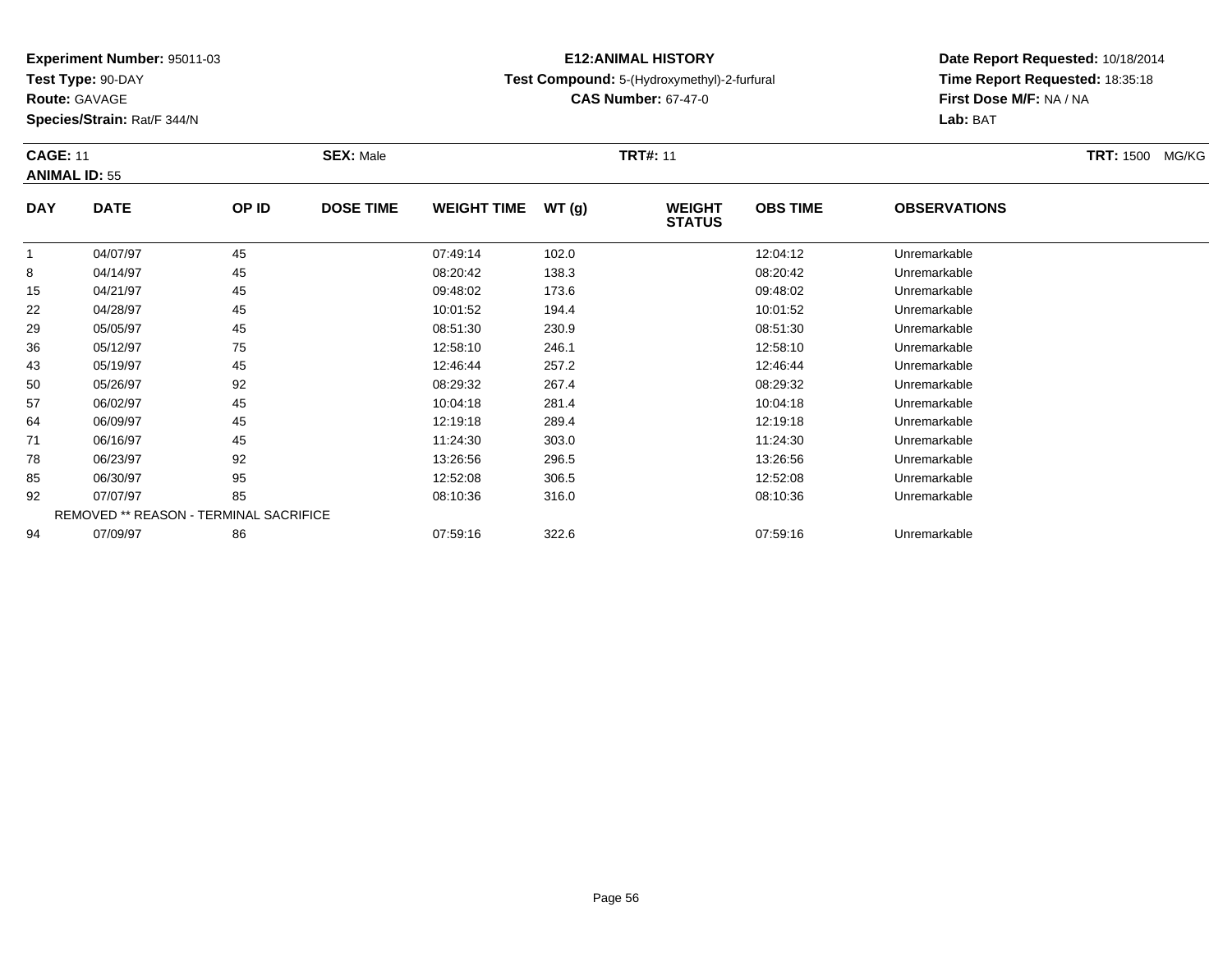**Experiment Number:** 95011-03
**Test Type:** 90-DAY
**Route:** GAVAGE
**Species/Strain:** Rat/F 344/N

**E12:ANIMAL HISTORY**
**Test Compound:** 5-(Hydroxymethyl)-2-furfural
**CAS Number:** 67-47-0

**Date Report Requested:** 10/18/2014
**Time Report Requested:** 18:35:18
**First Dose M/F:** NA / NA
**Lab:** BAT

**CAGE:** 11 **SEX:** Male **TRT#:** 11 **TRT:** 1500 MG/KG
**ANIMAL ID:** 55

| DAY | DATE | OP ID | DOSE TIME | WEIGHT TIME | WT (g) | WEIGHT STATUS | OBS TIME | OBSERVATIONS |
|---|---|---|---|---|---|---|---|---|
| 1 | 04/07/97 | 45 | | 07:49:14 | 102.0 | | 12:04:12 | Unremarkable |
| 8 | 04/14/97 | 45 | | 08:20:42 | 138.3 | | 08:20:42 | Unremarkable |
| 15 | 04/21/97 | 45 | | 09:48:02 | 173.6 | | 09:48:02 | Unremarkable |
| 22 | 04/28/97 | 45 | | 10:01:52 | 194.4 | | 10:01:52 | Unremarkable |
| 29 | 05/05/97 | 45 | | 08:51:30 | 230.9 | | 08:51:30 | Unremarkable |
| 36 | 05/12/97 | 75 | | 12:58:10 | 246.1 | | 12:58:10 | Unremarkable |
| 43 | 05/19/97 | 45 | | 12:46:44 | 257.2 | | 12:46:44 | Unremarkable |
| 50 | 05/26/97 | 92 | | 08:29:32 | 267.4 | | 08:29:32 | Unremarkable |
| 57 | 06/02/97 | 45 | | 10:04:18 | 281.4 | | 10:04:18 | Unremarkable |
| 64 | 06/09/97 | 45 | | 12:19:18 | 289.4 | | 12:19:18 | Unremarkable |
| 71 | 06/16/97 | 45 | | 11:24:30 | 303.0 | | 11:24:30 | Unremarkable |
| 78 | 06/23/97 | 92 | | 13:26:56 | 296.5 | | 13:26:56 | Unremarkable |
| 85 | 06/30/97 | 95 | | 12:52:08 | 306.5 | | 12:52:08 | Unremarkable |
| 92 | 07/07/97 | 85 | | 08:10:36 | 316.0 | | 08:10:36 | Unremarkable |
| REMOVED ** REASON - TERMINAL SACRIFICE | | | | | | | | |
| 94 | 07/09/97 | 86 | | 07:59:16 | 322.6 | | 07:59:16 | Unremarkable |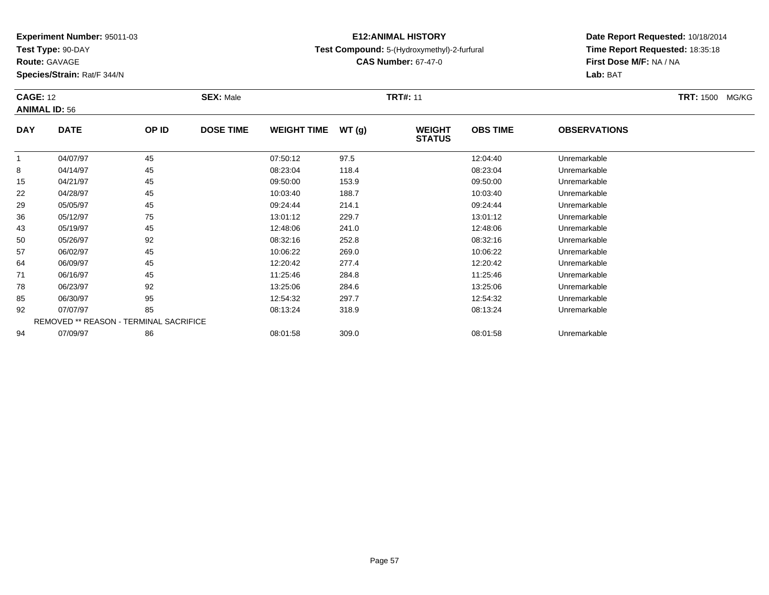**Experiment Number:** 95011-03
**Test Type:** 90-DAY
**Route:** GAVAGE
**Species/Strain:** Rat/F 344/N

**E12:ANIMAL HISTORY**
**Test Compound:** 5-(Hydroxymethyl)-2-furfural
**CAS Number:** 67-47-0

**Date Report Requested:** 10/18/2014
**Time Report Requested:** 18:35:18
**First Dose M/F:** NA / NA
**Lab:** BAT

**CAGE:** 12 **SEX:** Male **TRT#:** 11 **TRT:** 1500 MG/KG
**ANIMAL ID:** 56

| DAY | DATE | OP ID | DOSE TIME | WEIGHT TIME | WT (g) | WEIGHT STATUS | OBS TIME | OBSERVATIONS |
|---|---|---|---|---|---|---|---|---|
| 1 | 04/07/97 | 45 | | 07:50:12 | 97.5 | | 12:04:40 | Unremarkable |
| 8 | 04/14/97 | 45 | | 08:23:04 | 118.4 | | 08:23:04 | Unremarkable |
| 15 | 04/21/97 | 45 | | 09:50:00 | 153.9 | | 09:50:00 | Unremarkable |
| 22 | 04/28/97 | 45 | | 10:03:40 | 188.7 | | 10:03:40 | Unremarkable |
| 29 | 05/05/97 | 45 | | 09:24:44 | 214.1 | | 09:24:44 | Unremarkable |
| 36 | 05/12/97 | 75 | | 13:01:12 | 229.7 | | 13:01:12 | Unremarkable |
| 43 | 05/19/97 | 45 | | 12:48:06 | 241.0 | | 12:48:06 | Unremarkable |
| 50 | 05/26/97 | 92 | | 08:32:16 | 252.8 | | 08:32:16 | Unremarkable |
| 57 | 06/02/97 | 45 | | 10:06:22 | 269.0 | | 10:06:22 | Unremarkable |
| 64 | 06/09/97 | 45 | | 12:20:42 | 277.4 | | 12:20:42 | Unremarkable |
| 71 | 06/16/97 | 45 | | 11:25:46 | 284.8 | | 11:25:46 | Unremarkable |
| 78 | 06/23/97 | 92 | | 13:25:06 | 284.6 | | 13:25:06 | Unremarkable |
| 85 | 06/30/97 | 95 | | 12:54:32 | 297.7 | | 12:54:32 | Unremarkable |
| 92 | 07/07/97 | 85 | | 08:13:24 | 318.9 | | 08:13:24 | Unremarkable |
| REMOVED ** REASON - TERMINAL SACRIFICE | | | | | | | | |
| 94 | 07/09/97 | 86 | | 08:01:58 | 309.0 | | 08:01:58 | Unremarkable |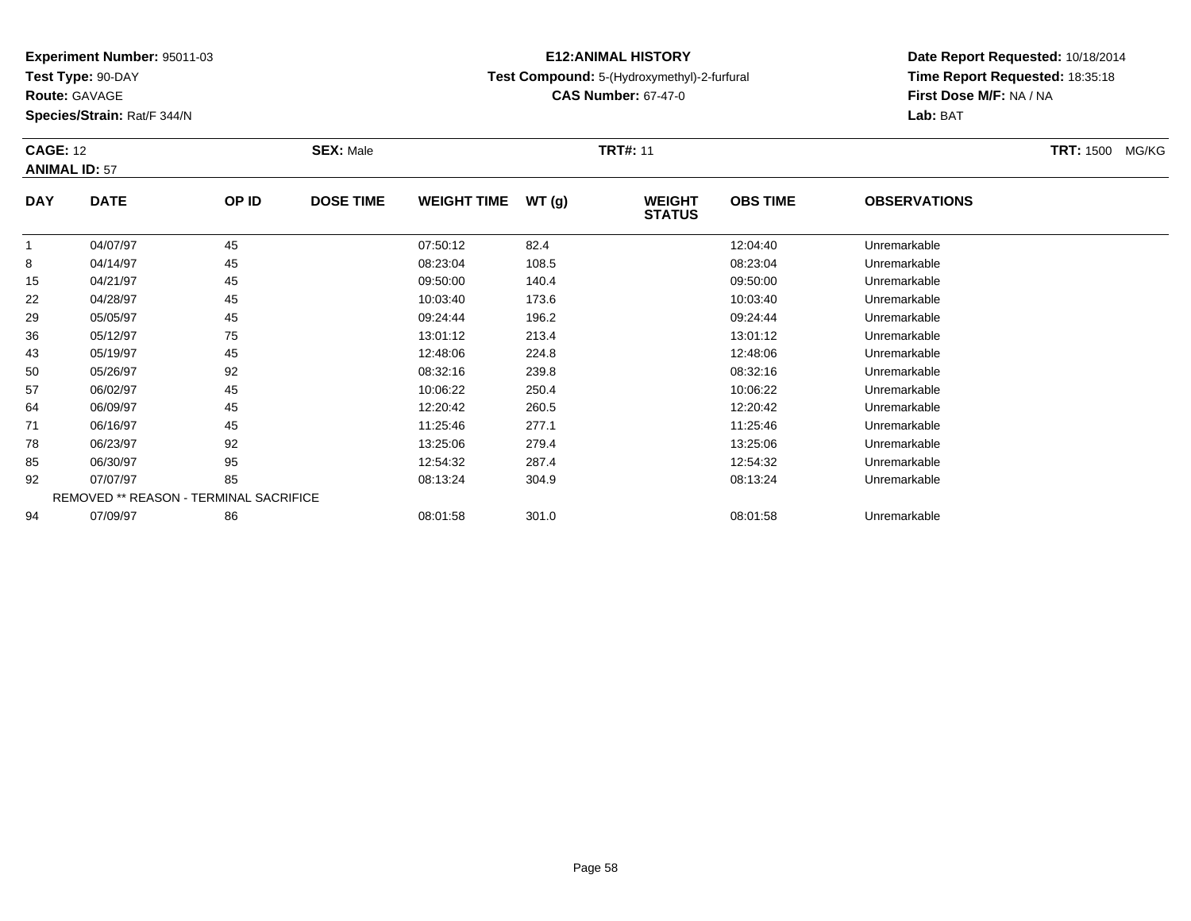**Experiment Number:** 95011-03
**Test Type:** 90-DAY
**Route:** GAVAGE
**Species/Strain:** Rat/F 344/N

**E12:ANIMAL HISTORY**
**Test Compound:** 5-(Hydroxymethyl)-2-furfural
**CAS Number:** 67-47-0

**Date Report Requested:** 10/18/2014
**Time Report Requested:** 18:35:18
**First Dose M/F:** NA / NA
**Lab:** BAT

**CAGE:** 12 **SEX:** Male **TRT#:** 11 **TRT:** 1500 MG/KG
**ANIMAL ID:** 57

| DAY | DATE | OP ID | DOSE TIME | WEIGHT TIME | WT (g) | WEIGHT STATUS | OBS TIME | OBSERVATIONS |
|---|---|---|---|---|---|---|---|---|
| 1 | 04/07/97 | 45 | | 07:50:12 | 82.4 | | 12:04:40 | Unremarkable |
| 8 | 04/14/97 | 45 | | 08:23:04 | 108.5 | | 08:23:04 | Unremarkable |
| 15 | 04/21/97 | 45 | | 09:50:00 | 140.4 | | 09:50:00 | Unremarkable |
| 22 | 04/28/97 | 45 | | 10:03:40 | 173.6 | | 10:03:40 | Unremarkable |
| 29 | 05/05/97 | 45 | | 09:24:44 | 196.2 | | 09:24:44 | Unremarkable |
| 36 | 05/12/97 | 75 | | 13:01:12 | 213.4 | | 13:01:12 | Unremarkable |
| 43 | 05/19/97 | 45 | | 12:48:06 | 224.8 | | 12:48:06 | Unremarkable |
| 50 | 05/26/97 | 92 | | 08:32:16 | 239.8 | | 08:32:16 | Unremarkable |
| 57 | 06/02/97 | 45 | | 10:06:22 | 250.4 | | 10:06:22 | Unremarkable |
| 64 | 06/09/97 | 45 | | 12:20:42 | 260.5 | | 12:20:42 | Unremarkable |
| 71 | 06/16/97 | 45 | | 11:25:46 | 277.1 | | 11:25:46 | Unremarkable |
| 78 | 06/23/97 | 92 | | 13:25:06 | 279.4 | | 13:25:06 | Unremarkable |
| 85 | 06/30/97 | 95 | | 12:54:32 | 287.4 | | 12:54:32 | Unremarkable |
| 92 | 07/07/97 | 85 | | 08:13:24 | 304.9 | | 08:13:24 | Unremarkable |
| | REMOVED ** REASON - TERMINAL SACRIFICE | | | | | | | |
| 94 | 07/09/97 | 86 | | 08:01:58 | 301.0 | | 08:01:58 | Unremarkable |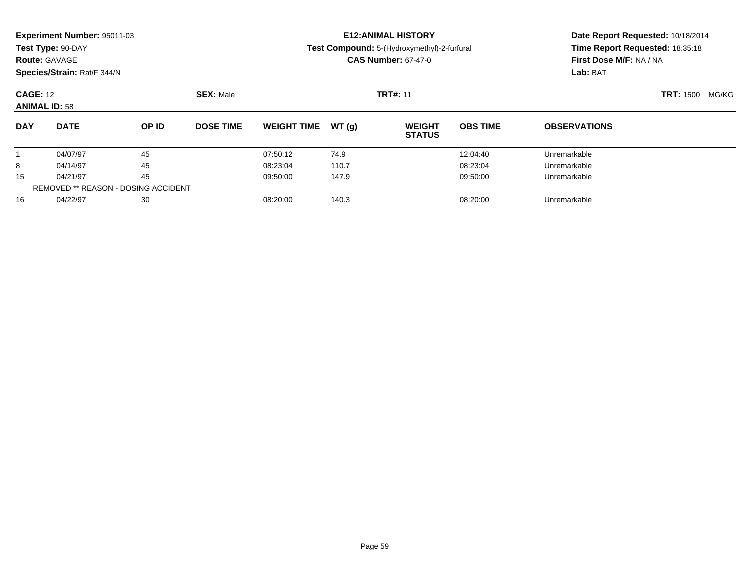**Experiment Number:** 95011-03
**Test Type:** 90-DAY
**Route:** GAVAGE
**Species/Strain:** Rat/F 344/N

**E12:ANIMAL HISTORY**
**Test Compound:** 5-(Hydroxymethyl)-2-furfural
**CAS Number:** 67-47-0

**Date Report Requested:** 10/18/2014
**Time Report Requested:** 18:35:18
**First Dose M/F:** NA / NA
**Lab:** BAT

**CAGE:** 12 **SEX:** Male **TRT#:** 11 **TRT:** 1500 MG/KG
**ANIMAL ID:** 58

| DAY | DATE | OP ID | DOSE TIME | WEIGHT TIME | WT (g) | WEIGHT STATUS | OBS TIME | OBSERVATIONS |
|---|---|---|---|---|---|---|---|---|
| 1 | 04/07/97 | 45 | | 07:50:12 | 74.9 | | 12:04:40 | Unremarkable |
| 8 | 04/14/97 | 45 | | 08:23:04 | 110.7 | | 08:23:04 | Unremarkable |
| 15 | 04/21/97 | 45 | | 09:50:00 | 147.9 | | 09:50:00 | Unremarkable |
| REMOVED ** REASON - DOSING ACCIDENT | | | | | | | | |
| 16 | 04/22/97 | 30 | | 08:20:00 | 140.3 | | 08:20:00 | Unremarkable |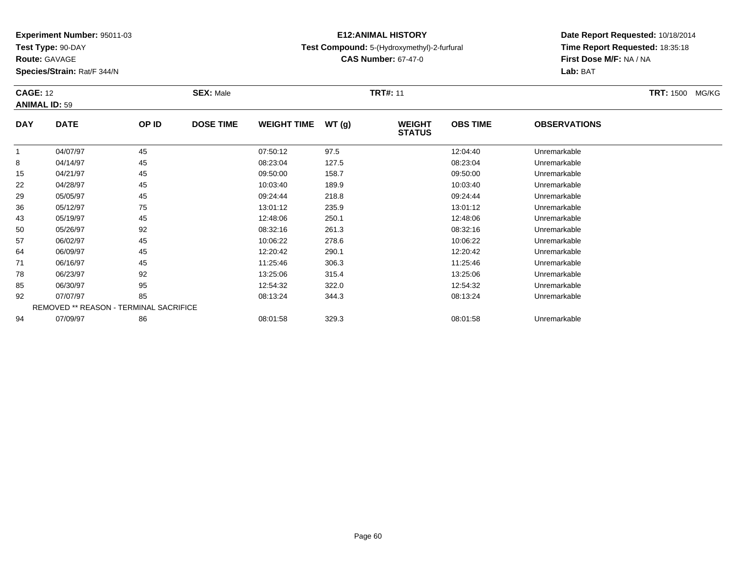**Experiment Number:** 95011-03
**Test Type:** 90-DAY
**Route:** GAVAGE
**Species/Strain:** Rat/F 344/N

# E12:ANIMAL HISTORY

**Test Compound:** 5-(Hydroxymethyl)-2-furfural
**CAS Number:** 67-47-0

**Date Report Requested:** 10/18/2014
**Time Report Requested:** 18:35:18
**First Dose M/F:** NA / NA
**Lab:** BAT

**CAGE:** 12 **SEX:** Male **TRT#:** 11 **TRT:** 1500 MG/KG
**ANIMAL ID:** 59

| DAY | DATE | OP ID | DOSE TIME | WEIGHT TIME | WT (g) | WEIGHT STATUS | OBS TIME | OBSERVATIONS |
|---|---|---|---|---|---|---|---|---|
| 1 | 04/07/97 | 45 | | 07:50:12 | 97.5 | | 12:04:40 | Unremarkable |
| 8 | 04/14/97 | 45 | | 08:23:04 | 127.5 | | 08:23:04 | Unremarkable |
| 15 | 04/21/97 | 45 | | 09:50:00 | 158.7 | | 09:50:00 | Unremarkable |
| 22 | 04/28/97 | 45 | | 10:03:40 | 189.9 | | 10:03:40 | Unremarkable |
| 29 | 05/05/97 | 45 | | 09:24:44 | 218.8 | | 09:24:44 | Unremarkable |
| 36 | 05/12/97 | 75 | | 13:01:12 | 235.9 | | 13:01:12 | Unremarkable |
| 43 | 05/19/97 | 45 | | 12:48:06 | 250.1 | | 12:48:06 | Unremarkable |
| 50 | 05/26/97 | 92 | | 08:32:16 | 261.3 | | 08:32:16 | Unremarkable |
| 57 | 06/02/97 | 45 | | 10:06:22 | 278.6 | | 10:06:22 | Unremarkable |
| 64 | 06/09/97 | 45 | | 12:20:42 | 290.1 | | 12:20:42 | Unremarkable |
| 71 | 06/16/97 | 45 | | 11:25:46 | 306.3 | | 11:25:46 | Unremarkable |
| 78 | 06/23/97 | 92 | | 13:25:06 | 315.4 | | 13:25:06 | Unremarkable |
| 85 | 06/30/97 | 95 | | 12:54:32 | 322.0 | | 12:54:32 | Unremarkable |
| 92 | 07/07/97 | 85 | | 08:13:24 | 344.3 | | 08:13:24 | Unremarkable |
| | REMOVED ** REASON - TERMINAL SACRIFICE | | | | | | | |
| 94 | 07/09/97 | 86 | | 08:01:58 | 329.3 | | 08:01:58 | Unremarkable |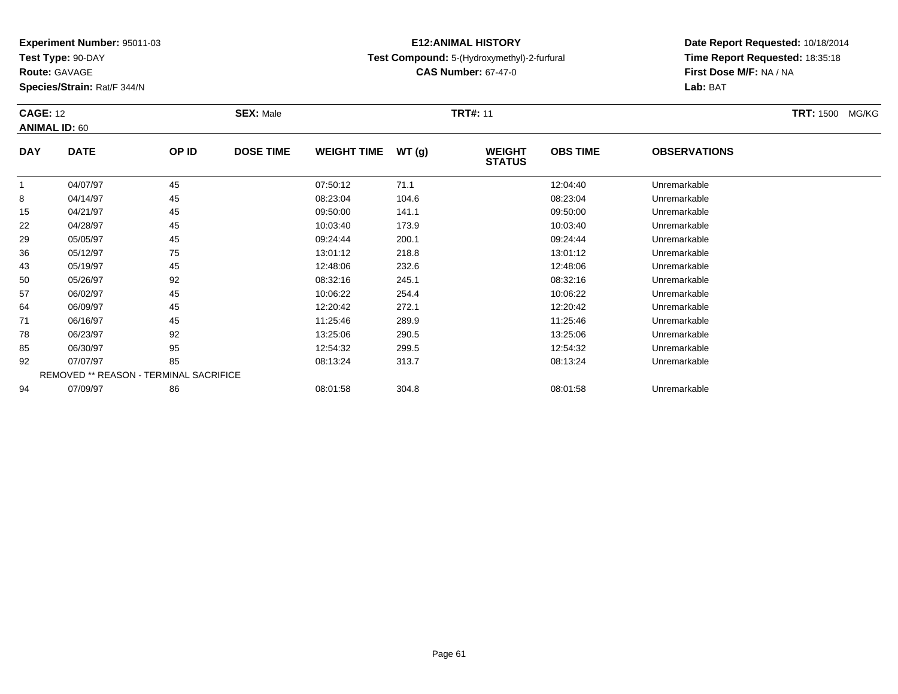**Experiment Number:** 95011-03
**Test Type:** 90-DAY
**Route:** GAVAGE
**Species/Strain:** Rat/F 344/N

**E12:ANIMAL HISTORY**
**Test Compound:** 5-(Hydroxymethyl)-2-furfural
**CAS Number:** 67-47-0

**Date Report Requested:** 10/18/2014
**Time Report Requested:** 18:35:18
**First Dose M/F:** NA / NA
**Lab:** BAT

**CAGE:** 12 **SEX:** Male **TRT#:** 11 **TRT:** 1500 MG/KG
**ANIMAL ID:** 60

| DAY | DATE | OP ID | DOSE TIME | WEIGHT TIME | WT (g) | WEIGHT STATUS | OBS TIME | OBSERVATIONS |
|---|---|---|---|---|---|---|---|---|
| 1 | 04/07/97 | 45 | | 07:50:12 | 71.1 | | 12:04:40 | Unremarkable |
| 8 | 04/14/97 | 45 | | 08:23:04 | 104.6 | | 08:23:04 | Unremarkable |
| 15 | 04/21/97 | 45 | | 09:50:00 | 141.1 | | 09:50:00 | Unremarkable |
| 22 | 04/28/97 | 45 | | 10:03:40 | 173.9 | | 10:03:40 | Unremarkable |
| 29 | 05/05/97 | 45 | | 09:24:44 | 200.1 | | 09:24:44 | Unremarkable |
| 36 | 05/12/97 | 75 | | 13:01:12 | 218.8 | | 13:01:12 | Unremarkable |
| 43 | 05/19/97 | 45 | | 12:48:06 | 232.6 | | 12:48:06 | Unremarkable |
| 50 | 05/26/97 | 92 | | 08:32:16 | 245.1 | | 08:32:16 | Unremarkable |
| 57 | 06/02/97 | 45 | | 10:06:22 | 254.4 | | 10:06:22 | Unremarkable |
| 64 | 06/09/97 | 45 | | 12:20:42 | 272.1 | | 12:20:42 | Unremarkable |
| 71 | 06/16/97 | 45 | | 11:25:46 | 289.9 | | 11:25:46 | Unremarkable |
| 78 | 06/23/97 | 92 | | 13:25:06 | 290.5 | | 13:25:06 | Unremarkable |
| 85 | 06/30/97 | 95 | | 12:54:32 | 299.5 | | 12:54:32 | Unremarkable |
| 92 | 07/07/97 | 85 | | 08:13:24 | 313.7 | | 08:13:24 | Unremarkable |
| REMOVED ** REASON - TERMINAL SACRIFICE | | | | | | | | |
| 94 | 07/09/97 | 86 | | 08:01:58 | 304.8 | | 08:01:58 | Unremarkable |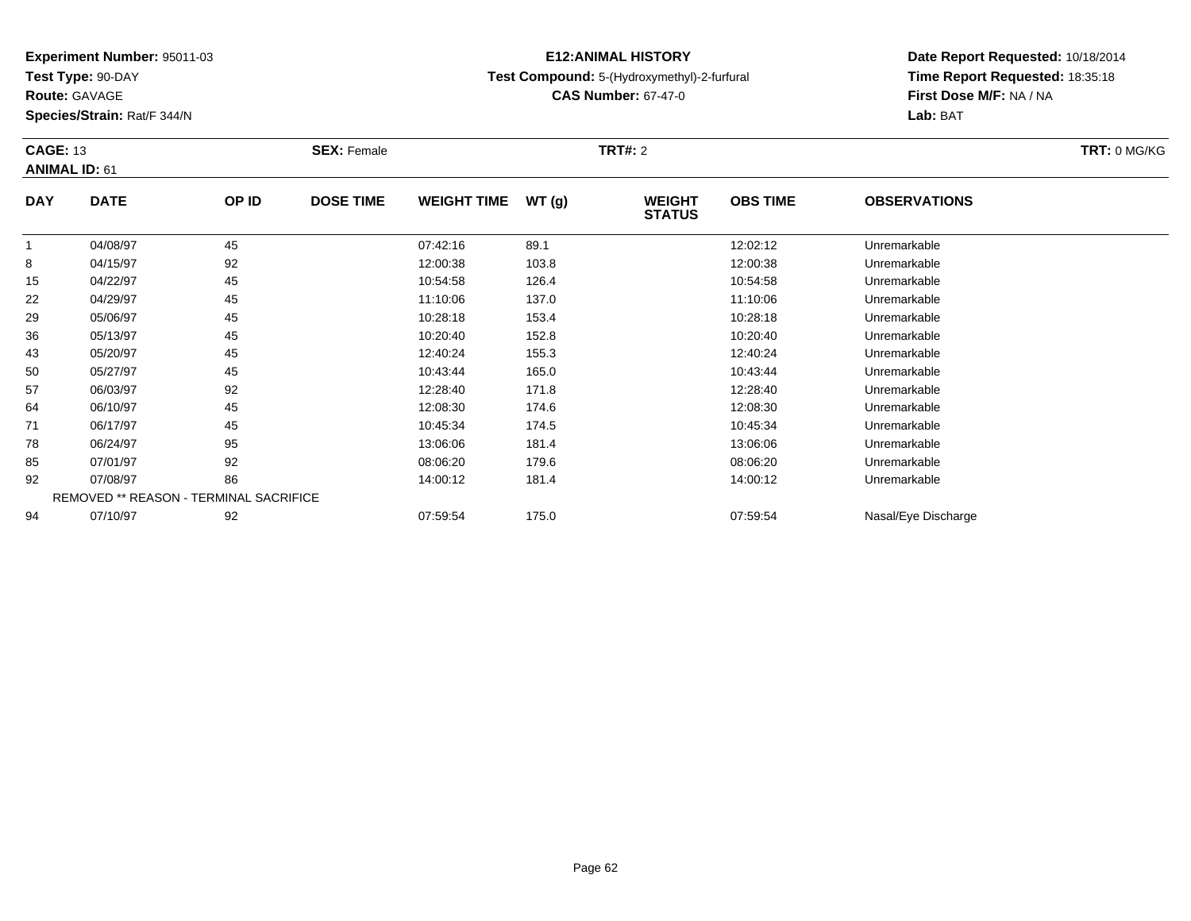**Experiment Number:** 95011-03
**Test Type:** 90-DAY
**Route:** GAVAGE
**Species/Strain:** Rat/F 344/N

**E12:ANIMAL HISTORY**
**Test Compound:** 5-(Hydroxymethyl)-2-furfural
**CAS Number:** 67-47-0

**Date Report Requested:** 10/18/2014
**Time Report Requested:** 18:35:18
**First Dose M/F:** NA / NA
**Lab:** BAT

**CAGE:** 13 **SEX:** Female **TRT#:** 2 **TRT:** 0 MG/KG
**ANIMAL ID:** 61

| DAY | DATE | OP ID | DOSE TIME | WEIGHT TIME | WT (g) | WEIGHT STATUS | OBS TIME | OBSERVATIONS |
|---|---|---|---|---|---|---|---|---|
| 1 | 04/08/97 | 45 | | 07:42:16 | 89.1 | | 12:02:12 | Unremarkable |
| 8 | 04/15/97 | 92 | | 12:00:38 | 103.8 | | 12:00:38 | Unremarkable |
| 15 | 04/22/97 | 45 | | 10:54:58 | 126.4 | | 10:54:58 | Unremarkable |
| 22 | 04/29/97 | 45 | | 11:10:06 | 137.0 | | 11:10:06 | Unremarkable |
| 29 | 05/06/97 | 45 | | 10:28:18 | 153.4 | | 10:28:18 | Unremarkable |
| 36 | 05/13/97 | 45 | | 10:20:40 | 152.8 | | 10:20:40 | Unremarkable |
| 43 | 05/20/97 | 45 | | 12:40:24 | 155.3 | | 12:40:24 | Unremarkable |
| 50 | 05/27/97 | 45 | | 10:43:44 | 165.0 | | 10:43:44 | Unremarkable |
| 57 | 06/03/97 | 92 | | 12:28:40 | 171.8 | | 12:28:40 | Unremarkable |
| 64 | 06/10/97 | 45 | | 12:08:30 | 174.6 | | 12:08:30 | Unremarkable |
| 71 | 06/17/97 | 45 | | 10:45:34 | 174.5 | | 10:45:34 | Unremarkable |
| 78 | 06/24/97 | 95 | | 13:06:06 | 181.4 | | 13:06:06 | Unremarkable |
| 85 | 07/01/97 | 92 | | 08:06:20 | 179.6 | | 08:06:20 | Unremarkable |
| 92 | 07/08/97 | 86 | | 14:00:12 | 181.4 | | 14:00:12 | Unremarkable |
| | REMOVED ** REASON - TERMINAL SACRIFICE | | | | | | | |
| 94 | 07/10/97 | 92 | | 07:59:54 | 175.0 | | 07:59:54 | Nasal/Eye Discharge |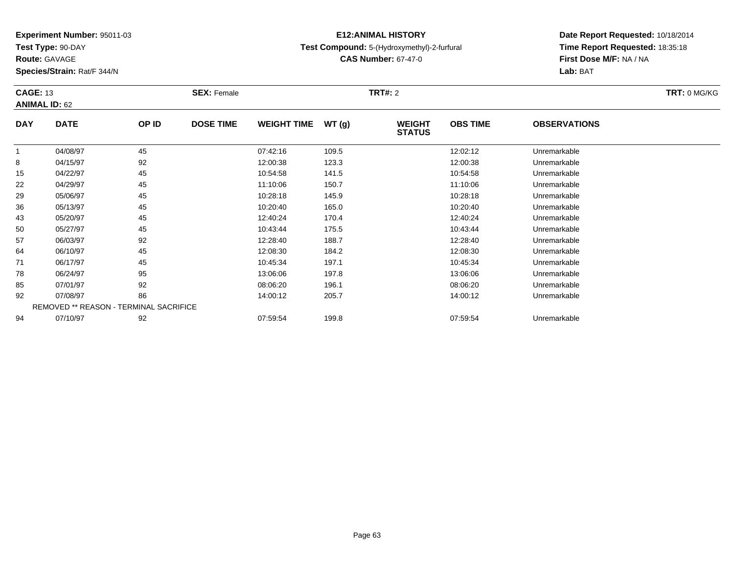**Experiment Number:** 95011-03
**Test Type:** 90-DAY
**Route:** GAVAGE
**Species/Strain:** Rat/F 344/N

**E12:ANIMAL HISTORY**
**Test Compound:** 5-(Hydroxymethyl)-2-furfural
**CAS Number:** 67-47-0

**Date Report Requested:** 10/18/2014
**Time Report Requested:** 18:35:18
**First Dose M/F:** NA / NA
**Lab:** BAT

**CAGE:** 13 **SEX:** Female **TRT#:** 2 **TRT:** 0 MG/KG
**ANIMAL ID:** 62

| DAY | DATE | OP ID | DOSE TIME | WEIGHT TIME | WT (g) | WEIGHT STATUS | OBS TIME | OBSERVATIONS |
|---|---|---|---|---|---|---|---|---|
| 1 | 04/08/97 | 45 | | 07:42:16 | 109.5 | | 12:02:12 | Unremarkable |
| 8 | 04/15/97 | 92 | | 12:00:38 | 123.3 | | 12:00:38 | Unremarkable |
| 15 | 04/22/97 | 45 | | 10:54:58 | 141.5 | | 10:54:58 | Unremarkable |
| 22 | 04/29/97 | 45 | | 11:10:06 | 150.7 | | 11:10:06 | Unremarkable |
| 29 | 05/06/97 | 45 | | 10:28:18 | 145.9 | | 10:28:18 | Unremarkable |
| 36 | 05/13/97 | 45 | | 10:20:40 | 165.0 | | 10:20:40 | Unremarkable |
| 43 | 05/20/97 | 45 | | 12:40:24 | 170.4 | | 12:40:24 | Unremarkable |
| 50 | 05/27/97 | 45 | | 10:43:44 | 175.5 | | 10:43:44 | Unremarkable |
| 57 | 06/03/97 | 92 | | 12:28:40 | 188.7 | | 12:28:40 | Unremarkable |
| 64 | 06/10/97 | 45 | | 12:08:30 | 184.2 | | 12:08:30 | Unremarkable |
| 71 | 06/17/97 | 45 | | 10:45:34 | 197.1 | | 10:45:34 | Unremarkable |
| 78 | 06/24/97 | 95 | | 13:06:06 | 197.8 | | 13:06:06 | Unremarkable |
| 85 | 07/01/97 | 92 | | 08:06:20 | 196.1 | | 08:06:20 | Unremarkable |
| 92 | 07/08/97 | 86 | | 14:00:12 | 205.7 | | 14:00:12 | Unremarkable |
| REMOVED ** REASON - TERMINAL SACRIFICE | | | | | | | | |
| 94 | 07/10/97 | 92 | | 07:59:54 | 199.8 | | 07:59:54 | Unremarkable |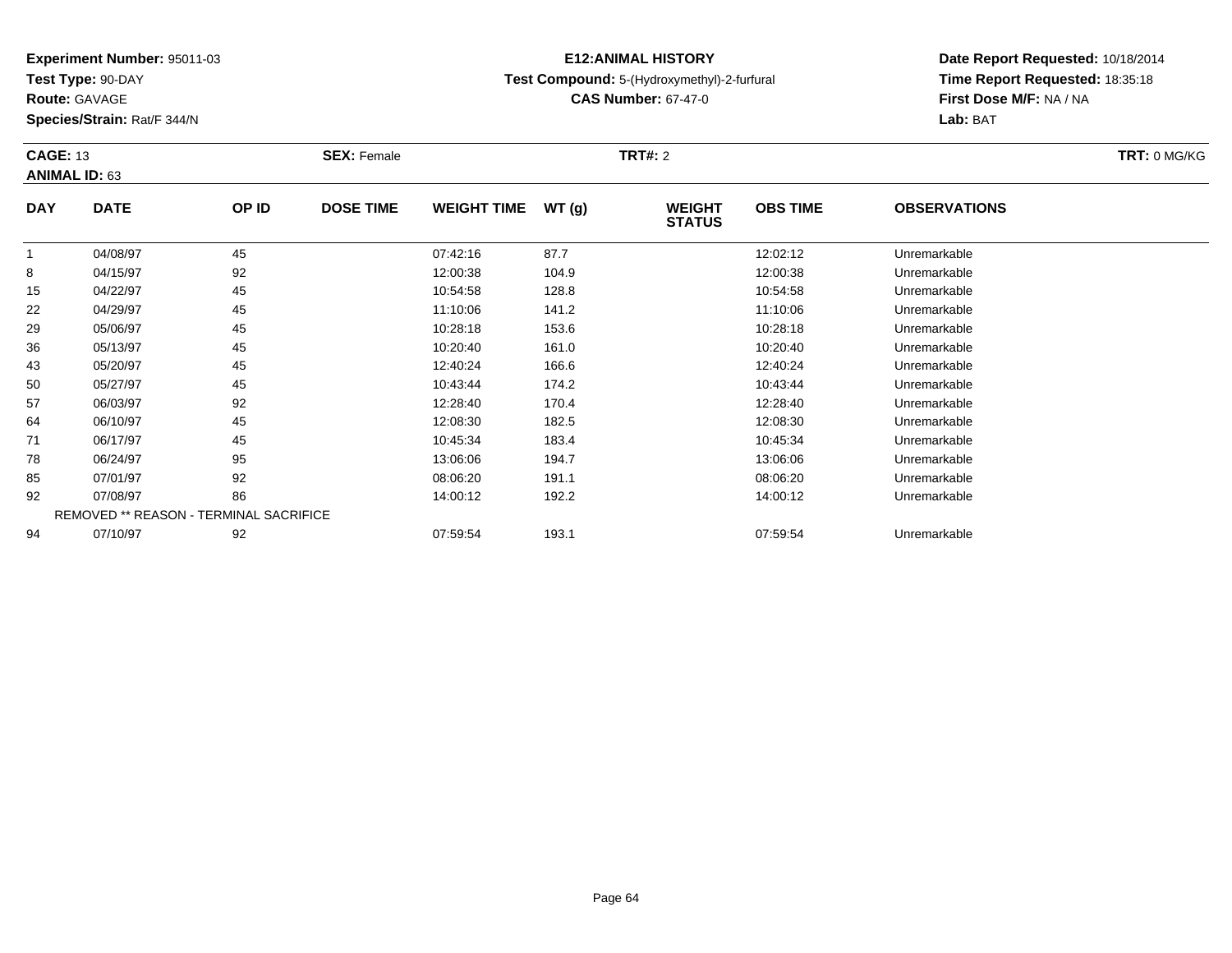**Experiment Number:** 95011-03
**Test Type:** 90-DAY
**Route:** GAVAGE
**Species/Strain:** Rat/F 344/N

**E12:ANIMAL HISTORY**
**Test Compound:** 5-(Hydroxymethyl)-2-furfural
**CAS Number:** 67-47-0

**Date Report Requested:** 10/18/2014
**Time Report Requested:** 18:35:18
**First Dose M/F:** NA / NA
**Lab:** BAT

**CAGE:** 13 **SEX:** Female **TRT#:** 2 **TRT:** 0 MG/KG
**ANIMAL ID:** 63

| DAY | DATE | OP ID | DOSE TIME | WEIGHT TIME | WT (g) | WEIGHT STATUS | OBS TIME | OBSERVATIONS |
|---|---|---|---|---|---|---|---|---|
| 1 | 04/08/97 | 45 | | 07:42:16 | 87.7 | | 12:02:12 | Unremarkable |
| 8 | 04/15/97 | 92 | | 12:00:38 | 104.9 | | 12:00:38 | Unremarkable |
| 15 | 04/22/97 | 45 | | 10:54:58 | 128.8 | | 10:54:58 | Unremarkable |
| 22 | 04/29/97 | 45 | | 11:10:06 | 141.2 | | 11:10:06 | Unremarkable |
| 29 | 05/06/97 | 45 | | 10:28:18 | 153.6 | | 10:28:18 | Unremarkable |
| 36 | 05/13/97 | 45 | | 10:20:40 | 161.0 | | 10:20:40 | Unremarkable |
| 43 | 05/20/97 | 45 | | 12:40:24 | 166.6 | | 12:40:24 | Unremarkable |
| 50 | 05/27/97 | 45 | | 10:43:44 | 174.2 | | 10:43:44 | Unremarkable |
| 57 | 06/03/97 | 92 | | 12:28:40 | 170.4 | | 12:28:40 | Unremarkable |
| 64 | 06/10/97 | 45 | | 12:08:30 | 182.5 | | 12:08:30 | Unremarkable |
| 71 | 06/17/97 | 45 | | 10:45:34 | 183.4 | | 10:45:34 | Unremarkable |
| 78 | 06/24/97 | 95 | | 13:06:06 | 194.7 | | 13:06:06 | Unremarkable |
| 85 | 07/01/97 | 92 | | 08:06:20 | 191.1 | | 08:06:20 | Unremarkable |
| 92 | 07/08/97 | 86 | | 14:00:12 | 192.2 | | 14:00:12 | Unremarkable |
| REMOVED ** REASON - TERMINAL SACRIFICE | | | | | | | | |
| 94 | 07/10/97 | 92 | | 07:59:54 | 193.1 | | 07:59:54 | Unremarkable |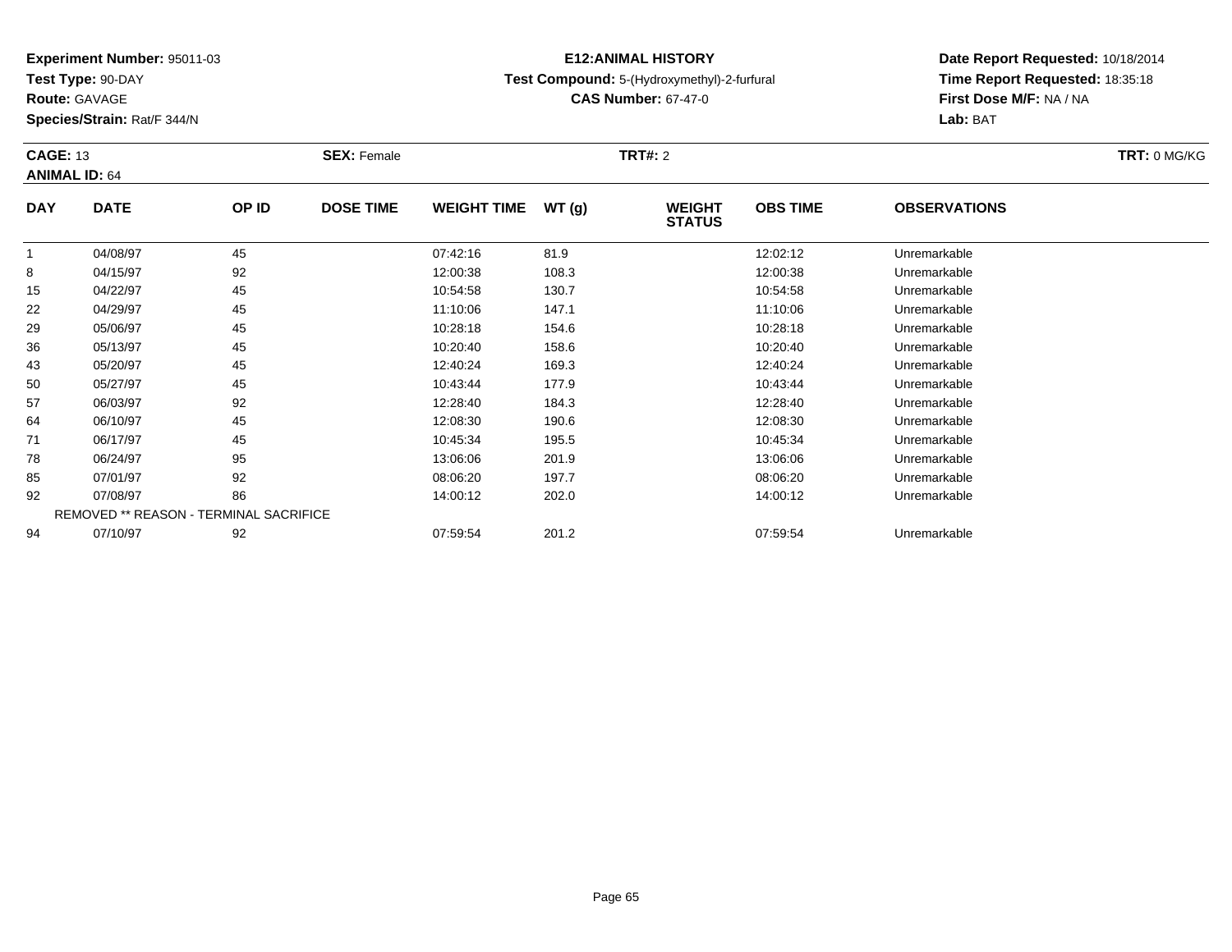**Experiment Number:** 95011-03
**Test Type:** 90-DAY
**Route:** GAVAGE
**Species/Strain:** Rat/F 344/N

**E12:ANIMAL HISTORY**
**Test Compound:** 5-(Hydroxymethyl)-2-furfural
**CAS Number:** 67-47-0

**Date Report Requested:** 10/18/2014
**Time Report Requested:** 18:35:18
**First Dose M/F:** NA / NA
**Lab:** BAT

**CAGE:** 13 **SEX:** Female **TRT#:** 2 **TRT:** 0 MG/KG
**ANIMAL ID:** 64

| DAY | DATE | OP ID | DOSE TIME | WEIGHT TIME | WT (g) | WEIGHT STATUS | OBS TIME | OBSERVATIONS |
|---|---|---|---|---|---|---|---|---|
| 1 | 04/08/97 | 45 | | 07:42:16 | 81.9 | | 12:02:12 | Unremarkable |
| 8 | 04/15/97 | 92 | | 12:00:38 | 108.3 | | 12:00:38 | Unremarkable |
| 15 | 04/22/97 | 45 | | 10:54:58 | 130.7 | | 10:54:58 | Unremarkable |
| 22 | 04/29/97 | 45 | | 11:10:06 | 147.1 | | 11:10:06 | Unremarkable |
| 29 | 05/06/97 | 45 | | 10:28:18 | 154.6 | | 10:28:18 | Unremarkable |
| 36 | 05/13/97 | 45 | | 10:20:40 | 158.6 | | 10:20:40 | Unremarkable |
| 43 | 05/20/97 | 45 | | 12:40:24 | 169.3 | | 12:40:24 | Unremarkable |
| 50 | 05/27/97 | 45 | | 10:43:44 | 177.9 | | 10:43:44 | Unremarkable |
| 57 | 06/03/97 | 92 | | 12:28:40 | 184.3 | | 12:28:40 | Unremarkable |
| 64 | 06/10/97 | 45 | | 12:08:30 | 190.6 | | 12:08:30 | Unremarkable |
| 71 | 06/17/97 | 45 | | 10:45:34 | 195.5 | | 10:45:34 | Unremarkable |
| 78 | 06/24/97 | 95 | | 13:06:06 | 201.9 | | 13:06:06 | Unremarkable |
| 85 | 07/01/97 | 92 | | 08:06:20 | 197.7 | | 08:06:20 | Unremarkable |
| 92 | 07/08/97 | 86 | | 14:00:12 | 202.0 | | 14:00:12 | Unremarkable |
| REMOVED ** REASON - TERMINAL SACRIFICE | | | | | | | | |
| 94 | 07/10/97 | 92 | | 07:59:54 | 201.2 | | 07:59:54 | Unremarkable |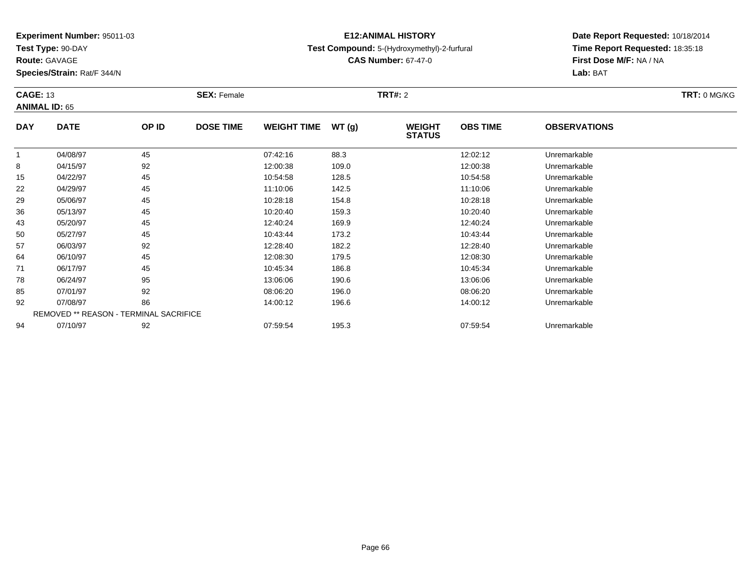**Experiment Number:** 95011-03
**Test Type:** 90-DAY
**Route:** GAVAGE
**Species/Strain:** Rat/F 344/N

**E12:ANIMAL HISTORY**
**Test Compound:** 5-(Hydroxymethyl)-2-furfural
**CAS Number:** 67-47-0

**Date Report Requested:** 10/18/2014
**Time Report Requested:** 18:35:18
**First Dose M/F:** NA / NA
**Lab:** BAT

**CAGE:** 13 **SEX:** Female **TRT#:** 2 **TRT:** 0 MG/KG
**ANIMAL ID:** 65

| DAY | DATE | OP ID | DOSE TIME | WEIGHT TIME | WT (g) | WEIGHT STATUS | OBS TIME | OBSERVATIONS |
|---|---|---|---|---|---|---|---|---|
| 1 | 04/08/97 | 45 | | 07:42:16 | 88.3 | | 12:02:12 | Unremarkable |
| 8 | 04/15/97 | 92 | | 12:00:38 | 109.0 | | 12:00:38 | Unremarkable |
| 15 | 04/22/97 | 45 | | 10:54:58 | 128.5 | | 10:54:58 | Unremarkable |
| 22 | 04/29/97 | 45 | | 11:10:06 | 142.5 | | 11:10:06 | Unremarkable |
| 29 | 05/06/97 | 45 | | 10:28:18 | 154.8 | | 10:28:18 | Unremarkable |
| 36 | 05/13/97 | 45 | | 10:20:40 | 159.3 | | 10:20:40 | Unremarkable |
| 43 | 05/20/97 | 45 | | 12:40:24 | 169.9 | | 12:40:24 | Unremarkable |
| 50 | 05/27/97 | 45 | | 10:43:44 | 173.2 | | 10:43:44 | Unremarkable |
| 57 | 06/03/97 | 92 | | 12:28:40 | 182.2 | | 12:28:40 | Unremarkable |
| 64 | 06/10/97 | 45 | | 12:08:30 | 179.5 | | 12:08:30 | Unremarkable |
| 71 | 06/17/97 | 45 | | 10:45:34 | 186.8 | | 10:45:34 | Unremarkable |
| 78 | 06/24/97 | 95 | | 13:06:06 | 190.6 | | 13:06:06 | Unremarkable |
| 85 | 07/01/97 | 92 | | 08:06:20 | 196.0 | | 08:06:20 | Unremarkable |
| 92 | 07/08/97 | 86 | | 14:00:12 | 196.6 | | 14:00:12 | Unremarkable |
| REMOVED ** REASON - TERMINAL SACRIFICE | | | | | | | | |
| 94 | 07/10/97 | 92 | | 07:59:54 | 195.3 | | 07:59:54 | Unremarkable |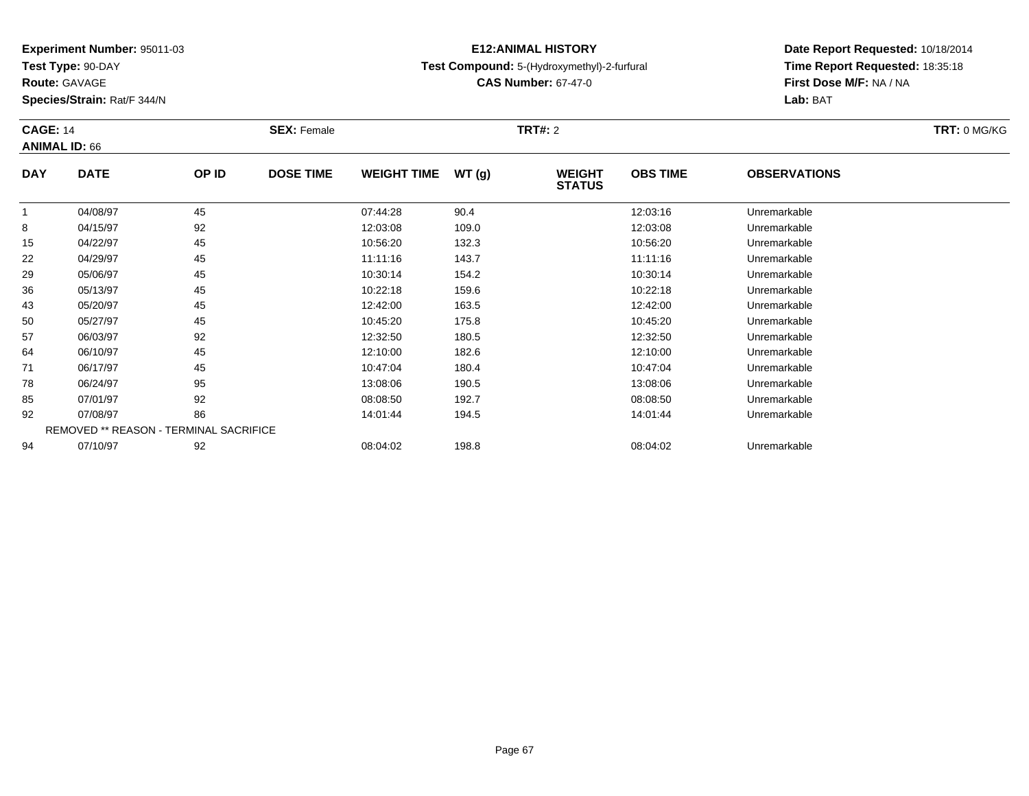**Experiment Number:** 95011-03
**Test Type:** 90-DAY
**Route:** GAVAGE
**Species/Strain:** Rat/F 344/N

**E12:ANIMAL HISTORY**
**Test Compound:** 5-(Hydroxymethyl)-2-furfural
**CAS Number:** 67-47-0

**Date Report Requested:** 10/18/2014
**Time Report Requested:** 18:35:18
**First Dose M/F:** NA / NA
**Lab:** BAT

**CAGE:** 14 **SEX:** Female **TRT#:** 2 **TRT:** 0 MG/KG
**ANIMAL ID:** 66

| DAY | DATE | OP ID | DOSE TIME | WEIGHT TIME | WT (g) | WEIGHT STATUS | OBS TIME | OBSERVATIONS |
|---|---|---|---|---|---|---|---|---|
| 1 | 04/08/97 | 45 | | 07:44:28 | 90.4 | | 12:03:16 | Unremarkable |
| 8 | 04/15/97 | 92 | | 12:03:08 | 109.0 | | 12:03:08 | Unremarkable |
| 15 | 04/22/97 | 45 | | 10:56:20 | 132.3 | | 10:56:20 | Unremarkable |
| 22 | 04/29/97 | 45 | | 11:11:16 | 143.7 | | 11:11:16 | Unremarkable |
| 29 | 05/06/97 | 45 | | 10:30:14 | 154.2 | | 10:30:14 | Unremarkable |
| 36 | 05/13/97 | 45 | | 10:22:18 | 159.6 | | 10:22:18 | Unremarkable |
| 43 | 05/20/97 | 45 | | 12:42:00 | 163.5 | | 12:42:00 | Unremarkable |
| 50 | 05/27/97 | 45 | | 10:45:20 | 175.8 | | 10:45:20 | Unremarkable |
| 57 | 06/03/97 | 92 | | 12:32:50 | 180.5 | | 12:32:50 | Unremarkable |
| 64 | 06/10/97 | 45 | | 12:10:00 | 182.6 | | 12:10:00 | Unremarkable |
| 71 | 06/17/97 | 45 | | 10:47:04 | 180.4 | | 10:47:04 | Unremarkable |
| 78 | 06/24/97 | 95 | | 13:08:06 | 190.5 | | 13:08:06 | Unremarkable |
| 85 | 07/01/97 | 92 | | 08:08:50 | 192.7 | | 08:08:50 | Unremarkable |
| 92 | 07/08/97 | 86 | | 14:01:44 | 194.5 | | 14:01:44 | Unremarkable |
| REMOVED ** REASON - TERMINAL SACRIFICE | | | | | | | | |
| 94 | 07/10/97 | 92 | | 08:04:02 | 198.8 | | 08:04:02 | Unremarkable |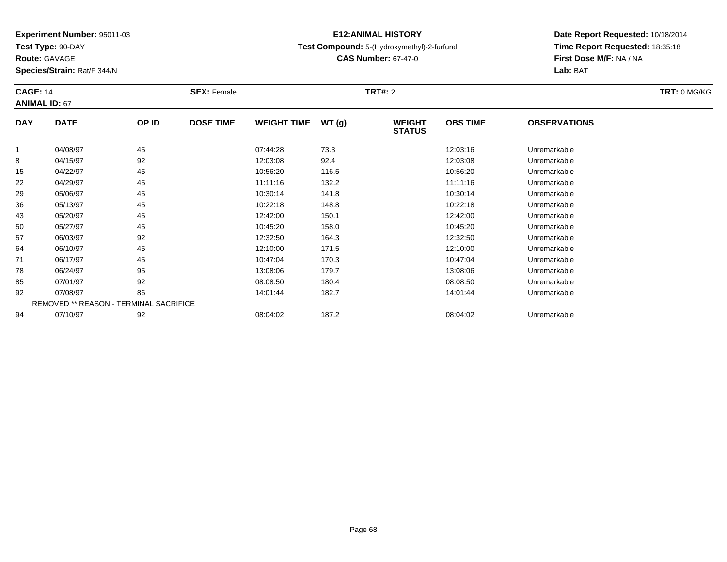**Experiment Number:** 95011-03
**Test Type:** 90-DAY
**Route:** GAVAGE
**Species/Strain:** Rat/F 344/N

**E12:ANIMAL HISTORY**
**Test Compound:** 5-(Hydroxymethyl)-2-furfural
**CAS Number:** 67-47-0

**Date Report Requested:** 10/18/2014
**Time Report Requested:** 18:35:18
**First Dose M/F:** NA / NA
**Lab:** BAT

**CAGE:** 14 **SEX:** Female **TRT#:** 2 **TRT:** 0 MG/KG
**ANIMAL ID:** 67

| DAY | DATE | OP ID | DOSE TIME | WEIGHT TIME | WT (g) | WEIGHT STATUS | OBS TIME | OBSERVATIONS |
|---|---|---|---|---|---|---|---|---|
| 1 | 04/08/97 | 45 | | 07:44:28 | 73.3 | | 12:03:16 | Unremarkable |
| 8 | 04/15/97 | 92 | | 12:03:08 | 92.4 | | 12:03:08 | Unremarkable |
| 15 | 04/22/97 | 45 | | 10:56:20 | 116.5 | | 10:56:20 | Unremarkable |
| 22 | 04/29/97 | 45 | | 11:11:16 | 132.2 | | 11:11:16 | Unremarkable |
| 29 | 05/06/97 | 45 | | 10:30:14 | 141.8 | | 10:30:14 | Unremarkable |
| 36 | 05/13/97 | 45 | | 10:22:18 | 148.8 | | 10:22:18 | Unremarkable |
| 43 | 05/20/97 | 45 | | 12:42:00 | 150.1 | | 12:42:00 | Unremarkable |
| 50 | 05/27/97 | 45 | | 10:45:20 | 158.0 | | 10:45:20 | Unremarkable |
| 57 | 06/03/97 | 92 | | 12:32:50 | 164.3 | | 12:32:50 | Unremarkable |
| 64 | 06/10/97 | 45 | | 12:10:00 | 171.5 | | 12:10:00 | Unremarkable |
| 71 | 06/17/97 | 45 | | 10:47:04 | 170.3 | | 10:47:04 | Unremarkable |
| 78 | 06/24/97 | 95 | | 13:08:06 | 179.7 | | 13:08:06 | Unremarkable |
| 85 | 07/01/97 | 92 | | 08:08:50 | 180.4 | | 08:08:50 | Unremarkable |
| 92 | 07/08/97 | 86 | | 14:01:44 | 182.7 | | 14:01:44 | Unremarkable |
| | REMOVED ** REASON - TERMINAL SACRIFICE | | | | | | | |
| 94 | 07/10/97 | 92 | | 08:04:02 | 187.2 | | 08:04:02 | Unremarkable |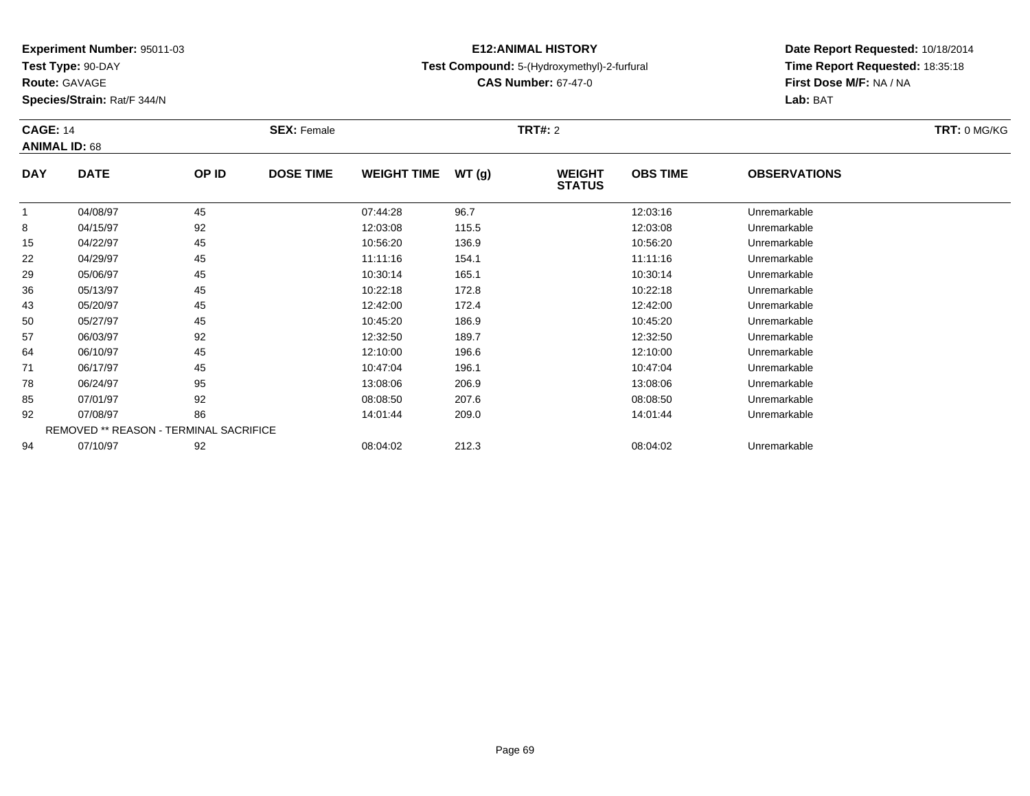**Experiment Number:** 95011-03
**Test Type:** 90-DAY
**Route:** GAVAGE
**Species/Strain:** Rat/F 344/N

**E12:ANIMAL HISTORY**
**Test Compound:** 5-(Hydroxymethyl)-2-furfural
**CAS Number:** 67-47-0

**Date Report Requested:** 10/18/2014
**Time Report Requested:** 18:35:18
**First Dose M/F:** NA / NA
**Lab:** BAT

**CAGE:** 14 **SEX:** Female **TRT#:** 2 **TRT:** 0 MG/KG
**ANIMAL ID:** 68

| DAY | DATE | OP ID | DOSE TIME | WEIGHT TIME | WT (g) | WEIGHT STATUS | OBS TIME | OBSERVATIONS |
|---|---|---|---|---|---|---|---|---|
| 1 | 04/08/97 | 45 | | 07:44:28 | 96.7 | | 12:03:16 | Unremarkable |
| 8 | 04/15/97 | 92 | | 12:03:08 | 115.5 | | 12:03:08 | Unremarkable |
| 15 | 04/22/97 | 45 | | 10:56:20 | 136.9 | | 10:56:20 | Unremarkable |
| 22 | 04/29/97 | 45 | | 11:11:16 | 154.1 | | 11:11:16 | Unremarkable |
| 29 | 05/06/97 | 45 | | 10:30:14 | 165.1 | | 10:30:14 | Unremarkable |
| 36 | 05/13/97 | 45 | | 10:22:18 | 172.8 | | 10:22:18 | Unremarkable |
| 43 | 05/20/97 | 45 | | 12:42:00 | 172.4 | | 12:42:00 | Unremarkable |
| 50 | 05/27/97 | 45 | | 10:45:20 | 186.9 | | 10:45:20 | Unremarkable |
| 57 | 06/03/97 | 92 | | 12:32:50 | 189.7 | | 12:32:50 | Unremarkable |
| 64 | 06/10/97 | 45 | | 12:10:00 | 196.6 | | 12:10:00 | Unremarkable |
| 71 | 06/17/97 | 45 | | 10:47:04 | 196.1 | | 10:47:04 | Unremarkable |
| 78 | 06/24/97 | 95 | | 13:08:06 | 206.9 | | 13:08:06 | Unremarkable |
| 85 | 07/01/97 | 92 | | 08:08:50 | 207.6 | | 08:08:50 | Unremarkable |
| 92 | 07/08/97 | 86 | | 14:01:44 | 209.0 | | 14:01:44 | Unremarkable |
| REMOVED ** REASON - TERMINAL SACRIFICE | | | | | | | | |
| 94 | 07/10/97 | 92 | | 08:04:02 | 212.3 | | 08:04:02 | Unremarkable |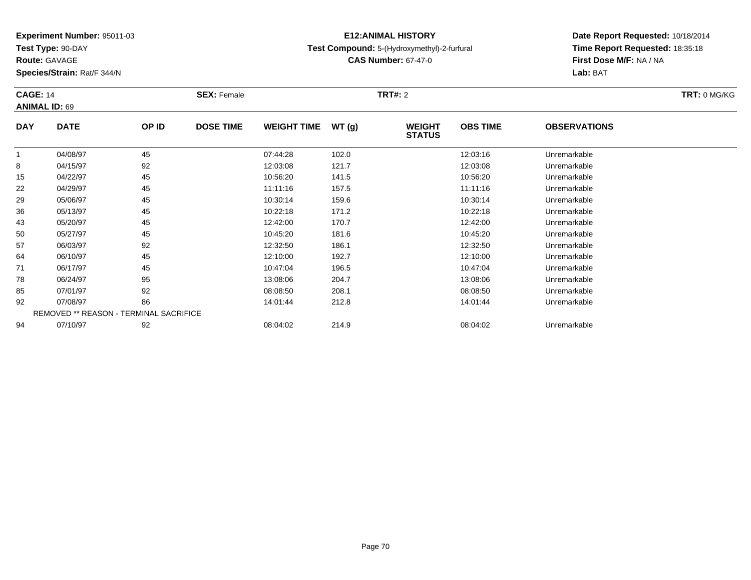**Experiment Number:** 95011-03
**Test Type:** 90-DAY
**Route:** GAVAGE
**Species/Strain:** Rat/F 344/N

**E12:ANIMAL HISTORY**
**Test Compound:** 5-(Hydroxymethyl)-2-furfural
**CAS Number:** 67-47-0

**Date Report Requested:** 10/18/2014
**Time Report Requested:** 18:35:18
**First Dose M/F:** NA / NA
**Lab:** BAT

**CAGE:** 14 **SEX:** Female **TRT#:** 2 **TRT:** 0 MG/KG
**ANIMAL ID:** 69

| DAY | DATE | OP ID | DOSE TIME | WEIGHT TIME | WT (g) | WEIGHT STATUS | OBS TIME | OBSERVATIONS |
|---|---|---|---|---|---|---|---|---|
| 1 | 04/08/97 | 45 | | 07:44:28 | 102.0 | | 12:03:16 | Unremarkable |
| 8 | 04/15/97 | 92 | | 12:03:08 | 121.7 | | 12:03:08 | Unremarkable |
| 15 | 04/22/97 | 45 | | 10:56:20 | 141.5 | | 10:56:20 | Unremarkable |
| 22 | 04/29/97 | 45 | | 11:11:16 | 157.5 | | 11:11:16 | Unremarkable |
| 29 | 05/06/97 | 45 | | 10:30:14 | 159.6 | | 10:30:14 | Unremarkable |
| 36 | 05/13/97 | 45 | | 10:22:18 | 171.2 | | 10:22:18 | Unremarkable |
| 43 | 05/20/97 | 45 | | 12:42:00 | 170.7 | | 12:42:00 | Unremarkable |
| 50 | 05/27/97 | 45 | | 10:45:20 | 181.6 | | 10:45:20 | Unremarkable |
| 57 | 06/03/97 | 92 | | 12:32:50 | 186.1 | | 12:32:50 | Unremarkable |
| 64 | 06/10/97 | 45 | | 12:10:00 | 192.7 | | 12:10:00 | Unremarkable |
| 71 | 06/17/97 | 45 | | 10:47:04 | 196.5 | | 10:47:04 | Unremarkable |
| 78 | 06/24/97 | 95 | | 13:08:06 | 204.7 | | 13:08:06 | Unremarkable |
| 85 | 07/01/97 | 92 | | 08:08:50 | 208.1 | | 08:08:50 | Unremarkable |
| 92 | 07/08/97 | 86 | | 14:01:44 | 212.8 | | 14:01:44 | Unremarkable |
| REMOVED ** REASON - TERMINAL SACRIFICE | | | | | | | | |
| 94 | 07/10/97 | 92 | | 08:04:02 | 214.9 | | 08:04:02 | Unremarkable |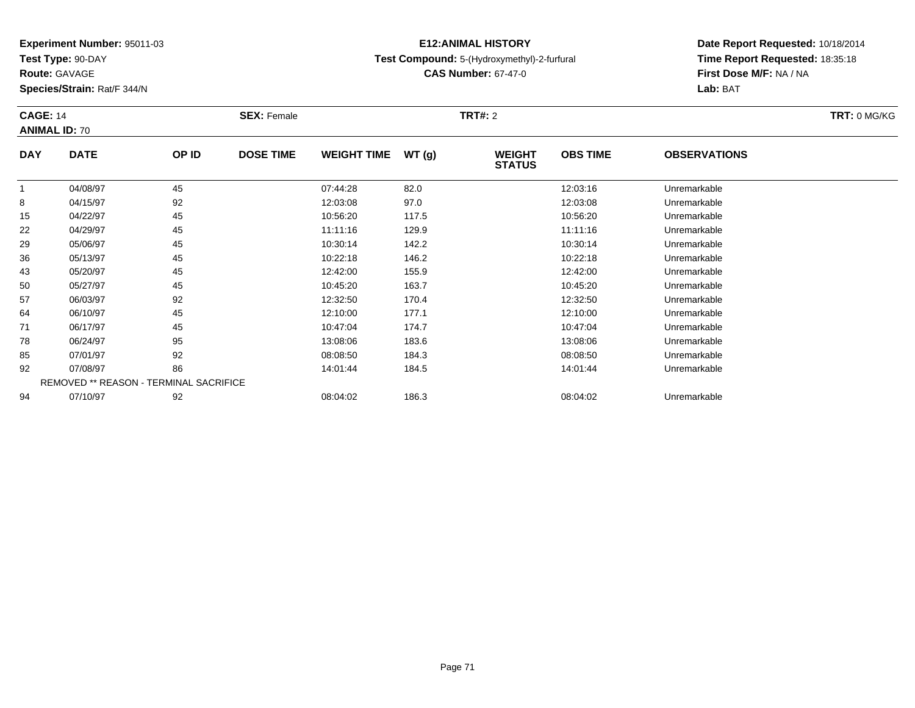**Experiment Number:** 95011-03
**Test Type:** 90-DAY
**Route:** GAVAGE
**Species/Strain:** Rat/F 344/N

**E12:ANIMAL HISTORY**
**Test Compound:** 5-(Hydroxymethyl)-2-furfural
**CAS Number:** 67-47-0

**Date Report Requested:** 10/18/2014
**Time Report Requested:** 18:35:18
**First Dose M/F:** NA / NA
**Lab:** BAT

**CAGE:** 14 **SEX:** Female **TRT#:** 2 **TRT:** 0 MG/KG
**ANIMAL ID:** 70

| DAY | DATE | OP ID | DOSE TIME | WEIGHT TIME | WT (g) | WEIGHT STATUS | OBS TIME | OBSERVATIONS |
|---|---|---|---|---|---|---|---|---|
| 1 | 04/08/97 | 45 | | 07:44:28 | 82.0 | | 12:03:16 | Unremarkable |
| 8 | 04/15/97 | 92 | | 12:03:08 | 97.0 | | 12:03:08 | Unremarkable |
| 15 | 04/22/97 | 45 | | 10:56:20 | 117.5 | | 10:56:20 | Unremarkable |
| 22 | 04/29/97 | 45 | | 11:11:16 | 129.9 | | 11:11:16 | Unremarkable |
| 29 | 05/06/97 | 45 | | 10:30:14 | 142.2 | | 10:30:14 | Unremarkable |
| 36 | 05/13/97 | 45 | | 10:22:18 | 146.2 | | 10:22:18 | Unremarkable |
| 43 | 05/20/97 | 45 | | 12:42:00 | 155.9 | | 12:42:00 | Unremarkable |
| 50 | 05/27/97 | 45 | | 10:45:20 | 163.7 | | 10:45:20 | Unremarkable |
| 57 | 06/03/97 | 92 | | 12:32:50 | 170.4 | | 12:32:50 | Unremarkable |
| 64 | 06/10/97 | 45 | | 12:10:00 | 177.1 | | 12:10:00 | Unremarkable |
| 71 | 06/17/97 | 45 | | 10:47:04 | 174.7 | | 10:47:04 | Unremarkable |
| 78 | 06/24/97 | 95 | | 13:08:06 | 183.6 | | 13:08:06 | Unremarkable |
| 85 | 07/01/97 | 92 | | 08:08:50 | 184.3 | | 08:08:50 | Unremarkable |
| 92 | 07/08/97 | 86 | | 14:01:44 | 184.5 | | 14:01:44 | Unremarkable |
| | REMOVED ** REASON - TERMINAL SACRIFICE | | | | | | | |
| 94 | 07/10/97 | 92 | | 08:04:02 | 186.3 | | 08:04:02 | Unremarkable |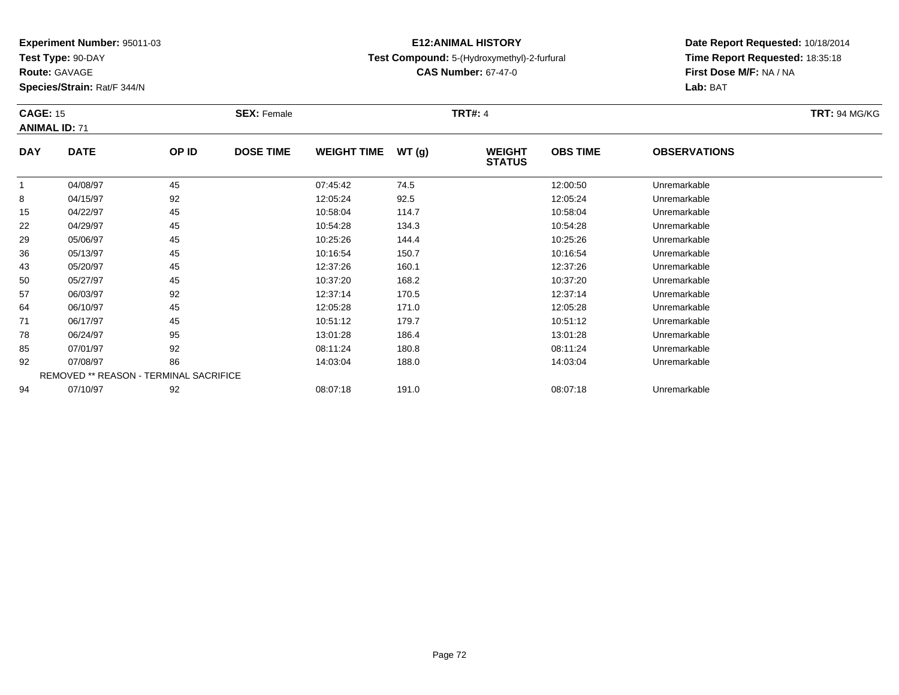**Experiment Number:** 95011-03
**Test Type:** 90-DAY
**Route:** GAVAGE
**Species/Strain:** Rat/F 344/N

**E12:ANIMAL HISTORY**
**Test Compound:** 5-(Hydroxymethyl)-2-furfural
**CAS Number:** 67-47-0

**Date Report Requested:** 10/18/2014
**Time Report Requested:** 18:35:18
**First Dose M/F:** NA / NA
**Lab:** BAT

**CAGE:** 15 **SEX:** Female **TRT#:** 4 **TRT:** 94 MG/KG
**ANIMAL ID:** 71

| DAY | DATE | OP ID | DOSE TIME | WEIGHT TIME | WT (g) | WEIGHT STATUS | OBS TIME | OBSERVATIONS |
|---|---|---|---|---|---|---|---|---|
| 1 | 04/08/97 | 45 | | 07:45:42 | 74.5 | | 12:00:50 | Unremarkable |
| 8 | 04/15/97 | 92 | | 12:05:24 | 92.5 | | 12:05:24 | Unremarkable |
| 15 | 04/22/97 | 45 | | 10:58:04 | 114.7 | | 10:58:04 | Unremarkable |
| 22 | 04/29/97 | 45 | | 10:54:28 | 134.3 | | 10:54:28 | Unremarkable |
| 29 | 05/06/97 | 45 | | 10:25:26 | 144.4 | | 10:25:26 | Unremarkable |
| 36 | 05/13/97 | 45 | | 10:16:54 | 150.7 | | 10:16:54 | Unremarkable |
| 43 | 05/20/97 | 45 | | 12:37:26 | 160.1 | | 12:37:26 | Unremarkable |
| 50 | 05/27/97 | 45 | | 10:37:20 | 168.2 | | 10:37:20 | Unremarkable |
| 57 | 06/03/97 | 92 | | 12:37:14 | 170.5 | | 12:37:14 | Unremarkable |
| 64 | 06/10/97 | 45 | | 12:05:28 | 171.0 | | 12:05:28 | Unremarkable |
| 71 | 06/17/97 | 45 | | 10:51:12 | 179.7 | | 10:51:12 | Unremarkable |
| 78 | 06/24/97 | 95 | | 13:01:28 | 186.4 | | 13:01:28 | Unremarkable |
| 85 | 07/01/97 | 92 | | 08:11:24 | 180.8 | | 08:11:24 | Unremarkable |
| 92 | 07/08/97 | 86 | | 14:03:04 | 188.0 | | 14:03:04 | Unremarkable |
| | REMOVED ** REASON - TERMINAL SACRIFICE | | | | | | | |
| 94 | 07/10/97 | 92 | | 08:07:18 | 191.0 | | 08:07:18 | Unremarkable |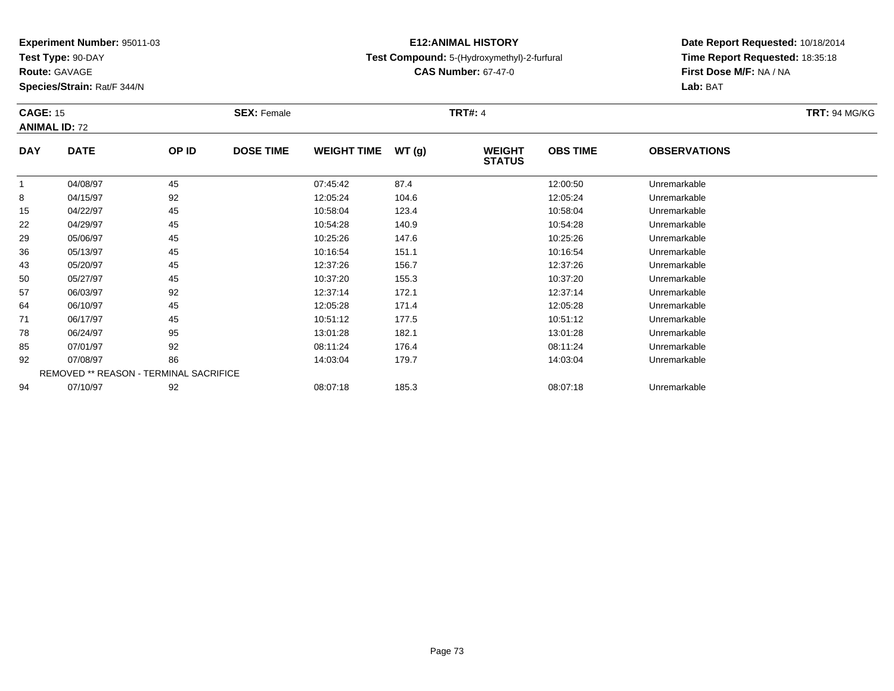**Experiment Number:** 95011-03
**Test Type:** 90-DAY
**Route:** GAVAGE
**Species/Strain:** Rat/F 344/N

**E12:ANIMAL HISTORY**
**Test Compound:** 5-(Hydroxymethyl)-2-furfural
**CAS Number:** 67-47-0

**Date Report Requested:** 10/18/2014
**Time Report Requested:** 18:35:18
**First Dose M/F:** NA / NA
**Lab:** BAT

**CAGE:** 15 **SEX:** Female **TRT#:** 4 **TRT:** 94 MG/KG
**ANIMAL ID:** 72

| DAY | DATE | OP ID | DOSE TIME | WEIGHT TIME | WT (g) | WEIGHT STATUS | OBS TIME | OBSERVATIONS |
|---|---|---|---|---|---|---|---|---|
| 1 | 04/08/97 | 45 | | 07:45:42 | 87.4 | | 12:00:50 | Unremarkable |
| 8 | 04/15/97 | 92 | | 12:05:24 | 104.6 | | 12:05:24 | Unremarkable |
| 15 | 04/22/97 | 45 | | 10:58:04 | 123.4 | | 10:58:04 | Unremarkable |
| 22 | 04/29/97 | 45 | | 10:54:28 | 140.9 | | 10:54:28 | Unremarkable |
| 29 | 05/06/97 | 45 | | 10:25:26 | 147.6 | | 10:25:26 | Unremarkable |
| 36 | 05/13/97 | 45 | | 10:16:54 | 151.1 | | 10:16:54 | Unremarkable |
| 43 | 05/20/97 | 45 | | 12:37:26 | 156.7 | | 12:37:26 | Unremarkable |
| 50 | 05/27/97 | 45 | | 10:37:20 | 155.3 | | 10:37:20 | Unremarkable |
| 57 | 06/03/97 | 92 | | 12:37:14 | 172.1 | | 12:37:14 | Unremarkable |
| 64 | 06/10/97 | 45 | | 12:05:28 | 171.4 | | 12:05:28 | Unremarkable |
| 71 | 06/17/97 | 45 | | 10:51:12 | 177.5 | | 10:51:12 | Unremarkable |
| 78 | 06/24/97 | 95 | | 13:01:28 | 182.1 | | 13:01:28 | Unremarkable |
| 85 | 07/01/97 | 92 | | 08:11:24 | 176.4 | | 08:11:24 | Unremarkable |
| 92 | 07/08/97 | 86 | | 14:03:04 | 179.7 | | 14:03:04 | Unremarkable |
| | REMOVED ** REASON - TERMINAL SACRIFICE | | | | | | | |
| 94 | 07/10/97 | 92 | | 08:07:18 | 185.3 | | 08:07:18 | Unremarkable |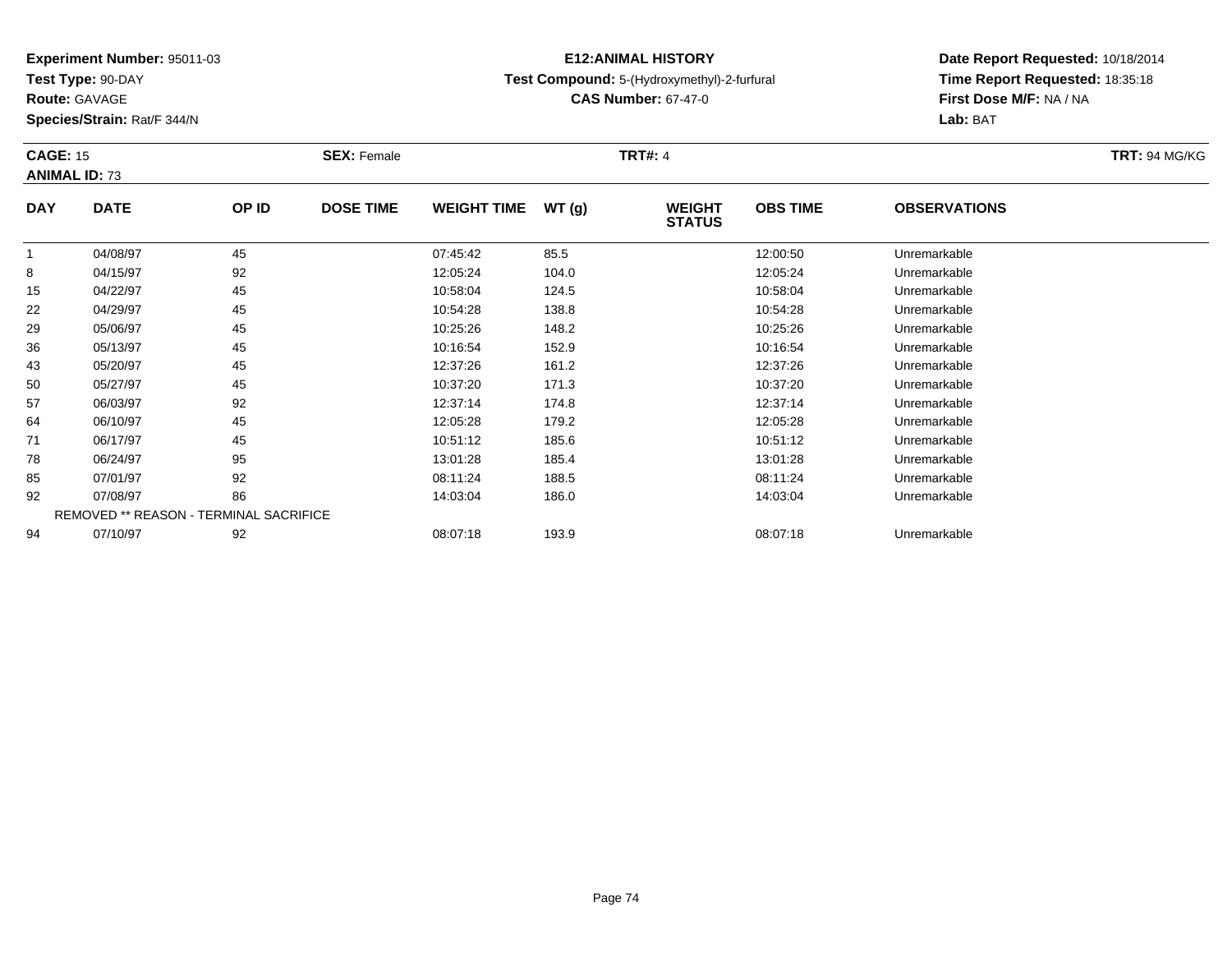**Experiment Number:** 95011-03
**Test Type:** 90-DAY
**Route:** GAVAGE
**Species/Strain:** Rat/F 344/N

**E12:ANIMAL HISTORY**
**Test Compound:** 5-(Hydroxymethyl)-2-furfural
**CAS Number:** 67-47-0

**Date Report Requested:** 10/18/2014
**Time Report Requested:** 18:35:18
**First Dose M/F:** NA / NA
**Lab:** BAT

**CAGE:** 15 **SEX:** Female **TRT#:** 4 **TRT:** 94 MG/KG
**ANIMAL ID:** 73

| DAY | DATE | OP ID | DOSE TIME | WEIGHT TIME | WT (g) | WEIGHT STATUS | OBS TIME | OBSERVATIONS |
|---|---|---|---|---|---|---|---|---|
| 1 | 04/08/97 | 45 | | 07:45:42 | 85.5 | | 12:00:50 | Unremarkable |
| 8 | 04/15/97 | 92 | | 12:05:24 | 104.0 | | 12:05:24 | Unremarkable |
| 15 | 04/22/97 | 45 | | 10:58:04 | 124.5 | | 10:58:04 | Unremarkable |
| 22 | 04/29/97 | 45 | | 10:54:28 | 138.8 | | 10:54:28 | Unremarkable |
| 29 | 05/06/97 | 45 | | 10:25:26 | 148.2 | | 10:25:26 | Unremarkable |
| 36 | 05/13/97 | 45 | | 10:16:54 | 152.9 | | 10:16:54 | Unremarkable |
| 43 | 05/20/97 | 45 | | 12:37:26 | 161.2 | | 12:37:26 | Unremarkable |
| 50 | 05/27/97 | 45 | | 10:37:20 | 171.3 | | 10:37:20 | Unremarkable |
| 57 | 06/03/97 | 92 | | 12:37:14 | 174.8 | | 12:37:14 | Unremarkable |
| 64 | 06/10/97 | 45 | | 12:05:28 | 179.2 | | 12:05:28 | Unremarkable |
| 71 | 06/17/97 | 45 | | 10:51:12 | 185.6 | | 10:51:12 | Unremarkable |
| 78 | 06/24/97 | 95 | | 13:01:28 | 185.4 | | 13:01:28 | Unremarkable |
| 85 | 07/01/97 | 92 | | 08:11:24 | 188.5 | | 08:11:24 | Unremarkable |
| 92 | 07/08/97 | 86 | | 14:03:04 | 186.0 | | 14:03:04 | Unremarkable |
| | REMOVED ** REASON - TERMINAL SACRIFICE | | | | | | | |
| 94 | 07/10/97 | 92 | | 08:07:18 | 193.9 | | 08:07:18 | Unremarkable |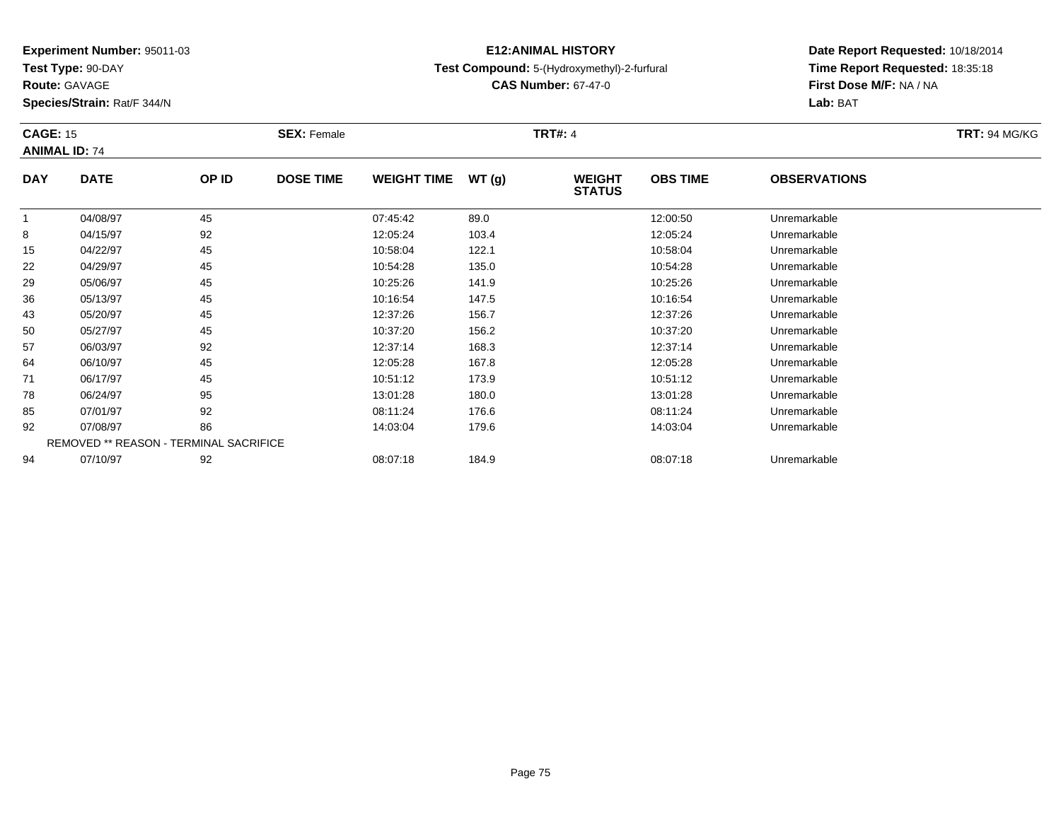**Experiment Number:** 95011-03
**Test Type:** 90-DAY
**Route:** GAVAGE
**Species/Strain:** Rat/F 344/N

**E12:ANIMAL HISTORY**
**Test Compound:** 5-(Hydroxymethyl)-2-furfural
**CAS Number:** 67-47-0

**Date Report Requested:** 10/18/2014
**Time Report Requested:** 18:35:18
**First Dose M/F:** NA / NA
**Lab:** BAT

**CAGE:** 15 **SEX:** Female **TRT#:** 4 **TRT:** 94 MG/KG
**ANIMAL ID:** 74

| DAY | DATE | OP ID | DOSE TIME | WEIGHT TIME | WT (g) | WEIGHT STATUS | OBS TIME | OBSERVATIONS |
|---|---|---|---|---|---|---|---|---|
| 1 | 04/08/97 | 45 | | 07:45:42 | 89.0 | | 12:00:50 | Unremarkable |
| 8 | 04/15/97 | 92 | | 12:05:24 | 103.4 | | 12:05:24 | Unremarkable |
| 15 | 04/22/97 | 45 | | 10:58:04 | 122.1 | | 10:58:04 | Unremarkable |
| 22 | 04/29/97 | 45 | | 10:54:28 | 135.0 | | 10:54:28 | Unremarkable |
| 29 | 05/06/97 | 45 | | 10:25:26 | 141.9 | | 10:25:26 | Unremarkable |
| 36 | 05/13/97 | 45 | | 10:16:54 | 147.5 | | 10:16:54 | Unremarkable |
| 43 | 05/20/97 | 45 | | 12:37:26 | 156.7 | | 12:37:26 | Unremarkable |
| 50 | 05/27/97 | 45 | | 10:37:20 | 156.2 | | 10:37:20 | Unremarkable |
| 57 | 06/03/97 | 92 | | 12:37:14 | 168.3 | | 12:37:14 | Unremarkable |
| 64 | 06/10/97 | 45 | | 12:05:28 | 167.8 | | 12:05:28 | Unremarkable |
| 71 | 06/17/97 | 45 | | 10:51:12 | 173.9 | | 10:51:12 | Unremarkable |
| 78 | 06/24/97 | 95 | | 13:01:28 | 180.0 | | 13:01:28 | Unremarkable |
| 85 | 07/01/97 | 92 | | 08:11:24 | 176.6 | | 08:11:24 | Unremarkable |
| 92 | 07/08/97 | 86 | | 14:03:04 | 179.6 | | 14:03:04 | Unremarkable |
| REMOVED ** REASON - TERMINAL SACRIFICE | | | | | | | | |
| 94 | 07/10/97 | 92 | | 08:07:18 | 184.9 | | 08:07:18 | Unremarkable |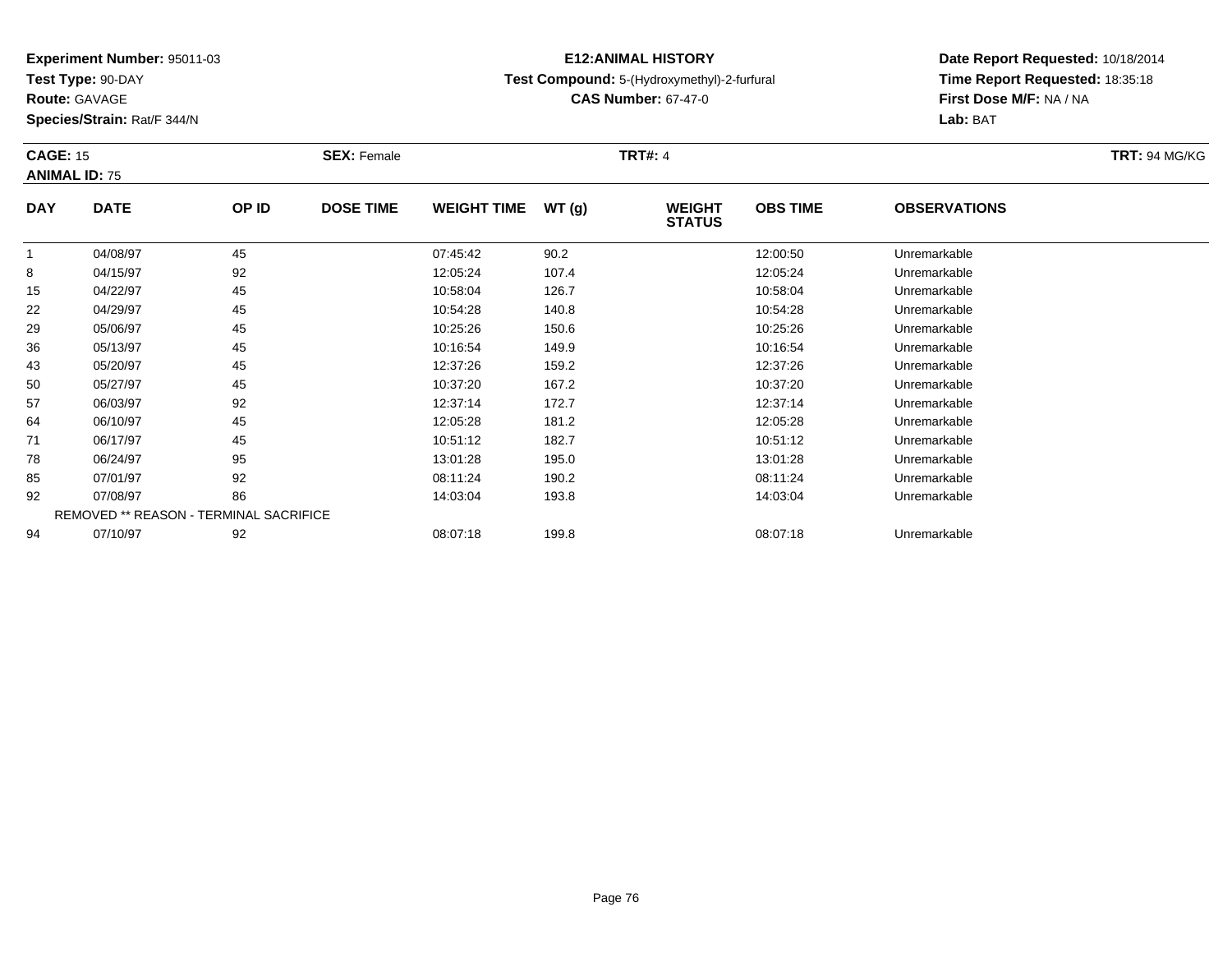**Experiment Number:** 95011-03
**Test Type:** 90-DAY
**Route:** GAVAGE
**Species/Strain:** Rat/F 344/N

**E12:ANIMAL HISTORY**
**Test Compound:** 5-(Hydroxymethyl)-2-furfural
**CAS Number:** 67-47-0

**Date Report Requested:** 10/18/2014
**Time Report Requested:** 18:35:18
**First Dose M/F:** NA / NA
**Lab:** BAT

**CAGE:** 15 **SEX:** Female **TRT#:** 4 **TRT:** 94 MG/KG
**ANIMAL ID:** 75

| DAY | DATE | OP ID | DOSE TIME | WEIGHT TIME | WT (g) | WEIGHT STATUS | OBS TIME | OBSERVATIONS |
|---|---|---|---|---|---|---|---|---|
| 1 | 04/08/97 | 45 | | 07:45:42 | 90.2 | | 12:00:50 | Unremarkable |
| 8 | 04/15/97 | 92 | | 12:05:24 | 107.4 | | 12:05:24 | Unremarkable |
| 15 | 04/22/97 | 45 | | 10:58:04 | 126.7 | | 10:58:04 | Unremarkable |
| 22 | 04/29/97 | 45 | | 10:54:28 | 140.8 | | 10:54:28 | Unremarkable |
| 29 | 05/06/97 | 45 | | 10:25:26 | 150.6 | | 10:25:26 | Unremarkable |
| 36 | 05/13/97 | 45 | | 10:16:54 | 149.9 | | 10:16:54 | Unremarkable |
| 43 | 05/20/97 | 45 | | 12:37:26 | 159.2 | | 12:37:26 | Unremarkable |
| 50 | 05/27/97 | 45 | | 10:37:20 | 167.2 | | 10:37:20 | Unremarkable |
| 57 | 06/03/97 | 92 | | 12:37:14 | 172.7 | | 12:37:14 | Unremarkable |
| 64 | 06/10/97 | 45 | | 12:05:28 | 181.2 | | 12:05:28 | Unremarkable |
| 71 | 06/17/97 | 45 | | 10:51:12 | 182.7 | | 10:51:12 | Unremarkable |
| 78 | 06/24/97 | 95 | | 13:01:28 | 195.0 | | 13:01:28 | Unremarkable |
| 85 | 07/01/97 | 92 | | 08:11:24 | 190.2 | | 08:11:24 | Unremarkable |
| 92 | 07/08/97 | 86 | | 14:03:04 | 193.8 | | 14:03:04 | Unremarkable |
| | REMOVED ** REASON - TERMINAL SACRIFICE | | | | | | | |
| 94 | 07/10/97 | 92 | | 08:07:18 | 199.8 | | 08:07:18 | Unremarkable |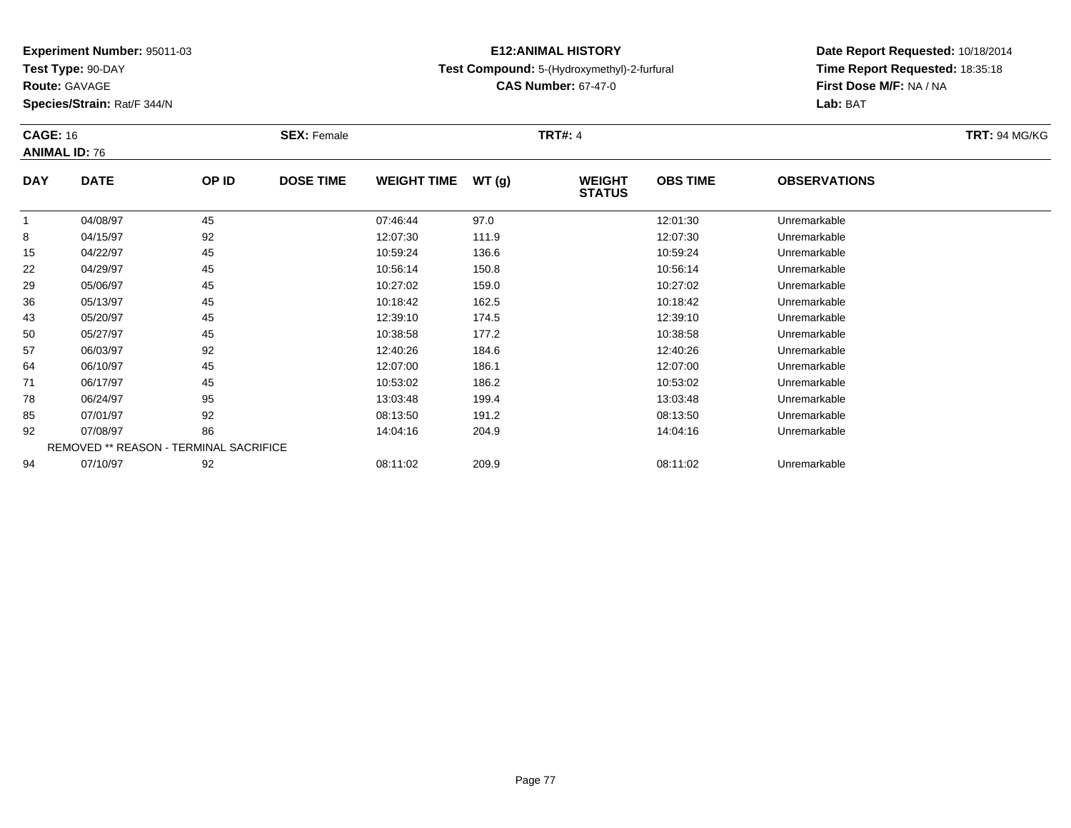**Experiment Number:** 95011-03
**Test Type:** 90-DAY
**Route:** GAVAGE
**Species/Strain:** Rat/F 344/N

**E12:ANIMAL HISTORY**
**Test Compound:** 5-(Hydroxymethyl)-2-furfural
**CAS Number:** 67-47-0

**Date Report Requested:** 10/18/2014
**Time Report Requested:** 18:35:18
**First Dose M/F:** NA / NA
**Lab:** BAT

**CAGE:** 16 **SEX:** Female **TRT#:** 4 **TRT:** 94 MG/KG
**ANIMAL ID:** 76

| DAY | DATE | OP ID | DOSE TIME | WEIGHT TIME | WT (g) | WEIGHT STATUS | OBS TIME | OBSERVATIONS |
|---|---|---|---|---|---|---|---|---|
| 1 | 04/08/97 | 45 | | 07:46:44 | 97.0 | | 12:01:30 | Unremarkable |
| 8 | 04/15/97 | 92 | | 12:07:30 | 111.9 | | 12:07:30 | Unremarkable |
| 15 | 04/22/97 | 45 | | 10:59:24 | 136.6 | | 10:59:24 | Unremarkable |
| 22 | 04/29/97 | 45 | | 10:56:14 | 150.8 | | 10:56:14 | Unremarkable |
| 29 | 05/06/97 | 45 | | 10:27:02 | 159.0 | | 10:27:02 | Unremarkable |
| 36 | 05/13/97 | 45 | | 10:18:42 | 162.5 | | 10:18:42 | Unremarkable |
| 43 | 05/20/97 | 45 | | 12:39:10 | 174.5 | | 12:39:10 | Unremarkable |
| 50 | 05/27/97 | 45 | | 10:38:58 | 177.2 | | 10:38:58 | Unremarkable |
| 57 | 06/03/97 | 92 | | 12:40:26 | 184.6 | | 12:40:26 | Unremarkable |
| 64 | 06/10/97 | 45 | | 12:07:00 | 186.1 | | 12:07:00 | Unremarkable |
| 71 | 06/17/97 | 45 | | 10:53:02 | 186.2 | | 10:53:02 | Unremarkable |
| 78 | 06/24/97 | 95 | | 13:03:48 | 199.4 | | 13:03:48 | Unremarkable |
| 85 | 07/01/97 | 92 | | 08:13:50 | 191.2 | | 08:13:50 | Unremarkable |
| 92 | 07/08/97 | 86 | | 14:04:16 | 204.9 | | 14:04:16 | Unremarkable |
| REMOVED ** REASON - TERMINAL SACRIFICE | | | | | | | | |
| 94 | 07/10/97 | 92 | | 08:11:02 | 209.9 | | 08:11:02 | Unremarkable |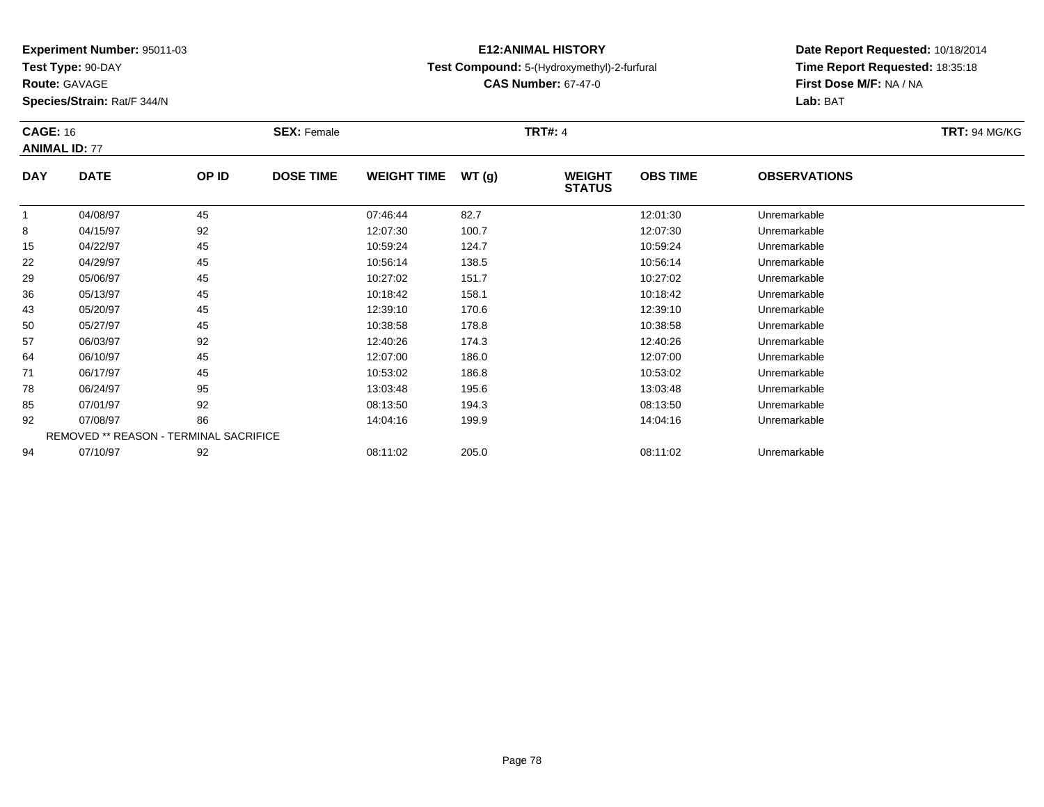**Experiment Number:** 95011-03
**Test Type:** 90-DAY
**Route:** GAVAGE
**Species/Strain:** Rat/F 344/N

**E12:ANIMAL HISTORY**
**Test Compound:** 5-(Hydroxymethyl)-2-furfural
**CAS Number:** 67-47-0

**Date Report Requested:** 10/18/2014
**Time Report Requested:** 18:35:18
**First Dose M/F:** NA / NA
**Lab:** BAT

**CAGE:** 16 **SEX:** Female **TRT#:** 4 **TRT:** 94 MG/KG
**ANIMAL ID:** 77

| DAY | DATE | OP ID | DOSE TIME | WEIGHT TIME | WT (g) | WEIGHT STATUS | OBS TIME | OBSERVATIONS |
|---|---|---|---|---|---|---|---|---|
| 1 | 04/08/97 | 45 | | 07:46:44 | 82.7 | | 12:01:30 | Unremarkable |
| 8 | 04/15/97 | 92 | | 12:07:30 | 100.7 | | 12:07:30 | Unremarkable |
| 15 | 04/22/97 | 45 | | 10:59:24 | 124.7 | | 10:59:24 | Unremarkable |
| 22 | 04/29/97 | 45 | | 10:56:14 | 138.5 | | 10:56:14 | Unremarkable |
| 29 | 05/06/97 | 45 | | 10:27:02 | 151.7 | | 10:27:02 | Unremarkable |
| 36 | 05/13/97 | 45 | | 10:18:42 | 158.1 | | 10:18:42 | Unremarkable |
| 43 | 05/20/97 | 45 | | 12:39:10 | 170.6 | | 12:39:10 | Unremarkable |
| 50 | 05/27/97 | 45 | | 10:38:58 | 178.8 | | 10:38:58 | Unremarkable |
| 57 | 06/03/97 | 92 | | 12:40:26 | 174.3 | | 12:40:26 | Unremarkable |
| 64 | 06/10/97 | 45 | | 12:07:00 | 186.0 | | 12:07:00 | Unremarkable |
| 71 | 06/17/97 | 45 | | 10:53:02 | 186.8 | | 10:53:02 | Unremarkable |
| 78 | 06/24/97 | 95 | | 13:03:48 | 195.6 | | 13:03:48 | Unremarkable |
| 85 | 07/01/97 | 92 | | 08:13:50 | 194.3 | | 08:13:50 | Unremarkable |
| 92 | 07/08/97 | 86 | | 14:04:16 | 199.9 | | 14:04:16 | Unremarkable |
| REMOVED ** REASON - TERMINAL SACRIFICE | | | | | | | | |
| 94 | 07/10/97 | 92 | | 08:11:02 | 205.0 | | 08:11:02 | Unremarkable |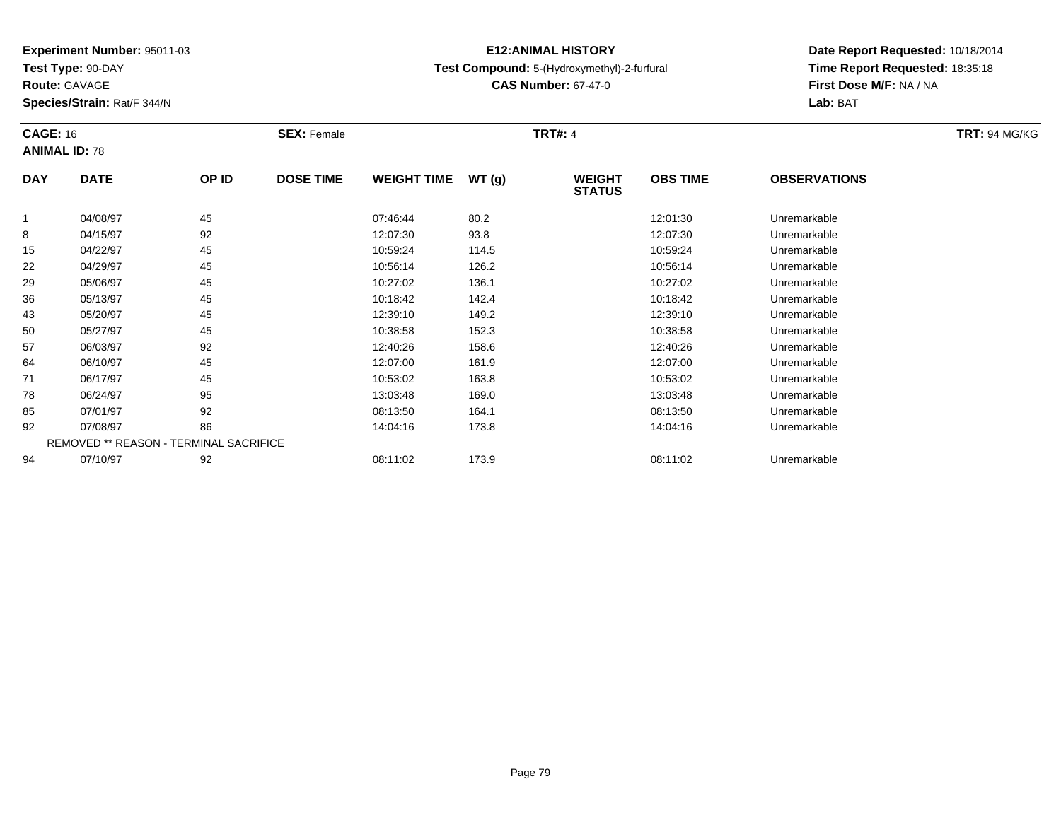**Experiment Number:** 95011-03
**Test Type:** 90-DAY
**Route:** GAVAGE
**Species/Strain:** Rat/F 344/N

**E12:ANIMAL HISTORY**
**Test Compound:** 5-(Hydroxymethyl)-2-furfural
**CAS Number:** 67-47-0

**Date Report Requested:** 10/18/2014
**Time Report Requested:** 18:35:18
**First Dose M/F:** NA / NA
**Lab:** BAT

**CAGE:** 16 **SEX:** Female **TRT#:** 4 **TRT:** 94 MG/KG
**ANIMAL ID:** 78

| DAY | DATE | OP ID | DOSE TIME | WEIGHT TIME | WT (g) | WEIGHT STATUS | OBS TIME | OBSERVATIONS |
|---|---|---|---|---|---|---|---|---|
| 1 | 04/08/97 | 45 | | 07:46:44 | 80.2 | | 12:01:30 | Unremarkable |
| 8 | 04/15/97 | 92 | | 12:07:30 | 93.8 | | 12:07:30 | Unremarkable |
| 15 | 04/22/97 | 45 | | 10:59:24 | 114.5 | | 10:59:24 | Unremarkable |
| 22 | 04/29/97 | 45 | | 10:56:14 | 126.2 | | 10:56:14 | Unremarkable |
| 29 | 05/06/97 | 45 | | 10:27:02 | 136.1 | | 10:27:02 | Unremarkable |
| 36 | 05/13/97 | 45 | | 10:18:42 | 142.4 | | 10:18:42 | Unremarkable |
| 43 | 05/20/97 | 45 | | 12:39:10 | 149.2 | | 12:39:10 | Unremarkable |
| 50 | 05/27/97 | 45 | | 10:38:58 | 152.3 | | 10:38:58 | Unremarkable |
| 57 | 06/03/97 | 92 | | 12:40:26 | 158.6 | | 12:40:26 | Unremarkable |
| 64 | 06/10/97 | 45 | | 12:07:00 | 161.9 | | 12:07:00 | Unremarkable |
| 71 | 06/17/97 | 45 | | 10:53:02 | 163.8 | | 10:53:02 | Unremarkable |
| 78 | 06/24/97 | 95 | | 13:03:48 | 169.0 | | 13:03:48 | Unremarkable |
| 85 | 07/01/97 | 92 | | 08:13:50 | 164.1 | | 08:13:50 | Unremarkable |
| 92 | 07/08/97 | 86 | | 14:04:16 | 173.8 | | 14:04:16 | Unremarkable |
| REMOVED ** REASON - TERMINAL SACRIFICE | | | | | | | | |
| 94 | 07/10/97 | 92 | | 08:11:02 | 173.9 | | 08:11:02 | Unremarkable |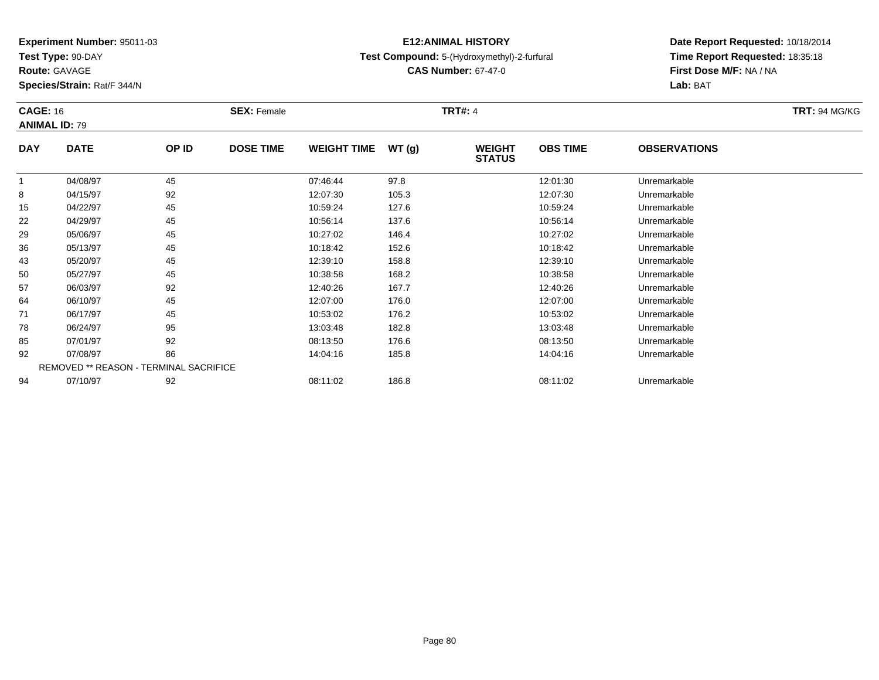**Experiment Number:** 95011-03
**Test Type:** 90-DAY
**Route:** GAVAGE
**Species/Strain:** Rat/F 344/N

**E12:ANIMAL HISTORY**
**Test Compound:** 5-(Hydroxymethyl)-2-furfural
**CAS Number:** 67-47-0

**Date Report Requested:** 10/18/2014
**Time Report Requested:** 18:35:18
**First Dose M/F:** NA / NA
**Lab:** BAT

**CAGE:** 16 **SEX:** Female **TRT#:** 4 **TRT:** 94 MG/KG
**ANIMAL ID:** 79

| DAY | DATE | OP ID | DOSE TIME | WEIGHT TIME | WT (g) | WEIGHT STATUS | OBS TIME | OBSERVATIONS |
|---|---|---|---|---|---|---|---|---|
| 1 | 04/08/97 | 45 | | 07:46:44 | 97.8 | | 12:01:30 | Unremarkable |
| 8 | 04/15/97 | 92 | | 12:07:30 | 105.3 | | 12:07:30 | Unremarkable |
| 15 | 04/22/97 | 45 | | 10:59:24 | 127.6 | | 10:59:24 | Unremarkable |
| 22 | 04/29/97 | 45 | | 10:56:14 | 137.6 | | 10:56:14 | Unremarkable |
| 29 | 05/06/97 | 45 | | 10:27:02 | 146.4 | | 10:27:02 | Unremarkable |
| 36 | 05/13/97 | 45 | | 10:18:42 | 152.6 | | 10:18:42 | Unremarkable |
| 43 | 05/20/97 | 45 | | 12:39:10 | 158.8 | | 12:39:10 | Unremarkable |
| 50 | 05/27/97 | 45 | | 10:38:58 | 168.2 | | 10:38:58 | Unremarkable |
| 57 | 06/03/97 | 92 | | 12:40:26 | 167.7 | | 12:40:26 | Unremarkable |
| 64 | 06/10/97 | 45 | | 12:07:00 | 176.0 | | 12:07:00 | Unremarkable |
| 71 | 06/17/97 | 45 | | 10:53:02 | 176.2 | | 10:53:02 | Unremarkable |
| 78 | 06/24/97 | 95 | | 13:03:48 | 182.8 | | 13:03:48 | Unremarkable |
| 85 | 07/01/97 | 92 | | 08:13:50 | 176.6 | | 08:13:50 | Unremarkable |
| 92 | 07/08/97 | 86 | | 14:04:16 | 185.8 | | 14:04:16 | Unremarkable |
| | REMOVED ** REASON - TERMINAL SACRIFICE | | | | | | | |
| 94 | 07/10/97 | 92 | | 08:11:02 | 186.8 | | 08:11:02 | Unremarkable |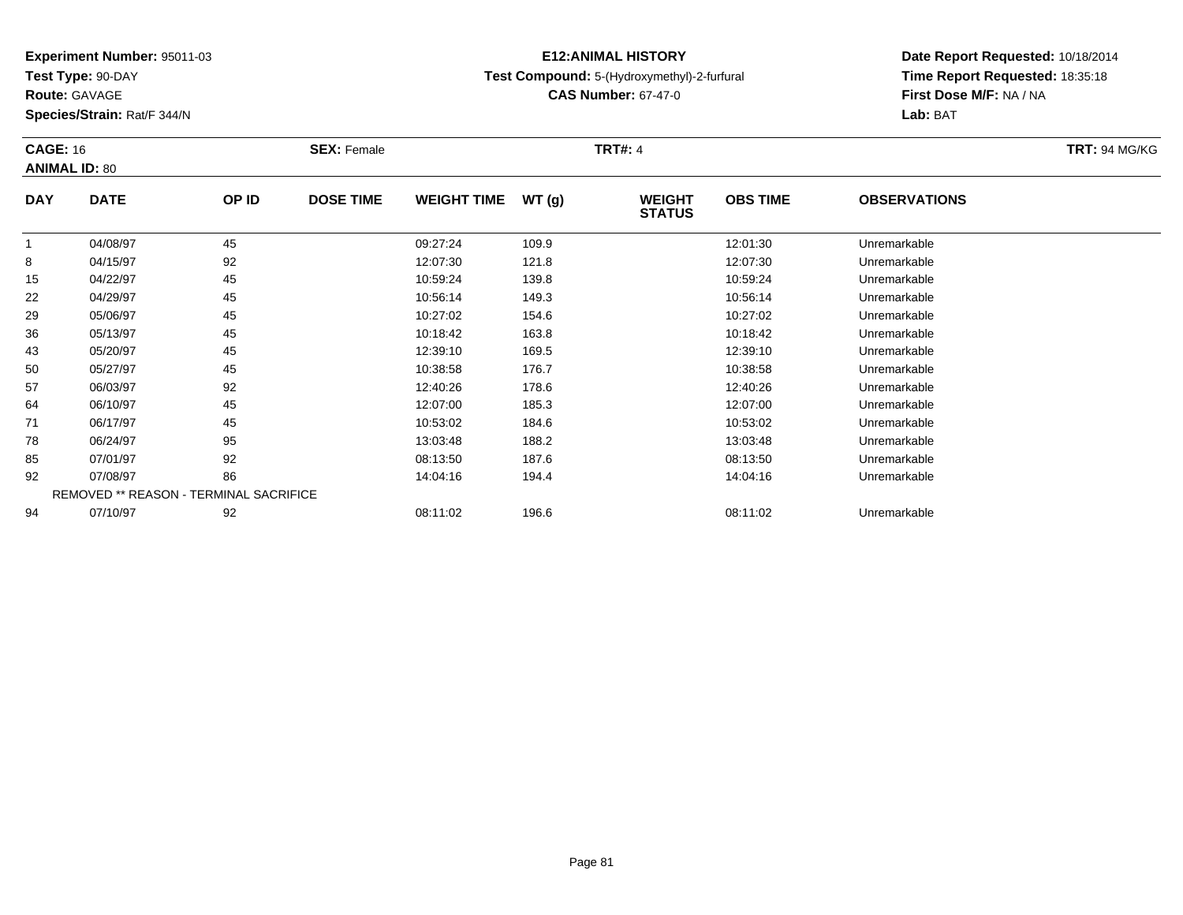**Experiment Number:** 95011-03
**Test Type:** 90-DAY
**Route:** GAVAGE
**Species/Strain:** Rat/F 344/N

**E12:ANIMAL HISTORY**
**Test Compound:** 5-(Hydroxymethyl)-2-furfural
**CAS Number:** 67-47-0

**Date Report Requested:** 10/18/2014
**Time Report Requested:** 18:35:18
**First Dose M/F:** NA / NA
**Lab:** BAT

**CAGE:** 16 **SEX:** Female **TRT#:** 4 **TRT:** 94 MG/KG
**ANIMAL ID:** 80

| DAY | DATE | OP ID | DOSE TIME | WEIGHT TIME | WT (g) | WEIGHT STATUS | OBS TIME | OBSERVATIONS |
|---|---|---|---|---|---|---|---|---|
| 1 | 04/08/97 | 45 | | 09:27:24 | 109.9 | | 12:01:30 | Unremarkable |
| 8 | 04/15/97 | 92 | | 12:07:30 | 121.8 | | 12:07:30 | Unremarkable |
| 15 | 04/22/97 | 45 | | 10:59:24 | 139.8 | | 10:59:24 | Unremarkable |
| 22 | 04/29/97 | 45 | | 10:56:14 | 149.3 | | 10:56:14 | Unremarkable |
| 29 | 05/06/97 | 45 | | 10:27:02 | 154.6 | | 10:27:02 | Unremarkable |
| 36 | 05/13/97 | 45 | | 10:18:42 | 163.8 | | 10:18:42 | Unremarkable |
| 43 | 05/20/97 | 45 | | 12:39:10 | 169.5 | | 12:39:10 | Unremarkable |
| 50 | 05/27/97 | 45 | | 10:38:58 | 176.7 | | 10:38:58 | Unremarkable |
| 57 | 06/03/97 | 92 | | 12:40:26 | 178.6 | | 12:40:26 | Unremarkable |
| 64 | 06/10/97 | 45 | | 12:07:00 | 185.3 | | 12:07:00 | Unremarkable |
| 71 | 06/17/97 | 45 | | 10:53:02 | 184.6 | | 10:53:02 | Unremarkable |
| 78 | 06/24/97 | 95 | | 13:03:48 | 188.2 | | 13:03:48 | Unremarkable |
| 85 | 07/01/97 | 92 | | 08:13:50 | 187.6 | | 08:13:50 | Unremarkable |
| 92 | 07/08/97 | 86 | | 14:04:16 | 194.4 | | 14:04:16 | Unremarkable |
| REMOVED ** REASON - TERMINAL SACRIFICE | | | | | | | | |
| 94 | 07/10/97 | 92 | | 08:11:02 | 196.6 | | 08:11:02 | Unremarkable |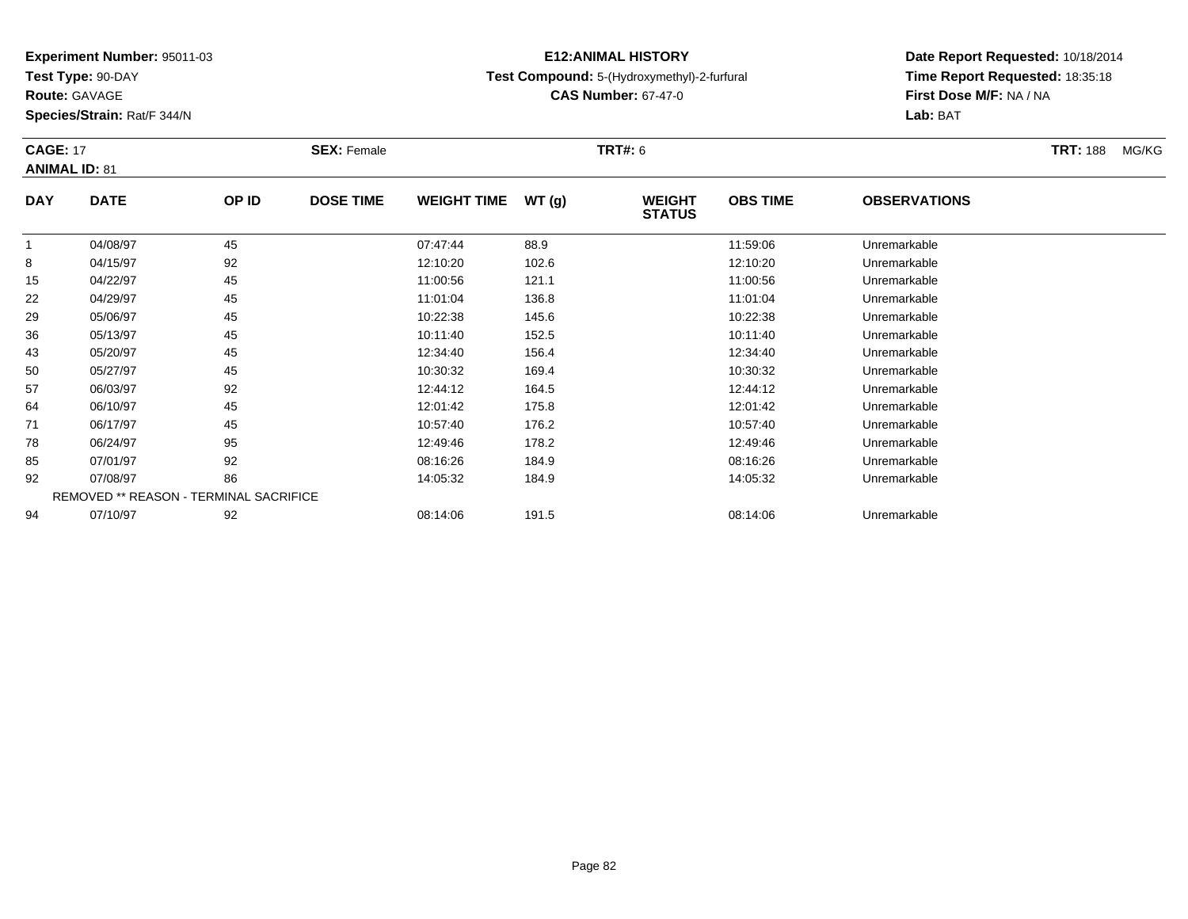**Experiment Number:** 95011-03
**Test Type:** 90-DAY
**Route:** GAVAGE
**Species/Strain:** Rat/F 344/N

**E12:ANIMAL HISTORY**
**Test Compound:** 5-(Hydroxymethyl)-2-furfural
**CAS Number:** 67-47-0

**Date Report Requested:** 10/18/2014
**Time Report Requested:** 18:35:18
**First Dose M/F:** NA / NA
**Lab:** BAT

**CAGE:** 17 **SEX:** Female **TRT#:** 6 **TRT:** 188 MG/KG
**ANIMAL ID:** 81

| DAY | DATE | OP ID | DOSE TIME | WEIGHT TIME | WT (g) | WEIGHT STATUS | OBS TIME | OBSERVATIONS |
|---|---|---|---|---|---|---|---|---|
| 1 | 04/08/97 | 45 | | 07:47:44 | 88.9 | | 11:59:06 | Unremarkable |
| 8 | 04/15/97 | 92 | | 12:10:20 | 102.6 | | 12:10:20 | Unremarkable |
| 15 | 04/22/97 | 45 | | 11:00:56 | 121.1 | | 11:00:56 | Unremarkable |
| 22 | 04/29/97 | 45 | | 11:01:04 | 136.8 | | 11:01:04 | Unremarkable |
| 29 | 05/06/97 | 45 | | 10:22:38 | 145.6 | | 10:22:38 | Unremarkable |
| 36 | 05/13/97 | 45 | | 10:11:40 | 152.5 | | 10:11:40 | Unremarkable |
| 43 | 05/20/97 | 45 | | 12:34:40 | 156.4 | | 12:34:40 | Unremarkable |
| 50 | 05/27/97 | 45 | | 10:30:32 | 169.4 | | 10:30:32 | Unremarkable |
| 57 | 06/03/97 | 92 | | 12:44:12 | 164.5 | | 12:44:12 | Unremarkable |
| 64 | 06/10/97 | 45 | | 12:01:42 | 175.8 | | 12:01:42 | Unremarkable |
| 71 | 06/17/97 | 45 | | 10:57:40 | 176.2 | | 10:57:40 | Unremarkable |
| 78 | 06/24/97 | 95 | | 12:49:46 | 178.2 | | 12:49:46 | Unremarkable |
| 85 | 07/01/97 | 92 | | 08:16:26 | 184.9 | | 08:16:26 | Unremarkable |
| 92 | 07/08/97 | 86 | | 14:05:32 | 184.9 | | 14:05:32 | Unremarkable |
| | REMOVED ** REASON - TERMINAL SACRIFICE | | | | | | | |
| 94 | 07/10/97 | 92 | | 08:14:06 | 191.5 | | 08:14:06 | Unremarkable |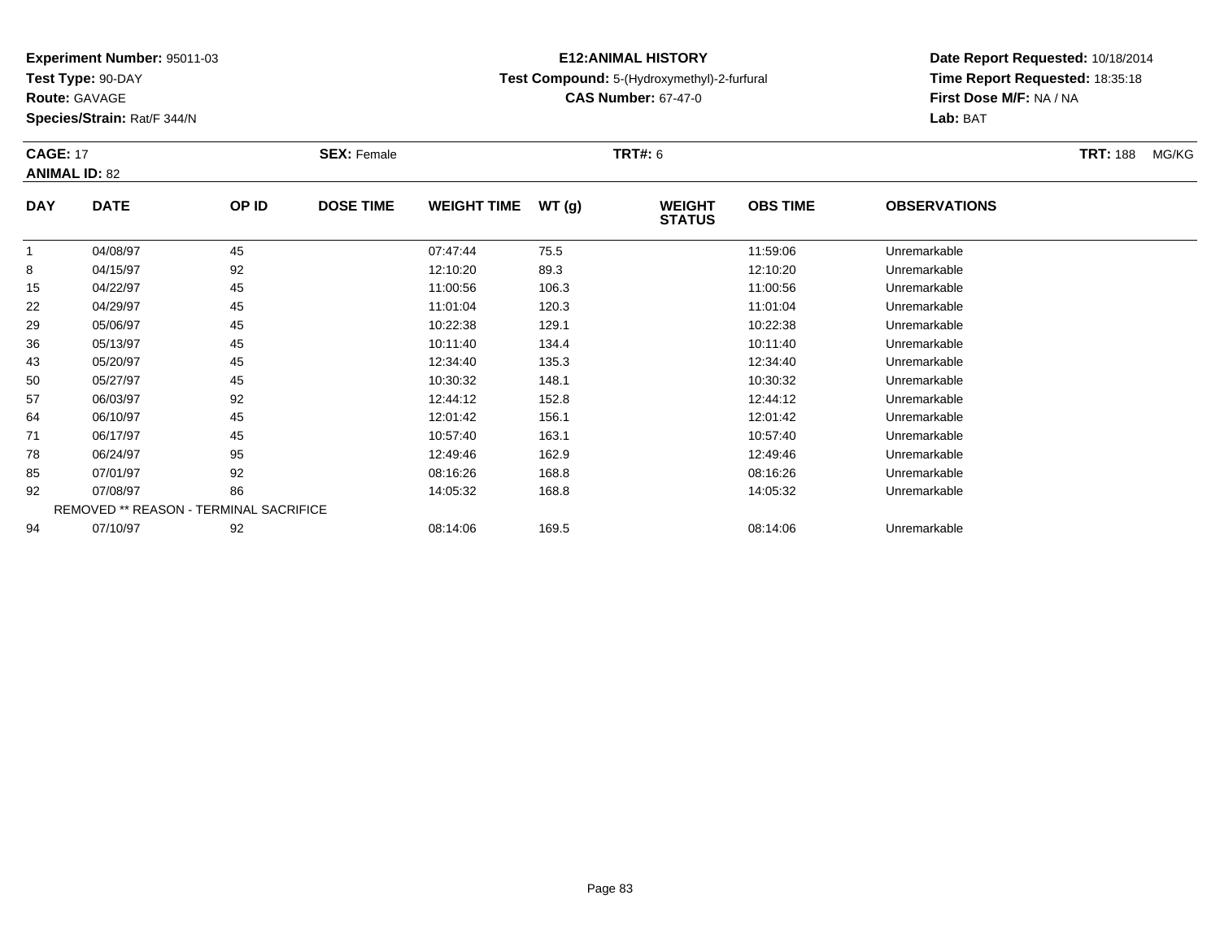**Experiment Number:** 95011-03
**Test Type:** 90-DAY
**Route:** GAVAGE
**Species/Strain:** Rat/F 344/N

# E12:ANIMAL HISTORY

**Test Compound:** 5-(Hydroxymethyl)-2-furfural
**CAS Number:** 67-47-0

**Date Report Requested:** 10/18/2014
**Time Report Requested:** 18:35:18
**First Dose M/F:** NA / NA
**Lab:** BAT

**CAGE:** 17 **SEX:** Female **TRT#:** 6 **TRT:** 188 MG/KG
**ANIMAL ID:** 82

| DAY | DATE | OP ID | DOSE TIME | WEIGHT TIME | WT (g) | WEIGHT STATUS | OBS TIME | OBSERVATIONS |
|---|---|---|---|---|---|---|---|---|
| 1 | 04/08/97 | 45 | | 07:47:44 | 75.5 | | 11:59:06 | Unremarkable |
| 8 | 04/15/97 | 92 | | 12:10:20 | 89.3 | | 12:10:20 | Unremarkable |
| 15 | 04/22/97 | 45 | | 11:00:56 | 106.3 | | 11:00:56 | Unremarkable |
| 22 | 04/29/97 | 45 | | 11:01:04 | 120.3 | | 11:01:04 | Unremarkable |
| 29 | 05/06/97 | 45 | | 10:22:38 | 129.1 | | 10:22:38 | Unremarkable |
| 36 | 05/13/97 | 45 | | 10:11:40 | 134.4 | | 10:11:40 | Unremarkable |
| 43 | 05/20/97 | 45 | | 12:34:40 | 135.3 | | 12:34:40 | Unremarkable |
| 50 | 05/27/97 | 45 | | 10:30:32 | 148.1 | | 10:30:32 | Unremarkable |
| 57 | 06/03/97 | 92 | | 12:44:12 | 152.8 | | 12:44:12 | Unremarkable |
| 64 | 06/10/97 | 45 | | 12:01:42 | 156.1 | | 12:01:42 | Unremarkable |
| 71 | 06/17/97 | 45 | | 10:57:40 | 163.1 | | 10:57:40 | Unremarkable |
| 78 | 06/24/97 | 95 | | 12:49:46 | 162.9 | | 12:49:46 | Unremarkable |
| 85 | 07/01/97 | 92 | | 08:16:26 | 168.8 | | 08:16:26 | Unremarkable |
| 92 | 07/08/97 | 86 | | 14:05:32 | 168.8 | | 14:05:32 | Unremarkable |
| | REMOVED ** REASON - TERMINAL SACRIFICE | | | | | | | |
| 94 | 07/10/97 | 92 | | 08:14:06 | 169.5 | | 08:14:06 | Unremarkable |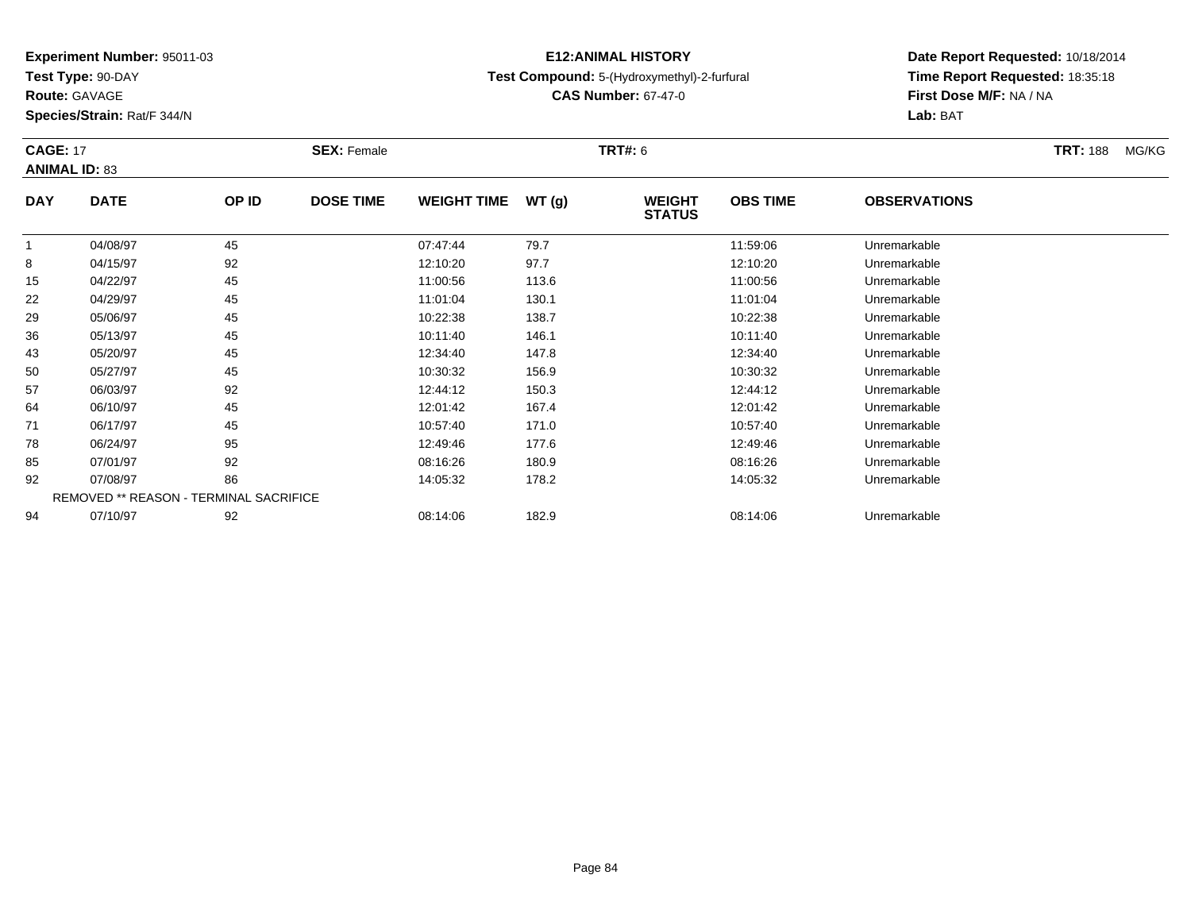**Experiment Number:** 95011-03
**Test Type:** 90-DAY
**Route:** GAVAGE
**Species/Strain:** Rat/F 344/N

**E12:ANIMAL HISTORY**
**Test Compound:** 5-(Hydroxymethyl)-2-furfural
**CAS Number:** 67-47-0

**Date Report Requested:** 10/18/2014
**Time Report Requested:** 18:35:18
**First Dose M/F:** NA / NA
**Lab:** BAT

**CAGE:** 17 **SEX:** Female **TRT#:** 6 **TRT:** 188 MG/KG
**ANIMAL ID:** 83

| DAY | DATE | OP ID | DOSE TIME | WEIGHT TIME | WT (g) | WEIGHT STATUS | OBS TIME | OBSERVATIONS |
|---|---|---|---|---|---|---|---|---|
| 1 | 04/08/97 | 45 | | 07:47:44 | 79.7 | | 11:59:06 | Unremarkable |
| 8 | 04/15/97 | 92 | | 12:10:20 | 97.7 | | 12:10:20 | Unremarkable |
| 15 | 04/22/97 | 45 | | 11:00:56 | 113.6 | | 11:00:56 | Unremarkable |
| 22 | 04/29/97 | 45 | | 11:01:04 | 130.1 | | 11:01:04 | Unremarkable |
| 29 | 05/06/97 | 45 | | 10:22:38 | 138.7 | | 10:22:38 | Unremarkable |
| 36 | 05/13/97 | 45 | | 10:11:40 | 146.1 | | 10:11:40 | Unremarkable |
| 43 | 05/20/97 | 45 | | 12:34:40 | 147.8 | | 12:34:40 | Unremarkable |
| 50 | 05/27/97 | 45 | | 10:30:32 | 156.9 | | 10:30:32 | Unremarkable |
| 57 | 06/03/97 | 92 | | 12:44:12 | 150.3 | | 12:44:12 | Unremarkable |
| 64 | 06/10/97 | 45 | | 12:01:42 | 167.4 | | 12:01:42 | Unremarkable |
| 71 | 06/17/97 | 45 | | 10:57:40 | 171.0 | | 10:57:40 | Unremarkable |
| 78 | 06/24/97 | 95 | | 12:49:46 | 177.6 | | 12:49:46 | Unremarkable |
| 85 | 07/01/97 | 92 | | 08:16:26 | 180.9 | | 08:16:26 | Unremarkable |
| 92 | 07/08/97 | 86 | | 14:05:32 | 178.2 | | 14:05:32 | Unremarkable |
| | REMOVED ** REASON - TERMINAL SACRIFICE | | | | | | | |
| 94 | 07/10/97 | 92 | | 08:14:06 | 182.9 | | 08:14:06 | Unremarkable |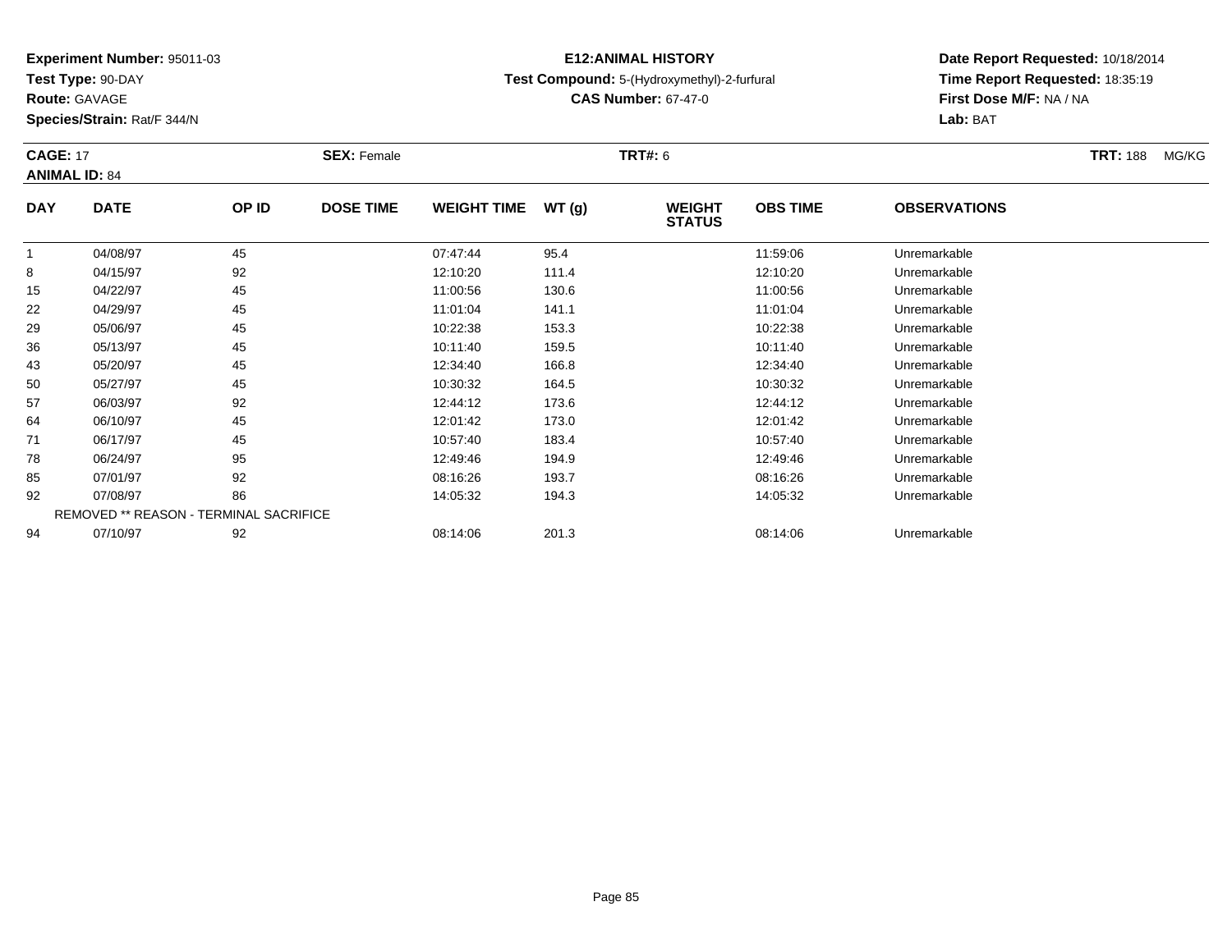**Experiment Number:** 95011-03
**Test Type:** 90-DAY
**Route:** GAVAGE
**Species/Strain:** Rat/F 344/N

**E12:ANIMAL HISTORY**
**Test Compound:** 5-(Hydroxymethyl)-2-furfural
**CAS Number:** 67-47-0

**Date Report Requested:** 10/18/2014
**Time Report Requested:** 18:35:19
**First Dose M/F:** NA / NA
**Lab:** BAT

**CAGE:** 17 **SEX:** Female **TRT#:** 6 **TRT:** 188 MG/KG
**ANIMAL ID:** 84

| DAY | DATE | OP ID | DOSE TIME | WEIGHT TIME | WT (g) | WEIGHT STATUS | OBS TIME | OBSERVATIONS |
|---|---|---|---|---|---|---|---|---|
| 1 | 04/08/97 | 45 | | 07:47:44 | 95.4 | | 11:59:06 | Unremarkable |
| 8 | 04/15/97 | 92 | | 12:10:20 | 111.4 | | 12:10:20 | Unremarkable |
| 15 | 04/22/97 | 45 | | 11:00:56 | 130.6 | | 11:00:56 | Unremarkable |
| 22 | 04/29/97 | 45 | | 11:01:04 | 141.1 | | 11:01:04 | Unremarkable |
| 29 | 05/06/97 | 45 | | 10:22:38 | 153.3 | | 10:22:38 | Unremarkable |
| 36 | 05/13/97 | 45 | | 10:11:40 | 159.5 | | 10:11:40 | Unremarkable |
| 43 | 05/20/97 | 45 | | 12:34:40 | 166.8 | | 12:34:40 | Unremarkable |
| 50 | 05/27/97 | 45 | | 10:30:32 | 164.5 | | 10:30:32 | Unremarkable |
| 57 | 06/03/97 | 92 | | 12:44:12 | 173.6 | | 12:44:12 | Unremarkable |
| 64 | 06/10/97 | 45 | | 12:01:42 | 173.0 | | 12:01:42 | Unremarkable |
| 71 | 06/17/97 | 45 | | 10:57:40 | 183.4 | | 10:57:40 | Unremarkable |
| 78 | 06/24/97 | 95 | | 12:49:46 | 194.9 | | 12:49:46 | Unremarkable |
| 85 | 07/01/97 | 92 | | 08:16:26 | 193.7 | | 08:16:26 | Unremarkable |
| 92 | 07/08/97 | 86 | | 14:05:32 | 194.3 | | 14:05:32 | Unremarkable |
| REMOVED ** REASON - TERMINAL SACRIFICE | | | | | | | | |
| 94 | 07/10/97 | 92 | | 08:14:06 | 201.3 | | 08:14:06 | Unremarkable |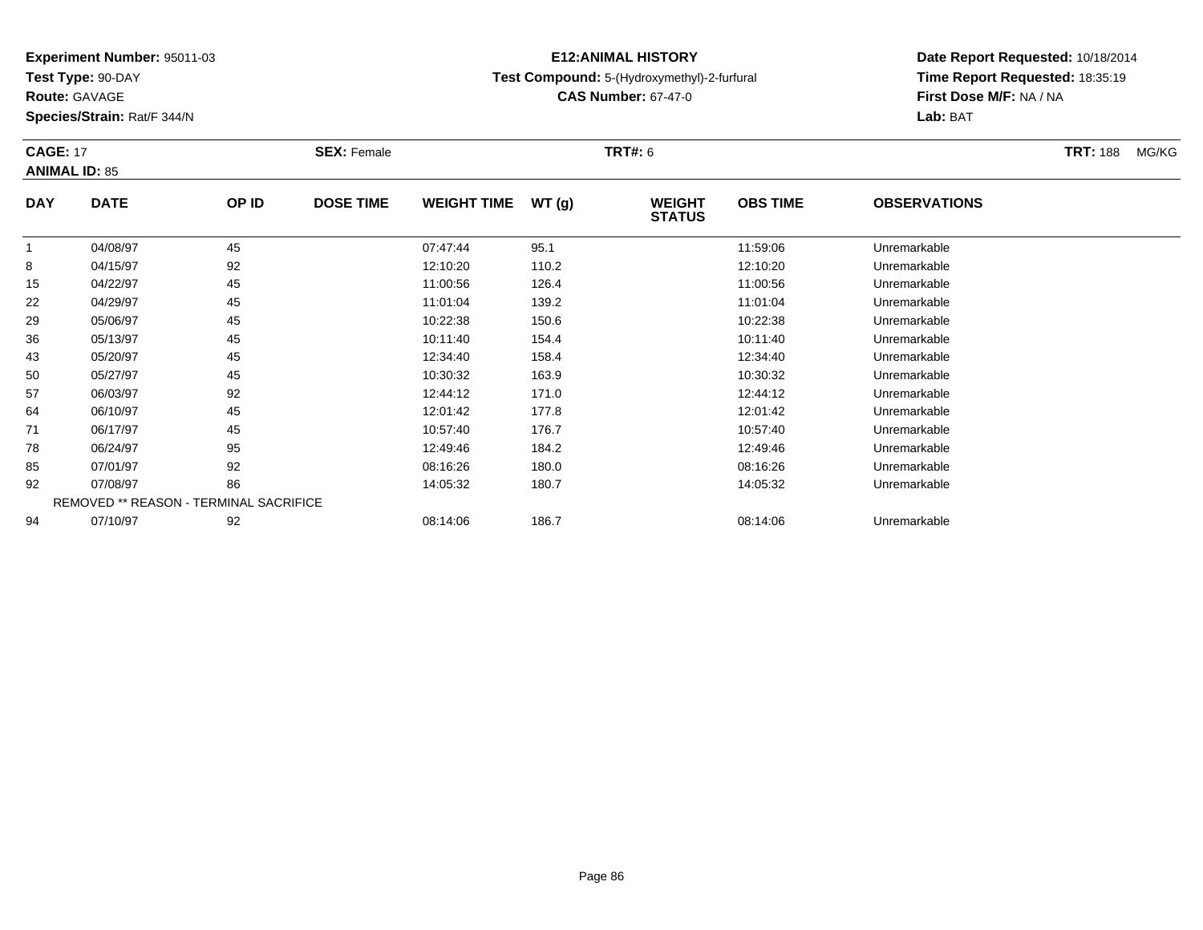**Experiment Number:** 95011-03
**Test Type:** 90-DAY
**Route:** GAVAGE
**Species/Strain:** Rat/F 344/N

**E12:ANIMAL HISTORY**
**Test Compound:** 5-(Hydroxymethyl)-2-furfural
**CAS Number:** 67-47-0

**Date Report Requested:** 10/18/2014
**Time Report Requested:** 18:35:19
**First Dose M/F:** NA / NA
**Lab:** BAT

**CAGE:** 17 **SEX:** Female **TRT#:** 6 **TRT:** 188 MG/KG
**ANIMAL ID:** 85

| DAY | DATE | OP ID | DOSE TIME | WEIGHT TIME | WT (g) | WEIGHT STATUS | OBS TIME | OBSERVATIONS |
|---|---|---|---|---|---|---|---|---|
| 1 | 04/08/97 | 45 | | 07:47:44 | 95.1 | | 11:59:06 | Unremarkable |
| 8 | 04/15/97 | 92 | | 12:10:20 | 110.2 | | 12:10:20 | Unremarkable |
| 15 | 04/22/97 | 45 | | 11:00:56 | 126.4 | | 11:00:56 | Unremarkable |
| 22 | 04/29/97 | 45 | | 11:01:04 | 139.2 | | 11:01:04 | Unremarkable |
| 29 | 05/06/97 | 45 | | 10:22:38 | 150.6 | | 10:22:38 | Unremarkable |
| 36 | 05/13/97 | 45 | | 10:11:40 | 154.4 | | 10:11:40 | Unremarkable |
| 43 | 05/20/97 | 45 | | 12:34:40 | 158.4 | | 12:34:40 | Unremarkable |
| 50 | 05/27/97 | 45 | | 10:30:32 | 163.9 | | 10:30:32 | Unremarkable |
| 57 | 06/03/97 | 92 | | 12:44:12 | 171.0 | | 12:44:12 | Unremarkable |
| 64 | 06/10/97 | 45 | | 12:01:42 | 177.8 | | 12:01:42 | Unremarkable |
| 71 | 06/17/97 | 45 | | 10:57:40 | 176.7 | | 10:57:40 | Unremarkable |
| 78 | 06/24/97 | 95 | | 12:49:46 | 184.2 | | 12:49:46 | Unremarkable |
| 85 | 07/01/97 | 92 | | 08:16:26 | 180.0 | | 08:16:26 | Unremarkable |
| 92 | 07/08/97 | 86 | | 14:05:32 | 180.7 | | 14:05:32 | Unremarkable |
| | REMOVED ** REASON - TERMINAL SACRIFICE | | | | | | | |
| 94 | 07/10/97 | 92 | | 08:14:06 | 186.7 | | 08:14:06 | Unremarkable |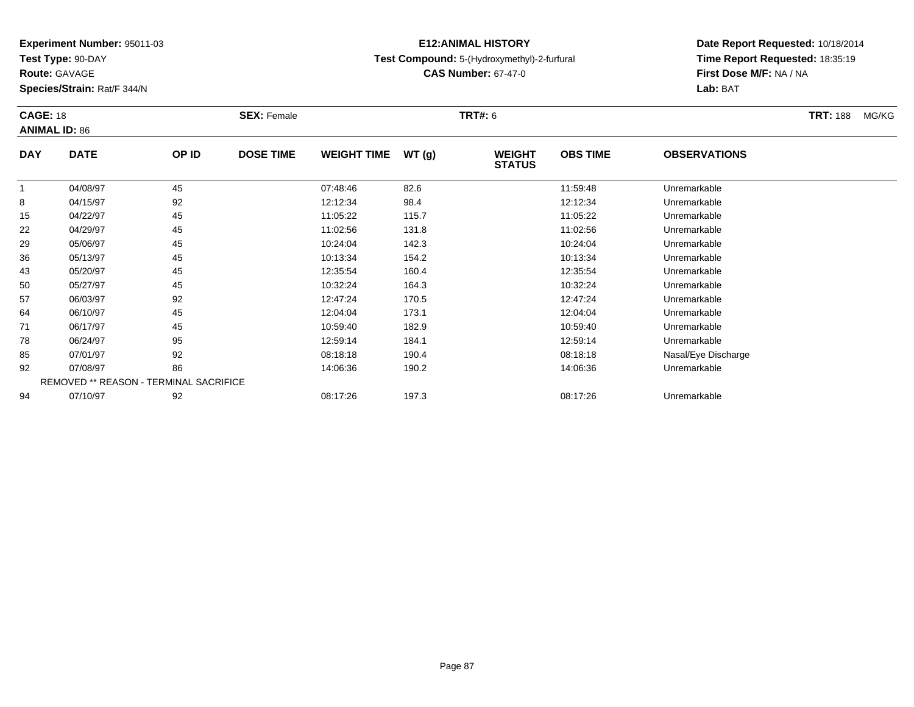**Experiment Number:** 95011-03
**Test Type:** 90-DAY
**Route:** GAVAGE
**Species/Strain:** Rat/F 344/N

**E12:ANIMAL HISTORY**
**Test Compound:** 5-(Hydroxymethyl)-2-furfural
**CAS Number:** 67-47-0

**Date Report Requested:** 10/18/2014
**Time Report Requested:** 18:35:19
**First Dose M/F:** NA / NA
**Lab:** BAT

**CAGE:** 18 **SEX:** Female **TRT#:** 6 **TRT:** 188 MG/KG
**ANIMAL ID:** 86

| DAY | DATE | OP ID | DOSE TIME | WEIGHT TIME | WT (g) | WEIGHT STATUS | OBS TIME | OBSERVATIONS |
|---|---|---|---|---|---|---|---|---|
| 1 | 04/08/97 | 45 | | 07:48:46 | 82.6 | | 11:59:48 | Unremarkable |
| 8 | 04/15/97 | 92 | | 12:12:34 | 98.4 | | 12:12:34 | Unremarkable |
| 15 | 04/22/97 | 45 | | 11:05:22 | 115.7 | | 11:05:22 | Unremarkable |
| 22 | 04/29/97 | 45 | | 11:02:56 | 131.8 | | 11:02:56 | Unremarkable |
| 29 | 05/06/97 | 45 | | 10:24:04 | 142.3 | | 10:24:04 | Unremarkable |
| 36 | 05/13/97 | 45 | | 10:13:34 | 154.2 | | 10:13:34 | Unremarkable |
| 43 | 05/20/97 | 45 | | 12:35:54 | 160.4 | | 12:35:54 | Unremarkable |
| 50 | 05/27/97 | 45 | | 10:32:24 | 164.3 | | 10:32:24 | Unremarkable |
| 57 | 06/03/97 | 92 | | 12:47:24 | 170.5 | | 12:47:24 | Unremarkable |
| 64 | 06/10/97 | 45 | | 12:04:04 | 173.1 | | 12:04:04 | Unremarkable |
| 71 | 06/17/97 | 45 | | 10:59:40 | 182.9 | | 10:59:40 | Unremarkable |
| 78 | 06/24/97 | 95 | | 12:59:14 | 184.1 | | 12:59:14 | Unremarkable |
| 85 | 07/01/97 | 92 | | 08:18:18 | 190.4 | | 08:18:18 | Nasal/Eye Discharge |
| 92 | 07/08/97 | 86 | | 14:06:36 | 190.2 | | 14:06:36 | Unremarkable |
| REMOVED ** REASON - TERMINAL SACRIFICE | | | | | | | | |
| 94 | 07/10/97 | 92 | | 08:17:26 | 197.3 | | 08:17:26 | Unremarkable |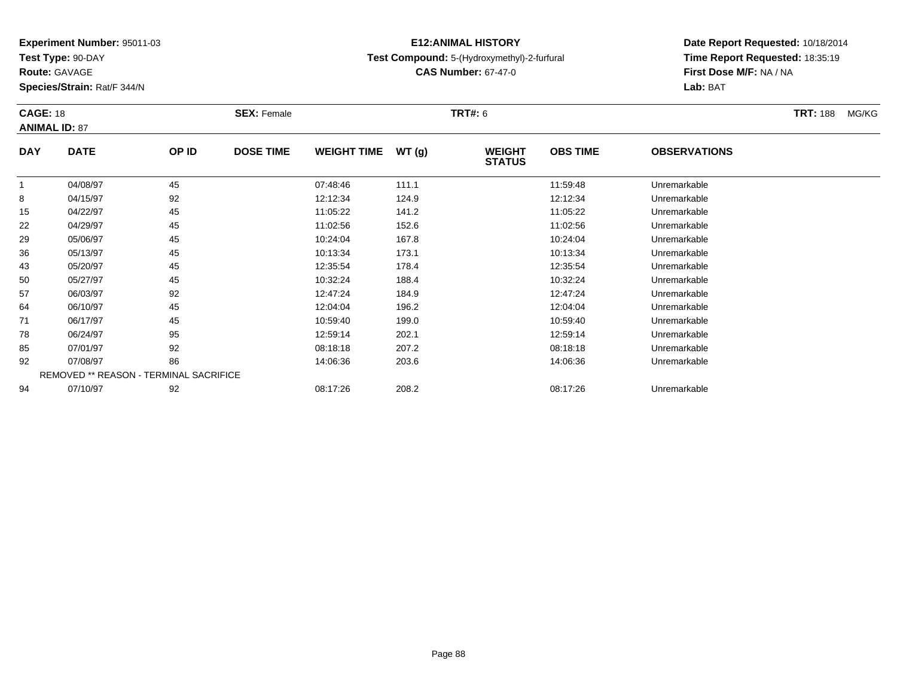**Experiment Number:** 95011-03
**Test Type:** 90-DAY
**Route:** GAVAGE
**Species/Strain:** Rat/F 344/N

**E12:ANIMAL HISTORY**
**Test Compound:** 5-(Hydroxymethyl)-2-furfural
**CAS Number:** 67-47-0

**Date Report Requested:** 10/18/2014
**Time Report Requested:** 18:35:19
**First Dose M/F:** NA / NA
**Lab:** BAT

**CAGE:** 18 **SEX:** Female **TRT#:** 6 **TRT:** 188 MG/KG
**ANIMAL ID:** 87

| DAY | DATE | OP ID | DOSE TIME | WEIGHT TIME | WT (g) | WEIGHT STATUS | OBS TIME | OBSERVATIONS |
|---|---|---|---|---|---|---|---|---|
| 1 | 04/08/97 | 45 | | 07:48:46 | 111.1 | | 11:59:48 | Unremarkable |
| 8 | 04/15/97 | 92 | | 12:12:34 | 124.9 | | 12:12:34 | Unremarkable |
| 15 | 04/22/97 | 45 | | 11:05:22 | 141.2 | | 11:05:22 | Unremarkable |
| 22 | 04/29/97 | 45 | | 11:02:56 | 152.6 | | 11:02:56 | Unremarkable |
| 29 | 05/06/97 | 45 | | 10:24:04 | 167.8 | | 10:24:04 | Unremarkable |
| 36 | 05/13/97 | 45 | | 10:13:34 | 173.1 | | 10:13:34 | Unremarkable |
| 43 | 05/20/97 | 45 | | 12:35:54 | 178.4 | | 12:35:54 | Unremarkable |
| 50 | 05/27/97 | 45 | | 10:32:24 | 188.4 | | 10:32:24 | Unremarkable |
| 57 | 06/03/97 | 92 | | 12:47:24 | 184.9 | | 12:47:24 | Unremarkable |
| 64 | 06/10/97 | 45 | | 12:04:04 | 196.2 | | 12:04:04 | Unremarkable |
| 71 | 06/17/97 | 45 | | 10:59:40 | 199.0 | | 10:59:40 | Unremarkable |
| 78 | 06/24/97 | 95 | | 12:59:14 | 202.1 | | 12:59:14 | Unremarkable |
| 85 | 07/01/97 | 92 | | 08:18:18 | 207.2 | | 08:18:18 | Unremarkable |
| 92 | 07/08/97 | 86 | | 14:06:36 | 203.6 | | 14:06:36 | Unremarkable |
| REMOVED ** REASON - TERMINAL SACRIFICE | | | | | | | | |
| 94 | 07/10/97 | 92 | | 08:17:26 | 208.2 | | 08:17:26 | Unremarkable |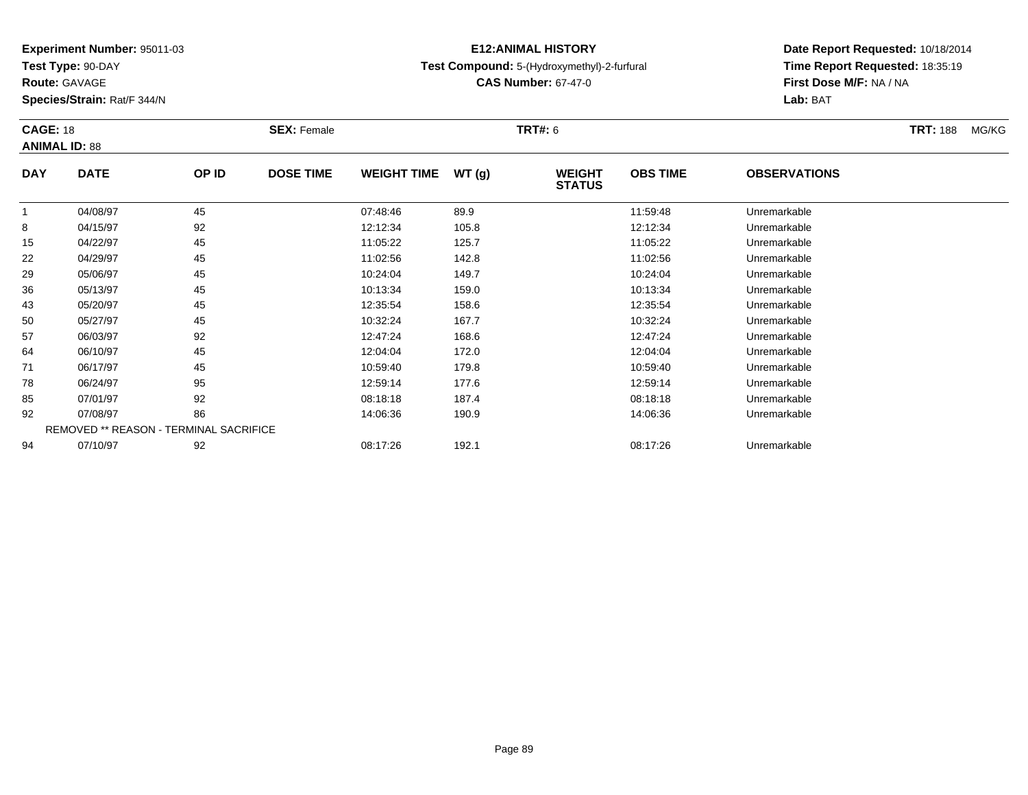**Experiment Number:** 95011-03
**Test Type:** 90-DAY
**Route:** GAVAGE
**Species/Strain:** Rat/F 344/N

**E12:ANIMAL HISTORY**
**Test Compound:** 5-(Hydroxymethyl)-2-furfural
**CAS Number:** 67-47-0

**Date Report Requested:** 10/18/2014
**Time Report Requested:** 18:35:19
**First Dose M/F:** NA / NA
**Lab:** BAT

**CAGE:** 18 **SEX:** Female **TRT#:** 6 **TRT:** 188 MG/KG
**ANIMAL ID:** 88

| DAY | DATE | OP ID | DOSE TIME | WEIGHT TIME | WT (g) | WEIGHT STATUS | OBS TIME | OBSERVATIONS |
|---|---|---|---|---|---|---|---|---|
| 1 | 04/08/97 | 45 | | 07:48:46 | 89.9 | | 11:59:48 | Unremarkable |
| 8 | 04/15/97 | 92 | | 12:12:34 | 105.8 | | 12:12:34 | Unremarkable |
| 15 | 04/22/97 | 45 | | 11:05:22 | 125.7 | | 11:05:22 | Unremarkable |
| 22 | 04/29/97 | 45 | | 11:02:56 | 142.8 | | 11:02:56 | Unremarkable |
| 29 | 05/06/97 | 45 | | 10:24:04 | 149.7 | | 10:24:04 | Unremarkable |
| 36 | 05/13/97 | 45 | | 10:13:34 | 159.0 | | 10:13:34 | Unremarkable |
| 43 | 05/20/97 | 45 | | 12:35:54 | 158.6 | | 12:35:54 | Unremarkable |
| 50 | 05/27/97 | 45 | | 10:32:24 | 167.7 | | 10:32:24 | Unremarkable |
| 57 | 06/03/97 | 92 | | 12:47:24 | 168.6 | | 12:47:24 | Unremarkable |
| 64 | 06/10/97 | 45 | | 12:04:04 | 172.0 | | 12:04:04 | Unremarkable |
| 71 | 06/17/97 | 45 | | 10:59:40 | 179.8 | | 10:59:40 | Unremarkable |
| 78 | 06/24/97 | 95 | | 12:59:14 | 177.6 | | 12:59:14 | Unremarkable |
| 85 | 07/01/97 | 92 | | 08:18:18 | 187.4 | | 08:18:18 | Unremarkable |
| 92 | 07/08/97 | 86 | | 14:06:36 | 190.9 | | 14:06:36 | Unremarkable |
| REMOVED ** REASON - TERMINAL SACRIFICE | | | | | | | | |
| 94 | 07/10/97 | 92 | | 08:17:26 | 192.1 | | 08:17:26 | Unremarkable |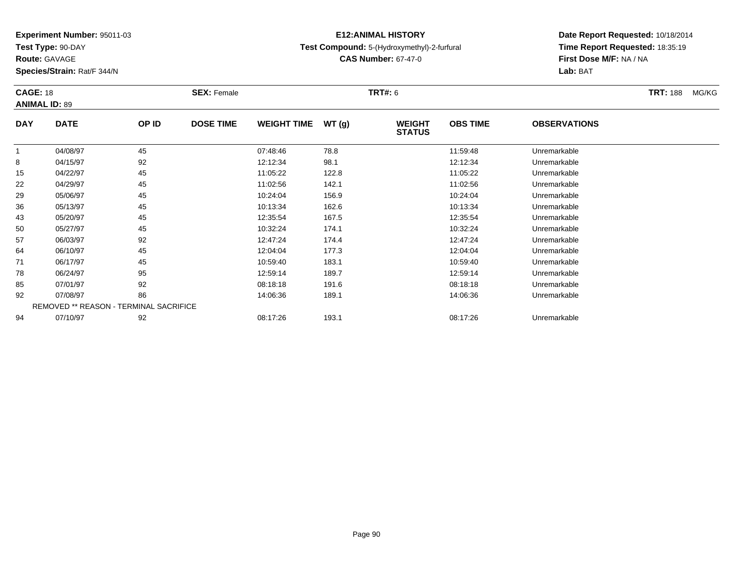**Experiment Number:** 95011-03
**Test Type:** 90-DAY
**Route:** GAVAGE
**Species/Strain:** Rat/F 344/N

**E12:ANIMAL HISTORY**
**Test Compound:** 5-(Hydroxymethyl)-2-furfural
**CAS Number:** 67-47-0

**Date Report Requested:** 10/18/2014
**Time Report Requested:** 18:35:19
**First Dose M/F:** NA / NA
**Lab:** BAT

**CAGE:** 18 **SEX:** Female **TRT#:** 6 **TRT:** 188 MG/KG
**ANIMAL ID:** 89

| DAY | DATE | OP ID | DOSE TIME | WEIGHT TIME | WT (g) | WEIGHT STATUS | OBS TIME | OBSERVATIONS |
|---|---|---|---|---|---|---|---|---|
| 1 | 04/08/97 | 45 | | 07:48:46 | 78.8 | | 11:59:48 | Unremarkable |
| 8 | 04/15/97 | 92 | | 12:12:34 | 98.1 | | 12:12:34 | Unremarkable |
| 15 | 04/22/97 | 45 | | 11:05:22 | 122.8 | | 11:05:22 | Unremarkable |
| 22 | 04/29/97 | 45 | | 11:02:56 | 142.1 | | 11:02:56 | Unremarkable |
| 29 | 05/06/97 | 45 | | 10:24:04 | 156.9 | | 10:24:04 | Unremarkable |
| 36 | 05/13/97 | 45 | | 10:13:34 | 162.6 | | 10:13:34 | Unremarkable |
| 43 | 05/20/97 | 45 | | 12:35:54 | 167.5 | | 12:35:54 | Unremarkable |
| 50 | 05/27/97 | 45 | | 10:32:24 | 174.1 | | 10:32:24 | Unremarkable |
| 57 | 06/03/97 | 92 | | 12:47:24 | 174.4 | | 12:47:24 | Unremarkable |
| 64 | 06/10/97 | 45 | | 12:04:04 | 177.3 | | 12:04:04 | Unremarkable |
| 71 | 06/17/97 | 45 | | 10:59:40 | 183.1 | | 10:59:40 | Unremarkable |
| 78 | 06/24/97 | 95 | | 12:59:14 | 189.7 | | 12:59:14 | Unremarkable |
| 85 | 07/01/97 | 92 | | 08:18:18 | 191.6 | | 08:18:18 | Unremarkable |
| 92 | 07/08/97 | 86 | | 14:06:36 | 189.1 | | 14:06:36 | Unremarkable |
| REMOVED ** REASON - TERMINAL SACRIFICE | | | | | | | | |
| 94 | 07/10/97 | 92 | | 08:17:26 | 193.1 | | 08:17:26 | Unremarkable |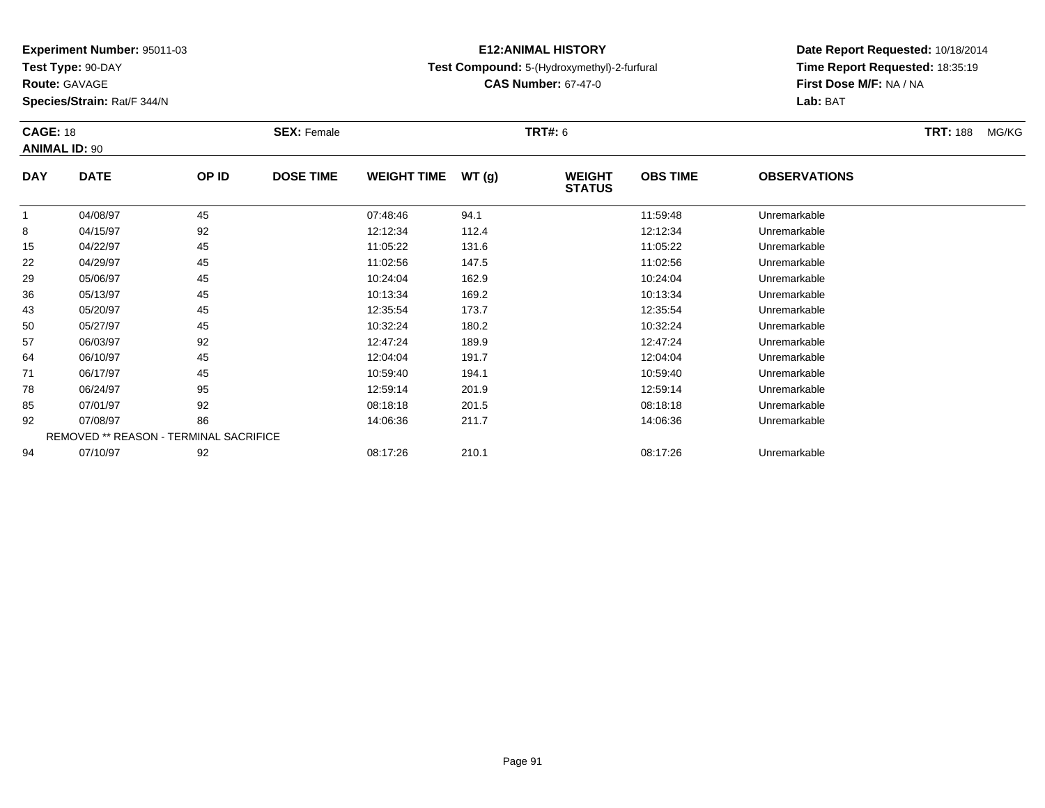**Experiment Number:** 95011-03
**Test Type:** 90-DAY
**Route:** GAVAGE
**Species/Strain:** Rat/F 344/N

**E12:ANIMAL HISTORY**
**Test Compound:** 5-(Hydroxymethyl)-2-furfural
**CAS Number:** 67-47-0

**Date Report Requested:** 10/18/2014
**Time Report Requested:** 18:35:19
**First Dose M/F:** NA / NA
**Lab:** BAT

**CAGE:** 18 **SEX:** Female **TRT#:** 6 **TRT:** 188 MG/KG
**ANIMAL ID:** 90

| DAY | DATE | OP ID | DOSE TIME | WEIGHT TIME | WT (g) | WEIGHT STATUS | OBS TIME | OBSERVATIONS |
|---|---|---|---|---|---|---|---|---|
| 1 | 04/08/97 | 45 | | 07:48:46 | 94.1 | | 11:59:48 | Unremarkable |
| 8 | 04/15/97 | 92 | | 12:12:34 | 112.4 | | 12:12:34 | Unremarkable |
| 15 | 04/22/97 | 45 | | 11:05:22 | 131.6 | | 11:05:22 | Unremarkable |
| 22 | 04/29/97 | 45 | | 11:02:56 | 147.5 | | 11:02:56 | Unremarkable |
| 29 | 05/06/97 | 45 | | 10:24:04 | 162.9 | | 10:24:04 | Unremarkable |
| 36 | 05/13/97 | 45 | | 10:13:34 | 169.2 | | 10:13:34 | Unremarkable |
| 43 | 05/20/97 | 45 | | 12:35:54 | 173.7 | | 12:35:54 | Unremarkable |
| 50 | 05/27/97 | 45 | | 10:32:24 | 180.2 | | 10:32:24 | Unremarkable |
| 57 | 06/03/97 | 92 | | 12:47:24 | 189.9 | | 12:47:24 | Unremarkable |
| 64 | 06/10/97 | 45 | | 12:04:04 | 191.7 | | 12:04:04 | Unremarkable |
| 71 | 06/17/97 | 45 | | 10:59:40 | 194.1 | | 10:59:40 | Unremarkable |
| 78 | 06/24/97 | 95 | | 12:59:14 | 201.9 | | 12:59:14 | Unremarkable |
| 85 | 07/01/97 | 92 | | 08:18:18 | 201.5 | | 08:18:18 | Unremarkable |
| 92 | 07/08/97 | 86 | | 14:06:36 | 211.7 | | 14:06:36 | Unremarkable |
| | REMOVED ** REASON - TERMINAL SACRIFICE | | | | | | | |
| 94 | 07/10/97 | 92 | | 08:17:26 | 210.1 | | 08:17:26 | Unremarkable |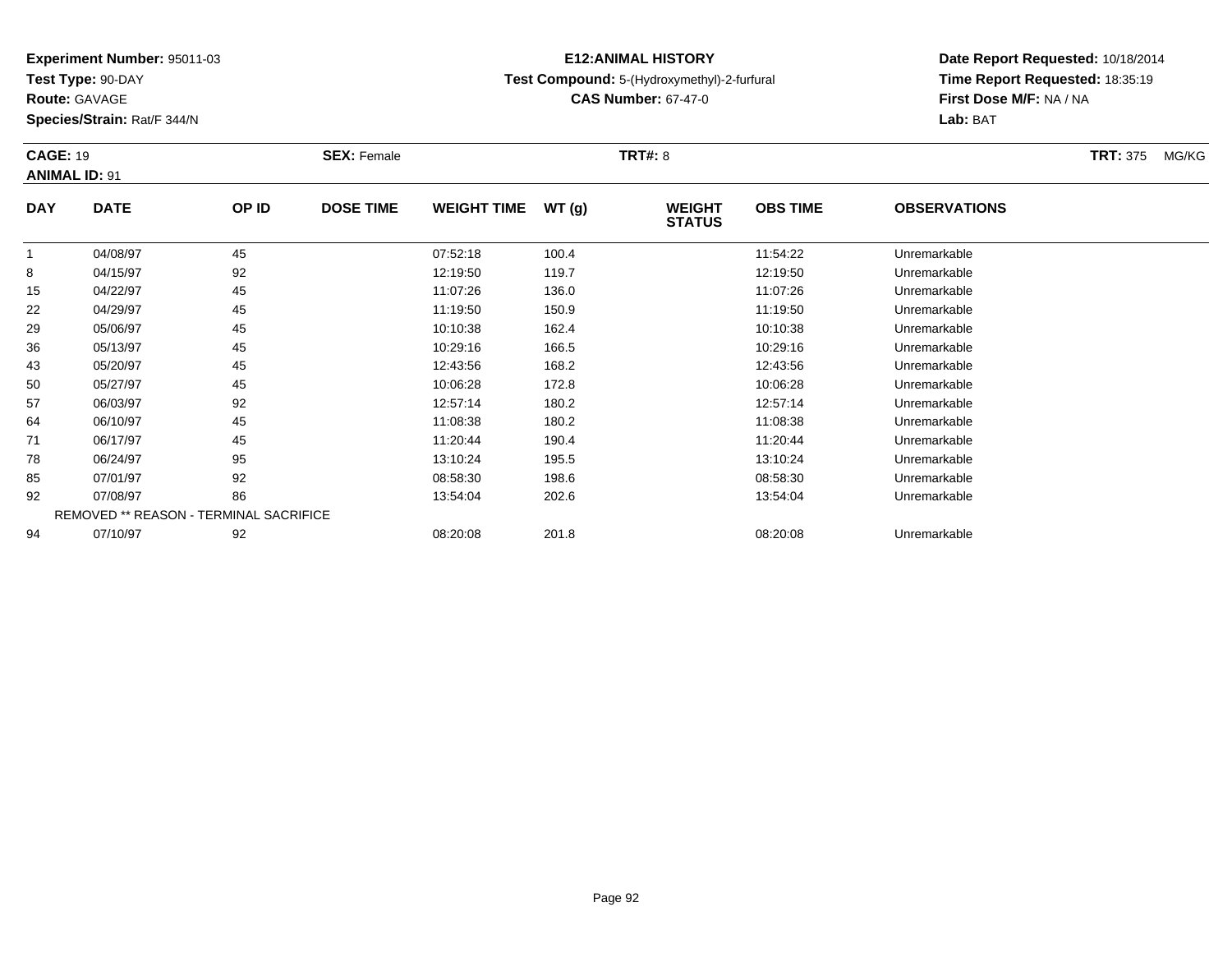**Experiment Number:** 95011-03
**Test Type:** 90-DAY
**Route:** GAVAGE
**Species/Strain:** Rat/F 344/N

**E12:ANIMAL HISTORY**
**Test Compound:** 5-(Hydroxymethyl)-2-furfural
**CAS Number:** 67-47-0

**Date Report Requested:** 10/18/2014
**Time Report Requested:** 18:35:19
**First Dose M/F:** NA / NA
**Lab:** BAT

**CAGE:** 19 **SEX:** Female **TRT#:** 8 **TRT:** 375 MG/KG
**ANIMAL ID:** 91

| DAY | DATE | OP ID | DOSE TIME | WEIGHT TIME | WT (g) | WEIGHT STATUS | OBS TIME | OBSERVATIONS |
|---|---|---|---|---|---|---|---|---|
| 1 | 04/08/97 | 45 | | 07:52:18 | 100.4 | | 11:54:22 | Unremarkable |
| 8 | 04/15/97 | 92 | | 12:19:50 | 119.7 | | 12:19:50 | Unremarkable |
| 15 | 04/22/97 | 45 | | 11:07:26 | 136.0 | | 11:07:26 | Unremarkable |
| 22 | 04/29/97 | 45 | | 11:19:50 | 150.9 | | 11:19:50 | Unremarkable |
| 29 | 05/06/97 | 45 | | 10:10:38 | 162.4 | | 10:10:38 | Unremarkable |
| 36 | 05/13/97 | 45 | | 10:29:16 | 166.5 | | 10:29:16 | Unremarkable |
| 43 | 05/20/97 | 45 | | 12:43:56 | 168.2 | | 12:43:56 | Unremarkable |
| 50 | 05/27/97 | 45 | | 10:06:28 | 172.8 | | 10:06:28 | Unremarkable |
| 57 | 06/03/97 | 92 | | 12:57:14 | 180.2 | | 12:57:14 | Unremarkable |
| 64 | 06/10/97 | 45 | | 11:08:38 | 180.2 | | 11:08:38 | Unremarkable |
| 71 | 06/17/97 | 45 | | 11:20:44 | 190.4 | | 11:20:44 | Unremarkable |
| 78 | 06/24/97 | 95 | | 13:10:24 | 195.5 | | 13:10:24 | Unremarkable |
| 85 | 07/01/97 | 92 | | 08:58:30 | 198.6 | | 08:58:30 | Unremarkable |
| 92 | 07/08/97 | 86 | | 13:54:04 | 202.6 | | 13:54:04 | Unremarkable |
| REMOVED ** REASON - TERMINAL SACRIFICE | | | | | | | | |
| 94 | 07/10/97 | 92 | | 08:20:08 | 201.8 | | 08:20:08 | Unremarkable |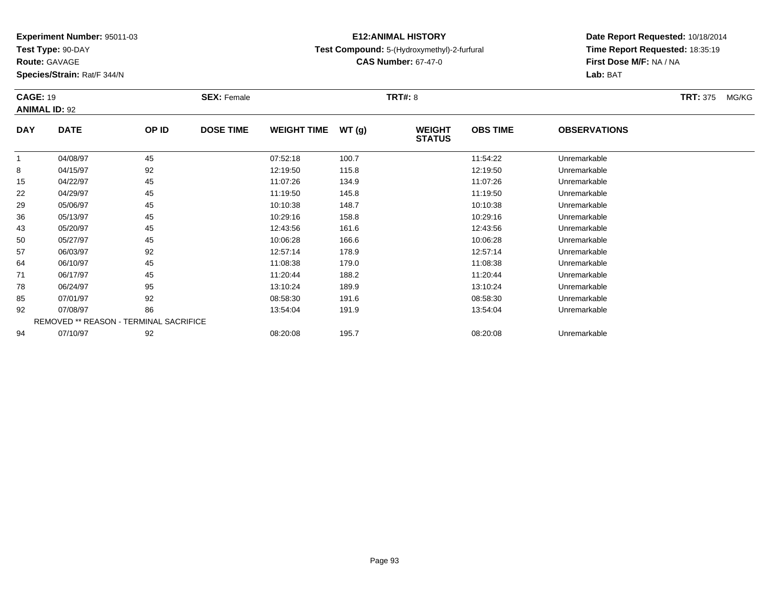**Experiment Number:** 95011-03
**Test Type:** 90-DAY
**Route:** GAVAGE
**Species/Strain:** Rat/F 344/N

**E12:ANIMAL HISTORY**
**Test Compound:** 5-(Hydroxymethyl)-2-furfural
**CAS Number:** 67-47-0

**Date Report Requested:** 10/18/2014
**Time Report Requested:** 18:35:19
**First Dose M/F:** NA / NA
**Lab:** BAT

**CAGE:** 19 **SEX:** Female **TRT#:** 8 **TRT:** 375 MG/KG
**ANIMAL ID:** 92

| DAY | DATE | OP ID | DOSE TIME | WEIGHT TIME | WT (g) | WEIGHT STATUS | OBS TIME | OBSERVATIONS |
|---|---|---|---|---|---|---|---|---|
| 1 | 04/08/97 | 45 | | 07:52:18 | 100.7 | | 11:54:22 | Unremarkable |
| 8 | 04/15/97 | 92 | | 12:19:50 | 115.8 | | 12:19:50 | Unremarkable |
| 15 | 04/22/97 | 45 | | 11:07:26 | 134.9 | | 11:07:26 | Unremarkable |
| 22 | 04/29/97 | 45 | | 11:19:50 | 145.8 | | 11:19:50 | Unremarkable |
| 29 | 05/06/97 | 45 | | 10:10:38 | 148.7 | | 10:10:38 | Unremarkable |
| 36 | 05/13/97 | 45 | | 10:29:16 | 158.8 | | 10:29:16 | Unremarkable |
| 43 | 05/20/97 | 45 | | 12:43:56 | 161.6 | | 12:43:56 | Unremarkable |
| 50 | 05/27/97 | 45 | | 10:06:28 | 166.6 | | 10:06:28 | Unremarkable |
| 57 | 06/03/97 | 92 | | 12:57:14 | 178.9 | | 12:57:14 | Unremarkable |
| 64 | 06/10/97 | 45 | | 11:08:38 | 179.0 | | 11:08:38 | Unremarkable |
| 71 | 06/17/97 | 45 | | 11:20:44 | 188.2 | | 11:20:44 | Unremarkable |
| 78 | 06/24/97 | 95 | | 13:10:24 | 189.9 | | 13:10:24 | Unremarkable |
| 85 | 07/01/97 | 92 | | 08:58:30 | 191.6 | | 08:58:30 | Unremarkable |
| 92 | 07/08/97 | 86 | | 13:54:04 | 191.9 | | 13:54:04 | Unremarkable |
| REMOVED ** REASON - TERMINAL SACRIFICE | | | | | | | | |
| 94 | 07/10/97 | 92 | | 08:20:08 | 195.7 | | 08:20:08 | Unremarkable |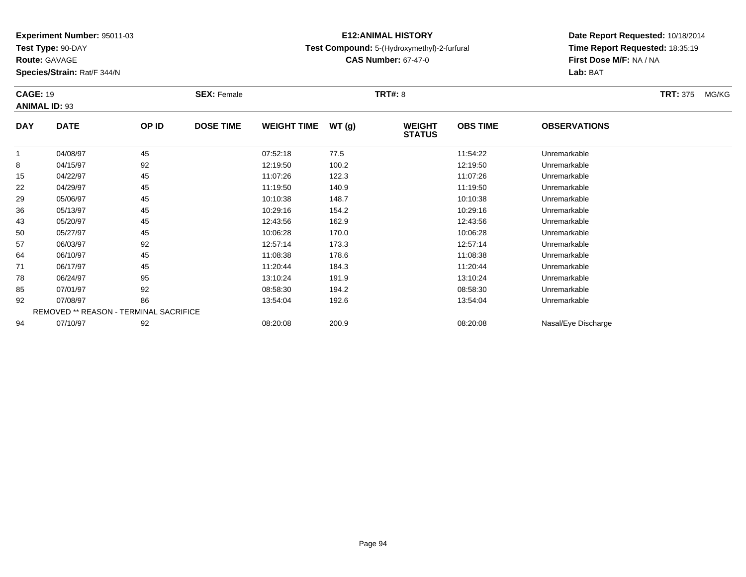**Experiment Number:** 95011-03
**Test Type:** 90-DAY
**Route:** GAVAGE
**Species/Strain:** Rat/F 344/N

**E12:ANIMAL HISTORY**
**Test Compound:** 5-(Hydroxymethyl)-2-furfural
**CAS Number:** 67-47-0

**Date Report Requested:** 10/18/2014
**Time Report Requested:** 18:35:19
**First Dose M/F:** NA / NA
**Lab:** BAT

**CAGE:** 19 **SEX:** Female **TRT#:** 8 **TRT:** 375 MG/KG
**ANIMAL ID:** 93

| DAY | DATE | OP ID | DOSE TIME | WEIGHT TIME | WT (g) | WEIGHT STATUS | OBS TIME | OBSERVATIONS |
|---|---|---|---|---|---|---|---|---|
| 1 | 04/08/97 | 45 | | 07:52:18 | 77.5 | | 11:54:22 | Unremarkable |
| 8 | 04/15/97 | 92 | | 12:19:50 | 100.2 | | 12:19:50 | Unremarkable |
| 15 | 04/22/97 | 45 | | 11:07:26 | 122.3 | | 11:07:26 | Unremarkable |
| 22 | 04/29/97 | 45 | | 11:19:50 | 140.9 | | 11:19:50 | Unremarkable |
| 29 | 05/06/97 | 45 | | 10:10:38 | 148.7 | | 10:10:38 | Unremarkable |
| 36 | 05/13/97 | 45 | | 10:29:16 | 154.2 | | 10:29:16 | Unremarkable |
| 43 | 05/20/97 | 45 | | 12:43:56 | 162.9 | | 12:43:56 | Unremarkable |
| 50 | 05/27/97 | 45 | | 10:06:28 | 170.0 | | 10:06:28 | Unremarkable |
| 57 | 06/03/97 | 92 | | 12:57:14 | 173.3 | | 12:57:14 | Unremarkable |
| 64 | 06/10/97 | 45 | | 11:08:38 | 178.6 | | 11:08:38 | Unremarkable |
| 71 | 06/17/97 | 45 | | 11:20:44 | 184.3 | | 11:20:44 | Unremarkable |
| 78 | 06/24/97 | 95 | | 13:10:24 | 191.9 | | 13:10:24 | Unremarkable |
| 85 | 07/01/97 | 92 | | 08:58:30 | 194.2 | | 08:58:30 | Unremarkable |
| 92 | 07/08/97 | 86 | | 13:54:04 | 192.6 | | 13:54:04 | Unremarkable |
| | REMOVED ** REASON - TERMINAL SACRIFICE | | | | | | | |
| 94 | 07/10/97 | 92 | | 08:20:08 | 200.9 | | 08:20:08 | Nasal/Eye Discharge |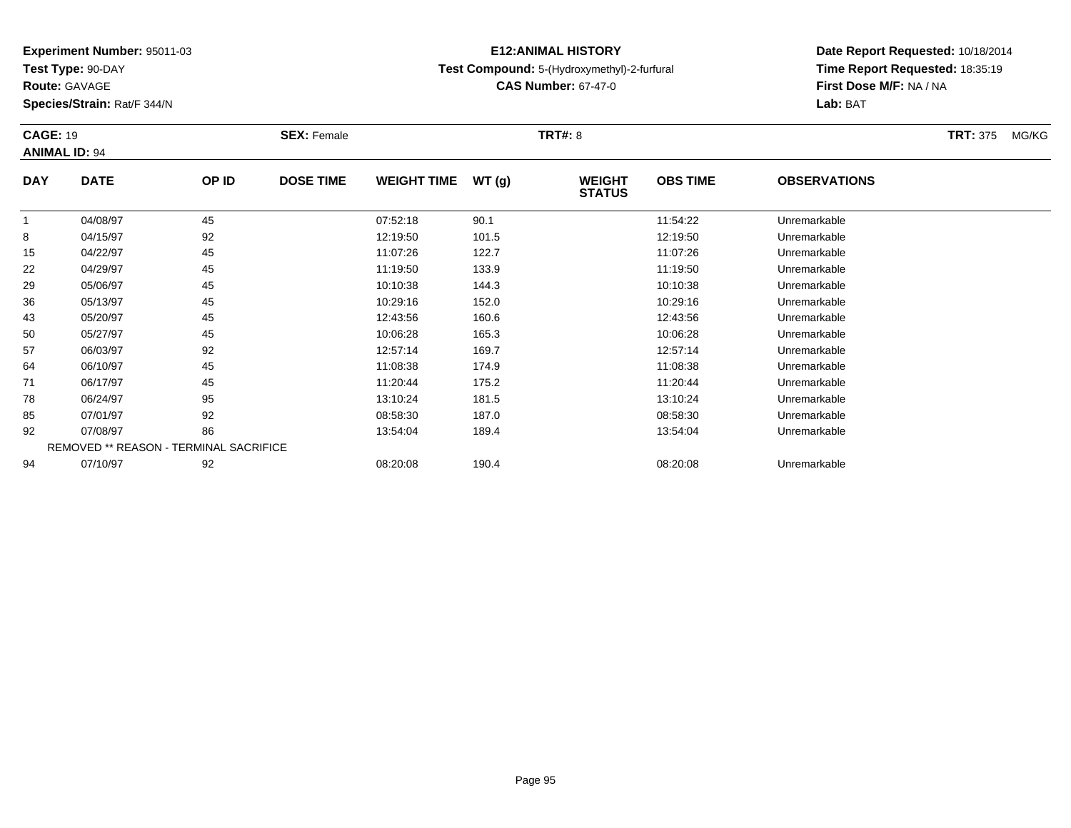**Experiment Number:** 95011-03
**Test Type:** 90-DAY
**Route:** GAVAGE
**Species/Strain:** Rat/F 344/N

**E12:ANIMAL HISTORY**
**Test Compound:** 5-(Hydroxymethyl)-2-furfural
**CAS Number:** 67-47-0

**Date Report Requested:** 10/18/2014
**Time Report Requested:** 18:35:19
**First Dose M/F:** NA / NA
**Lab:** BAT

**CAGE:** 19 **SEX:** Female **TRT#:** 8 **TRT:** 375 MG/KG
**ANIMAL ID:** 94

| DAY | DATE | OP ID | DOSE TIME | WEIGHT TIME | WT (g) | WEIGHT STATUS | OBS TIME | OBSERVATIONS |
|---|---|---|---|---|---|---|---|---|
| 1 | 04/08/97 | 45 | | 07:52:18 | 90.1 | | 11:54:22 | Unremarkable |
| 8 | 04/15/97 | 92 | | 12:19:50 | 101.5 | | 12:19:50 | Unremarkable |
| 15 | 04/22/97 | 45 | | 11:07:26 | 122.7 | | 11:07:26 | Unremarkable |
| 22 | 04/29/97 | 45 | | 11:19:50 | 133.9 | | 11:19:50 | Unremarkable |
| 29 | 05/06/97 | 45 | | 10:10:38 | 144.3 | | 10:10:38 | Unremarkable |
| 36 | 05/13/97 | 45 | | 10:29:16 | 152.0 | | 10:29:16 | Unremarkable |
| 43 | 05/20/97 | 45 | | 12:43:56 | 160.6 | | 12:43:56 | Unremarkable |
| 50 | 05/27/97 | 45 | | 10:06:28 | 165.3 | | 10:06:28 | Unremarkable |
| 57 | 06/03/97 | 92 | | 12:57:14 | 169.7 | | 12:57:14 | Unremarkable |
| 64 | 06/10/97 | 45 | | 11:08:38 | 174.9 | | 11:08:38 | Unremarkable |
| 71 | 06/17/97 | 45 | | 11:20:44 | 175.2 | | 11:20:44 | Unremarkable |
| 78 | 06/24/97 | 95 | | 13:10:24 | 181.5 | | 13:10:24 | Unremarkable |
| 85 | 07/01/97 | 92 | | 08:58:30 | 187.0 | | 08:58:30 | Unremarkable |
| 92 | 07/08/97 | 86 | | 13:54:04 | 189.4 | | 13:54:04 | Unremarkable |
| REMOVED ** REASON - TERMINAL SACRIFICE | | | | | | | | |
| 94 | 07/10/97 | 92 | | 08:20:08 | 190.4 | | 08:20:08 | Unremarkable |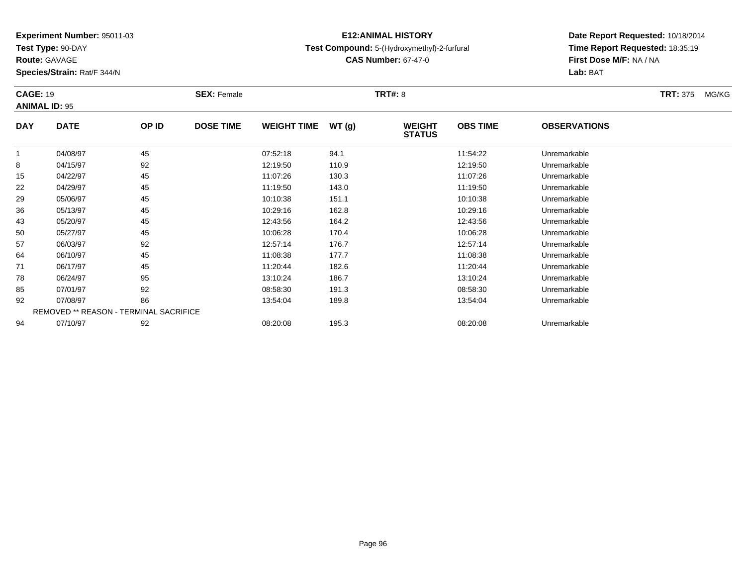**Experiment Number:** 95011-03
**Test Type:** 90-DAY
**Route:** GAVAGE
**Species/Strain:** Rat/F 344/N

**E12:ANIMAL HISTORY**
**Test Compound:** 5-(Hydroxymethyl)-2-furfural
**CAS Number:** 67-47-0

**Date Report Requested:** 10/18/2014
**Time Report Requested:** 18:35:19
**First Dose M/F:** NA / NA
**Lab:** BAT

**CAGE:** 19 **SEX:** Female **TRT#:** 8 **TRT:** 375 MG/KG
**ANIMAL ID:** 95

| DAY | DATE | OP ID | DOSE TIME | WEIGHT TIME | WT (g) | WEIGHT STATUS | OBS TIME | OBSERVATIONS |
|---|---|---|---|---|---|---|---|---|
| 1 | 04/08/97 | 45 | | 07:52:18 | 94.1 | | 11:54:22 | Unremarkable |
| 8 | 04/15/97 | 92 | | 12:19:50 | 110.9 | | 12:19:50 | Unremarkable |
| 15 | 04/22/97 | 45 | | 11:07:26 | 130.3 | | 11:07:26 | Unremarkable |
| 22 | 04/29/97 | 45 | | 11:19:50 | 143.0 | | 11:19:50 | Unremarkable |
| 29 | 05/06/97 | 45 | | 10:10:38 | 151.1 | | 10:10:38 | Unremarkable |
| 36 | 05/13/97 | 45 | | 10:29:16 | 162.8 | | 10:29:16 | Unremarkable |
| 43 | 05/20/97 | 45 | | 12:43:56 | 164.2 | | 12:43:56 | Unremarkable |
| 50 | 05/27/97 | 45 | | 10:06:28 | 170.4 | | 10:06:28 | Unremarkable |
| 57 | 06/03/97 | 92 | | 12:57:14 | 176.7 | | 12:57:14 | Unremarkable |
| 64 | 06/10/97 | 45 | | 11:08:38 | 177.7 | | 11:08:38 | Unremarkable |
| 71 | 06/17/97 | 45 | | 11:20:44 | 182.6 | | 11:20:44 | Unremarkable |
| 78 | 06/24/97 | 95 | | 13:10:24 | 186.7 | | 13:10:24 | Unremarkable |
| 85 | 07/01/97 | 92 | | 08:58:30 | 191.3 | | 08:58:30 | Unremarkable |
| 92 | 07/08/97 | 86 | | 13:54:04 | 189.8 | | 13:54:04 | Unremarkable |
| REMOVED ** REASON - TERMINAL SACRIFICE | | | | | | | | |
| 94 | 07/10/97 | 92 | | 08:20:08 | 195.3 | | 08:20:08 | Unremarkable |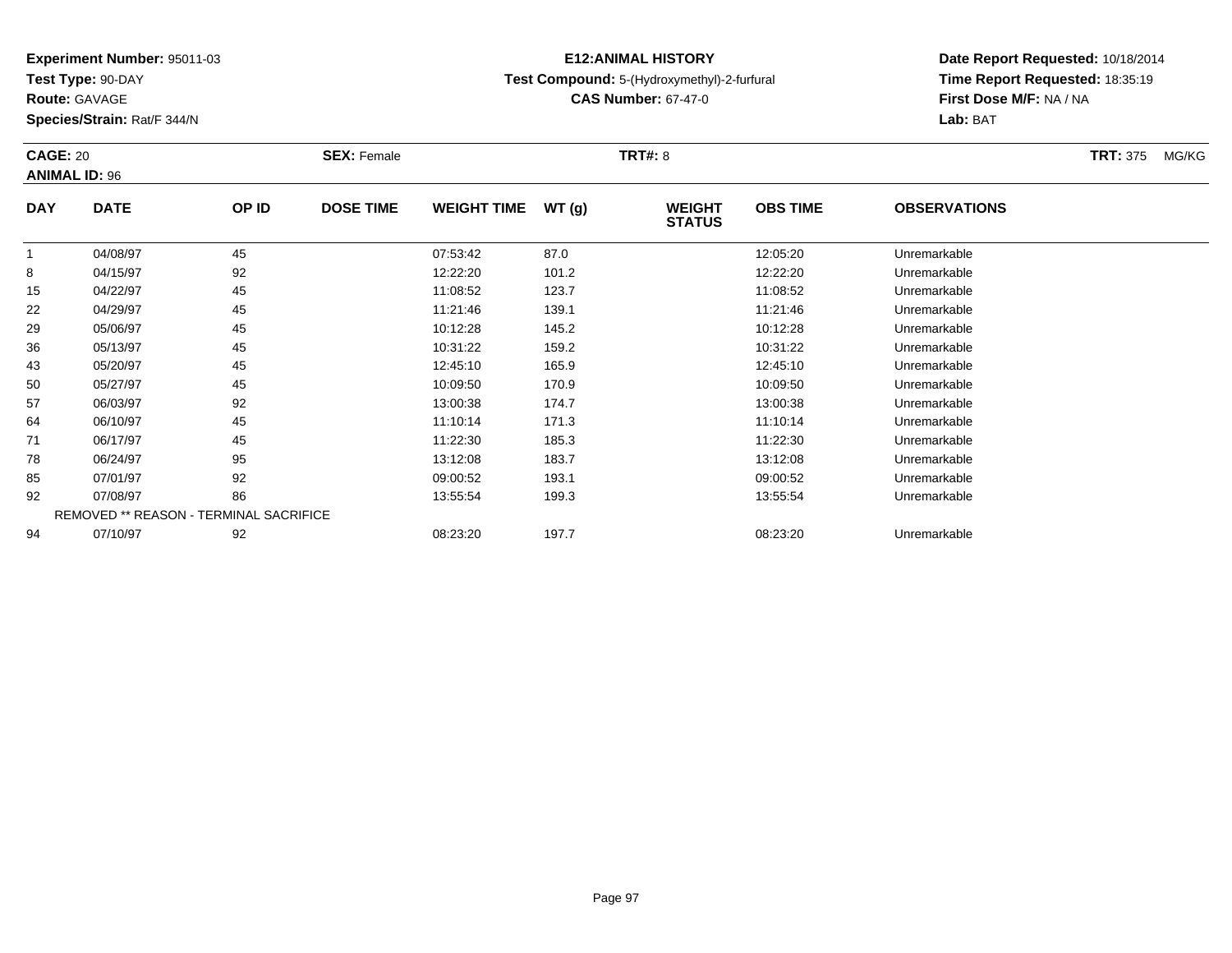**Experiment Number:** 95011-03
**Test Type:** 90-DAY
**Route:** GAVAGE
**Species/Strain:** Rat/F 344/N

**E12:ANIMAL HISTORY**
**Test Compound:** 5-(Hydroxymethyl)-2-furfural
**CAS Number:** 67-47-0

**Date Report Requested:** 10/18/2014
**Time Report Requested:** 18:35:19
**First Dose M/F:** NA / NA
**Lab:** BAT

**CAGE:** 20 **SEX:** Female **TRT#:** 8 **TRT:** 375 MG/KG
**ANIMAL ID:** 96

| DAY | DATE | OP ID | DOSE TIME | WEIGHT TIME | WT (g) | WEIGHT STATUS | OBS TIME | OBSERVATIONS |
|---|---|---|---|---|---|---|---|---|
| 1 | 04/08/97 | 45 | | 07:53:42 | 87.0 | | 12:05:20 | Unremarkable |
| 8 | 04/15/97 | 92 | | 12:22:20 | 101.2 | | 12:22:20 | Unremarkable |
| 15 | 04/22/97 | 45 | | 11:08:52 | 123.7 | | 11:08:52 | Unremarkable |
| 22 | 04/29/97 | 45 | | 11:21:46 | 139.1 | | 11:21:46 | Unremarkable |
| 29 | 05/06/97 | 45 | | 10:12:28 | 145.2 | | 10:12:28 | Unremarkable |
| 36 | 05/13/97 | 45 | | 10:31:22 | 159.2 | | 10:31:22 | Unremarkable |
| 43 | 05/20/97 | 45 | | 12:45:10 | 165.9 | | 12:45:10 | Unremarkable |
| 50 | 05/27/97 | 45 | | 10:09:50 | 170.9 | | 10:09:50 | Unremarkable |
| 57 | 06/03/97 | 92 | | 13:00:38 | 174.7 | | 13:00:38 | Unremarkable |
| 64 | 06/10/97 | 45 | | 11:10:14 | 171.3 | | 11:10:14 | Unremarkable |
| 71 | 06/17/97 | 45 | | 11:22:30 | 185.3 | | 11:22:30 | Unremarkable |
| 78 | 06/24/97 | 95 | | 13:12:08 | 183.7 | | 13:12:08 | Unremarkable |
| 85 | 07/01/97 | 92 | | 09:00:52 | 193.1 | | 09:00:52 | Unremarkable |
| 92 | 07/08/97 | 86 | | 13:55:54 | 199.3 | | 13:55:54 | Unremarkable |
| REMOVED ** REASON - TERMINAL SACRIFICE | | | | | | | | |
| 94 | 07/10/97 | 92 | | 08:23:20 | 197.7 | | 08:23:20 | Unremarkable |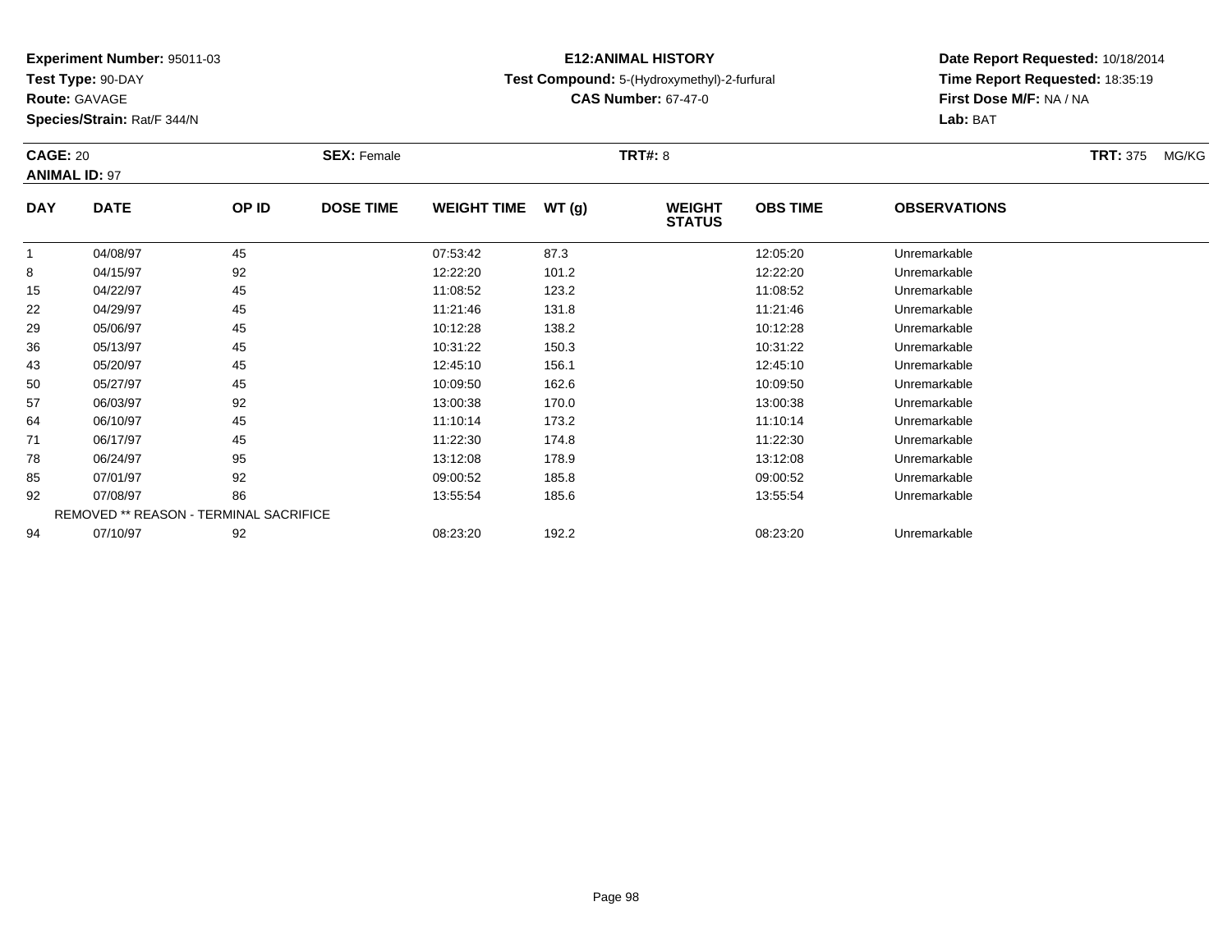**Experiment Number:** 95011-03
**Test Type:** 90-DAY
**Route:** GAVAGE
**Species/Strain:** Rat/F 344/N

**E12:ANIMAL HISTORY**
**Test Compound:** 5-(Hydroxymethyl)-2-furfural
**CAS Number:** 67-47-0

**Date Report Requested:** 10/18/2014
**Time Report Requested:** 18:35:19
**First Dose M/F:** NA / NA
**Lab:** BAT

**CAGE:** 20 **SEX:** Female **TRT#:** 8 **TRT:** 375 MG/KG
**ANIMAL ID:** 97

| DAY | DATE | OP ID | DOSE TIME | WEIGHT TIME | WT (g) | WEIGHT STATUS | OBS TIME | OBSERVATIONS |
|---|---|---|---|---|---|---|---|---|
| 1 | 04/08/97 | 45 | | 07:53:42 | 87.3 | | 12:05:20 | Unremarkable |
| 8 | 04/15/97 | 92 | | 12:22:20 | 101.2 | | 12:22:20 | Unremarkable |
| 15 | 04/22/97 | 45 | | 11:08:52 | 123.2 | | 11:08:52 | Unremarkable |
| 22 | 04/29/97 | 45 | | 11:21:46 | 131.8 | | 11:21:46 | Unremarkable |
| 29 | 05/06/97 | 45 | | 10:12:28 | 138.2 | | 10:12:28 | Unremarkable |
| 36 | 05/13/97 | 45 | | 10:31:22 | 150.3 | | 10:31:22 | Unremarkable |
| 43 | 05/20/97 | 45 | | 12:45:10 | 156.1 | | 12:45:10 | Unremarkable |
| 50 | 05/27/97 | 45 | | 10:09:50 | 162.6 | | 10:09:50 | Unremarkable |
| 57 | 06/03/97 | 92 | | 13:00:38 | 170.0 | | 13:00:38 | Unremarkable |
| 64 | 06/10/97 | 45 | | 11:10:14 | 173.2 | | 11:10:14 | Unremarkable |
| 71 | 06/17/97 | 45 | | 11:22:30 | 174.8 | | 11:22:30 | Unremarkable |
| 78 | 06/24/97 | 95 | | 13:12:08 | 178.9 | | 13:12:08 | Unremarkable |
| 85 | 07/01/97 | 92 | | 09:00:52 | 185.8 | | 09:00:52 | Unremarkable |
| 92 | 07/08/97 | 86 | | 13:55:54 | 185.6 | | 13:55:54 | Unremarkable |
| REMOVED ** REASON - TERMINAL SACRIFICE | | | | | | | | |
| 94 | 07/10/97 | 92 | | 08:23:20 | 192.2 | | 08:23:20 | Unremarkable |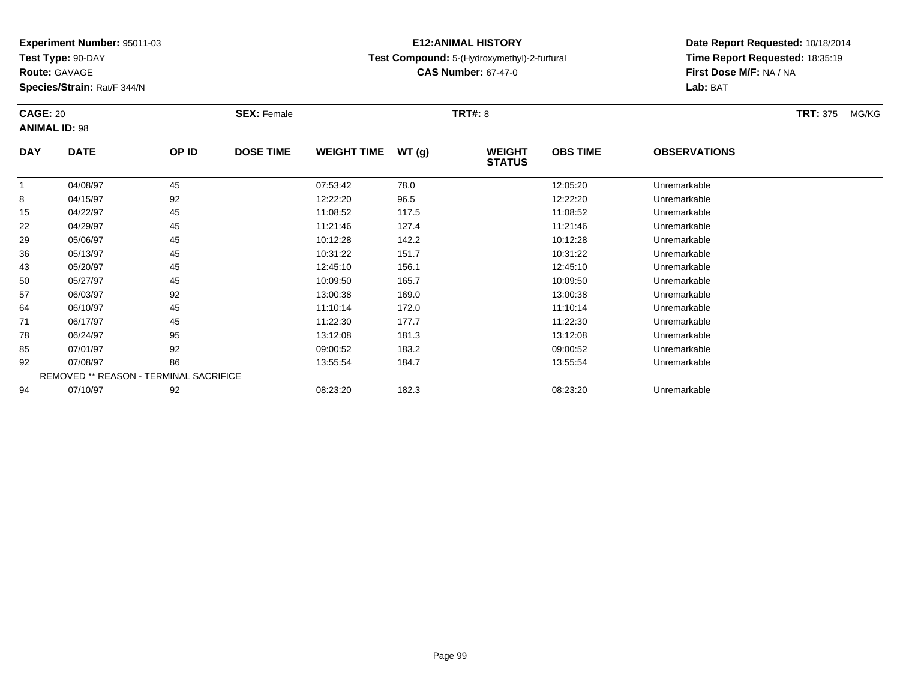**Experiment Number:** 95011-03
**Test Type:** 90-DAY
**Route:** GAVAGE
**Species/Strain:** Rat/F 344/N

**E12:ANIMAL HISTORY**
**Test Compound:** 5-(Hydroxymethyl)-2-furfural
**CAS Number:** 67-47-0

**Date Report Requested:** 10/18/2014
**Time Report Requested:** 18:35:19
**First Dose M/F:** NA / NA
**Lab:** BAT

**CAGE:** 20 **SEX:** Female **TRT#:** 8 **TRT:** 375 MG/KG
**ANIMAL ID:** 98

| DAY | DATE | OP ID | DOSE TIME | WEIGHT TIME | WT (g) | WEIGHT STATUS | OBS TIME | OBSERVATIONS |
|---|---|---|---|---|---|---|---|---|
| 1 | 04/08/97 | 45 | | 07:53:42 | 78.0 | | 12:05:20 | Unremarkable |
| 8 | 04/15/97 | 92 | | 12:22:20 | 96.5 | | 12:22:20 | Unremarkable |
| 15 | 04/22/97 | 45 | | 11:08:52 | 117.5 | | 11:08:52 | Unremarkable |
| 22 | 04/29/97 | 45 | | 11:21:46 | 127.4 | | 11:21:46 | Unremarkable |
| 29 | 05/06/97 | 45 | | 10:12:28 | 142.2 | | 10:12:28 | Unremarkable |
| 36 | 05/13/97 | 45 | | 10:31:22 | 151.7 | | 10:31:22 | Unremarkable |
| 43 | 05/20/97 | 45 | | 12:45:10 | 156.1 | | 12:45:10 | Unremarkable |
| 50 | 05/27/97 | 45 | | 10:09:50 | 165.7 | | 10:09:50 | Unremarkable |
| 57 | 06/03/97 | 92 | | 13:00:38 | 169.0 | | 13:00:38 | Unremarkable |
| 64 | 06/10/97 | 45 | | 11:10:14 | 172.0 | | 11:10:14 | Unremarkable |
| 71 | 06/17/97 | 45 | | 11:22:30 | 177.7 | | 11:22:30 | Unremarkable |
| 78 | 06/24/97 | 95 | | 13:12:08 | 181.3 | | 13:12:08 | Unremarkable |
| 85 | 07/01/97 | 92 | | 09:00:52 | 183.2 | | 09:00:52 | Unremarkable |
| 92 | 07/08/97 | 86 | | 13:55:54 | 184.7 | | 13:55:54 | Unremarkable |
| REMOVED ** REASON - TERMINAL SACRIFICE | | | | | | | | |
| 94 | 07/10/97 | 92 | | 08:23:20 | 182.3 | | 08:23:20 | Unremarkable |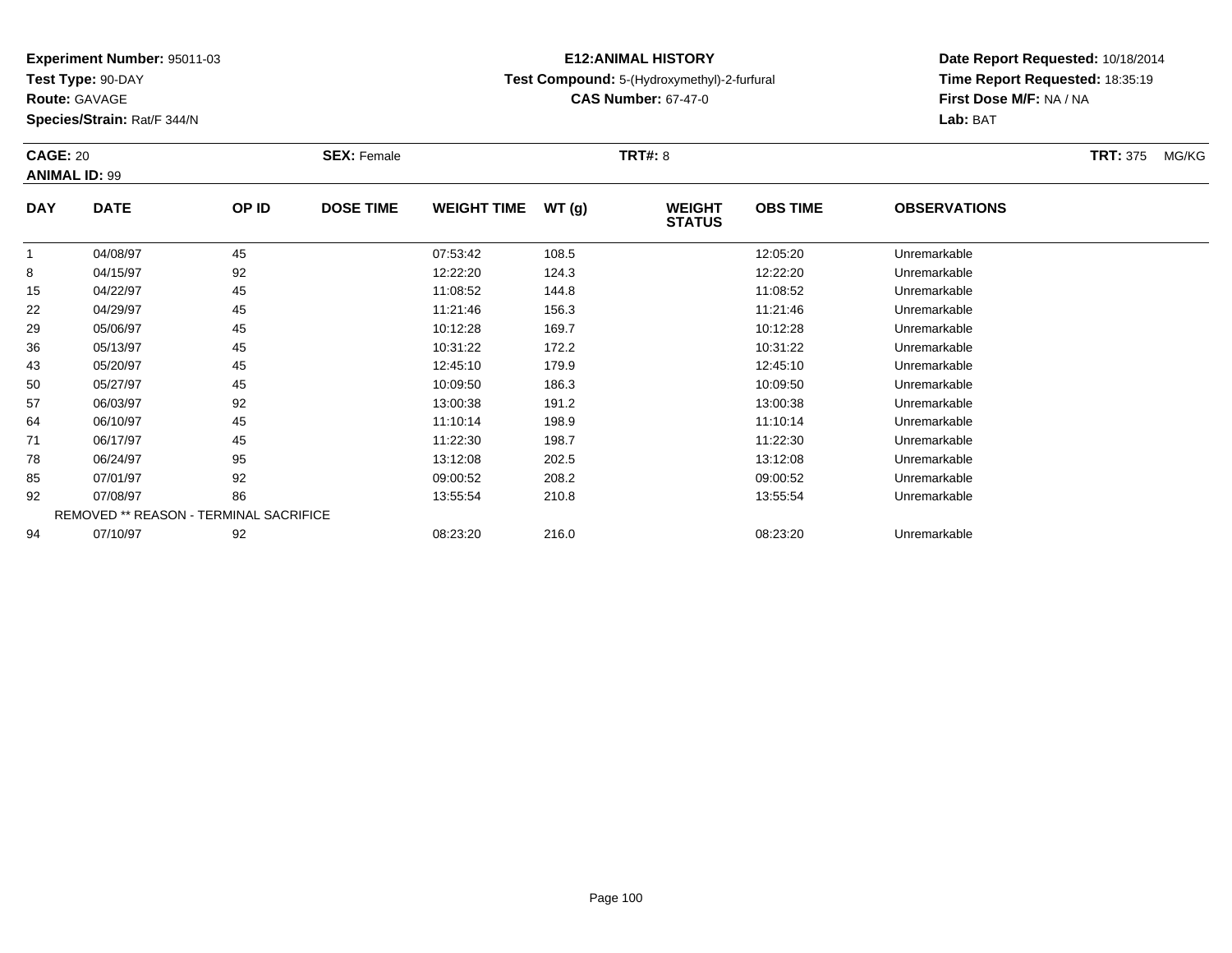**Experiment Number:** 95011-03
**Test Type:** 90-DAY
**Route:** GAVAGE
**Species/Strain:** Rat/F 344/N

**E12:ANIMAL HISTORY**
**Test Compound:** 5-(Hydroxymethyl)-2-furfural
**CAS Number:** 67-47-0

**Date Report Requested:** 10/18/2014
**Time Report Requested:** 18:35:19
**First Dose M/F:** NA / NA
**Lab:** BAT

**CAGE:** 20 **SEX:** Female **TRT#:** 8 **TRT:** 375 MG/KG
**ANIMAL ID:** 99

| DAY | DATE | OP ID | DOSE TIME | WEIGHT TIME | WT (g) | WEIGHT STATUS | OBS TIME | OBSERVATIONS |
|---|---|---|---|---|---|---|---|---|
| 1 | 04/08/97 | 45 | | 07:53:42 | 108.5 | | 12:05:20 | Unremarkable |
| 8 | 04/15/97 | 92 | | 12:22:20 | 124.3 | | 12:22:20 | Unremarkable |
| 15 | 04/22/97 | 45 | | 11:08:52 | 144.8 | | 11:08:52 | Unremarkable |
| 22 | 04/29/97 | 45 | | 11:21:46 | 156.3 | | 11:21:46 | Unremarkable |
| 29 | 05/06/97 | 45 | | 10:12:28 | 169.7 | | 10:12:28 | Unremarkable |
| 36 | 05/13/97 | 45 | | 10:31:22 | 172.2 | | 10:31:22 | Unremarkable |
| 43 | 05/20/97 | 45 | | 12:45:10 | 179.9 | | 12:45:10 | Unremarkable |
| 50 | 05/27/97 | 45 | | 10:09:50 | 186.3 | | 10:09:50 | Unremarkable |
| 57 | 06/03/97 | 92 | | 13:00:38 | 191.2 | | 13:00:38 | Unremarkable |
| 64 | 06/10/97 | 45 | | 11:10:14 | 198.9 | | 11:10:14 | Unremarkable |
| 71 | 06/17/97 | 45 | | 11:22:30 | 198.7 | | 11:22:30 | Unremarkable |
| 78 | 06/24/97 | 95 | | 13:12:08 | 202.5 | | 13:12:08 | Unremarkable |
| 85 | 07/01/97 | 92 | | 09:00:52 | 208.2 | | 09:00:52 | Unremarkable |
| 92 | 07/08/97 | 86 | | 13:55:54 | 210.8 | | 13:55:54 | Unremarkable |
| REMOVED ** REASON - TERMINAL SACRIFICE | | | | | | | | |
| 94 | 07/10/97 | 92 | | 08:23:20 | 216.0 | | 08:23:20 | Unremarkable |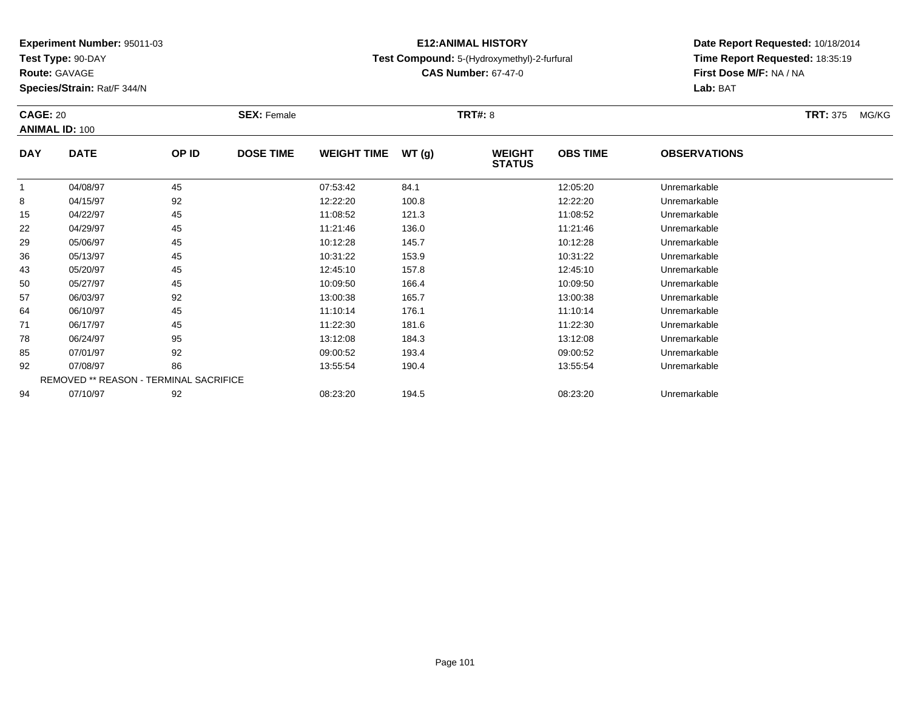**Experiment Number:** 95011-03
**Test Type:** 90-DAY
**Route:** GAVAGE
**Species/Strain:** Rat/F 344/N

**E12:ANIMAL HISTORY**
**Test Compound:** 5-(Hydroxymethyl)-2-furfural
**CAS Number:** 67-47-0

**Date Report Requested:** 10/18/2014
**Time Report Requested:** 18:35:19
**First Dose M/F:** NA / NA
**Lab:** BAT

**CAGE:** 20 **SEX:** Female **TRT#:** 8 **TRT:** 375 MG/KG
**ANIMAL ID:** 100

| DAY | DATE | OP ID | DOSE TIME | WEIGHT TIME | WT (g) | WEIGHT STATUS | OBS TIME | OBSERVATIONS |
|---|---|---|---|---|---|---|---|---|
| 1 | 04/08/97 | 45 | | 07:53:42 | 84.1 | | 12:05:20 | Unremarkable |
| 8 | 04/15/97 | 92 | | 12:22:20 | 100.8 | | 12:22:20 | Unremarkable |
| 15 | 04/22/97 | 45 | | 11:08:52 | 121.3 | | 11:08:52 | Unremarkable |
| 22 | 04/29/97 | 45 | | 11:21:46 | 136.0 | | 11:21:46 | Unremarkable |
| 29 | 05/06/97 | 45 | | 10:12:28 | 145.7 | | 10:12:28 | Unremarkable |
| 36 | 05/13/97 | 45 | | 10:31:22 | 153.9 | | 10:31:22 | Unremarkable |
| 43 | 05/20/97 | 45 | | 12:45:10 | 157.8 | | 12:45:10 | Unremarkable |
| 50 | 05/27/97 | 45 | | 10:09:50 | 166.4 | | 10:09:50 | Unremarkable |
| 57 | 06/03/97 | 92 | | 13:00:38 | 165.7 | | 13:00:38 | Unremarkable |
| 64 | 06/10/97 | 45 | | 11:10:14 | 176.1 | | 11:10:14 | Unremarkable |
| 71 | 06/17/97 | 45 | | 11:22:30 | 181.6 | | 11:22:30 | Unremarkable |
| 78 | 06/24/97 | 95 | | 13:12:08 | 184.3 | | 13:12:08 | Unremarkable |
| 85 | 07/01/97 | 92 | | 09:00:52 | 193.4 | | 09:00:52 | Unremarkable |
| 92 | 07/08/97 | 86 | | 13:55:54 | 190.4 | | 13:55:54 | Unremarkable |
| | REMOVED ** REASON - TERMINAL SACRIFICE | | | | | | | |
| 94 | 07/10/97 | 92 | | 08:23:20 | 194.5 | | 08:23:20 | Unremarkable |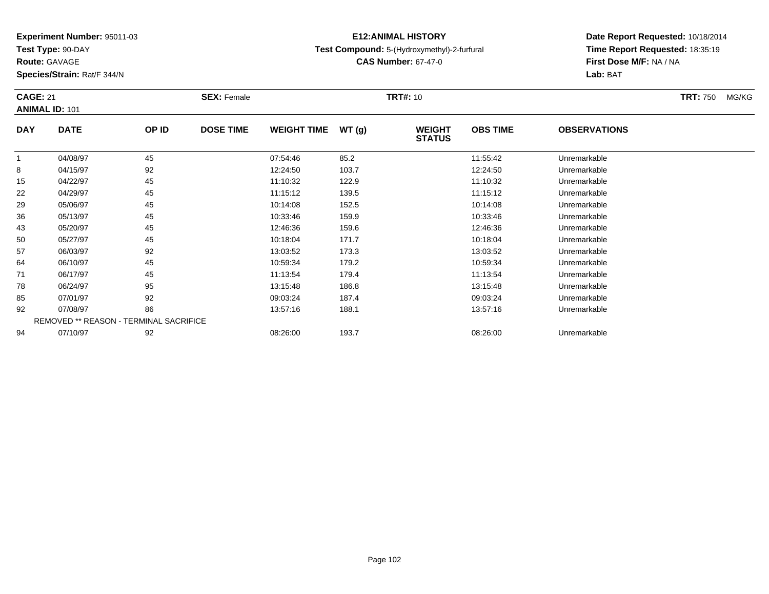**Experiment Number:** 95011-03
**Test Type:** 90-DAY
**Route:** GAVAGE
**Species/Strain:** Rat/F 344/N

**E12:ANIMAL HISTORY**
**Test Compound:** 5-(Hydroxymethyl)-2-furfural
**CAS Number:** 67-47-0

**Date Report Requested:** 10/18/2014
**Time Report Requested:** 18:35:19
**First Dose M/F:** NA / NA
**Lab:** BAT

**CAGE:** 21 **SEX:** Female **TRT#:** 10 **TRT:** 750 MG/KG
**ANIMAL ID:** 101

| DAY | DATE | OP ID | DOSE TIME | WEIGHT TIME | WT (g) | WEIGHT STATUS | OBS TIME | OBSERVATIONS |
|---|---|---|---|---|---|---|---|---|
| 1 | 04/08/97 | 45 | | 07:54:46 | 85.2 | | 11:55:42 | Unremarkable |
| 8 | 04/15/97 | 92 | | 12:24:50 | 103.7 | | 12:24:50 | Unremarkable |
| 15 | 04/22/97 | 45 | | 11:10:32 | 122.9 | | 11:10:32 | Unremarkable |
| 22 | 04/29/97 | 45 | | 11:15:12 | 139.5 | | 11:15:12 | Unremarkable |
| 29 | 05/06/97 | 45 | | 10:14:08 | 152.5 | | 10:14:08 | Unremarkable |
| 36 | 05/13/97 | 45 | | 10:33:46 | 159.9 | | 10:33:46 | Unremarkable |
| 43 | 05/20/97 | 45 | | 12:46:36 | 159.6 | | 12:46:36 | Unremarkable |
| 50 | 05/27/97 | 45 | | 10:18:04 | 171.7 | | 10:18:04 | Unremarkable |
| 57 | 06/03/97 | 92 | | 13:03:52 | 173.3 | | 13:03:52 | Unremarkable |
| 64 | 06/10/97 | 45 | | 10:59:34 | 179.2 | | 10:59:34 | Unremarkable |
| 71 | 06/17/97 | 45 | | 11:13:54 | 179.4 | | 11:13:54 | Unremarkable |
| 78 | 06/24/97 | 95 | | 13:15:48 | 186.8 | | 13:15:48 | Unremarkable |
| 85 | 07/01/97 | 92 | | 09:03:24 | 187.4 | | 09:03:24 | Unremarkable |
| 92 | 07/08/97 | 86 | | 13:57:16 | 188.1 | | 13:57:16 | Unremarkable |
| REMOVED ** REASON - TERMINAL SACRIFICE | | | | | | | | |
| 94 | 07/10/97 | 92 | | 08:26:00 | 193.7 | | 08:26:00 | Unremarkable |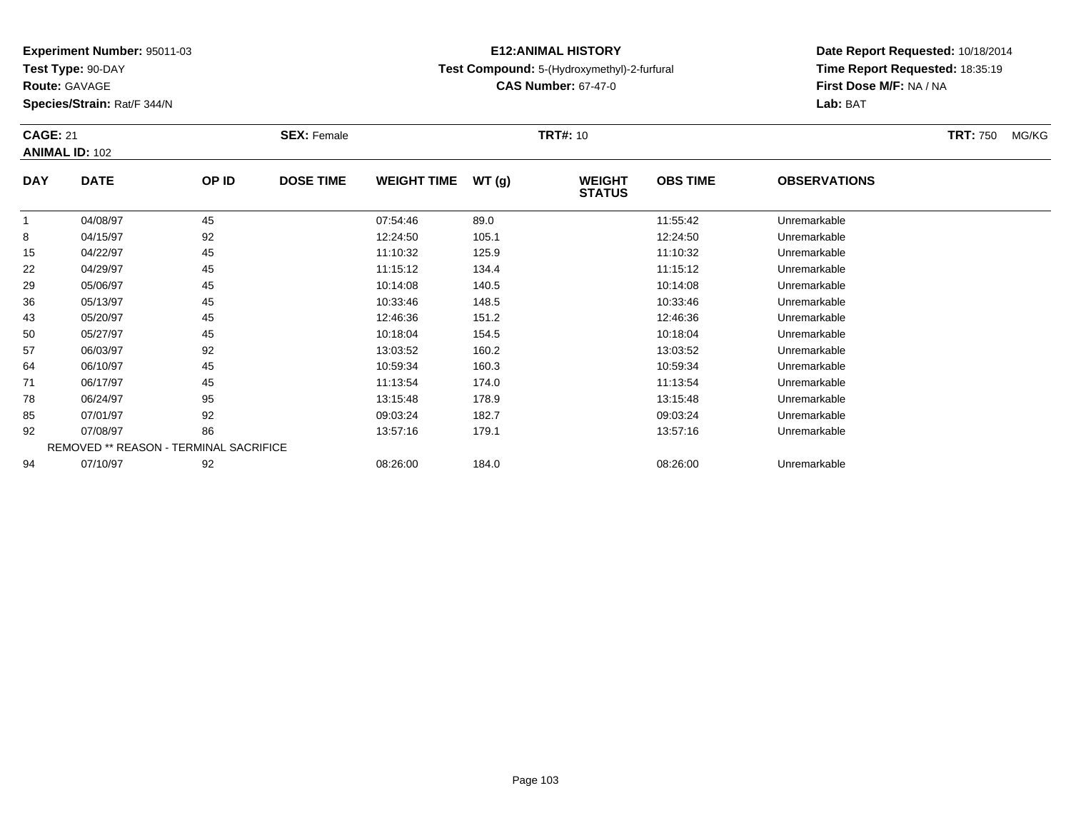**Experiment Number:** 95011-03
**Test Type:** 90-DAY
**Route:** GAVAGE
**Species/Strain:** Rat/F 344/N

**E12:ANIMAL HISTORY**
**Test Compound:** 5-(Hydroxymethyl)-2-furfural
**CAS Number:** 67-47-0

**Date Report Requested:** 10/18/2014
**Time Report Requested:** 18:35:19
**First Dose M/F:** NA / NA
**Lab:** BAT

**CAGE:** 21 **SEX:** Female **TRT#:** 10 **TRT:** 750 MG/KG
**ANIMAL ID:** 102

| DAY | DATE | OP ID | DOSE TIME | WEIGHT TIME | WT (g) | WEIGHT STATUS | OBS TIME | OBSERVATIONS |
|---|---|---|---|---|---|---|---|---|
| 1 | 04/08/97 | 45 | | 07:54:46 | 89.0 | | 11:55:42 | Unremarkable |
| 8 | 04/15/97 | 92 | | 12:24:50 | 105.1 | | 12:24:50 | Unremarkable |
| 15 | 04/22/97 | 45 | | 11:10:32 | 125.9 | | 11:10:32 | Unremarkable |
| 22 | 04/29/97 | 45 | | 11:15:12 | 134.4 | | 11:15:12 | Unremarkable |
| 29 | 05/06/97 | 45 | | 10:14:08 | 140.5 | | 10:14:08 | Unremarkable |
| 36 | 05/13/97 | 45 | | 10:33:46 | 148.5 | | 10:33:46 | Unremarkable |
| 43 | 05/20/97 | 45 | | 12:46:36 | 151.2 | | 12:46:36 | Unremarkable |
| 50 | 05/27/97 | 45 | | 10:18:04 | 154.5 | | 10:18:04 | Unremarkable |
| 57 | 06/03/97 | 92 | | 13:03:52 | 160.2 | | 13:03:52 | Unremarkable |
| 64 | 06/10/97 | 45 | | 10:59:34 | 160.3 | | 10:59:34 | Unremarkable |
| 71 | 06/17/97 | 45 | | 11:13:54 | 174.0 | | 11:13:54 | Unremarkable |
| 78 | 06/24/97 | 95 | | 13:15:48 | 178.9 | | 13:15:48 | Unremarkable |
| 85 | 07/01/97 | 92 | | 09:03:24 | 182.7 | | 09:03:24 | Unremarkable |
| 92 | 07/08/97 | 86 | | 13:57:16 | 179.1 | | 13:57:16 | Unremarkable |
| REMOVED ** REASON - TERMINAL SACRIFICE | | | | | | | | |
| 94 | 07/10/97 | 92 | | 08:26:00 | 184.0 | | 08:26:00 | Unremarkable |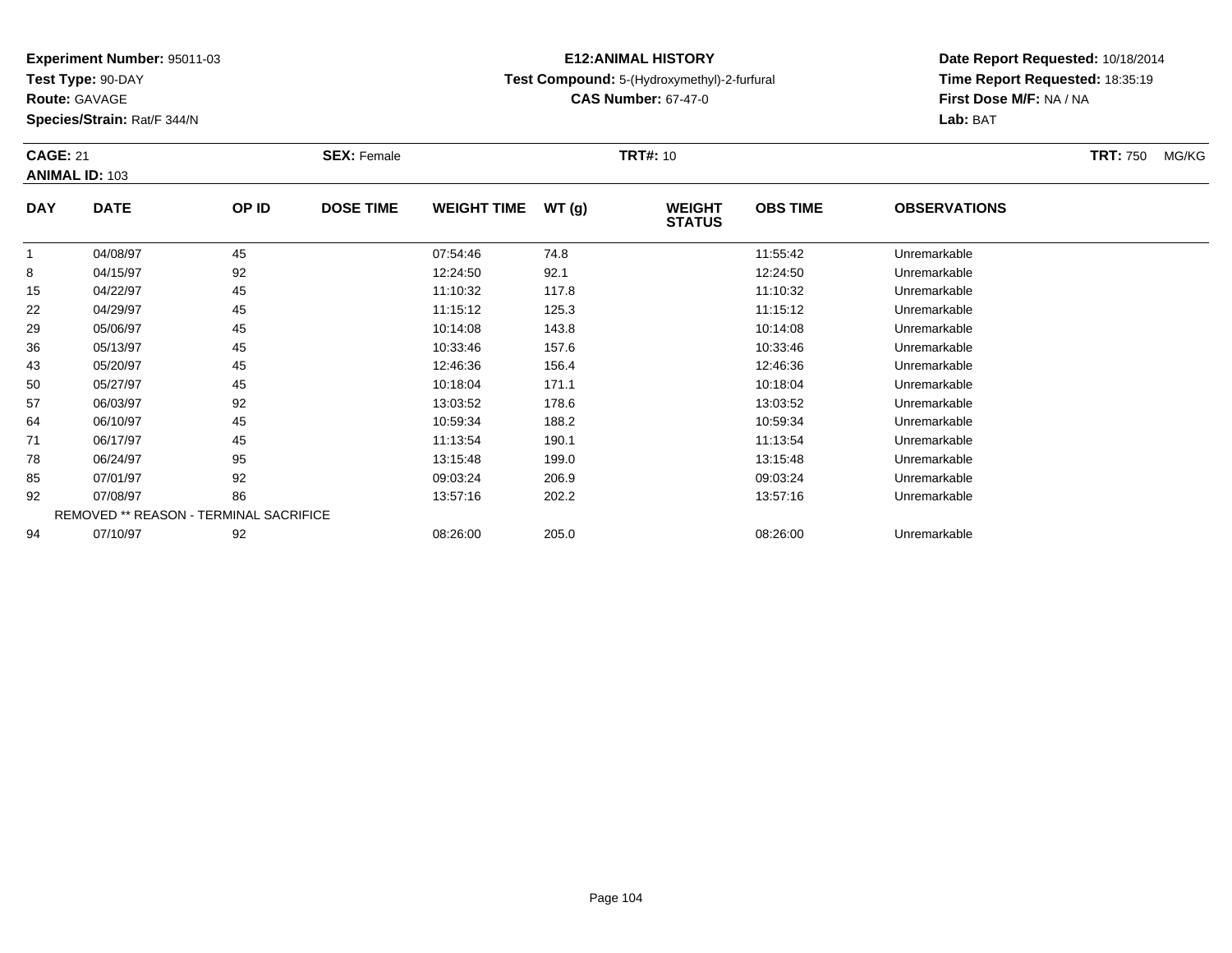**Experiment Number:** 95011-03
**Test Type:** 90-DAY
**Route:** GAVAGE
**Species/Strain:** Rat/F 344/N

**E12:ANIMAL HISTORY**
**Test Compound:** 5-(Hydroxymethyl)-2-furfural
**CAS Number:** 67-47-0

**Date Report Requested:** 10/18/2014
**Time Report Requested:** 18:35:19
**First Dose M/F:** NA / NA
**Lab:** BAT

**CAGE:** 21 **SEX:** Female **TRT#:** 10 **TRT:** 750 MG/KG
**ANIMAL ID:** 103

| DAY | DATE | OP ID | DOSE TIME | WEIGHT TIME | WT (g) | WEIGHT STATUS | OBS TIME | OBSERVATIONS |
|---|---|---|---|---|---|---|---|---|
| 1 | 04/08/97 | 45 | | 07:54:46 | 74.8 | | 11:55:42 | Unremarkable |
| 8 | 04/15/97 | 92 | | 12:24:50 | 92.1 | | 12:24:50 | Unremarkable |
| 15 | 04/22/97 | 45 | | 11:10:32 | 117.8 | | 11:10:32 | Unremarkable |
| 22 | 04/29/97 | 45 | | 11:15:12 | 125.3 | | 11:15:12 | Unremarkable |
| 29 | 05/06/97 | 45 | | 10:14:08 | 143.8 | | 10:14:08 | Unremarkable |
| 36 | 05/13/97 | 45 | | 10:33:46 | 157.6 | | 10:33:46 | Unremarkable |
| 43 | 05/20/97 | 45 | | 12:46:36 | 156.4 | | 12:46:36 | Unremarkable |
| 50 | 05/27/97 | 45 | | 10:18:04 | 171.1 | | 10:18:04 | Unremarkable |
| 57 | 06/03/97 | 92 | | 13:03:52 | 178.6 | | 13:03:52 | Unremarkable |
| 64 | 06/10/97 | 45 | | 10:59:34 | 188.2 | | 10:59:34 | Unremarkable |
| 71 | 06/17/97 | 45 | | 11:13:54 | 190.1 | | 11:13:54 | Unremarkable |
| 78 | 06/24/97 | 95 | | 13:15:48 | 199.0 | | 13:15:48 | Unremarkable |
| 85 | 07/01/97 | 92 | | 09:03:24 | 206.9 | | 09:03:24 | Unremarkable |
| 92 | 07/08/97 | 86 | | 13:57:16 | 202.2 | | 13:57:16 | Unremarkable |
| REMOVED ** REASON - TERMINAL SACRIFICE | | | | | | | | |
| 94 | 07/10/97 | 92 | | 08:26:00 | 205.0 | | 08:26:00 | Unremarkable |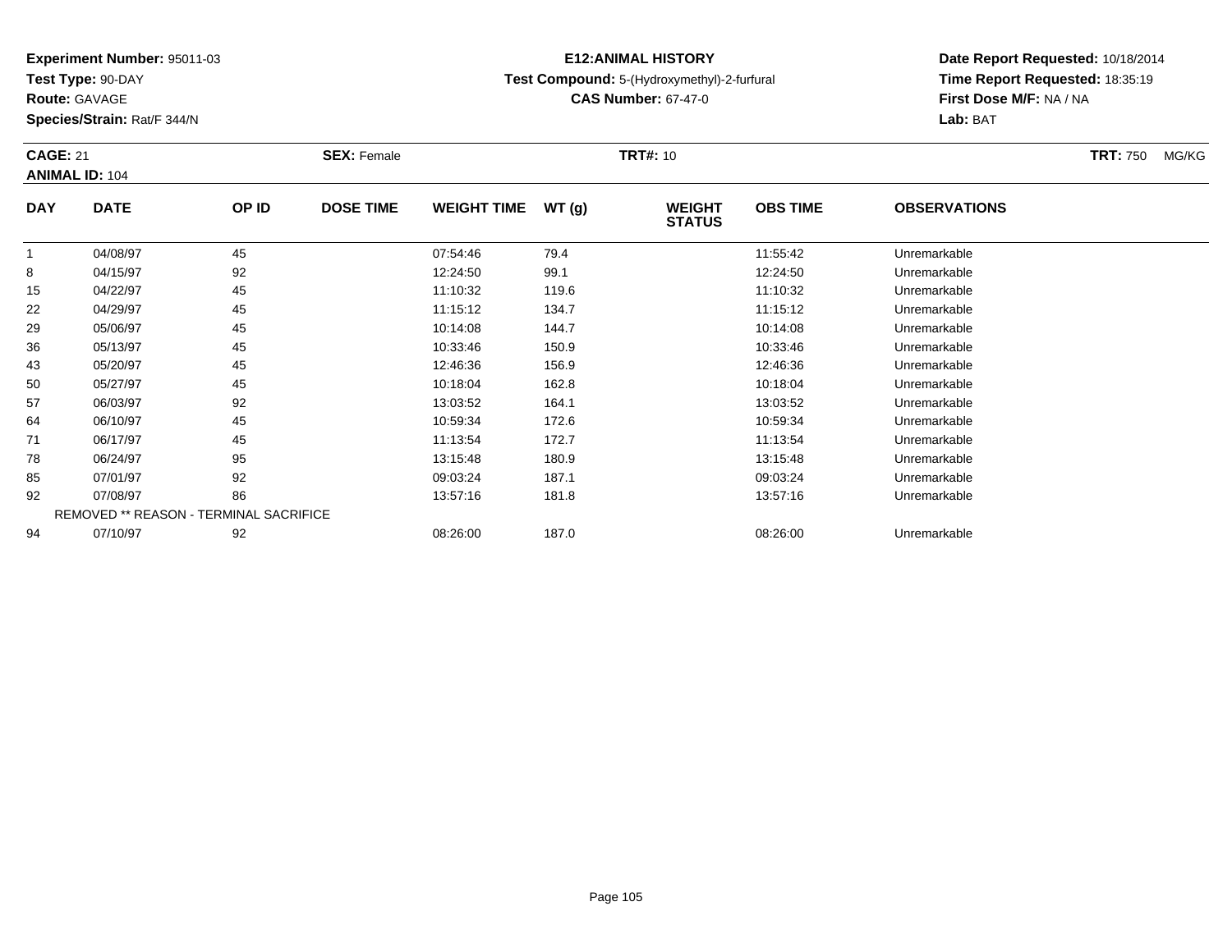**Experiment Number:** 95011-03
**Test Type:** 90-DAY
**Route:** GAVAGE
**Species/Strain:** Rat/F 344/N

**E12:ANIMAL HISTORY**
**Test Compound:** 5-(Hydroxymethyl)-2-furfural
**CAS Number:** 67-47-0

**Date Report Requested:** 10/18/2014
**Time Report Requested:** 18:35:19
**First Dose M/F:** NA / NA
**Lab:** BAT

**CAGE:** 21 **SEX:** Female **TRT#:** 10 **TRT:** 750 MG/KG
**ANIMAL ID:** 104

| DAY | DATE | OP ID | DOSE TIME | WEIGHT TIME | WT (g) | WEIGHT STATUS | OBS TIME | OBSERVATIONS |
|---|---|---|---|---|---|---|---|---|
| 1 | 04/08/97 | 45 | | 07:54:46 | 79.4 | | 11:55:42 | Unremarkable |
| 8 | 04/15/97 | 92 | | 12:24:50 | 99.1 | | 12:24:50 | Unremarkable |
| 15 | 04/22/97 | 45 | | 11:10:32 | 119.6 | | 11:10:32 | Unremarkable |
| 22 | 04/29/97 | 45 | | 11:15:12 | 134.7 | | 11:15:12 | Unremarkable |
| 29 | 05/06/97 | 45 | | 10:14:08 | 144.7 | | 10:14:08 | Unremarkable |
| 36 | 05/13/97 | 45 | | 10:33:46 | 150.9 | | 10:33:46 | Unremarkable |
| 43 | 05/20/97 | 45 | | 12:46:36 | 156.9 | | 12:46:36 | Unremarkable |
| 50 | 05/27/97 | 45 | | 10:18:04 | 162.8 | | 10:18:04 | Unremarkable |
| 57 | 06/03/97 | 92 | | 13:03:52 | 164.1 | | 13:03:52 | Unremarkable |
| 64 | 06/10/97 | 45 | | 10:59:34 | 172.6 | | 10:59:34 | Unremarkable |
| 71 | 06/17/97 | 45 | | 11:13:54 | 172.7 | | 11:13:54 | Unremarkable |
| 78 | 06/24/97 | 95 | | 13:15:48 | 180.9 | | 13:15:48 | Unremarkable |
| 85 | 07/01/97 | 92 | | 09:03:24 | 187.1 | | 09:03:24 | Unremarkable |
| 92 | 07/08/97 | 86 | | 13:57:16 | 181.8 | | 13:57:16 | Unremarkable |
| REMOVED ** REASON - TERMINAL SACRIFICE | | | | | | | | |
| 94 | 07/10/97 | 92 | | 08:26:00 | 187.0 | | 08:26:00 | Unremarkable |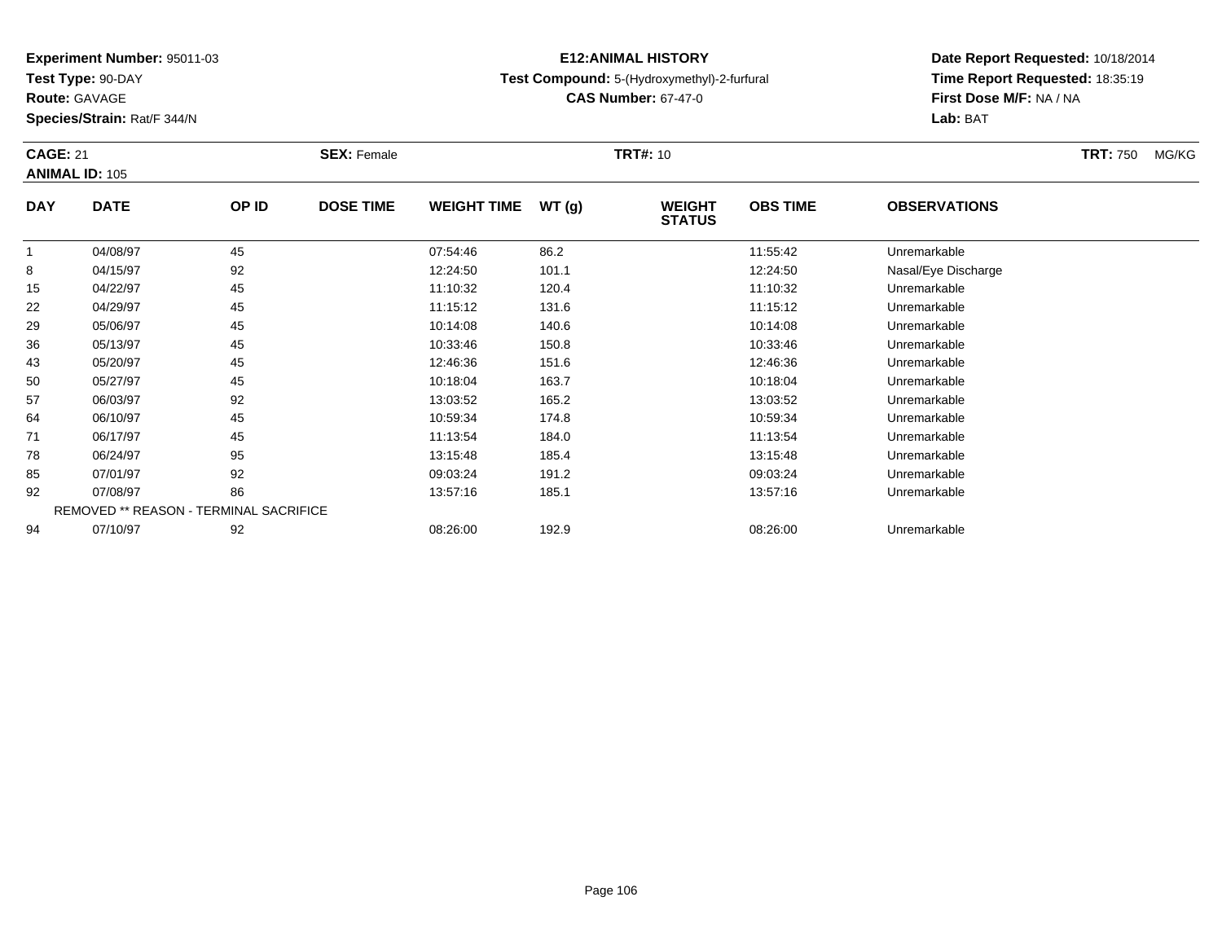**Experiment Number:** 95011-03
**Test Type:** 90-DAY
**Route:** GAVAGE
**Species/Strain:** Rat/F 344/N

**E12:ANIMAL HISTORY**
**Test Compound:** 5-(Hydroxymethyl)-2-furfural
**CAS Number:** 67-47-0

**Date Report Requested:** 10/18/2014
**Time Report Requested:** 18:35:19
**First Dose M/F:** NA / NA
**Lab:** BAT

**CAGE:** 21 **SEX:** Female **TRT#:** 10 **TRT:** 750 MG/KG
**ANIMAL ID:** 105

| DAY | DATE | OP ID | DOSE TIME | WEIGHT TIME | WT (g) | WEIGHT STATUS | OBS TIME | OBSERVATIONS |
|---|---|---|---|---|---|---|---|---|
| 1 | 04/08/97 | 45 | | 07:54:46 | 86.2 | | 11:55:42 | Unremarkable |
| 8 | 04/15/97 | 92 | | 12:24:50 | 101.1 | | 12:24:50 | Nasal/Eye Discharge |
| 15 | 04/22/97 | 45 | | 11:10:32 | 120.4 | | 11:10:32 | Unremarkable |
| 22 | 04/29/97 | 45 | | 11:15:12 | 131.6 | | 11:15:12 | Unremarkable |
| 29 | 05/06/97 | 45 | | 10:14:08 | 140.6 | | 10:14:08 | Unremarkable |
| 36 | 05/13/97 | 45 | | 10:33:46 | 150.8 | | 10:33:46 | Unremarkable |
| 43 | 05/20/97 | 45 | | 12:46:36 | 151.6 | | 12:46:36 | Unremarkable |
| 50 | 05/27/97 | 45 | | 10:18:04 | 163.7 | | 10:18:04 | Unremarkable |
| 57 | 06/03/97 | 92 | | 13:03:52 | 165.2 | | 13:03:52 | Unremarkable |
| 64 | 06/10/97 | 45 | | 10:59:34 | 174.8 | | 10:59:34 | Unremarkable |
| 71 | 06/17/97 | 45 | | 11:13:54 | 184.0 | | 11:13:54 | Unremarkable |
| 78 | 06/24/97 | 95 | | 13:15:48 | 185.4 | | 13:15:48 | Unremarkable |
| 85 | 07/01/97 | 92 | | 09:03:24 | 191.2 | | 09:03:24 | Unremarkable |
| 92 | 07/08/97 | 86 | | 13:57:16 | 185.1 | | 13:57:16 | Unremarkable |
| REMOVED ** REASON - TERMINAL SACRIFICE | | | | | | | | |
| 94 | 07/10/97 | 92 | | 08:26:00 | 192.9 | | 08:26:00 | Unremarkable |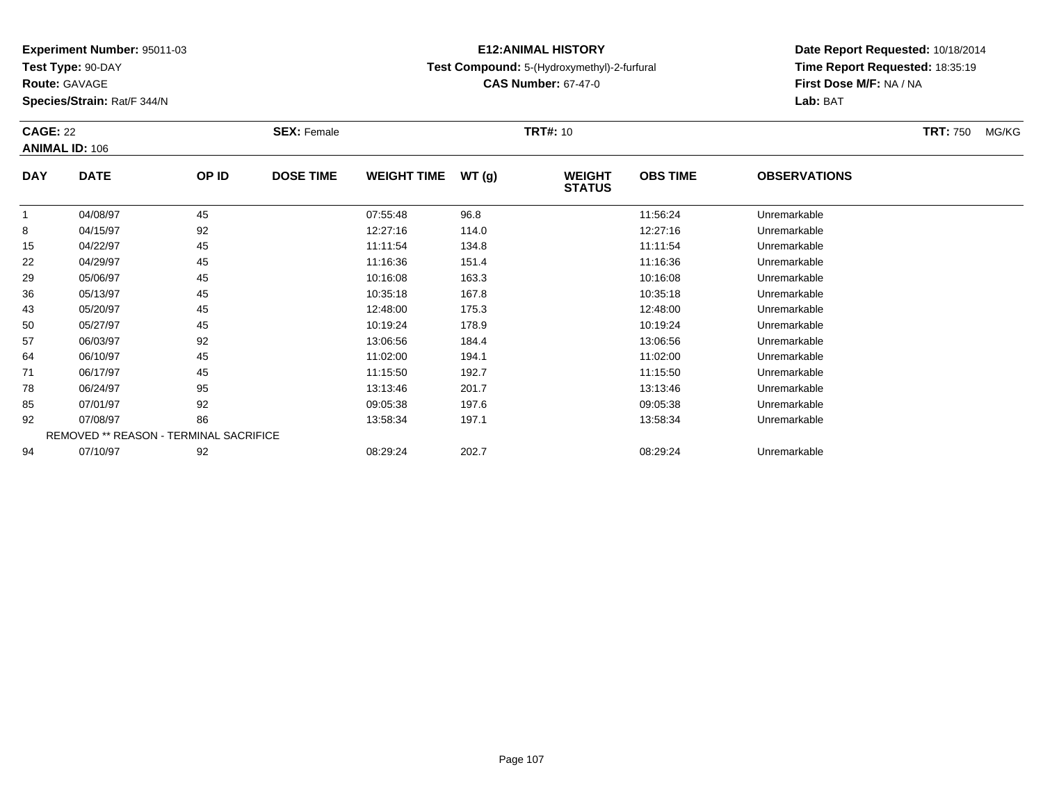**Experiment Number:** 95011-03
**Test Type:** 90-DAY
**Route:** GAVAGE
**Species/Strain:** Rat/F 344/N

**E12:ANIMAL HISTORY**
**Test Compound:** 5-(Hydroxymethyl)-2-furfural
**CAS Number:** 67-47-0

**Date Report Requested:** 10/18/2014
**Time Report Requested:** 18:35:19
**First Dose M/F:** NA / NA
**Lab:** BAT

**CAGE:** 22 **SEX:** Female **TRT#:** 10 **TRT:** 750 MG/KG
**ANIMAL ID:** 106

| DAY | DATE | OP ID | DOSE TIME | WEIGHT TIME | WT (g) | WEIGHT STATUS | OBS TIME | OBSERVATIONS |
|---|---|---|---|---|---|---|---|---|
| 1 | 04/08/97 | 45 | | 07:55:48 | 96.8 | | 11:56:24 | Unremarkable |
| 8 | 04/15/97 | 92 | | 12:27:16 | 114.0 | | 12:27:16 | Unremarkable |
| 15 | 04/22/97 | 45 | | 11:11:54 | 134.8 | | 11:11:54 | Unremarkable |
| 22 | 04/29/97 | 45 | | 11:16:36 | 151.4 | | 11:16:36 | Unremarkable |
| 29 | 05/06/97 | 45 | | 10:16:08 | 163.3 | | 10:16:08 | Unremarkable |
| 36 | 05/13/97 | 45 | | 10:35:18 | 167.8 | | 10:35:18 | Unremarkable |
| 43 | 05/20/97 | 45 | | 12:48:00 | 175.3 | | 12:48:00 | Unremarkable |
| 50 | 05/27/97 | 45 | | 10:19:24 | 178.9 | | 10:19:24 | Unremarkable |
| 57 | 06/03/97 | 92 | | 13:06:56 | 184.4 | | 13:06:56 | Unremarkable |
| 64 | 06/10/97 | 45 | | 11:02:00 | 194.1 | | 11:02:00 | Unremarkable |
| 71 | 06/17/97 | 45 | | 11:15:50 | 192.7 | | 11:15:50 | Unremarkable |
| 78 | 06/24/97 | 95 | | 13:13:46 | 201.7 | | 13:13:46 | Unremarkable |
| 85 | 07/01/97 | 92 | | 09:05:38 | 197.6 | | 09:05:38 | Unremarkable |
| 92 | 07/08/97 | 86 | | 13:58:34 | 197.1 | | 13:58:34 | Unremarkable |
| REMOVED ** REASON - TERMINAL SACRIFICE | | | | | | | | |
| 94 | 07/10/97 | 92 | | 08:29:24 | 202.7 | | 08:29:24 | Unremarkable |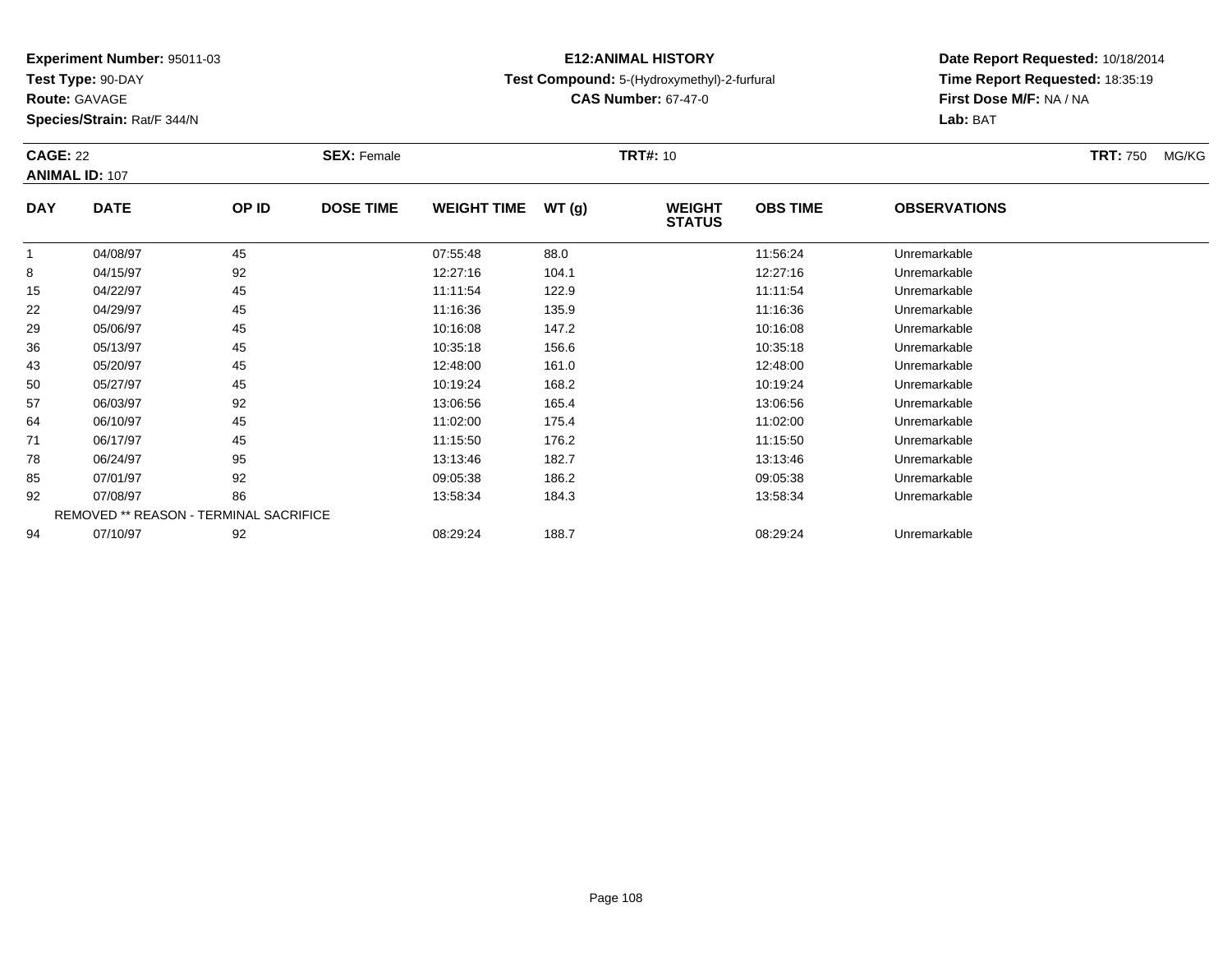**Experiment Number:** 95011-03
**Test Type:** 90-DAY
**Route:** GAVAGE
**Species/Strain:** Rat/F 344/N

**E12:ANIMAL HISTORY**
**Test Compound:** 5-(Hydroxymethyl)-2-furfural
**CAS Number:** 67-47-0

**Date Report Requested:** 10/18/2014
**Time Report Requested:** 18:35:19
**First Dose M/F:** NA / NA
**Lab:** BAT

**CAGE:** 22 **SEX:** Female **TRT#:** 10 **TRT:** 750 MG/KG
**ANIMAL ID:** 107

| DAY | DATE | OP ID | DOSE TIME | WEIGHT TIME | WT (g) | WEIGHT STATUS | OBS TIME | OBSERVATIONS |
|---|---|---|---|---|---|---|---|---|
| 1 | 04/08/97 | 45 | | 07:55:48 | 88.0 | | 11:56:24 | Unremarkable |
| 8 | 04/15/97 | 92 | | 12:27:16 | 104.1 | | 12:27:16 | Unremarkable |
| 15 | 04/22/97 | 45 | | 11:11:54 | 122.9 | | 11:11:54 | Unremarkable |
| 22 | 04/29/97 | 45 | | 11:16:36 | 135.9 | | 11:16:36 | Unremarkable |
| 29 | 05/06/97 | 45 | | 10:16:08 | 147.2 | | 10:16:08 | Unremarkable |
| 36 | 05/13/97 | 45 | | 10:35:18 | 156.6 | | 10:35:18 | Unremarkable |
| 43 | 05/20/97 | 45 | | 12:48:00 | 161.0 | | 12:48:00 | Unremarkable |
| 50 | 05/27/97 | 45 | | 10:19:24 | 168.2 | | 10:19:24 | Unremarkable |
| 57 | 06/03/97 | 92 | | 13:06:56 | 165.4 | | 13:06:56 | Unremarkable |
| 64 | 06/10/97 | 45 | | 11:02:00 | 175.4 | | 11:02:00 | Unremarkable |
| 71 | 06/17/97 | 45 | | 11:15:50 | 176.2 | | 11:15:50 | Unremarkable |
| 78 | 06/24/97 | 95 | | 13:13:46 | 182.7 | | 13:13:46 | Unremarkable |
| 85 | 07/01/97 | 92 | | 09:05:38 | 186.2 | | 09:05:38 | Unremarkable |
| 92 | 07/08/97 | 86 | | 13:58:34 | 184.3 | | 13:58:34 | Unremarkable |
| REMOVED ** REASON - TERMINAL SACRIFICE | | | | | | | | |
| 94 | 07/10/97 | 92 | | 08:29:24 | 188.7 | | 08:29:24 | Unremarkable |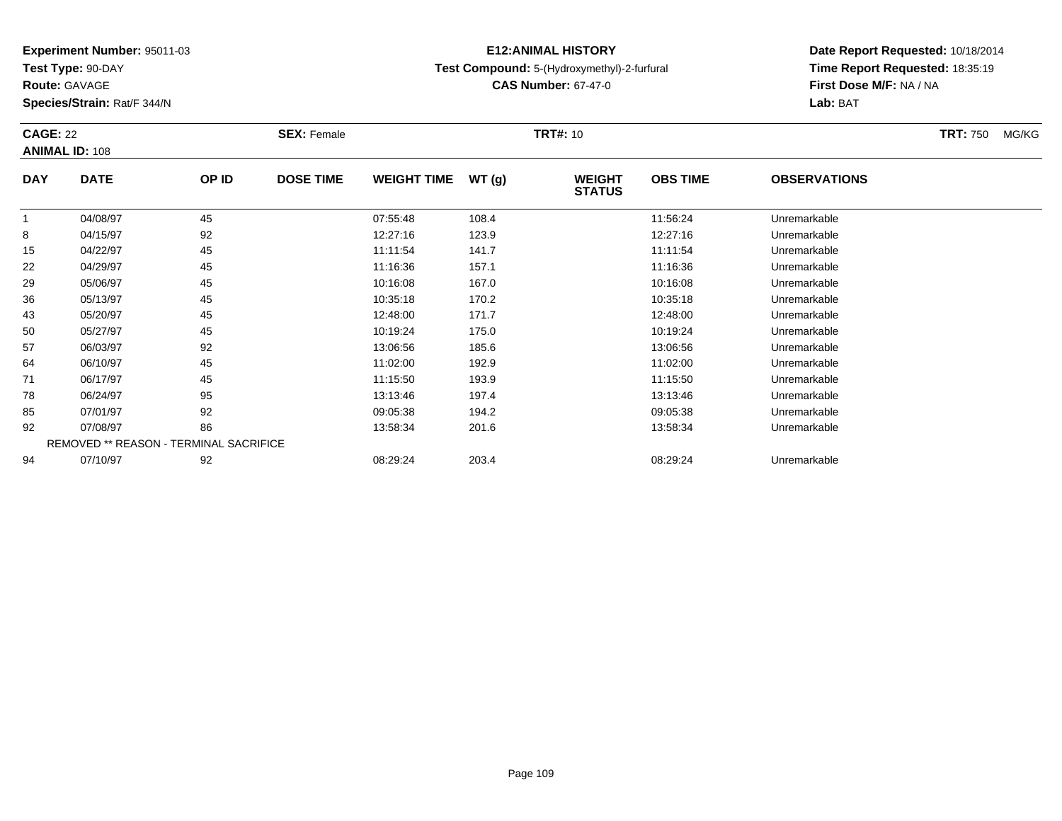**Experiment Number:** 95011-03
**Test Type:** 90-DAY
**Route:** GAVAGE
**Species/Strain:** Rat/F 344/N

# E12:ANIMAL HISTORY

**Test Compound:** 5-(Hydroxymethyl)-2-furfural
**CAS Number:** 67-47-0

**Date Report Requested:** 10/18/2014
**Time Report Requested:** 18:35:19
**First Dose M/F:** NA / NA
**Lab:** BAT

**CAGE:** 22 **SEX:** Female **TRT#:** 10 **TRT:** 750 MG/KG
**ANIMAL ID:** 108

| DAY | DATE | OP ID | DOSE TIME | WEIGHT TIME | WT (g) | WEIGHT STATUS | OBS TIME | OBSERVATIONS |
|---|---|---|---|---|---|---|---|---|
| 1 | 04/08/97 | 45 | | 07:55:48 | 108.4 | | 11:56:24 | Unremarkable |
| 8 | 04/15/97 | 92 | | 12:27:16 | 123.9 | | 12:27:16 | Unremarkable |
| 15 | 04/22/97 | 45 | | 11:11:54 | 141.7 | | 11:11:54 | Unremarkable |
| 22 | 04/29/97 | 45 | | 11:16:36 | 157.1 | | 11:16:36 | Unremarkable |
| 29 | 05/06/97 | 45 | | 10:16:08 | 167.0 | | 10:16:08 | Unremarkable |
| 36 | 05/13/97 | 45 | | 10:35:18 | 170.2 | | 10:35:18 | Unremarkable |
| 43 | 05/20/97 | 45 | | 12:48:00 | 171.7 | | 12:48:00 | Unremarkable |
| 50 | 05/27/97 | 45 | | 10:19:24 | 175.0 | | 10:19:24 | Unremarkable |
| 57 | 06/03/97 | 92 | | 13:06:56 | 185.6 | | 13:06:56 | Unremarkable |
| 64 | 06/10/97 | 45 | | 11:02:00 | 192.9 | | 11:02:00 | Unremarkable |
| 71 | 06/17/97 | 45 | | 11:15:50 | 193.9 | | 11:15:50 | Unremarkable |
| 78 | 06/24/97 | 95 | | 13:13:46 | 197.4 | | 13:13:46 | Unremarkable |
| 85 | 07/01/97 | 92 | | 09:05:38 | 194.2 | | 09:05:38 | Unremarkable |
| 92 | 07/08/97 | 86 | | 13:58:34 | 201.6 | | 13:58:34 | Unremarkable |
| REMOVED ** REASON - TERMINAL SACRIFICE | | | | | | | | |
| 94 | 07/10/97 | 92 | | 08:29:24 | 203.4 | | 08:29:24 | Unremarkable |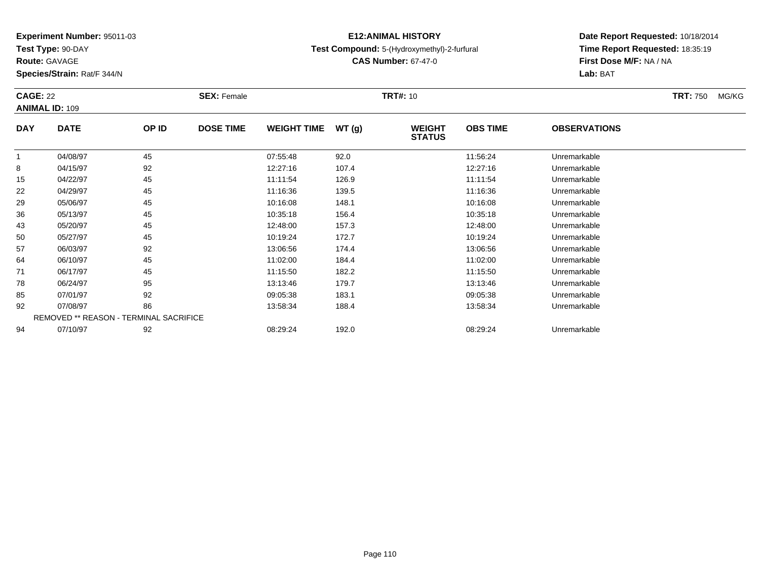**Experiment Number:** 95011-03
**Test Type:** 90-DAY
**Route:** GAVAGE
**Species/Strain:** Rat/F 344/N

**E12:ANIMAL HISTORY**
**Test Compound:** 5-(Hydroxymethyl)-2-furfural
**CAS Number:** 67-47-0

**Date Report Requested:** 10/18/2014
**Time Report Requested:** 18:35:19
**First Dose M/F:** NA / NA
**Lab:** BAT

**CAGE:** 22 **SEX:** Female **TRT#:** 10 **TRT:** 750 MG/KG
**ANIMAL ID:** 109

| DAY | DATE | OP ID | DOSE TIME | WEIGHT TIME | WT (g) | WEIGHT STATUS | OBS TIME | OBSERVATIONS |
|---|---|---|---|---|---|---|---|---|
| 1 | 04/08/97 | 45 | | 07:55:48 | 92.0 | | 11:56:24 | Unremarkable |
| 8 | 04/15/97 | 92 | | 12:27:16 | 107.4 | | 12:27:16 | Unremarkable |
| 15 | 04/22/97 | 45 | | 11:11:54 | 126.9 | | 11:11:54 | Unremarkable |
| 22 | 04/29/97 | 45 | | 11:16:36 | 139.5 | | 11:16:36 | Unremarkable |
| 29 | 05/06/97 | 45 | | 10:16:08 | 148.1 | | 10:16:08 | Unremarkable |
| 36 | 05/13/97 | 45 | | 10:35:18 | 156.4 | | 10:35:18 | Unremarkable |
| 43 | 05/20/97 | 45 | | 12:48:00 | 157.3 | | 12:48:00 | Unremarkable |
| 50 | 05/27/97 | 45 | | 10:19:24 | 172.7 | | 10:19:24 | Unremarkable |
| 57 | 06/03/97 | 92 | | 13:06:56 | 174.4 | | 13:06:56 | Unremarkable |
| 64 | 06/10/97 | 45 | | 11:02:00 | 184.4 | | 11:02:00 | Unremarkable |
| 71 | 06/17/97 | 45 | | 11:15:50 | 182.2 | | 11:15:50 | Unremarkable |
| 78 | 06/24/97 | 95 | | 13:13:46 | 179.7 | | 13:13:46 | Unremarkable |
| 85 | 07/01/97 | 92 | | 09:05:38 | 183.1 | | 09:05:38 | Unremarkable |
| 92 | 07/08/97 | 86 | | 13:58:34 | 188.4 | | 13:58:34 | Unremarkable |
| | REMOVED ** REASON - TERMINAL SACRIFICE | | | | | | | |
| 94 | 07/10/97 | 92 | | 08:29:24 | 192.0 | | 08:29:24 | Unremarkable |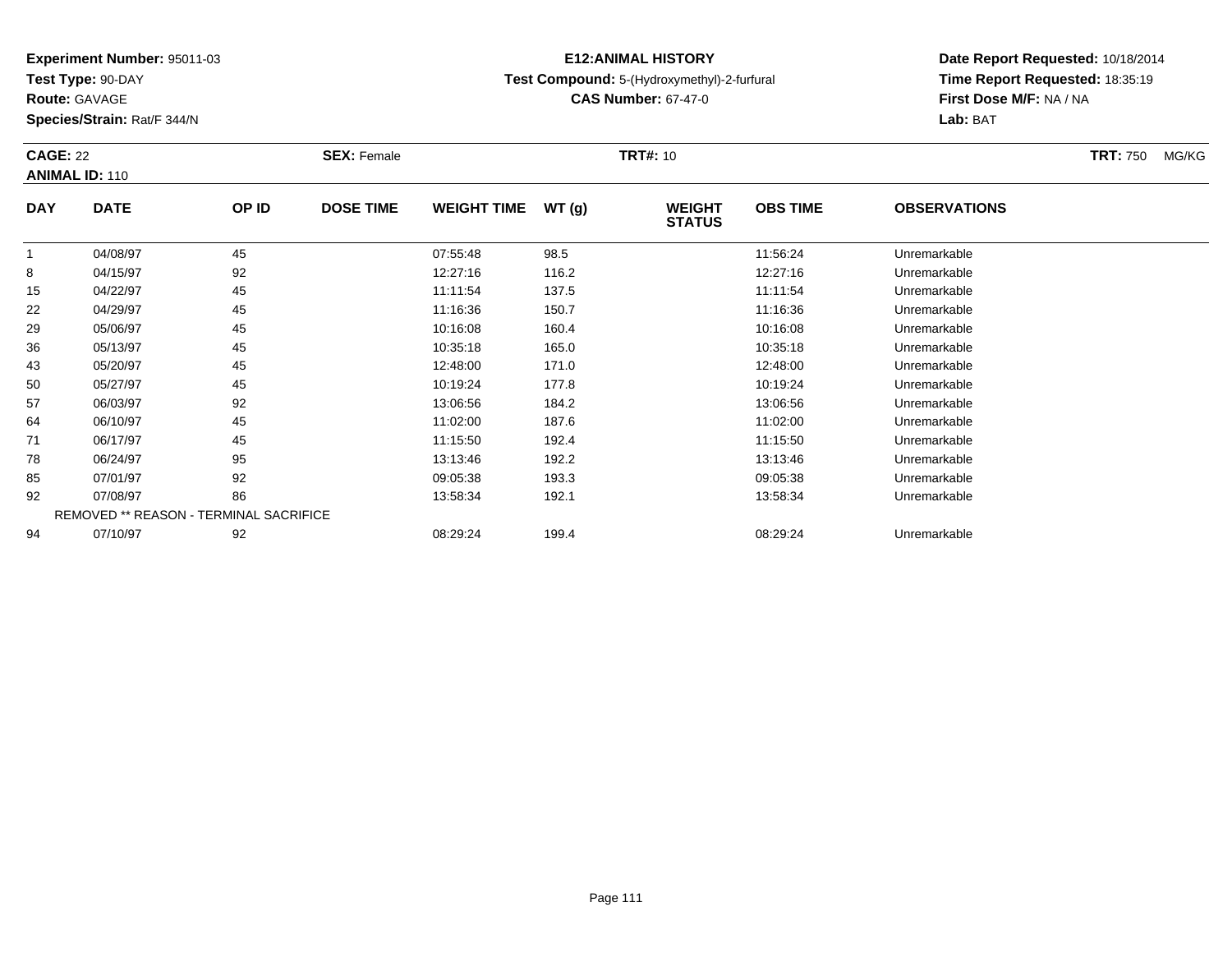**Experiment Number:** 95011-03
**Test Type:** 90-DAY
**Route:** GAVAGE
**Species/Strain:** Rat/F 344/N

**E12:ANIMAL HISTORY**
**Test Compound:** 5-(Hydroxymethyl)-2-furfural
**CAS Number:** 67-47-0

**Date Report Requested:** 10/18/2014
**Time Report Requested:** 18:35:19
**First Dose M/F:** NA / NA
**Lab:** BAT

**CAGE:** 22 **SEX:** Female **TRT#:** 10 **TRT:** 750 MG/KG
**ANIMAL ID:** 110

| DAY | DATE | OP ID | DOSE TIME | WEIGHT TIME | WT (g) | WEIGHT STATUS | OBS TIME | OBSERVATIONS |
|---|---|---|---|---|---|---|---|---|
| 1 | 04/08/97 | 45 | | 07:55:48 | 98.5 | | 11:56:24 | Unremarkable |
| 8 | 04/15/97 | 92 | | 12:27:16 | 116.2 | | 12:27:16 | Unremarkable |
| 15 | 04/22/97 | 45 | | 11:11:54 | 137.5 | | 11:11:54 | Unremarkable |
| 22 | 04/29/97 | 45 | | 11:16:36 | 150.7 | | 11:16:36 | Unremarkable |
| 29 | 05/06/97 | 45 | | 10:16:08 | 160.4 | | 10:16:08 | Unremarkable |
| 36 | 05/13/97 | 45 | | 10:35:18 | 165.0 | | 10:35:18 | Unremarkable |
| 43 | 05/20/97 | 45 | | 12:48:00 | 171.0 | | 12:48:00 | Unremarkable |
| 50 | 05/27/97 | 45 | | 10:19:24 | 177.8 | | 10:19:24 | Unremarkable |
| 57 | 06/03/97 | 92 | | 13:06:56 | 184.2 | | 13:06:56 | Unremarkable |
| 64 | 06/10/97 | 45 | | 11:02:00 | 187.6 | | 11:02:00 | Unremarkable |
| 71 | 06/17/97 | 45 | | 11:15:50 | 192.4 | | 11:15:50 | Unremarkable |
| 78 | 06/24/97 | 95 | | 13:13:46 | 192.2 | | 13:13:46 | Unremarkable |
| 85 | 07/01/97 | 92 | | 09:05:38 | 193.3 | | 09:05:38 | Unremarkable |
| 92 | 07/08/97 | 86 | | 13:58:34 | 192.1 | | 13:58:34 | Unremarkable |
| REMOVED ** REASON - TERMINAL SACRIFICE | | | | | | | | |
| 94 | 07/10/97 | 92 | | 08:29:24 | 199.4 | | 08:29:24 | Unremarkable |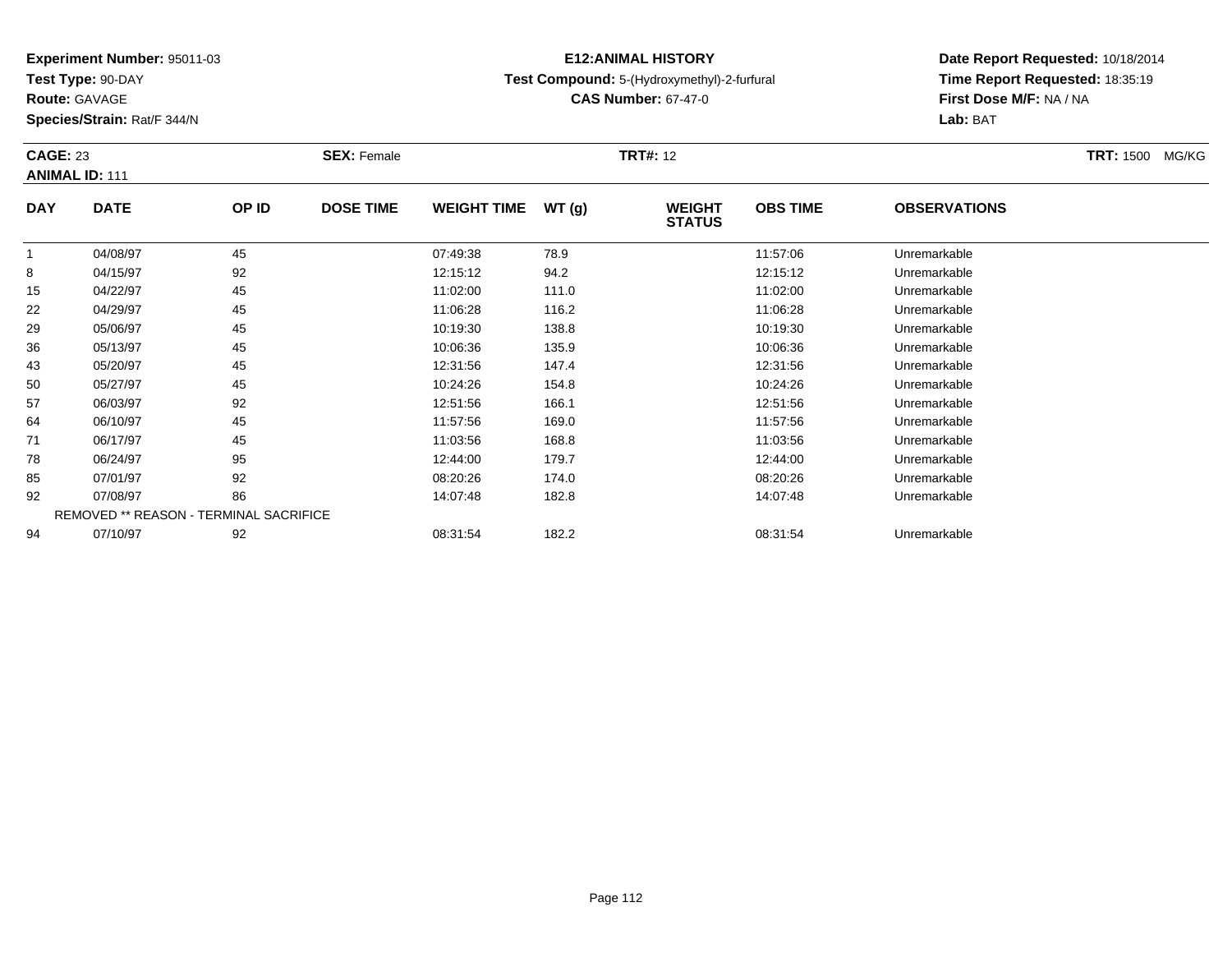**Experiment Number:** 95011-03
**Test Type:** 90-DAY
**Route:** GAVAGE
**Species/Strain:** Rat/F 344/N

**E12:ANIMAL HISTORY**
**Test Compound:** 5-(Hydroxymethyl)-2-furfural
**CAS Number:** 67-47-0

**Date Report Requested:** 10/18/2014
**Time Report Requested:** 18:35:19
**First Dose M/F:** NA / NA
**Lab:** BAT

**CAGE:** 23 **SEX:** Female **TRT#:** 12 **TRT:** 1500 MG/KG
**ANIMAL ID:** 111

| DAY | DATE | OP ID | DOSE TIME | WEIGHT TIME | WT (g) | WEIGHT STATUS | OBS TIME | OBSERVATIONS |
|---|---|---|---|---|---|---|---|---|
| 1 | 04/08/97 | 45 | | 07:49:38 | 78.9 | | 11:57:06 | Unremarkable |
| 8 | 04/15/97 | 92 | | 12:15:12 | 94.2 | | 12:15:12 | Unremarkable |
| 15 | 04/22/97 | 45 | | 11:02:00 | 111.0 | | 11:02:00 | Unremarkable |
| 22 | 04/29/97 | 45 | | 11:06:28 | 116.2 | | 11:06:28 | Unremarkable |
| 29 | 05/06/97 | 45 | | 10:19:30 | 138.8 | | 10:19:30 | Unremarkable |
| 36 | 05/13/97 | 45 | | 10:06:36 | 135.9 | | 10:06:36 | Unremarkable |
| 43 | 05/20/97 | 45 | | 12:31:56 | 147.4 | | 12:31:56 | Unremarkable |
| 50 | 05/27/97 | 45 | | 10:24:26 | 154.8 | | 10:24:26 | Unremarkable |
| 57 | 06/03/97 | 92 | | 12:51:56 | 166.1 | | 12:51:56 | Unremarkable |
| 64 | 06/10/97 | 45 | | 11:57:56 | 169.0 | | 11:57:56 | Unremarkable |
| 71 | 06/17/97 | 45 | | 11:03:56 | 168.8 | | 11:03:56 | Unremarkable |
| 78 | 06/24/97 | 95 | | 12:44:00 | 179.7 | | 12:44:00 | Unremarkable |
| 85 | 07/01/97 | 92 | | 08:20:26 | 174.0 | | 08:20:26 | Unremarkable |
| 92 | 07/08/97 | 86 | | 14:07:48 | 182.8 | | 14:07:48 | Unremarkable |
| REMOVED ** REASON - TERMINAL SACRIFICE | | | | | | | | |
| 94 | 07/10/97 | 92 | | 08:31:54 | 182.2 | | 08:31:54 | Unremarkable |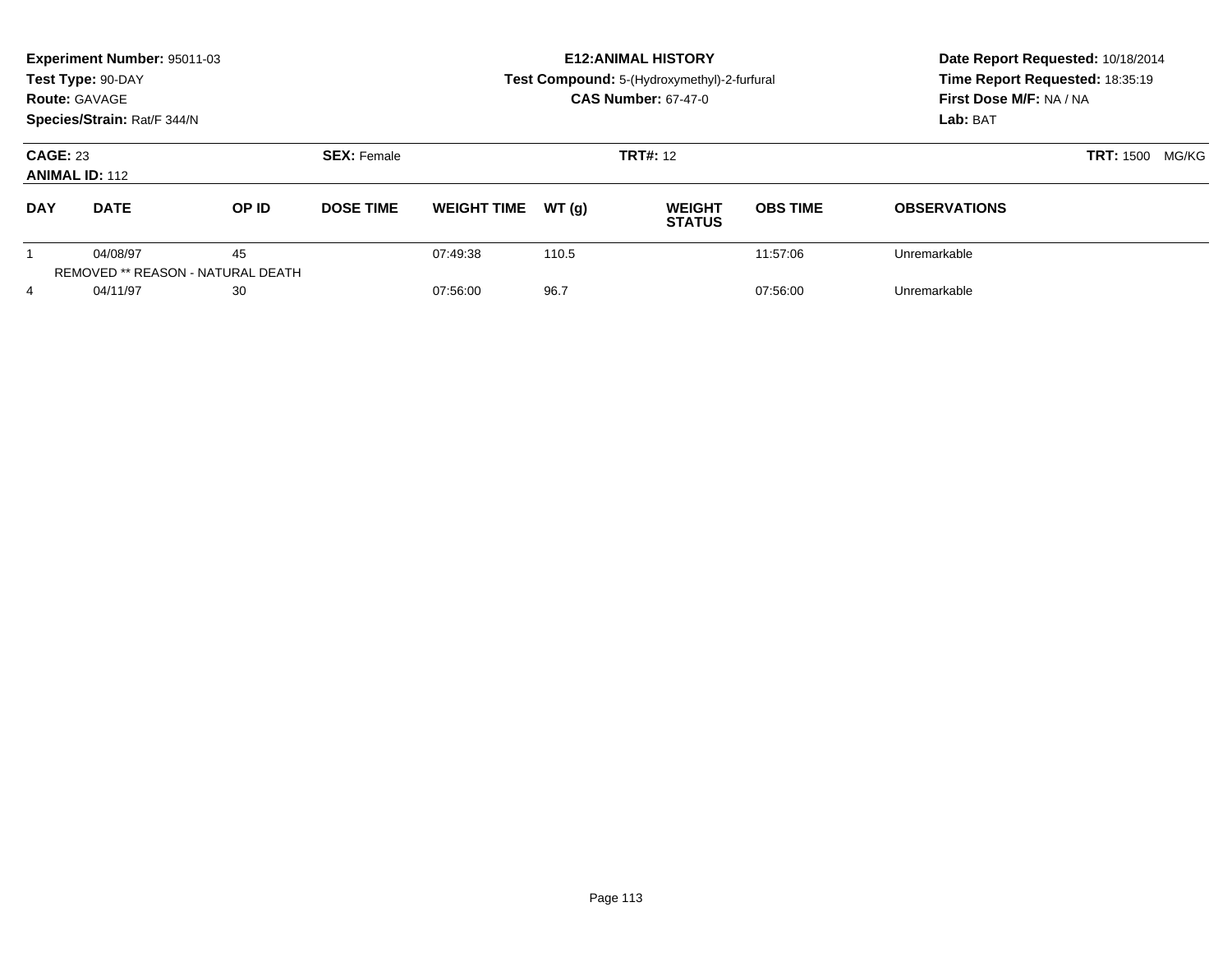**Experiment Number:** 95011-03
**Test Type:** 90-DAY
**Route:** GAVAGE
**Species/Strain:** Rat/F 344/N

**E12:ANIMAL HISTORY**
**Test Compound:** 5-(Hydroxymethyl)-2-furfural
**CAS Number:** 67-47-0

**Date Report Requested:** 10/18/2014
**Time Report Requested:** 18:35:19
**First Dose M/F:** NA / NA
**Lab:** BAT

**CAGE:** 23 **SEX:** Female **TRT#:** 12 **TRT:** 1500 MG/KG
**ANIMAL ID:** 112

| DAY | DATE | OP ID | DOSE TIME | WEIGHT TIME | WT (g) | WEIGHT STATUS | OBS TIME | OBSERVATIONS |
|---|---|---|---|---|---|---|---|---|
| 1 | 04/08/97 | 45 | | 07:49:38 | 110.5 | | 11:57:06 | Unremarkable |
| | REMOVED ** REASON - NATURAL DEATH | | | | | | | |
| 4 | 04/11/97 | 30 | | 07:56:00 | 96.7 | | 07:56:00 | Unremarkable |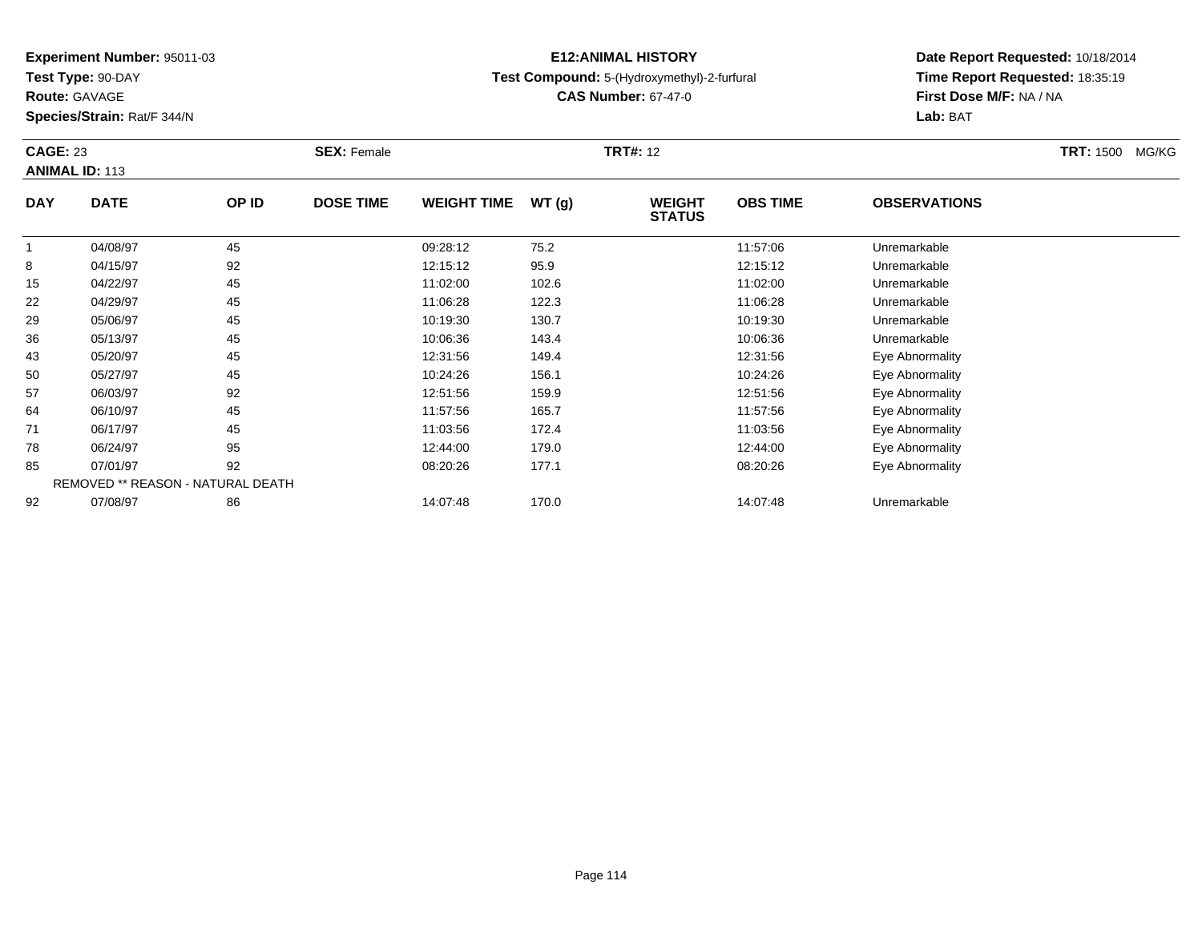**Experiment Number:** 95011-03
**Test Type:** 90-DAY
**Route:** GAVAGE
**Species/Strain:** Rat/F 344/N

**E12:ANIMAL HISTORY**
**Test Compound:** 5-(Hydroxymethyl)-2-furfural
**CAS Number:** 67-47-0

**Date Report Requested:** 10/18/2014
**Time Report Requested:** 18:35:19
**First Dose M/F:** NA / NA
**Lab:** BAT

**CAGE:** 23 **SEX:** Female **TRT#:** 12 **TRT:** 1500 MG/KG
**ANIMAL ID:** 113

| DAY | DATE | OP ID | DOSE TIME | WEIGHT TIME | WT (g) | WEIGHT STATUS | OBS TIME | OBSERVATIONS |
|---|---|---|---|---|---|---|---|---|
| 1 | 04/08/97 | 45 | | 09:28:12 | 75.2 | | 11:57:06 | Unremarkable |
| 8 | 04/15/97 | 92 | | 12:15:12 | 95.9 | | 12:15:12 | Unremarkable |
| 15 | 04/22/97 | 45 | | 11:02:00 | 102.6 | | 11:02:00 | Unremarkable |
| 22 | 04/29/97 | 45 | | 11:06:28 | 122.3 | | 11:06:28 | Unremarkable |
| 29 | 05/06/97 | 45 | | 10:19:30 | 130.7 | | 10:19:30 | Unremarkable |
| 36 | 05/13/97 | 45 | | 10:06:36 | 143.4 | | 10:06:36 | Unremarkable |
| 43 | 05/20/97 | 45 | | 12:31:56 | 149.4 | | 12:31:56 | Eye Abnormality |
| 50 | 05/27/97 | 45 | | 10:24:26 | 156.1 | | 10:24:26 | Eye Abnormality |
| 57 | 06/03/97 | 92 | | 12:51:56 | 159.9 | | 12:51:56 | Eye Abnormality |
| 64 | 06/10/97 | 45 | | 11:57:56 | 165.7 | | 11:57:56 | Eye Abnormality |
| 71 | 06/17/97 | 45 | | 11:03:56 | 172.4 | | 11:03:56 | Eye Abnormality |
| 78 | 06/24/97 | 95 | | 12:44:00 | 179.0 | | 12:44:00 | Eye Abnormality |
| 85 | 07/01/97 | 92 | | 08:20:26 | 177.1 | | 08:20:26 | Eye Abnormality |
| | REMOVED ** REASON - NATURAL DEATH | | | | | | | |
| 92 | 07/08/97 | 86 | | 14:07:48 | 170.0 | | 14:07:48 | Unremarkable |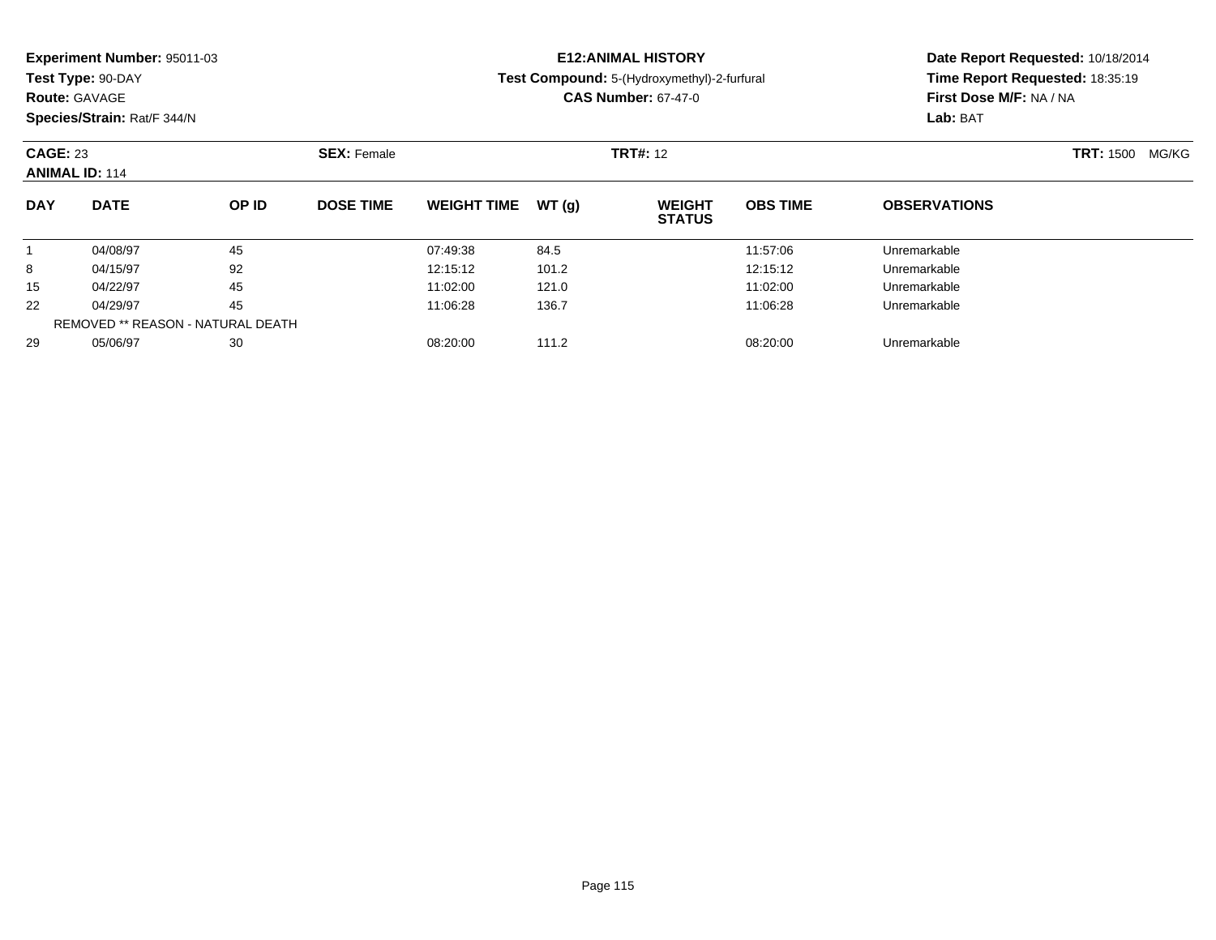**Experiment Number:** 95011-03
**Test Type:** 90-DAY
**Route:** GAVAGE
**Species/Strain:** Rat/F 344/N

**E12:ANIMAL HISTORY**
**Test Compound:** 5-(Hydroxymethyl)-2-furfural
**CAS Number:** 67-47-0

**Date Report Requested:** 10/18/2014
**Time Report Requested:** 18:35:19
**First Dose M/F:** NA / NA
**Lab:** BAT

**CAGE:** 23 **SEX:** Female **TRT#:** 12 **TRT:** 1500 MG/KG
**ANIMAL ID:** 114

| DAY | DATE | OP ID | DOSE TIME | WEIGHT TIME | WT (g) | WEIGHT STATUS | OBS TIME | OBSERVATIONS |
|---|---|---|---|---|---|---|---|---|
| 1 | 04/08/97 | 45 | | 07:49:38 | 84.5 | | 11:57:06 | Unremarkable |
| 8 | 04/15/97 | 92 | | 12:15:12 | 101.2 | | 12:15:12 | Unremarkable |
| 15 | 04/22/97 | 45 | | 11:02:00 | 121.0 | | 11:02:00 | Unremarkable |
| 22 | 04/29/97 | 45 | | 11:06:28 | 136.7 | | 11:06:28 | Unremarkable |
| REMOVED ** REASON - NATURAL DEATH | | | | | | | | |
| 29 | 05/06/97 | 30 | | 08:20:00 | 111.2 | | 08:20:00 | Unremarkable |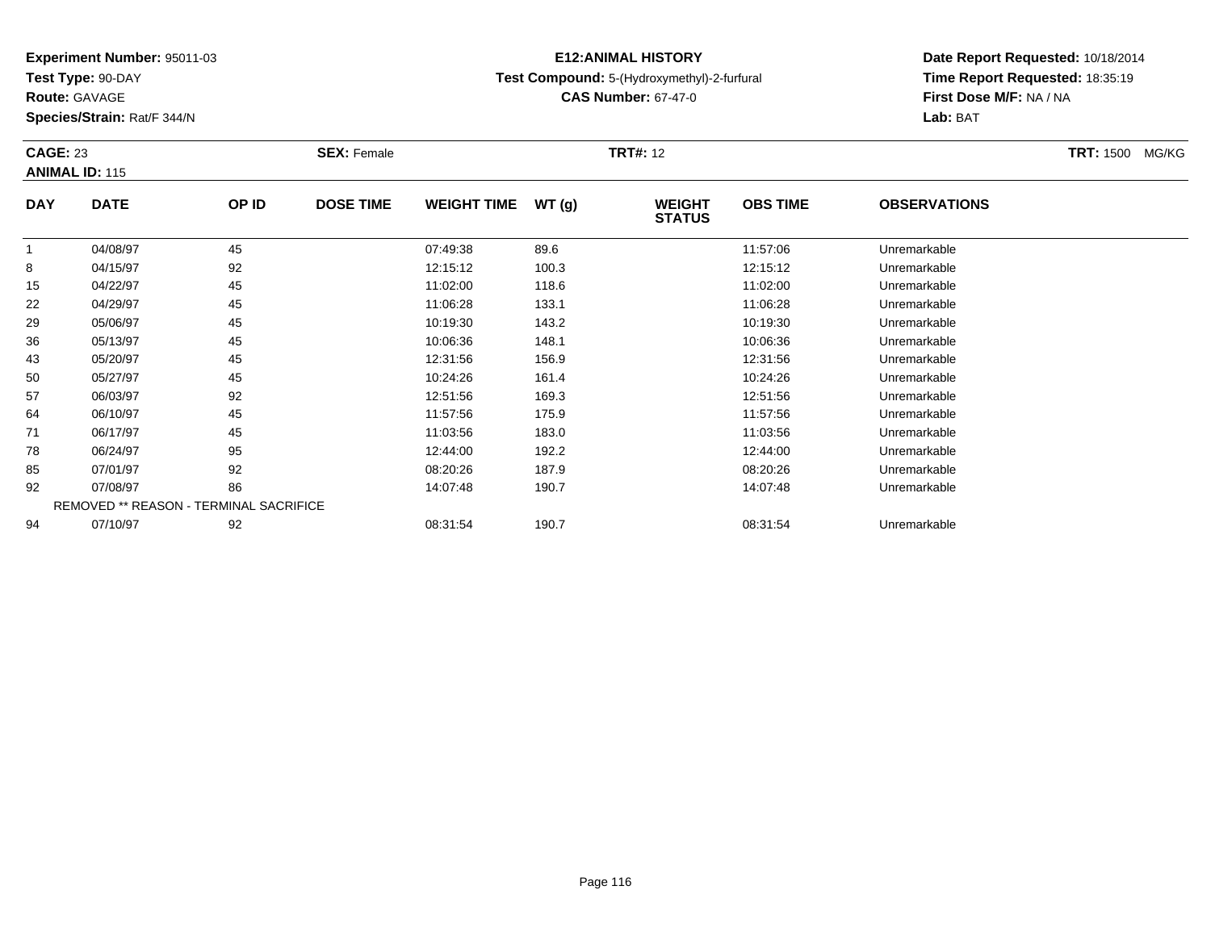**Experiment Number:** 95011-03
**Test Type:** 90-DAY
**Route:** GAVAGE
**Species/Strain:** Rat/F 344/N

**E12:ANIMAL HISTORY**
**Test Compound:** 5-(Hydroxymethyl)-2-furfural
**CAS Number:** 67-47-0

**Date Report Requested:** 10/18/2014
**Time Report Requested:** 18:35:19
**First Dose M/F:** NA / NA
**Lab:** BAT

**CAGE:** 23 **SEX:** Female **TRT#:** 12 **TRT:** 1500 MG/KG
**ANIMAL ID:** 115

| DAY | DATE | OP ID | DOSE TIME | WEIGHT TIME | WT (g) | WEIGHT STATUS | OBS TIME | OBSERVATIONS |
|---|---|---|---|---|---|---|---|---|
| 1 | 04/08/97 | 45 | | 07:49:38 | 89.6 | | 11:57:06 | Unremarkable |
| 8 | 04/15/97 | 92 | | 12:15:12 | 100.3 | | 12:15:12 | Unremarkable |
| 15 | 04/22/97 | 45 | | 11:02:00 | 118.6 | | 11:02:00 | Unremarkable |
| 22 | 04/29/97 | 45 | | 11:06:28 | 133.1 | | 11:06:28 | Unremarkable |
| 29 | 05/06/97 | 45 | | 10:19:30 | 143.2 | | 10:19:30 | Unremarkable |
| 36 | 05/13/97 | 45 | | 10:06:36 | 148.1 | | 10:06:36 | Unremarkable |
| 43 | 05/20/97 | 45 | | 12:31:56 | 156.9 | | 12:31:56 | Unremarkable |
| 50 | 05/27/97 | 45 | | 10:24:26 | 161.4 | | 10:24:26 | Unremarkable |
| 57 | 06/03/97 | 92 | | 12:51:56 | 169.3 | | 12:51:56 | Unremarkable |
| 64 | 06/10/97 | 45 | | 11:57:56 | 175.9 | | 11:57:56 | Unremarkable |
| 71 | 06/17/97 | 45 | | 11:03:56 | 183.0 | | 11:03:56 | Unremarkable |
| 78 | 06/24/97 | 95 | | 12:44:00 | 192.2 | | 12:44:00 | Unremarkable |
| 85 | 07/01/97 | 92 | | 08:20:26 | 187.9 | | 08:20:26 | Unremarkable |
| 92 | 07/08/97 | 86 | | 14:07:48 | 190.7 | | 14:07:48 | Unremarkable |
| REMOVED ** REASON - TERMINAL SACRIFICE | | | | | | | | |
| 94 | 07/10/97 | 92 | | 08:31:54 | 190.7 | | 08:31:54 | Unremarkable |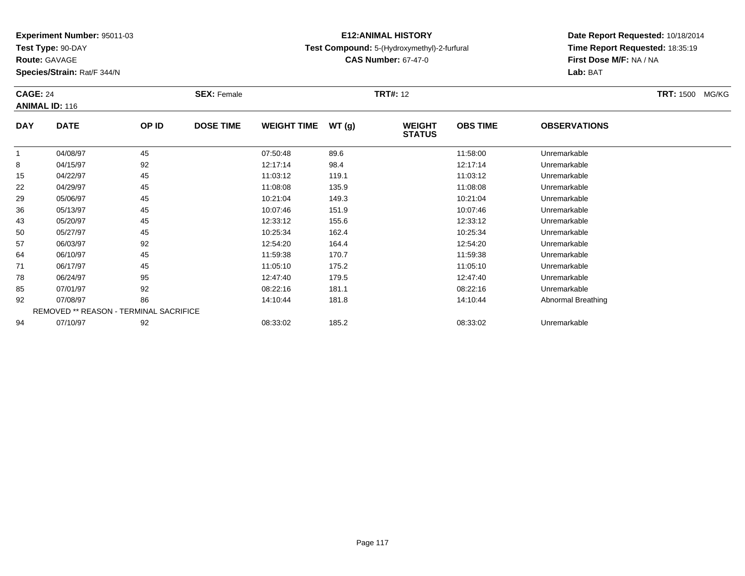**Experiment Number:** 95011-03
**Test Type:** 90-DAY
**Route:** GAVAGE
**Species/Strain:** Rat/F 344/N

**E12:ANIMAL HISTORY**
**Test Compound:** 5-(Hydroxymethyl)-2-furfural
**CAS Number:** 67-47-0

**Date Report Requested:** 10/18/2014
**Time Report Requested:** 18:35:19
**First Dose M/F:** NA / NA
**Lab:** BAT

**CAGE:** 24 **SEX:** Female **TRT#:** 12 **TRT:** 1500 MG/KG
**ANIMAL ID:** 116

| DAY | DATE | OP ID | DOSE TIME | WEIGHT TIME | WT (g) | WEIGHT STATUS | OBS TIME | OBSERVATIONS |
|---|---|---|---|---|---|---|---|---|
| 1 | 04/08/97 | 45 | | 07:50:48 | 89.6 | | 11:58:00 | Unremarkable |
| 8 | 04/15/97 | 92 | | 12:17:14 | 98.4 | | 12:17:14 | Unremarkable |
| 15 | 04/22/97 | 45 | | 11:03:12 | 119.1 | | 11:03:12 | Unremarkable |
| 22 | 04/29/97 | 45 | | 11:08:08 | 135.9 | | 11:08:08 | Unremarkable |
| 29 | 05/06/97 | 45 | | 10:21:04 | 149.3 | | 10:21:04 | Unremarkable |
| 36 | 05/13/97 | 45 | | 10:07:46 | 151.9 | | 10:07:46 | Unremarkable |
| 43 | 05/20/97 | 45 | | 12:33:12 | 155.6 | | 12:33:12 | Unremarkable |
| 50 | 05/27/97 | 45 | | 10:25:34 | 162.4 | | 10:25:34 | Unremarkable |
| 57 | 06/03/97 | 92 | | 12:54:20 | 164.4 | | 12:54:20 | Unremarkable |
| 64 | 06/10/97 | 45 | | 11:59:38 | 170.7 | | 11:59:38 | Unremarkable |
| 71 | 06/17/97 | 45 | | 11:05:10 | 175.2 | | 11:05:10 | Unremarkable |
| 78 | 06/24/97 | 95 | | 12:47:40 | 179.5 | | 12:47:40 | Unremarkable |
| 85 | 07/01/97 | 92 | | 08:22:16 | 181.1 | | 08:22:16 | Unremarkable |
| 92 | 07/08/97 | 86 | | 14:10:44 | 181.8 | | 14:10:44 | Abnormal Breathing |
| REMOVED ** REASON - TERMINAL SACRIFICE | | | | | | | | |
| 94 | 07/10/97 | 92 | | 08:33:02 | 185.2 | | 08:33:02 | Unremarkable |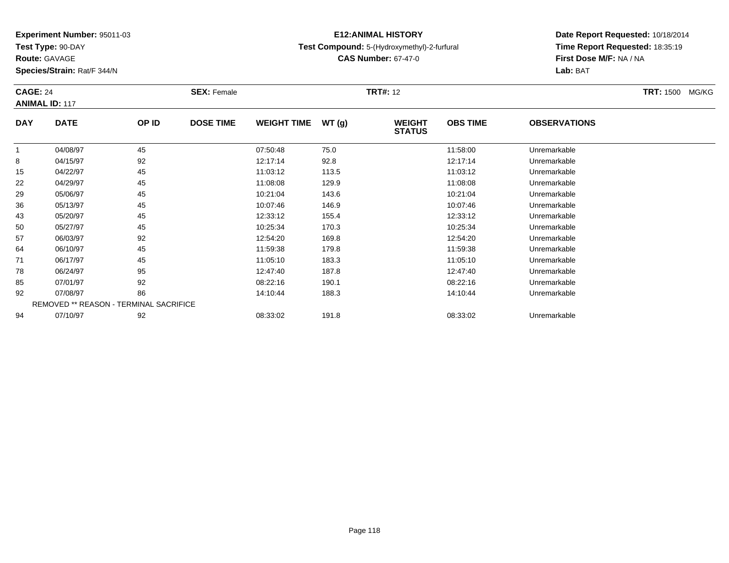**Experiment Number:** 95011-03
**Test Type:** 90-DAY
**Route:** GAVAGE
**Species/Strain:** Rat/F 344/N

**E12:ANIMAL HISTORY**
**Test Compound:** 5-(Hydroxymethyl)-2-furfural
**CAS Number:** 67-47-0

**Date Report Requested:** 10/18/2014
**Time Report Requested:** 18:35:19
**First Dose M/F:** NA / NA
**Lab:** BAT

**CAGE:** 24 **SEX:** Female **TRT#:** 12 **TRT:** 1500 MG/KG
**ANIMAL ID:** 117

| DAY | DATE | OP ID | DOSE TIME | WEIGHT TIME | WT (g) | WEIGHT STATUS | OBS TIME | OBSERVATIONS |
|---|---|---|---|---|---|---|---|---|
| 1 | 04/08/97 | 45 | | 07:50:48 | 75.0 | | 11:58:00 | Unremarkable |
| 8 | 04/15/97 | 92 | | 12:17:14 | 92.8 | | 12:17:14 | Unremarkable |
| 15 | 04/22/97 | 45 | | 11:03:12 | 113.5 | | 11:03:12 | Unremarkable |
| 22 | 04/29/97 | 45 | | 11:08:08 | 129.9 | | 11:08:08 | Unremarkable |
| 29 | 05/06/97 | 45 | | 10:21:04 | 143.6 | | 10:21:04 | Unremarkable |
| 36 | 05/13/97 | 45 | | 10:07:46 | 146.9 | | 10:07:46 | Unremarkable |
| 43 | 05/20/97 | 45 | | 12:33:12 | 155.4 | | 12:33:12 | Unremarkable |
| 50 | 05/27/97 | 45 | | 10:25:34 | 170.3 | | 10:25:34 | Unremarkable |
| 57 | 06/03/97 | 92 | | 12:54:20 | 169.8 | | 12:54:20 | Unremarkable |
| 64 | 06/10/97 | 45 | | 11:59:38 | 179.8 | | 11:59:38 | Unremarkable |
| 71 | 06/17/97 | 45 | | 11:05:10 | 183.3 | | 11:05:10 | Unremarkable |
| 78 | 06/24/97 | 95 | | 12:47:40 | 187.8 | | 12:47:40 | Unremarkable |
| 85 | 07/01/97 | 92 | | 08:22:16 | 190.1 | | 08:22:16 | Unremarkable |
| 92 | 07/08/97 | 86 | | 14:10:44 | 188.3 | | 14:10:44 | Unremarkable |
| REMOVED ** REASON - TERMINAL SACRIFICE | | | | | | | | |
| 94 | 07/10/97 | 92 | | 08:33:02 | 191.8 | | 08:33:02 | Unremarkable |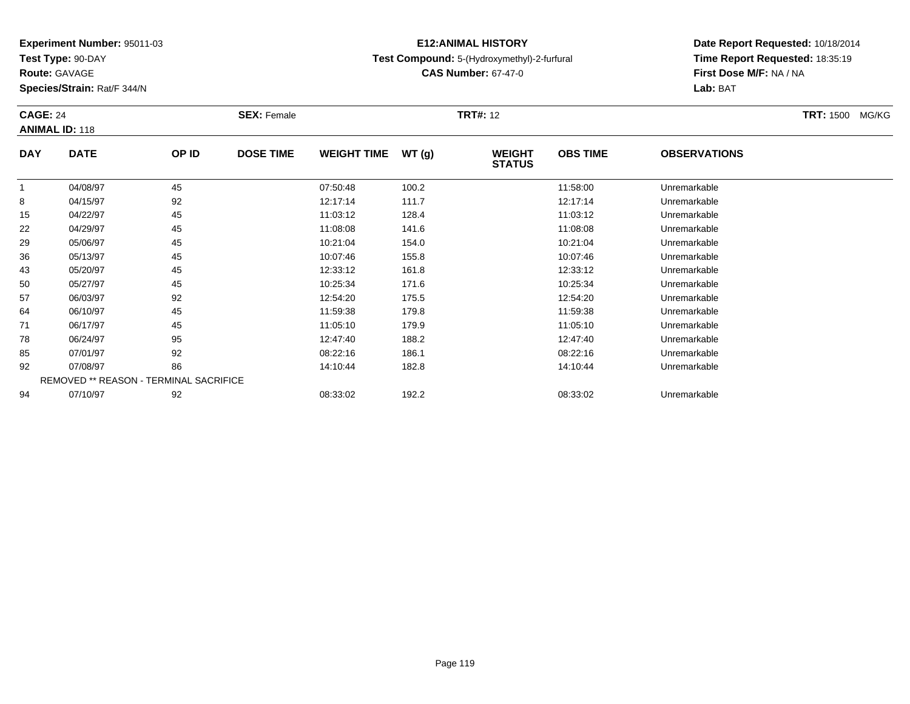**Experiment Number:** 95011-03
**Test Type:** 90-DAY
**Route:** GAVAGE
**Species/Strain:** Rat/F 344/N

**E12:ANIMAL HISTORY**
**Test Compound:** 5-(Hydroxymethyl)-2-furfural
**CAS Number:** 67-47-0

**Date Report Requested:** 10/18/2014
**Time Report Requested:** 18:35:19
**First Dose M/F:** NA / NA
**Lab:** BAT

**CAGE:** 24 **SEX:** Female **TRT#:** 12 **TRT:** 1500 MG/KG
**ANIMAL ID:** 118

| DAY | DATE | OP ID | DOSE TIME | WEIGHT TIME | WT (g) | WEIGHT STATUS | OBS TIME | OBSERVATIONS |
|---|---|---|---|---|---|---|---|---|
| 1 | 04/08/97 | 45 | | 07:50:48 | 100.2 | | 11:58:00 | Unremarkable |
| 8 | 04/15/97 | 92 | | 12:17:14 | 111.7 | | 12:17:14 | Unremarkable |
| 15 | 04/22/97 | 45 | | 11:03:12 | 128.4 | | 11:03:12 | Unremarkable |
| 22 | 04/29/97 | 45 | | 11:08:08 | 141.6 | | 11:08:08 | Unremarkable |
| 29 | 05/06/97 | 45 | | 10:21:04 | 154.0 | | 10:21:04 | Unremarkable |
| 36 | 05/13/97 | 45 | | 10:07:46 | 155.8 | | 10:07:46 | Unremarkable |
| 43 | 05/20/97 | 45 | | 12:33:12 | 161.8 | | 12:33:12 | Unremarkable |
| 50 | 05/27/97 | 45 | | 10:25:34 | 171.6 | | 10:25:34 | Unremarkable |
| 57 | 06/03/97 | 92 | | 12:54:20 | 175.5 | | 12:54:20 | Unremarkable |
| 64 | 06/10/97 | 45 | | 11:59:38 | 179.8 | | 11:59:38 | Unremarkable |
| 71 | 06/17/97 | 45 | | 11:05:10 | 179.9 | | 11:05:10 | Unremarkable |
| 78 | 06/24/97 | 95 | | 12:47:40 | 188.2 | | 12:47:40 | Unremarkable |
| 85 | 07/01/97 | 92 | | 08:22:16 | 186.1 | | 08:22:16 | Unremarkable |
| 92 | 07/08/97 | 86 | | 14:10:44 | 182.8 | | 14:10:44 | Unremarkable |
| REMOVED ** REASON - TERMINAL SACRIFICE | | | | | | | | |
| 94 | 07/10/97 | 92 | | 08:33:02 | 192.2 | | 08:33:02 | Unremarkable |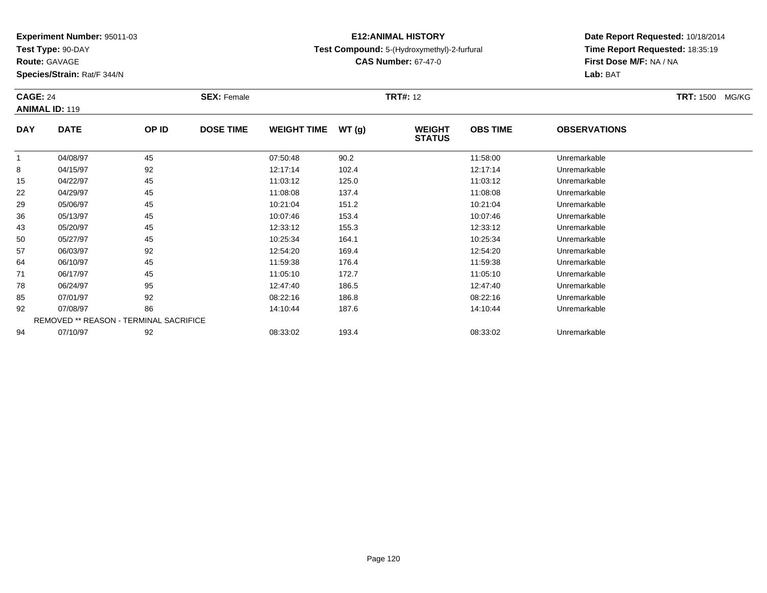**Experiment Number:** 95011-03
**Test Type:** 90-DAY
**Route:** GAVAGE
**Species/Strain:** Rat/F 344/N

**E12:ANIMAL HISTORY**
**Test Compound:** 5-(Hydroxymethyl)-2-furfural
**CAS Number:** 67-47-0

**Date Report Requested:** 10/18/2014
**Time Report Requested:** 18:35:19
**First Dose M/F:** NA / NA
**Lab:** BAT

**CAGE:** 24 **SEX:** Female **TRT#:** 12 **TRT:** 1500 MG/KG
**ANIMAL ID:** 119

| DAY | DATE | OP ID | DOSE TIME | WEIGHT TIME | WT (g) | WEIGHT STATUS | OBS TIME | OBSERVATIONS |
|---|---|---|---|---|---|---|---|---|
| 1 | 04/08/97 | 45 | | 07:50:48 | 90.2 | | 11:58:00 | Unremarkable |
| 8 | 04/15/97 | 92 | | 12:17:14 | 102.4 | | 12:17:14 | Unremarkable |
| 15 | 04/22/97 | 45 | | 11:03:12 | 125.0 | | 11:03:12 | Unremarkable |
| 22 | 04/29/97 | 45 | | 11:08:08 | 137.4 | | 11:08:08 | Unremarkable |
| 29 | 05/06/97 | 45 | | 10:21:04 | 151.2 | | 10:21:04 | Unremarkable |
| 36 | 05/13/97 | 45 | | 10:07:46 | 153.4 | | 10:07:46 | Unremarkable |
| 43 | 05/20/97 | 45 | | 12:33:12 | 155.3 | | 12:33:12 | Unremarkable |
| 50 | 05/27/97 | 45 | | 10:25:34 | 164.1 | | 10:25:34 | Unremarkable |
| 57 | 06/03/97 | 92 | | 12:54:20 | 169.4 | | 12:54:20 | Unremarkable |
| 64 | 06/10/97 | 45 | | 11:59:38 | 176.4 | | 11:59:38 | Unremarkable |
| 71 | 06/17/97 | 45 | | 11:05:10 | 172.7 | | 11:05:10 | Unremarkable |
| 78 | 06/24/97 | 95 | | 12:47:40 | 186.5 | | 12:47:40 | Unremarkable |
| 85 | 07/01/97 | 92 | | 08:22:16 | 186.8 | | 08:22:16 | Unremarkable |
| 92 | 07/08/97 | 86 | | 14:10:44 | 187.6 | | 14:10:44 | Unremarkable |
| REMOVED ** REASON - TERMINAL SACRIFICE | | | | | | | | |
| 94 | 07/10/97 | 92 | | 08:33:02 | 193.4 | | 08:33:02 | Unremarkable |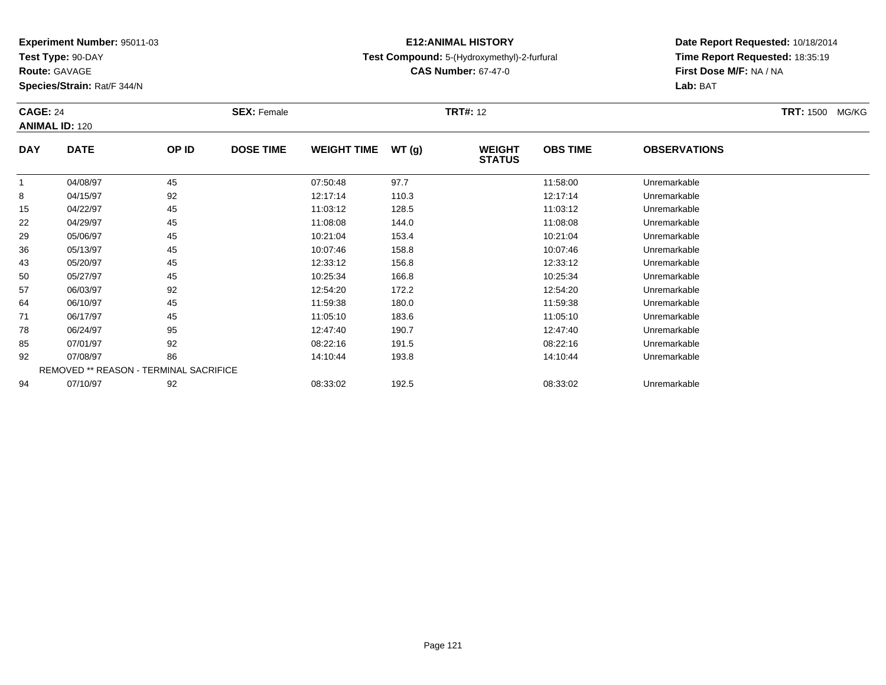**Experiment Number:** 95011-03
**Test Type:** 90-DAY
**Route:** GAVAGE
**Species/Strain:** Rat/F 344/N

**E12:ANIMAL HISTORY**
**Test Compound:** 5-(Hydroxymethyl)-2-furfural
**CAS Number:** 67-47-0

**Date Report Requested:** 10/18/2014
**Time Report Requested:** 18:35:19
**First Dose M/F:** NA / NA
**Lab:** BAT

**CAGE:** 24 **SEX:** Female **TRT#:** 12 **TRT:** 1500 MG/KG
**ANIMAL ID:** 120

| DAY | DATE | OP ID | DOSE TIME | WEIGHT TIME | WT (g) | WEIGHT STATUS | OBS TIME | OBSERVATIONS |
|---|---|---|---|---|---|---|---|---|
| 1 | 04/08/97 | 45 | | 07:50:48 | 97.7 | | 11:58:00 | Unremarkable |
| 8 | 04/15/97 | 92 | | 12:17:14 | 110.3 | | 12:17:14 | Unremarkable |
| 15 | 04/22/97 | 45 | | 11:03:12 | 128.5 | | 11:03:12 | Unremarkable |
| 22 | 04/29/97 | 45 | | 11:08:08 | 144.0 | | 11:08:08 | Unremarkable |
| 29 | 05/06/97 | 45 | | 10:21:04 | 153.4 | | 10:21:04 | Unremarkable |
| 36 | 05/13/97 | 45 | | 10:07:46 | 158.8 | | 10:07:46 | Unremarkable |
| 43 | 05/20/97 | 45 | | 12:33:12 | 156.8 | | 12:33:12 | Unremarkable |
| 50 | 05/27/97 | 45 | | 10:25:34 | 166.8 | | 10:25:34 | Unremarkable |
| 57 | 06/03/97 | 92 | | 12:54:20 | 172.2 | | 12:54:20 | Unremarkable |
| 64 | 06/10/97 | 45 | | 11:59:38 | 180.0 | | 11:59:38 | Unremarkable |
| 71 | 06/17/97 | 45 | | 11:05:10 | 183.6 | | 11:05:10 | Unremarkable |
| 78 | 06/24/97 | 95 | | 12:47:40 | 190.7 | | 12:47:40 | Unremarkable |
| 85 | 07/01/97 | 92 | | 08:22:16 | 191.5 | | 08:22:16 | Unremarkable |
| 92 | 07/08/97 | 86 | | 14:10:44 | 193.8 | | 14:10:44 | Unremarkable |
| REMOVED ** REASON - TERMINAL SACRIFICE | | | | | | | | |
| 94 | 07/10/97 | 92 | | 08:33:02 | 192.5 | | 08:33:02 | Unremarkable |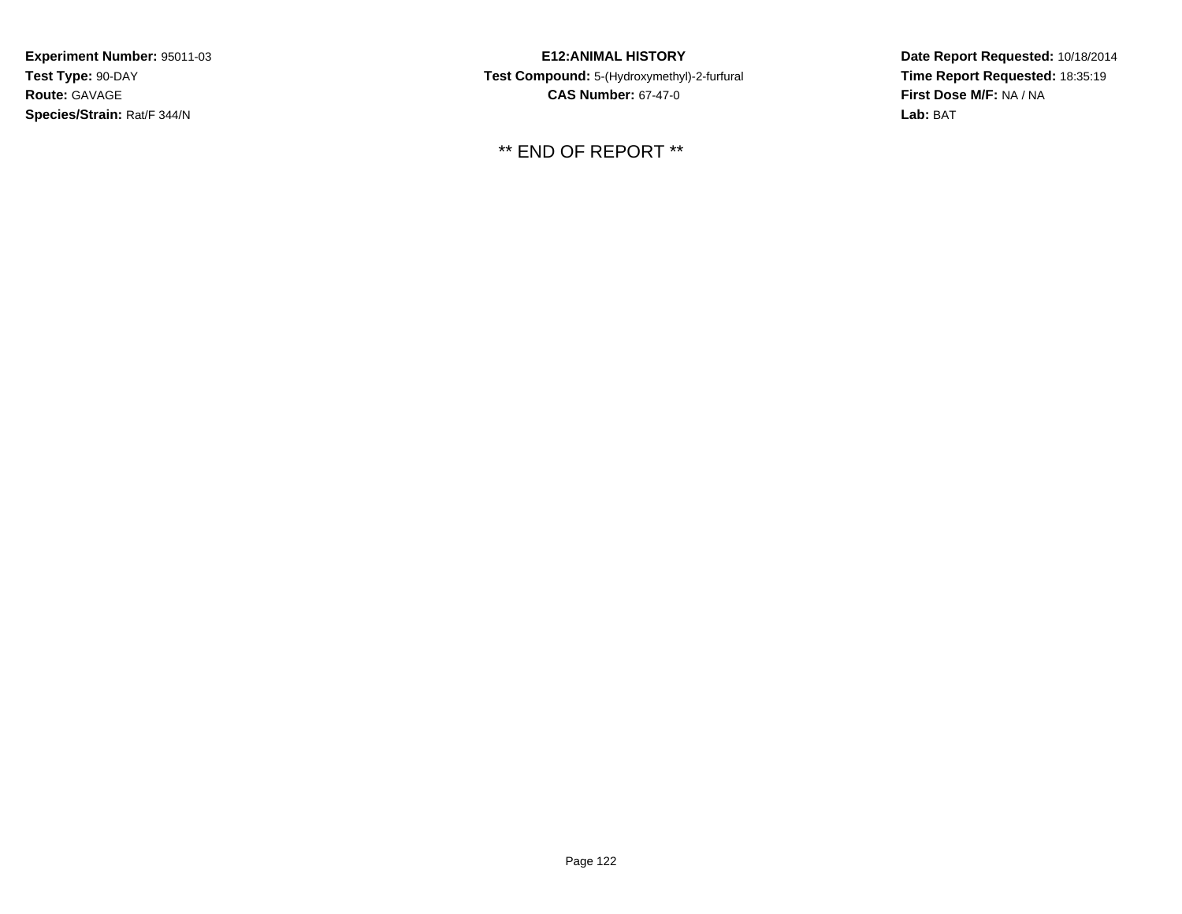** END OF REPORT **